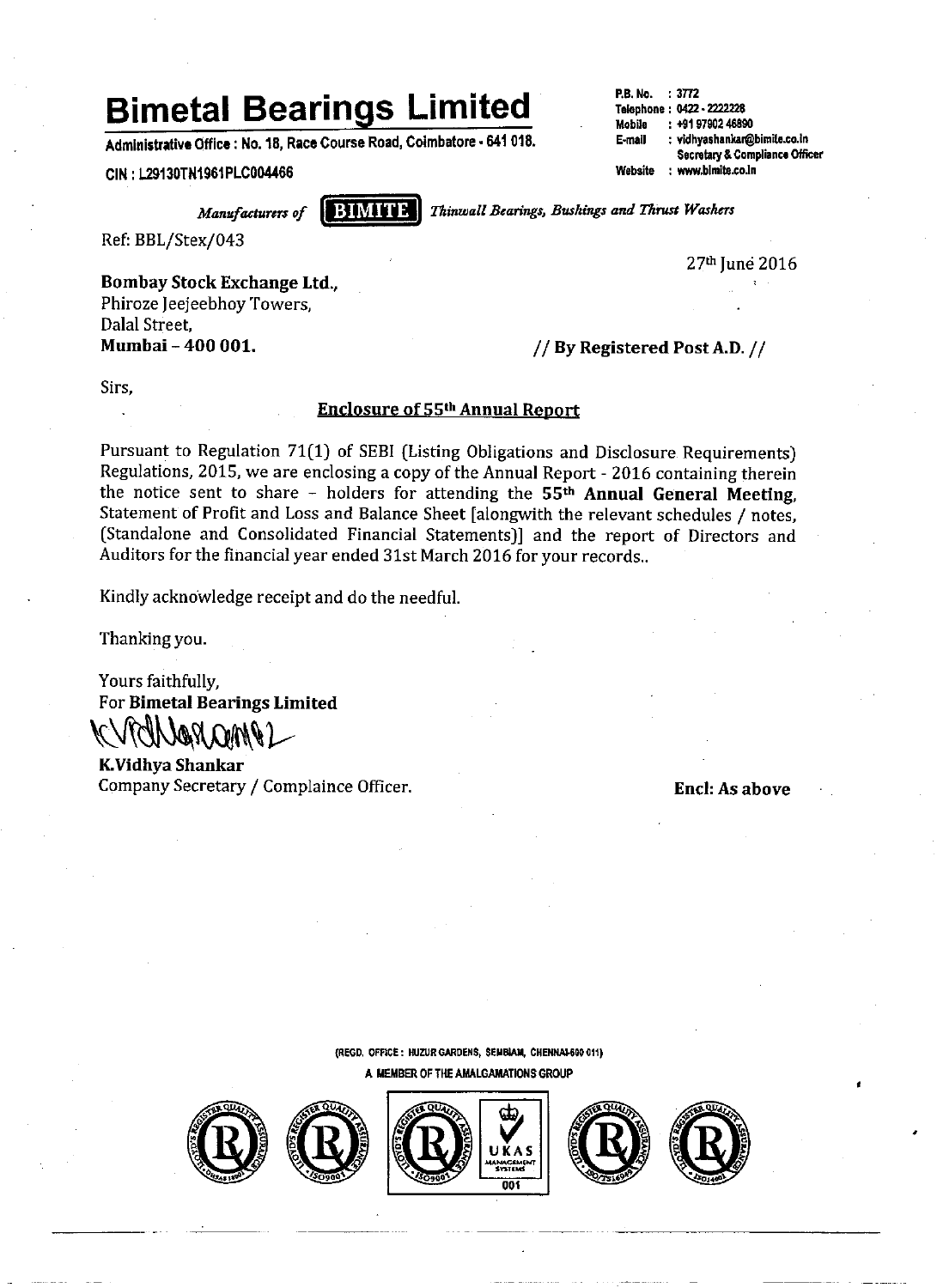# Bimetal Bearings Limited

**Administrative Office : No. 18, Race Course Road, Coimbatore - 641 018.**

CIN : L29130TN1961PLC004466

P.B. No. : 3772
Telephone : 0422 - 2222228
Mobile : +91 97902 46890
E-mail : vidhyashankar@bimite.co.in
Secretary & Compliance Officer
Website : www.bimite.co.in

*Manufacturers of* **BIMITE** *Thinwall Bearings, Bushings and Thrust Washers*

Ref: BBL/Stex/043

27th June 2016

**Bombay Stock Exchange Ltd.,**
Phiroze Jeejeebhoy Towers,
Dalal Street,
**Mumbai – 400 001.**

**// By Registered Post A.D. //**

Sirs,

**Enclosure of 55th Annual Report**

Pursuant to Regulation 71(1) of SEBI (Listing Obligations and Disclosure Requirements) Regulations, 2015, we are enclosing a copy of the Annual Report - 2016 containing therein the notice sent to share - holders for attending the **55th Annual General Meeting**, Statement of Profit and Loss and Balance Sheet [alongwith the relevant schedules / notes, (Standalone and Consolidated Financial Statements)] and the report of Directors and Auditors for the financial year ended 31st March 2016 for your records..

Kindly acknowledge receipt and do the needful.

Thanking you.

Yours faithfully,
For **Bimetal Bearings Limited**

**K.Vidhya Shankar**
Company Secretary / Complaince Officer.

**Encl: As above**

(REGD. OFFICE : HUZUR GARDENS, SEMBIAM, CHENNAI-600 011)
A MEMBER OF THE AMALGAMATIONS GROUP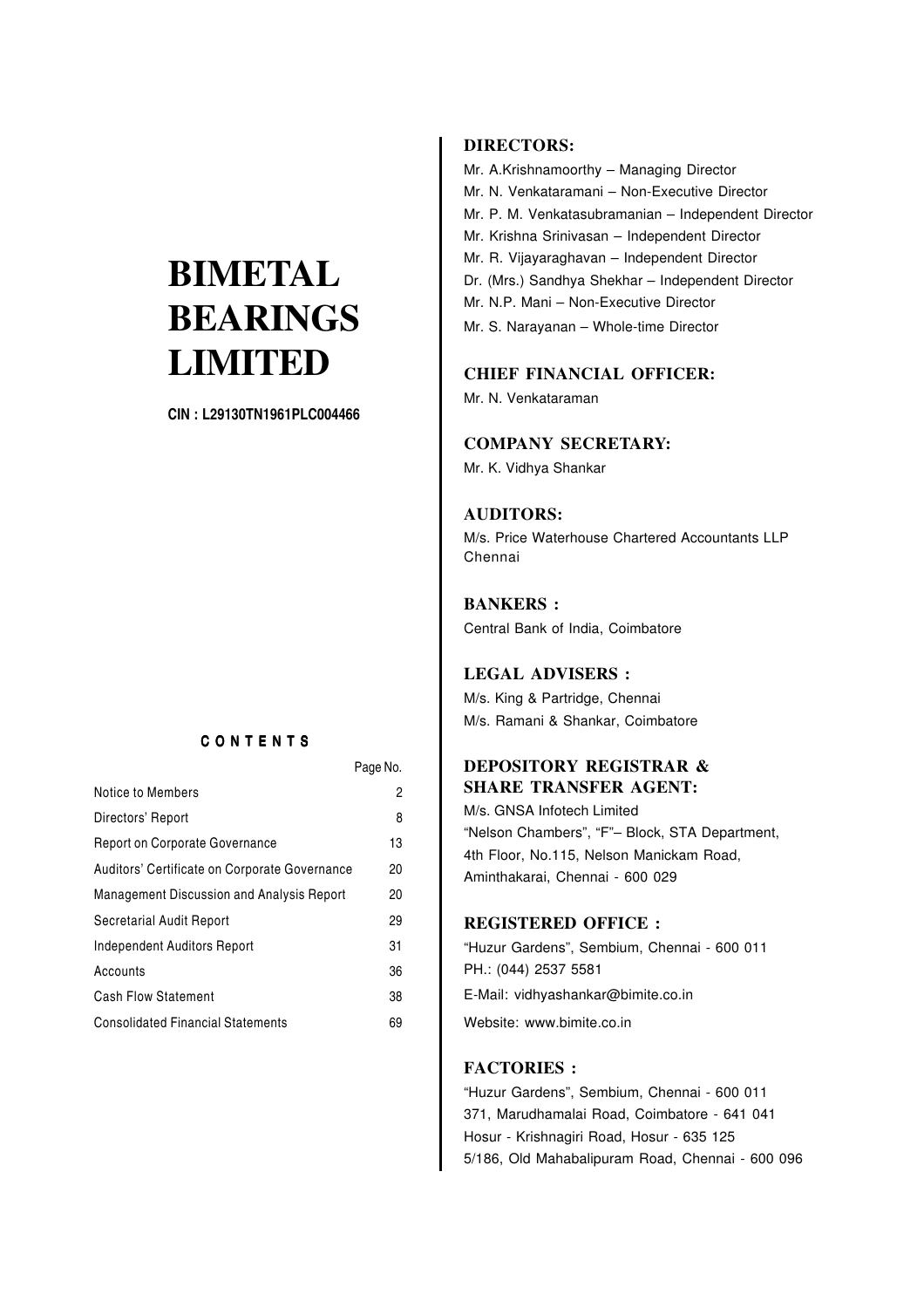# BIMETAL BEARINGS LIMITED

**CIN : L29130TN1961PLC004466**

## CONTENTS

| | Page No. |
|---|---|
| Notice to Members | 2 |
| Directors' Report | 8 |
| Report on Corporate Governance | 13 |
| Auditors' Certificate on Corporate Governance | 20 |
| Management Discussion and Analysis Report | 20 |
| Secretarial Audit Report | 29 |
| Independent Auditors Report | 31 |
| Accounts | 36 |
| Cash Flow Statement | 38 |
| Consolidated Financial Statements | 69 |

### DIRECTORS:

Mr. A.Krishnamoorthy – Managing Director
Mr. N. Venkataramani – Non-Executive Director
Mr. P. M. Venkatasubramanian – Independent Director
Mr. Krishna Srinivasan – Independent Director
Mr. R. Vijayaraghavan – Independent Director
Dr. (Mrs.) Sandhya Shekhar – Independent Director
Mr. N.P. Mani – Non-Executive Director
Mr. S. Narayanan – Whole-time Director

### CHIEF FINANCIAL OFFICER:

Mr. N. Venkataraman

### COMPANY SECRETARY:

Mr. K. Vidhya Shankar

### AUDITORS:

M/s. Price Waterhouse Chartered Accountants LLP
Chennai

### BANKERS :

Central Bank of India, Coimbatore

### LEGAL ADVISERS :

M/s. King & Partridge, Chennai
M/s. Ramani & Shankar, Coimbatore

### DEPOSITORY REGISTRAR & SHARE TRANSFER AGENT:

M/s. GNSA Infotech Limited
"Nelson Chambers", "F"– Block, STA Department,
4th Floor, No.115, Nelson Manickam Road,
Aminthakarai, Chennai - 600 029

### REGISTERED OFFICE :

"Huzur Gardens", Sembium, Chennai - 600 011
PH.: (044) 2537 5581
E-Mail: vidhyashankar@bimite.co.in
Website: www.bimite.co.in

### FACTORIES :

"Huzur Gardens", Sembium, Chennai - 600 011
371, Marudhamalai Road, Coimbatore - 641 041
Hosur - Krishnagiri Road, Hosur - 635 125
5/186, Old Mahabalipuram Road, Chennai - 600 096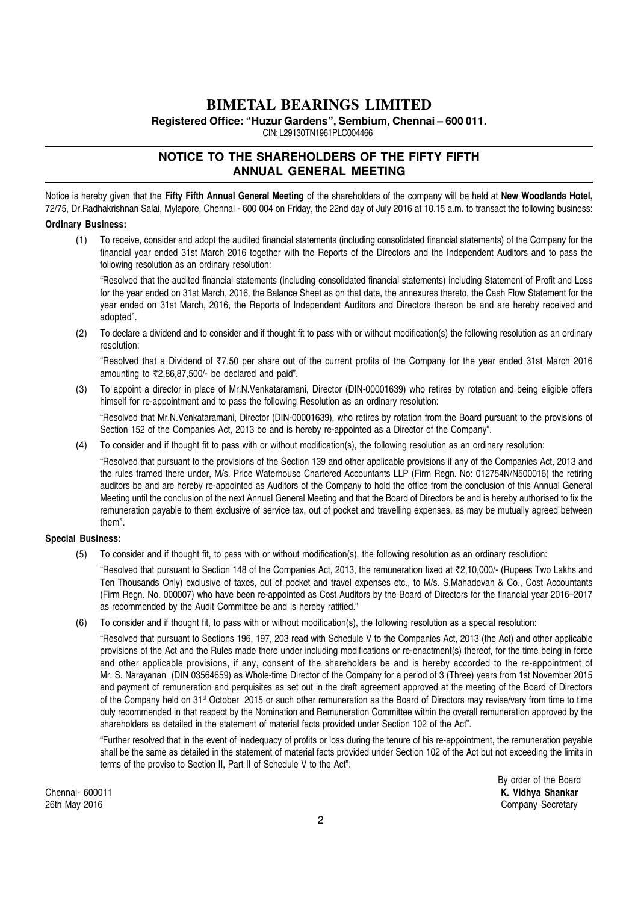# BIMETAL BEARINGS LIMITED

**Registered Office: "Huzur Gardens", Sembium, Chennai – 600 011.**

CIN: L29130TN1961PLC004466

## NOTICE TO THE SHAREHOLDERS OF THE FIFTY FIFTH ANNUAL GENERAL MEETING

Notice is hereby given that the **Fifty Fifth Annual General Meeting** of the shareholders of the company will be held at **New Woodlands Hotel,** 72/75, Dr.Radhakrishnan Salai, Mylapore, Chennai - 600 004 on Friday, the 22nd day of July 2016 at 10.15 a.m**.** to transact the following business:

**Ordinary Business:**

(1) To receive, consider and adopt the audited financial statements (including consolidated financial statements) of the Company for the financial year ended 31st March 2016 together with the Reports of the Directors and the Independent Auditors and to pass the following resolution as an ordinary resolution:

"Resolved that the audited financial statements (including consolidated financial statements) including Statement of Profit and Loss for the year ended on 31st March, 2016, the Balance Sheet as on that date, the annexures thereto, the Cash Flow Statement for the year ended on 31st March, 2016, the Reports of Independent Auditors and Directors thereon be and are hereby received and adopted".

(2) To declare a dividend and to consider and if thought fit to pass with or without modification(s) the following resolution as an ordinary resolution:

"Resolved that a Dividend of ₹7.50 per share out of the current profits of the Company for the year ended 31st March 2016 amounting to ₹2,86,87,500/- be declared and paid".

(3) To appoint a director in place of Mr.N.Venkataramani, Director (DIN-00001639) who retires by rotation and being eligible offers himself for re-appointment and to pass the following Resolution as an ordinary resolution:

"Resolved that Mr.N.Venkataramani, Director (DIN-00001639), who retires by rotation from the Board pursuant to the provisions of Section 152 of the Companies Act, 2013 be and is hereby re-appointed as a Director of the Company".

(4) To consider and if thought fit to pass with or without modification(s), the following resolution as an ordinary resolution:

"Resolved that pursuant to the provisions of the Section 139 and other applicable provisions if any of the Companies Act, 2013 and the rules framed there under, M/s. Price Waterhouse Chartered Accountants LLP (Firm Regn. No: 012754N/N500016) the retiring auditors be and are hereby re-appointed as Auditors of the Company to hold the office from the conclusion of this Annual General Meeting until the conclusion of the next Annual General Meeting and that the Board of Directors be and is hereby authorised to fix the remuneration payable to them exclusive of service tax, out of pocket and travelling expenses, as may be mutually agreed between them".

**Special Business:**

(5) To consider and if thought fit, to pass with or without modification(s), the following resolution as an ordinary resolution:

"Resolved that pursuant to Section 148 of the Companies Act, 2013, the remuneration fixed at ₹2,10,000/- (Rupees Two Lakhs and Ten Thousands Only) exclusive of taxes, out of pocket and travel expenses etc., to M/s. S.Mahadevan & Co., Cost Accountants (Firm Regn. No. 000007) who have been re-appointed as Cost Auditors by the Board of Directors for the financial year 2016–2017 as recommended by the Audit Committee be and is hereby ratified."

(6) To consider and if thought fit, to pass with or without modification(s), the following resolution as a special resolution:

"Resolved that pursuant to Sections 196, 197, 203 read with Schedule V to the Companies Act, 2013 (the Act) and other applicable provisions of the Act and the Rules made there under including modifications or re-enactment(s) thereof, for the time being in force and other applicable provisions, if any, consent of the shareholders be and is hereby accorded to the re-appointment of Mr. S. Narayanan (DIN 03564659) as Whole-time Director of the Company for a period of 3 (Three) years from 1st November 2015 and payment of remuneration and perquisites as set out in the draft agreement approved at the meeting of the Board of Directors of the Company held on 31st October 2015 or such other remuneration as the Board of Directors may revise/vary from time to time duly recommended in that respect by the Nomination and Remuneration Committee within the overall remuneration approved by the shareholders as detailed in the statement of material facts provided under Section 102 of the Act".

"Further resolved that in the event of inadequacy of profits or loss during the tenure of his re-appointment, the remuneration payable shall be the same as detailed in the statement of material facts provided under Section 102 of the Act but not exceeding the limits in terms of the proviso to Section II, Part II of Schedule V to the Act".

By order of the Board
**K. Vidhya Shankar**
Company Secretary

Chennai- 600011
26th May 2016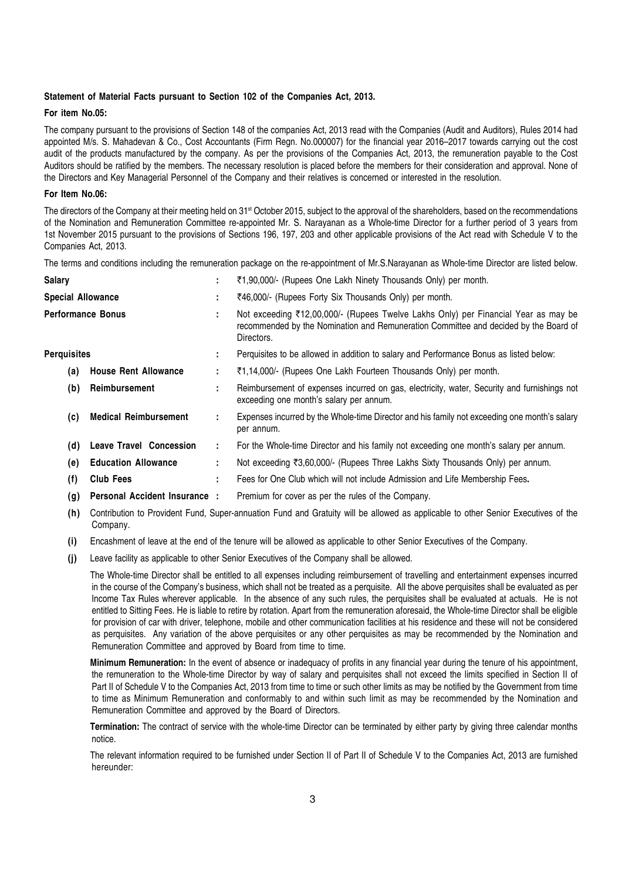**Statement of Material Facts pursuant to Section 102 of the Companies Act, 2013.**

**For item No.05:**

The company pursuant to the provisions of Section 148 of the companies Act, 2013 read with the Companies (Audit and Auditors), Rules 2014 had appointed M/s. S. Mahadevan & Co., Cost Accountants (Firm Regn. No.000007) for the financial year 2016–2017 towards carrying out the cost audit of the products manufactured by the company. As per the provisions of the Companies Act, 2013, the remuneration payable to the Cost Auditors should be ratified by the members. The necessary resolution is placed before the members for their consideration and approval. None of the Directors and Key Managerial Personnel of the Company and their relatives is concerned or interested in the resolution.

**For Item No.06:**

The directors of the Company at their meeting held on 31st October 2015, subject to the approval of the shareholders, based on the recommendations of the Nomination and Remuneration Committee re-appointed Mr. S. Narayanan as a Whole-time Director for a further period of 3 years from 1st November 2015 pursuant to the provisions of Sections 196, 197, 203 and other applicable provisions of the Act read with Schedule V to the Companies Act, 2013.

The terms and conditions including the remuneration package on the re-appointment of Mr.S.Narayanan as Whole-time Director are listed below.

| | | | |
|---|---|---|---|
| **Salary** | | : | ₹1,90,000/- (Rupees One Lakh Ninety Thousands Only) per month. |
| **Special Allowance** | | : | ₹46,000/- (Rupees Forty Six Thousands Only) per month. |
| **Performance Bonus** | | : | Not exceeding ₹12,00,000/- (Rupees Twelve Lakhs Only) per Financial Year as may be recommended by the Nomination and Remuneration Committee and decided by the Board of Directors. |
| **Perquisites** | | : | Perquisites to be allowed in addition to salary and Performance Bonus as listed below: |
| **(a)** | **House Rent Allowance** | : | ₹1,14,000/- (Rupees One Lakh Fourteen Thousands Only) per month. |
| **(b)** | **Reimbursement** | : | Reimbursement of expenses incurred on gas, electricity, water, Security and furnishings not exceeding one month's salary per annum. |
| **(c)** | **Medical Reimbursement** | : | Expenses incurred by the Whole-time Director and his family not exceeding one month's salary per annum. |
| **(d)** | **Leave Travel Concession** | : | For the Whole-time Director and his family not exceeding one month's salary per annum. |
| **(e)** | **Education Allowance** | : | Not exceeding ₹3,60,000/- (Rupees Three Lakhs Sixty Thousands Only) per annum. |
| **(f)** | **Club Fees** | : | Fees for One Club which will not include Admission and Life Membership Fees. |
| **(g)** | **Personal Accident Insurance** | : | Premium for cover as per the rules of the Company. |

**(h)** Contribution to Provident Fund, Super-annuation Fund and Gratuity will be allowed as applicable to other Senior Executives of the Company.

**(i)** Encashment of leave at the end of the tenure will be allowed as applicable to other Senior Executives of the Company.

**(j)** Leave facility as applicable to other Senior Executives of the Company shall be allowed.

The Whole-time Director shall be entitled to all expenses including reimbursement of travelling and entertainment expenses incurred in the course of the Company's business, which shall not be treated as a perquisite. All the above perquisites shall be evaluated as per Income Tax Rules wherever applicable. In the absence of any such rules, the perquisites shall be evaluated at actuals. He is not entitled to Sitting Fees. He is liable to retire by rotation. Apart from the remuneration aforesaid, the Whole-time Director shall be eligible for provision of car with driver, telephone, mobile and other communication facilities at his residence and these will not be considered as perquisites. Any variation of the above perquisites or any other perquisites as may be recommended by the Nomination and Remuneration Committee and approved by Board from time to time.

**Minimum Remuneration:** In the event of absence or inadequacy of profits in any financial year during the tenure of his appointment, the remuneration to the Whole-time Director by way of salary and perquisites shall not exceed the limits specified in Section II of Part II of Schedule V to the Companies Act, 2013 from time to time or such other limits as may be notified by the Government from time to time as Minimum Remuneration and conformably to and within such limit as may be recommended by the Nomination and Remuneration Committee and approved by the Board of Directors.

**Termination:** The contract of service with the whole-time Director can be terminated by either party by giving three calendar months notice.

The relevant information required to be furnished under Section II of Part II of Schedule V to the Companies Act, 2013 are furnished hereunder: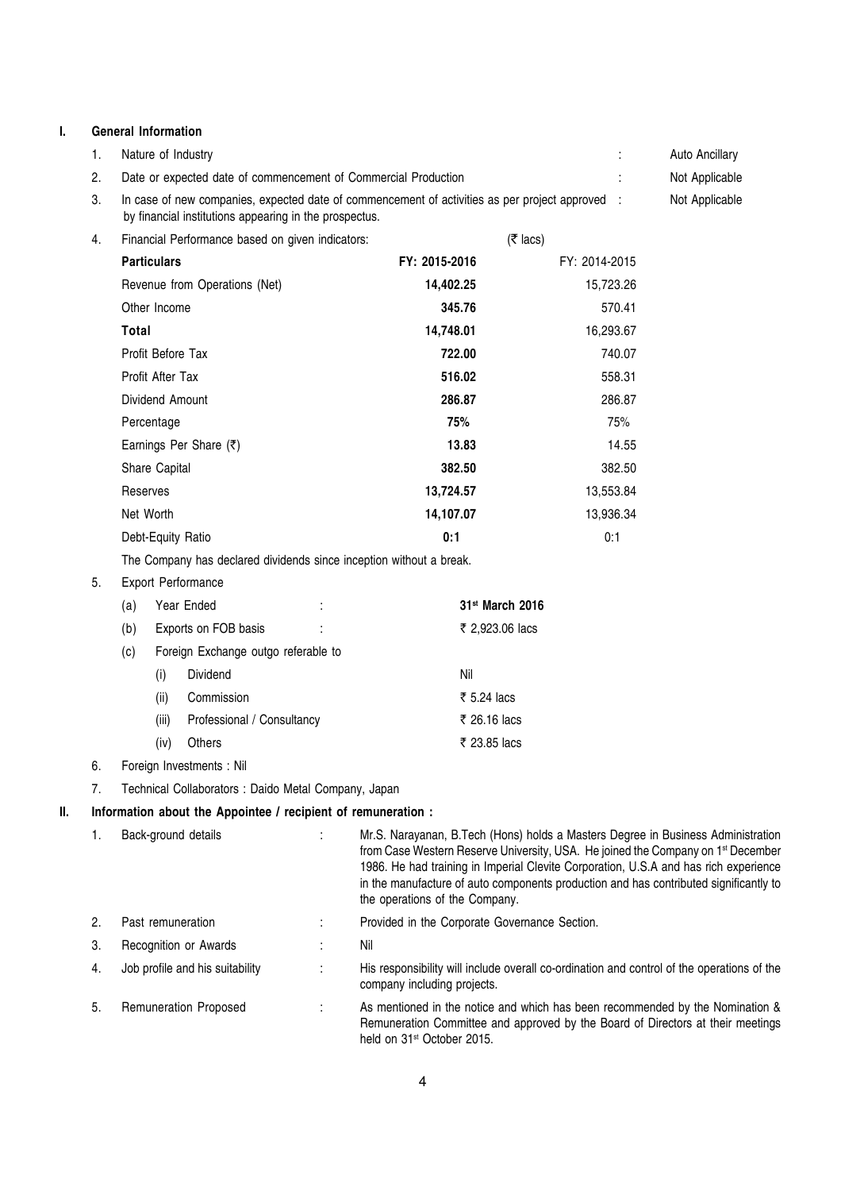## I. General Information

1. Nature of Industry : Auto Ancillary
2. Date or expected date of commencement of Commercial Production : Not Applicable
3. In case of new companies, expected date of commencement of activities as per project approved by financial institutions appearing in the prospectus. : Not Applicable
4. Financial Performance based on given indicators: (₹ lacs)

| Particulars | FY: 2015-2016 | FY: 2014-2015 |
|---|---|---|
| Revenue from Operations (Net) | **14,402.25** | 15,723.26 |
| Other Income | **345.76** | 570.41 |
| **Total** | **14,748.01** | 16,293.67 |
| Profit Before Tax | **722.00** | 740.07 |
| Profit After Tax | **516.02** | 558.31 |
| Dividend Amount | **286.87** | 286.87 |
| Percentage | **75%** | 75% |
| Earnings Per Share (₹) | **13.83** | 14.55 |
| Share Capital | **382.50** | 382.50 |
| Reserves | **13,724.57** | 13,553.84 |
| Net Worth | **14,107.07** | 13,936.34 |
| Debt-Equity Ratio | **0:1** | 0:1 |

The Company has declared dividends since inception without a break.

5. Export Performance

   (a) Year Ended : **31st March 2016**

   (b) Exports on FOB basis : ₹ 2,923.06 lacs

   (c) Foreign Exchange outgo referable to

   - (i) Dividend — Nil
   - (ii) Commission — ₹ 5.24 lacs
   - (iii) Professional / Consultancy — ₹ 26.16 lacs
   - (iv) Others — ₹ 23.85 lacs

6. Foreign Investments : Nil
7. Technical Collaborators : Daido Metal Company, Japan

## II. Information about the Appointee / recipient of remuneration :

1. Back-ground details : Mr.S. Narayanan, B.Tech (Hons) holds a Masters Degree in Business Administration from Case Western Reserve University, USA. He joined the Company on 1st December 1986. He had training in Imperial Clevite Corporation, U.S.A and has rich experience in the manufacture of auto components production and has contributed significantly to the operations of the Company.
2. Past remuneration : Provided in the Corporate Governance Section.
3. Recognition or Awards : Nil
4. Job profile and his suitability : His responsibility will include overall co-ordination and control of the operations of the company including projects.
5. Remuneration Proposed : As mentioned in the notice and which has been recommended by the Nomination & Remuneration Committee and approved by the Board of Directors at their meetings held on 31st October 2015.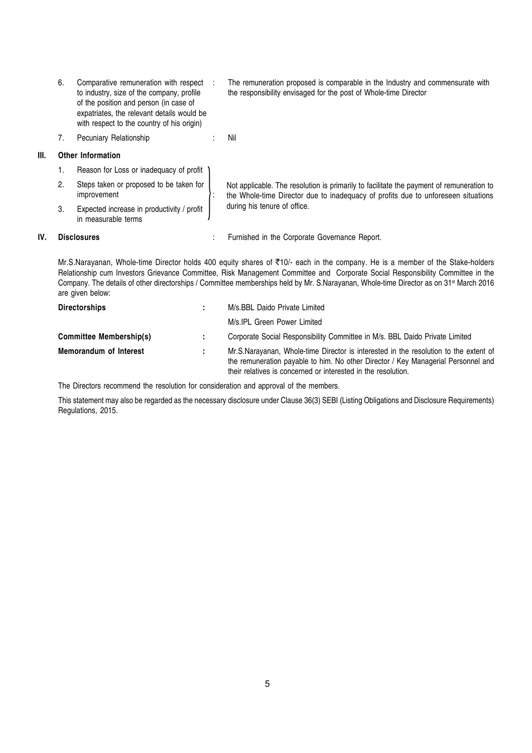6. Comparative remuneration with respect to industry, size of the company, profile of the position and person (in case of expatriates, the relevant details would be with respect to the country of his origin) : The remuneration proposed is comparable in the Industry and commensurate with the responsibility envisaged for the post of Whole-time Director

7. Pecuniary Relationship : Nil

**III. Other Information**

1. Reason for Loss or inadequacy of profit
2. Steps taken or proposed to be taken for improvement
3. Expected increase in productivity / profit in measurable terms

: Not applicable. The resolution is primarily to facilitate the payment of remuneration to the Whole-time Director due to inadequacy of profits due to unforeseen situations during his tenure of office.

**IV. Disclosures** : Furnished in the Corporate Governance Report.

Mr.S.Narayanan, Whole-time Director holds 400 equity shares of ₹10/- each in the company. He is a member of the Stake-holders Relationship cum Investors Grievance Committee, Risk Management Committee and Corporate Social Responsibility Committee in the Company. The details of other directorships / Committee memberships held by Mr. S.Narayanan, Whole-time Director as on 31st March 2016 are given below:

| | | |
|---|---|---|
| **Directorships** | : | M/s.BBL Daido Private Limited |
| | | M/s.IPL Green Power Limited |
| **Committee Membership(s)** | : | Corporate Social Responsibility Committee in M/s. BBL Daido Private Limited |
| **Memorandum of Interest** | : | Mr.S.Narayanan, Whole-time Director is interested in the resolution to the extent of the remuneration payable to him. No other Director / Key Managerial Personnel and their relatives is concerned or interested in the resolution. |

The Directors recommend the resolution for consideration and approval of the members.

This statement may also be regarded as the necessary disclosure under Clause 36(3) SEBI (Listing Obligations and Disclosure Requirements) Regulations, 2015.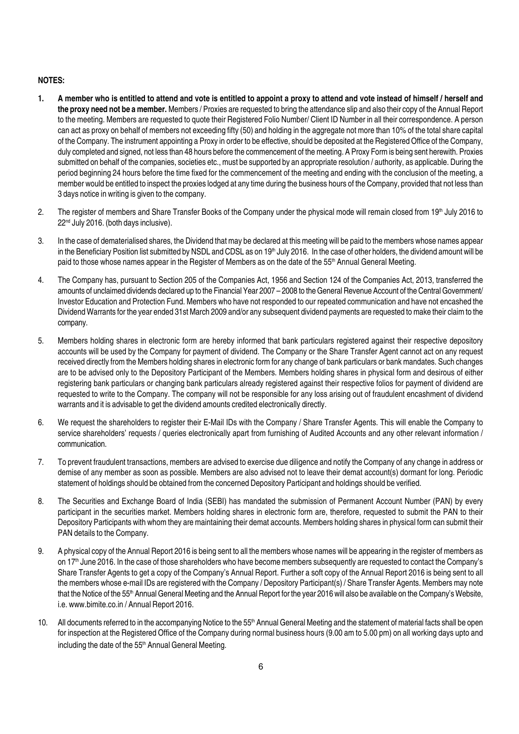**NOTES:**

1. **A member who is entitled to attend and vote is entitled to appoint a proxy to attend and vote instead of himself / herself and the proxy need not be a member.** Members / Proxies are requested to bring the attendance slip and also their copy of the Annual Report to the meeting. Members are requested to quote their Registered Folio Number/ Client ID Number in all their correspondence. A person can act as proxy on behalf of members not exceeding fifty (50) and holding in the aggregate not more than 10% of the total share capital of the Company. The instrument appointing a Proxy in order to be effective, should be deposited at the Registered Office of the Company, duly completed and signed, not less than 48 hours before the commencement of the meeting. A Proxy Form is being sent herewith. Proxies submitted on behalf of the companies, societies etc., must be supported by an appropriate resolution / authority, as applicable. During the period beginning 24 hours before the time fixed for the commencement of the meeting and ending with the conclusion of the meeting, a member would be entitled to inspect the proxies lodged at any time during the business hours of the Company, provided that not less than 3 days notice in writing is given to the company.

2. The register of members and Share Transfer Books of the Company under the physical mode will remain closed from 19th July 2016 to 22nd July 2016. (both days inclusive).

3. In the case of dematerialised shares, the Dividend that may be declared at this meeting will be paid to the members whose names appear in the Beneficiary Position list submitted by NSDL and CDSL as on 19th July 2016. In the case of other holders, the dividend amount will be paid to those whose names appear in the Register of Members as on the date of the 55th Annual General Meeting.

4. The Company has, pursuant to Section 205 of the Companies Act, 1956 and Section 124 of the Companies Act, 2013, transferred the amounts of unclaimed dividends declared up to the Financial Year 2007 – 2008 to the General Revenue Account of the Central Government/ Investor Education and Protection Fund. Members who have not responded to our repeated communication and have not encashed the Dividend Warrants for the year ended 31st March 2009 and/or any subsequent dividend payments are requested to make their claim to the company.

5. Members holding shares in electronic form are hereby informed that bank particulars registered against their respective depository accounts will be used by the Company for payment of dividend. The Company or the Share Transfer Agent cannot act on any request received directly from the Members holding shares in electronic form for any change of bank particulars or bank mandates. Such changes are to be advised only to the Depository Participant of the Members. Members holding shares in physical form and desirous of either registering bank particulars or changing bank particulars already registered against their respective folios for payment of dividend are requested to write to the Company. The company will not be responsible for any loss arising out of fraudulent encashment of dividend warrants and it is advisable to get the dividend amounts credited electronically directly.

6. We request the shareholders to register their E-Mail IDs with the Company / Share Transfer Agents. This will enable the Company to service shareholders' requests / queries electronically apart from furnishing of Audited Accounts and any other relevant information / communication.

7. To prevent fraudulent transactions, members are advised to exercise due diligence and notify the Company of any change in address or demise of any member as soon as possible. Members are also advised not to leave their demat account(s) dormant for long. Periodic statement of holdings should be obtained from the concerned Depository Participant and holdings should be verified.

8. The Securities and Exchange Board of India (SEBI) has mandated the submission of Permanent Account Number (PAN) by every participant in the securities market. Members holding shares in electronic form are, therefore, requested to submit the PAN to their Depository Participants with whom they are maintaining their demat accounts. Members holding shares in physical form can submit their PAN details to the Company.

9. A physical copy of the Annual Report 2016 is being sent to all the members whose names will be appearing in the register of members as on 17th June 2016. In the case of those shareholders who have become members subsequently are requested to contact the Company's Share Transfer Agents to get a copy of the Company's Annual Report. Further a soft copy of the Annual Report 2016 is being sent to all the members whose e-mail IDs are registered with the Company / Depository Participant(s) / Share Transfer Agents. Members may note that the Notice of the 55th Annual General Meeting and the Annual Report for the year 2016 will also be available on the Company's Website, i.e. www.bimite.co.in / Annual Report 2016.

10. All documents referred to in the accompanying Notice to the 55th Annual General Meeting and the statement of material facts shall be open for inspection at the Registered Office of the Company during normal business hours (9.00 am to 5.00 pm) on all working days upto and including the date of the 55th Annual General Meeting.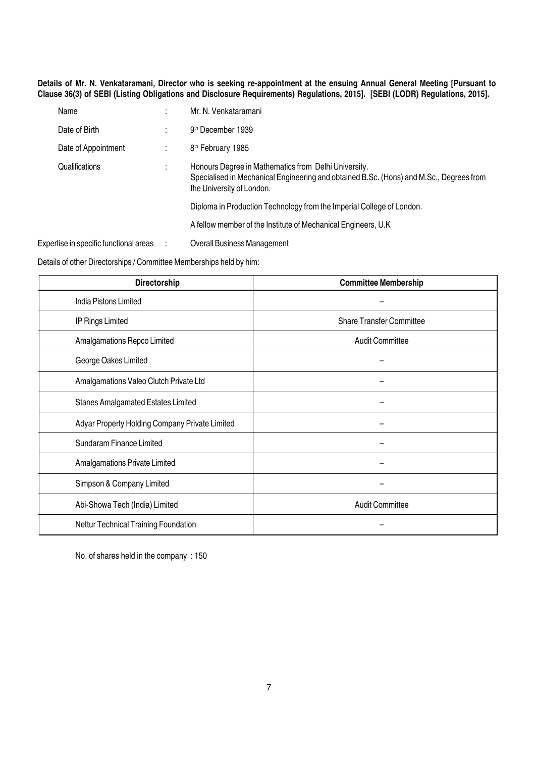**Details of Mr. N. Venkataramani, Director who is seeking re-appointment at the ensuing Annual General Meeting [Pursuant to Clause 36(3) of SEBI (Listing Obligations and Disclosure Requirements) Regulations, 2015]. [SEBI (LODR) Regulations, 2015].**

| | | |
|---|---|---|
| Name | : | Mr. N. Venkataramani |
| Date of Birth | : | 9th December 1939 |
| Date of Appointment | : | 8th February 1985 |
| Qualifications | : | Honours Degree in Mathematics from Delhi University. Specialised in Mechanical Engineering and obtained B.Sc. (Hons) and M.Sc., Degrees from the University of London.<br>Diploma in Production Technology from the Imperial College of London.<br>A fellow member of the Institute of Mechanical Engineers, U.K |
| Expertise in specific functional areas | : | Overall Business Management |

Details of other Directorships / Committee Memberships held by him:

| Directorship | Committee Membership |
|---|---|
| India Pistons Limited | – |
| IP Rings Limited | Share Transfer Committee |
| Amalgamations Repco Limited | Audit Committee |
| George Oakes Limited | – |
| Amalgamations Valeo Clutch Private Ltd | – |
| Stanes Amalgamated Estates Limited | – |
| Adyar Property Holding Company Private Limited | – |
| Sundaram Finance Limited | – |
| Amalgamations Private Limited | – |
| Simpson & Company Limited | – |
| Abi-Showa Tech (India) Limited | Audit Committee |
| Nettur Technical Training Foundation | – |

No. of shares held in the company : 150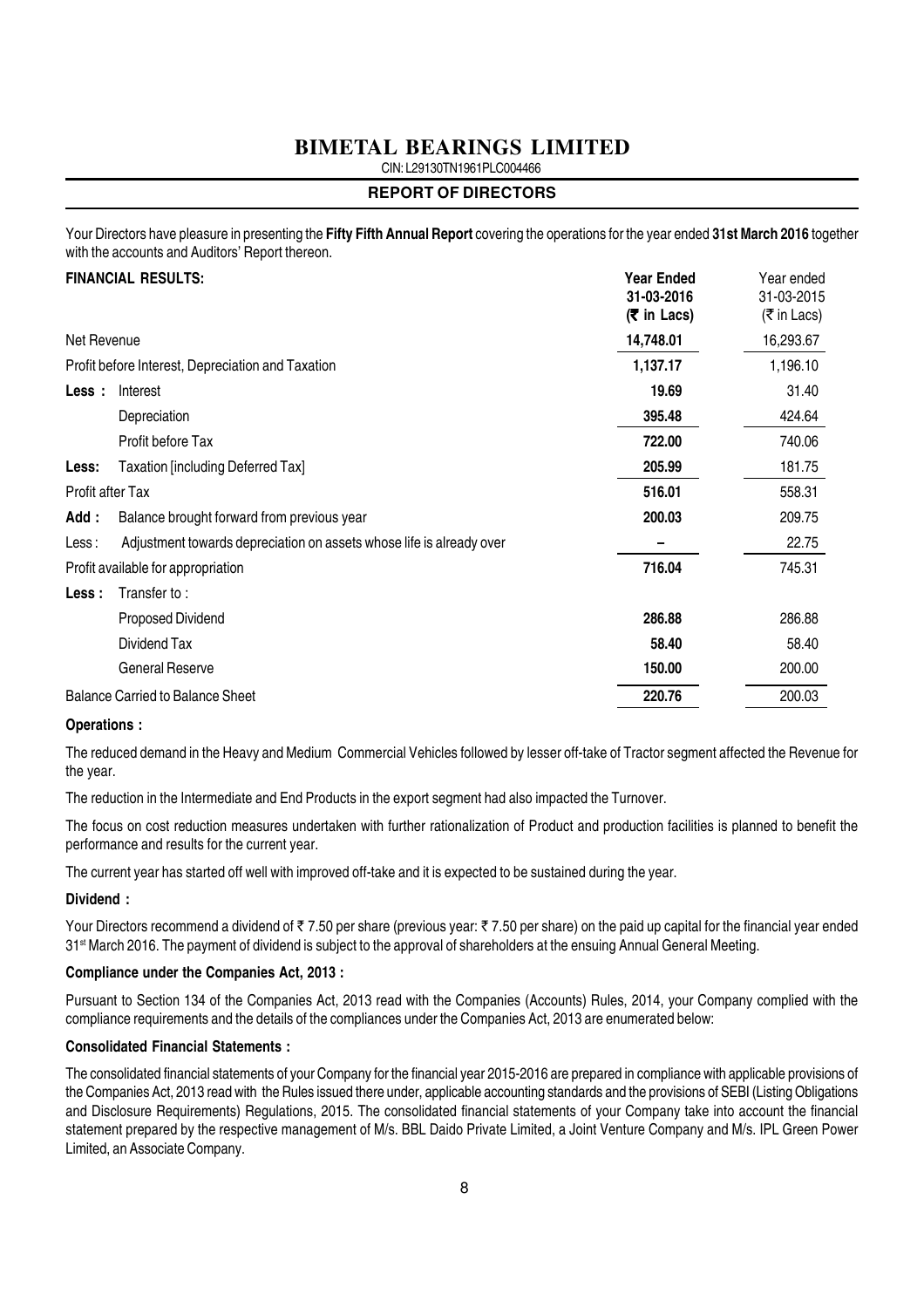# BIMETAL BEARINGS LIMITED

CIN: L29130TN1961PLC004466

## REPORT OF DIRECTORS

Your Directors have pleasure in presenting the **Fifty Fifth Annual Report** covering the operations for the year ended **31st March 2016** together with the accounts and Auditors' Report thereon.

| **FINANCIAL RESULTS:** | | **Year Ended 31-03-2016 (₹ in Lacs)** | Year ended 31-03-2015 (₹ in Lacs) |
|---|---|---|---|
| Net Revenue | | **14,748.01** | 16,293.67 |
| Profit before Interest, Depreciation and Taxation | | **1,137.17** | 1,196.10 |
| **Less :** | Interest | **19.69** | 31.40 |
| | Depreciation | **395.48** | 424.64 |
| | Profit before Tax | **722.00** | 740.06 |
| **Less:** | Taxation [including Deferred Tax] | **205.99** | 181.75 |
| Profit after Tax | | **516.01** | 558.31 |
| **Add :** | Balance brought forward from previous year | **200.03** | 209.75 |
| Less : | Adjustment towards depreciation on assets whose life is already over | **–** | 22.75 |
| Profit available for appropriation | | **716.04** | 745.31 |
| **Less :** | Transfer to : | | |
| | Proposed Dividend | **286.88** | 286.88 |
| | Dividend Tax | **58.40** | 58.40 |
| | General Reserve | **150.00** | 200.00 |
| Balance Carried to Balance Sheet | | **220.76** | 200.03 |

**Operations :**

The reduced demand in the Heavy and Medium Commercial Vehicles followed by lesser off-take of Tractor segment affected the Revenue for the year.

The reduction in the Intermediate and End Products in the export segment had also impacted the Turnover.

The focus on cost reduction measures undertaken with further rationalization of Product and production facilities is planned to benefit the performance and results for the current year.

The current year has started off well with improved off-take and it is expected to be sustained during the year.

**Dividend :**

Your Directors recommend a dividend of ₹ 7.50 per share (previous year: ₹ 7.50 per share) on the paid up capital for the financial year ended 31st March 2016. The payment of dividend is subject to the approval of shareholders at the ensuing Annual General Meeting.

**Compliance under the Companies Act, 2013 :**

Pursuant to Section 134 of the Companies Act, 2013 read with the Companies (Accounts) Rules, 2014, your Company complied with the compliance requirements and the details of the compliances under the Companies Act, 2013 are enumerated below:

**Consolidated Financial Statements :**

The consolidated financial statements of your Company for the financial year 2015-2016 are prepared in compliance with applicable provisions of the Companies Act, 2013 read with the Rules issued there under, applicable accounting standards and the provisions of SEBI (Listing Obligations and Disclosure Requirements) Regulations, 2015. The consolidated financial statements of your Company take into account the financial statement prepared by the respective management of M/s. BBL Daido Private Limited, a Joint Venture Company and M/s. IPL Green Power Limited, an Associate Company.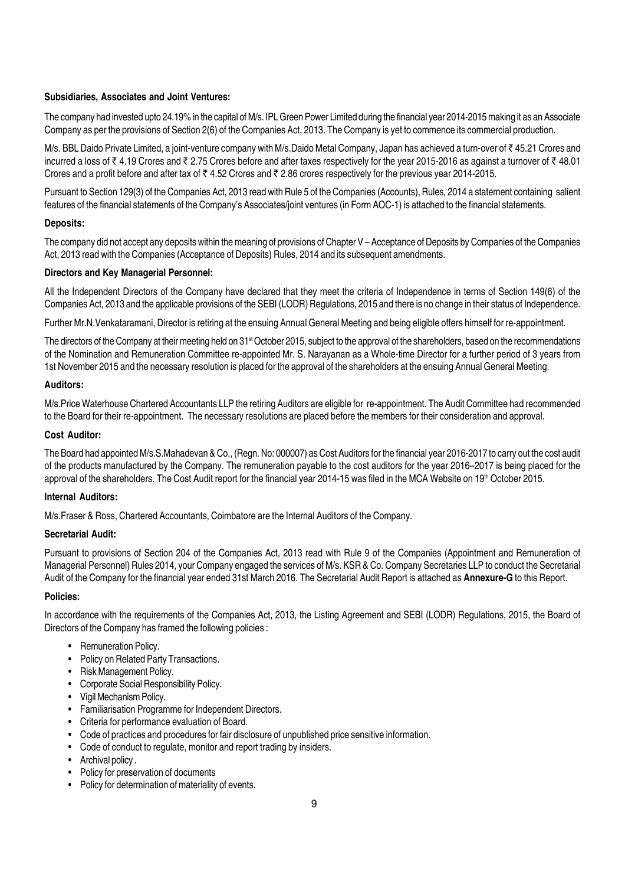**Subsidiaries, Associates and Joint Ventures:**

The company had invested upto 24.19% in the capital of M/s. IPL Green Power Limited during the financial year 2014-2015 making it as an Associate Company as per the provisions of Section 2(6) of the Companies Act, 2013. The Company is yet to commence its commercial production.

M/s. BBL Daido Private Limited, a joint-venture company with M/s.Daido Metal Company, Japan has achieved a turn-over of ₹ 45.21 Crores and incurred a loss of ₹ 4.19 Crores and ₹ 2.75 Crores before and after taxes respectively for the year 2015-2016 as against a turnover of ₹ 48.01 Crores and a profit before and after tax of ₹ 4.52 Crores and ₹ 2.86 crores respectively for the previous year 2014-2015.

Pursuant to Section 129(3) of the Companies Act, 2013 read with Rule 5 of the Companies (Accounts), Rules, 2014 a statement containing salient features of the financial statements of the Company's Associates/joint ventures (in Form AOC-1) is attached to the financial statements.

**Deposits:**

The company did not accept any deposits within the meaning of provisions of Chapter V – Acceptance of Deposits by Companies of the Companies Act, 2013 read with the Companies (Acceptance of Deposits) Rules, 2014 and its subsequent amendments.

**Directors and Key Managerial Personnel:**

All the Independent Directors of the Company have declared that they meet the criteria of Independence in terms of Section 149(6) of the Companies Act, 2013 and the applicable provisions of the SEBI (LODR) Regulations, 2015 and there is no change in their status of Independence.

Further Mr.N.Venkataramani, Director is retiring at the ensuing Annual General Meeting and being eligible offers himself for re-appointment.

The directors of the Company at their meeting held on 31st October 2015, subject to the approval of the shareholders, based on the recommendations of the Nomination and Remuneration Committee re-appointed Mr. S. Narayanan as a Whole-time Director for a further period of 3 years from 1st November 2015 and the necessary resolution is placed for the approval of the shareholders at the ensuing Annual General Meeting.

**Auditors:**

M/s.Price Waterhouse Chartered Accountants LLP the retiring Auditors are eligible for re-appointment. The Audit Committee had recommended to the Board for their re-appointment. The necessary resolutions are placed before the members for their consideration and approval.

**Cost Auditor:**

The Board had appointed M/s.S.Mahadevan & Co., (Regn. No: 000007) as Cost Auditors for the financial year 2016-2017 to carry out the cost audit of the products manufactured by the Company. The remuneration payable to the cost auditors for the year 2016–2017 is being placed for the approval of the shareholders. The Cost Audit report for the financial year 2014-15 was filed in the MCA Website on 19th October 2015.

**Internal Auditors:**

M/s.Fraser & Ross, Chartered Accountants, Coimbatore are the Internal Auditors of the Company.

**Secretarial Audit:**

Pursuant to provisions of Section 204 of the Companies Act, 2013 read with Rule 9 of the Companies (Appointment and Remuneration of Managerial Personnel) Rules 2014, your Company engaged the services of M/s. KSR & Co. Company Secretaries LLP to conduct the Secretarial Audit of the Company for the financial year ended 31st March 2016. The Secretarial Audit Report is attached as **Annexure-G** to this Report.

**Policies:**

In accordance with the requirements of the Companies Act, 2013, the Listing Agreement and SEBI (LODR) Regulations, 2015, the Board of Directors of the Company has framed the following policies :

- Remuneration Policy.
- Policy on Related Party Transactions.
- Risk Management Policy.
- Corporate Social Responsibility Policy.
- Vigil Mechanism Policy.
- Familiarisation Programme for Independent Directors.
- Criteria for performance evaluation of Board.
- Code of practices and procedures for fair disclosure of unpublished price sensitive information.
- Code of conduct to regulate, monitor and report trading by insiders.
- Archival policy .
- Policy for preservation of documents
- Policy for determination of materiality of events.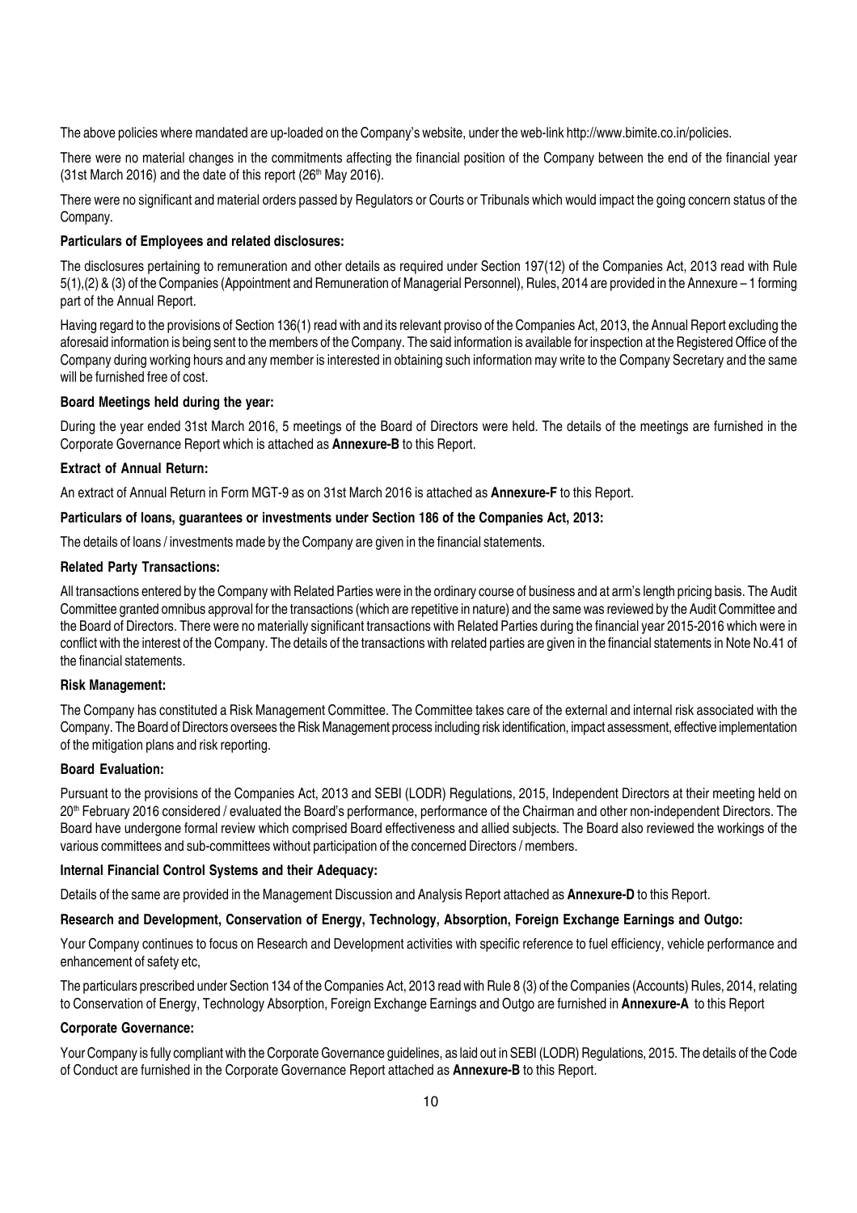The above policies where mandated are up-loaded on the Company's website, under the web-link http://www.bimite.co.in/policies.

There were no material changes in the commitments affecting the financial position of the Company between the end of the financial year (31st March 2016) and the date of this report (26th May 2016).

There were no significant and material orders passed by Regulators or Courts or Tribunals which would impact the going concern status of the Company.

**Particulars of Employees and related disclosures:**

The disclosures pertaining to remuneration and other details as required under Section 197(12) of the Companies Act, 2013 read with Rule 5(1),(2) & (3) of the Companies (Appointment and Remuneration of Managerial Personnel), Rules, 2014 are provided in the Annexure – 1 forming part of the Annual Report.

Having regard to the provisions of Section 136(1) read with and its relevant proviso of the Companies Act, 2013, the Annual Report excluding the aforesaid information is being sent to the members of the Company. The said information is available for inspection at the Registered Office of the Company during working hours and any member is interested in obtaining such information may write to the Company Secretary and the same will be furnished free of cost.

**Board Meetings held during the year:**

During the year ended 31st March 2016, 5 meetings of the Board of Directors were held. The details of the meetings are furnished in the Corporate Governance Report which is attached as **Annexure-B** to this Report.

**Extract of Annual Return:**

An extract of Annual Return in Form MGT-9 as on 31st March 2016 is attached as **Annexure-F** to this Report.

**Particulars of loans, guarantees or investments under Section 186 of the Companies Act, 2013:**

The details of loans / investments made by the Company are given in the financial statements.

**Related Party Transactions:**

All transactions entered by the Company with Related Parties were in the ordinary course of business and at arm's length pricing basis. The Audit Committee granted omnibus approval for the transactions (which are repetitive in nature) and the same was reviewed by the Audit Committee and the Board of Directors. There were no materially significant transactions with Related Parties during the financial year 2015-2016 which were in conflict with the interest of the Company. The details of the transactions with related parties are given in the financial statements in Note No.41 of the financial statements.

**Risk Management:**

The Company has constituted a Risk Management Committee. The Committee takes care of the external and internal risk associated with the Company. The Board of Directors oversees the Risk Management process including risk identification, impact assessment, effective implementation of the mitigation plans and risk reporting.

**Board Evaluation:**

Pursuant to the provisions of the Companies Act, 2013 and SEBI (LODR) Regulations, 2015, Independent Directors at their meeting held on 20th February 2016 considered / evaluated the Board's performance, performance of the Chairman and other non-independent Directors. The Board have undergone formal review which comprised Board effectiveness and allied subjects. The Board also reviewed the workings of the various committees and sub-committees without participation of the concerned Directors / members.

**Internal Financial Control Systems and their Adequacy:**

Details of the same are provided in the Management Discussion and Analysis Report attached as **Annexure-D** to this Report.

**Research and Development, Conservation of Energy, Technology, Absorption, Foreign Exchange Earnings and Outgo:**

Your Company continues to focus on Research and Development activities with specific reference to fuel efficiency, vehicle performance and enhancement of safety etc,

The particulars prescribed under Section 134 of the Companies Act, 2013 read with Rule 8 (3) of the Companies (Accounts) Rules, 2014, relating to Conservation of Energy, Technology Absorption, Foreign Exchange Earnings and Outgo are furnished in **Annexure-A** to this Report

**Corporate Governance:**

Your Company is fully compliant with the Corporate Governance guidelines, as laid out in SEBI (LODR) Regulations, 2015. The details of the Code of Conduct are furnished in the Corporate Governance Report attached as **Annexure-B** to this Report.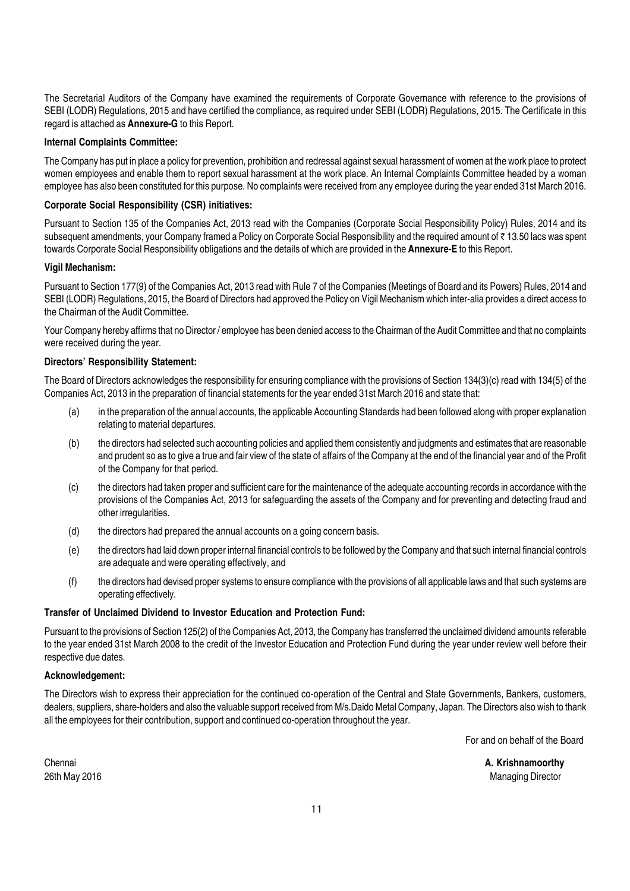The Secretarial Auditors of the Company have examined the requirements of Corporate Governance with reference to the provisions of SEBI (LODR) Regulations, 2015 and have certified the compliance, as required under SEBI (LODR) Regulations, 2015. The Certificate in this regard is attached as **Annexure-G** to this Report.

**Internal Complaints Committee:**

The Company has put in place a policy for prevention, prohibition and redressal against sexual harassment of women at the work place to protect women employees and enable them to report sexual harassment at the work place. An Internal Complaints Committee headed by a woman employee has also been constituted for this purpose. No complaints were received from any employee during the year ended 31st March 2016.

**Corporate Social Responsibility (CSR) initiatives:**

Pursuant to Section 135 of the Companies Act, 2013 read with the Companies (Corporate Social Responsibility Policy) Rules, 2014 and its subsequent amendments, your Company framed a Policy on Corporate Social Responsibility and the required amount of ₹ 13.50 lacs was spent towards Corporate Social Responsibility obligations and the details of which are provided in the **Annexure-E** to this Report.

**Vigil Mechanism:**

Pursuant to Section 177(9) of the Companies Act, 2013 read with Rule 7 of the Companies (Meetings of Board and its Powers) Rules, 2014 and SEBI (LODR) Regulations, 2015, the Board of Directors had approved the Policy on Vigil Mechanism which inter-alia provides a direct access to the Chairman of the Audit Committee.

Your Company hereby affirms that no Director / employee has been denied access to the Chairman of the Audit Committee and that no complaints were received during the year.

**Directors' Responsibility Statement:**

The Board of Directors acknowledges the responsibility for ensuring compliance with the provisions of Section 134(3)(c) read with 134(5) of the Companies Act, 2013 in the preparation of financial statements for the year ended 31st March 2016 and state that:

(a) in the preparation of the annual accounts, the applicable Accounting Standards had been followed along with proper explanation relating to material departures.

(b) the directors had selected such accounting policies and applied them consistently and judgments and estimates that are reasonable and prudent so as to give a true and fair view of the state of affairs of the Company at the end of the financial year and of the Profit of the Company for that period.

(c) the directors had taken proper and sufficient care for the maintenance of the adequate accounting records in accordance with the provisions of the Companies Act, 2013 for safeguarding the assets of the Company and for preventing and detecting fraud and other irregularities.

(d) the directors had prepared the annual accounts on a going concern basis.

(e) the directors had laid down proper internal financial controls to be followed by the Company and that such internal financial controls are adequate and were operating effectively, and

(f) the directors had devised proper systems to ensure compliance with the provisions of all applicable laws and that such systems are operating effectively.

**Transfer of Unclaimed Dividend to Investor Education and Protection Fund:**

Pursuant to the provisions of Section 125(2) of the Companies Act, 2013, the Company has transferred the unclaimed dividend amounts referable to the year ended 31st March 2008 to the credit of the Investor Education and Protection Fund during the year under review well before their respective due dates.

**Acknowledgement:**

The Directors wish to express their appreciation for the continued co-operation of the Central and State Governments, Bankers, customers, dealers, suppliers, share-holders and also the valuable support received from M/s.Daido Metal Company, Japan. The Directors also wish to thank all the employees for their contribution, support and continued co-operation throughout the year.

For and on behalf of the Board

Chennai
26th May 2016

**A. Krishnamoorthy**
Managing Director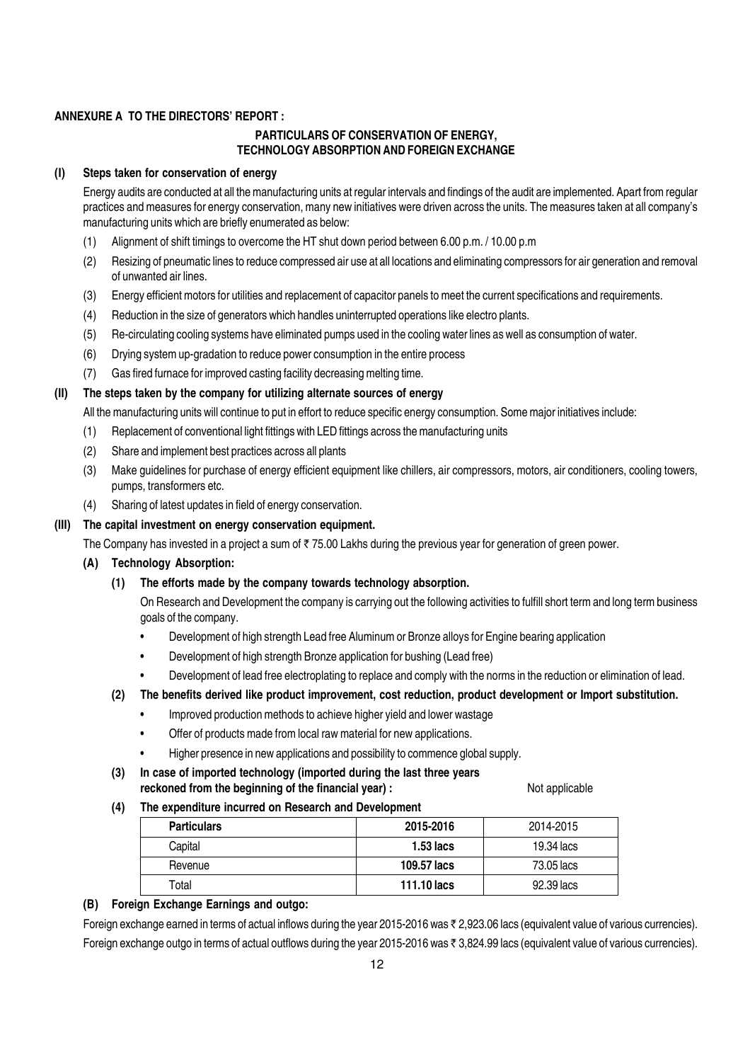**ANNEXURE A TO THE DIRECTORS' REPORT :**

## PARTICULARS OF CONSERVATION OF ENERGY, TECHNOLOGY ABSORPTION AND FOREIGN EXCHANGE

**(I) Steps taken for conservation of energy**

Energy audits are conducted at all the manufacturing units at regular intervals and findings of the audit are implemented. Apart from regular practices and measures for energy conservation, many new initiatives were driven across the units. The measures taken at all company's manufacturing units which are briefly enumerated as below:

(1) Alignment of shift timings to overcome the HT shut down period between 6.00 p.m. / 10.00 p.m

(2) Resizing of pneumatic lines to reduce compressed air use at all locations and eliminating compressors for air generation and removal of unwanted air lines.

(3) Energy efficient motors for utilities and replacement of capacitor panels to meet the current specifications and requirements.

(4) Reduction in the size of generators which handles uninterrupted operations like electro plants.

(5) Re-circulating cooling systems have eliminated pumps used in the cooling water lines as well as consumption of water.

(6) Drying system up-gradation to reduce power consumption in the entire process

(7) Gas fired furnace for improved casting facility decreasing melting time.

**(II) The steps taken by the company for utilizing alternate sources of energy**

All the manufacturing units will continue to put in effort to reduce specific energy consumption. Some major initiatives include:

(1) Replacement of conventional light fittings with LED fittings across the manufacturing units

(2) Share and implement best practices across all plants

(3) Make guidelines for purchase of energy efficient equipment like chillers, air compressors, motors, air conditioners, cooling towers, pumps, transformers etc.

(4) Sharing of latest updates in field of energy conservation.

**(III) The capital investment on energy conservation equipment.**

The Company has invested in a project a sum of ₹ 75.00 Lakhs during the previous year for generation of green power.

**(A) Technology Absorption:**

**(1) The efforts made by the company towards technology absorption.**

On Research and Development the company is carrying out the following activities to fulfill short term and long term business goals of the company.

- Development of high strength Lead free Aluminum or Bronze alloys for Engine bearing application
- Development of high strength Bronze application for bushing (Lead free)
- Development of lead free electroplating to replace and comply with the norms in the reduction or elimination of lead.

**(2) The benefits derived like product improvement, cost reduction, product development or Import substitution.**

- Improved production methods to achieve higher yield and lower wastage
- Offer of products made from local raw material for new applications.
- Higher presence in new applications and possibility to commence global supply.

**(3) In case of imported technology (imported during the last three years reckoned from the beginning of the financial year) :** Not applicable

**(4) The expenditure incurred on Research and Development**

| **Particulars** | **2015-2016** | 2014-2015 |
|---|---|---|
| Capital | **1.53 lacs** | 19.34 lacs |
| Revenue | **109.57 lacs** | 73.05 lacs |
| Total | **111.10 lacs** | 92.39 lacs |

**(B) Foreign Exchange Earnings and outgo:**

Foreign exchange earned in terms of actual inflows during the year 2015-2016 was ₹ 2,923.06 lacs (equivalent value of various currencies).

Foreign exchange outgo in terms of actual outflows during the year 2015-2016 was ₹ 3,824.99 lacs (equivalent value of various currencies).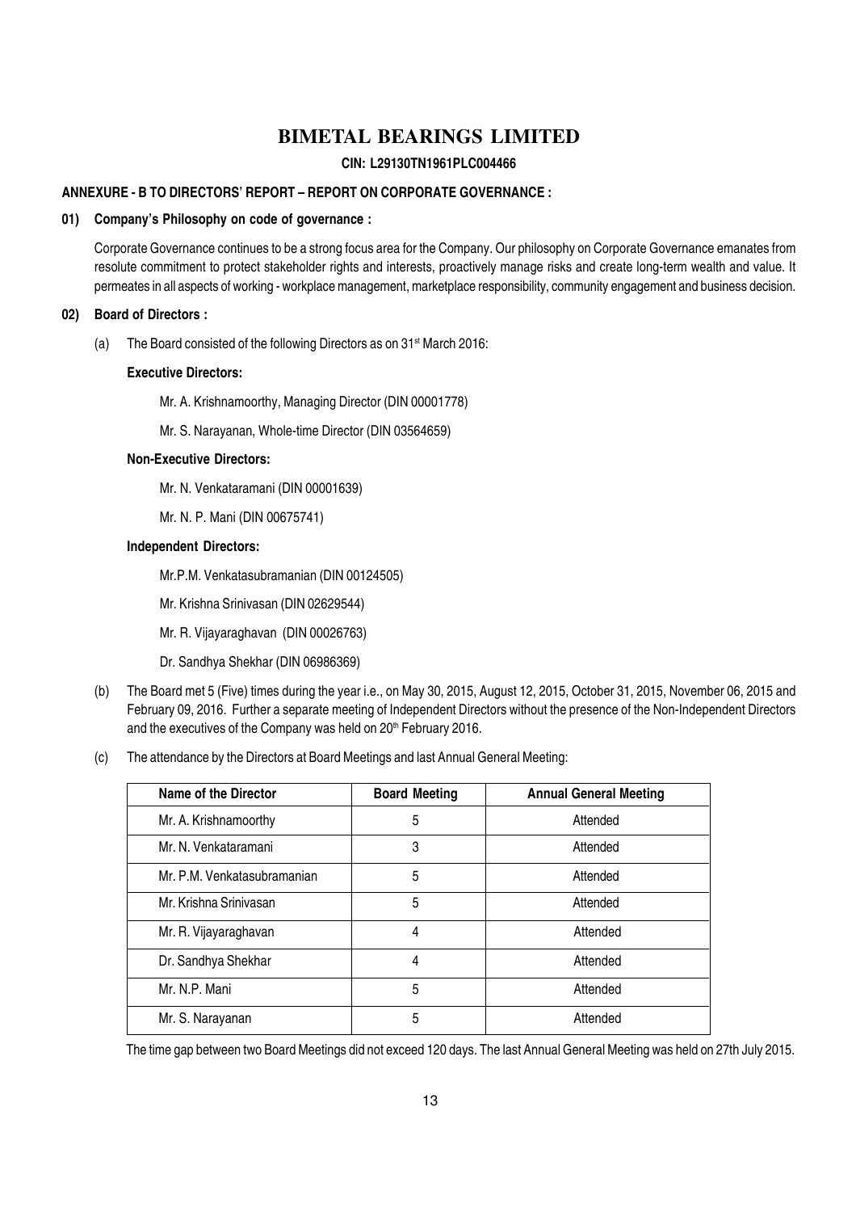# BIMETAL BEARINGS LIMITED

**CIN: L29130TN1961PLC004466**

## ANNEXURE - B TO DIRECTORS' REPORT – REPORT ON CORPORATE GOVERNANCE :

### 01) Company's Philosophy on code of governance :

Corporate Governance continues to be a strong focus area for the Company. Our philosophy on Corporate Governance emanates from resolute commitment to protect stakeholder rights and interests, proactively manage risks and create long-term wealth and value. It permeates in all aspects of working - workplace management, marketplace responsibility, community engagement and business decision.

### 02) Board of Directors :

(a) The Board consisted of the following Directors as on 31st March 2016:

**Executive Directors:**

Mr. A. Krishnamoorthy, Managing Director (DIN 00001778)

Mr. S. Narayanan, Whole-time Director (DIN 03564659)

**Non-Executive Directors:**

Mr. N. Venkataramani (DIN 00001639)

Mr. N. P. Mani (DIN 00675741)

**Independent Directors:**

Mr.P.M. Venkatasubramanian (DIN 00124505)

Mr. Krishna Srinivasan (DIN 02629544)

Mr. R. Vijayaraghavan (DIN 00026763)

Dr. Sandhya Shekhar (DIN 06986369)

(b) The Board met 5 (Five) times during the year i.e., on May 30, 2015, August 12, 2015, October 31, 2015, November 06, 2015 and February 09, 2016. Further a separate meeting of Independent Directors without the presence of the Non-Independent Directors and the executives of the Company was held on 20th February 2016.

(c) The attendance by the Directors at Board Meetings and last Annual General Meeting:

| Name of the Director | Board Meeting | Annual General Meeting |
|---|---|---|
| Mr. A. Krishnamoorthy | 5 | Attended |
| Mr. N. Venkataramani | 3 | Attended |
| Mr. P.M. Venkatasubramanian | 5 | Attended |
| Mr. Krishna Srinivasan | 5 | Attended |
| Mr. R. Vijayaraghavan | 4 | Attended |
| Dr. Sandhya Shekhar | 4 | Attended |
| Mr. N.P. Mani | 5 | Attended |
| Mr. S. Narayanan | 5 | Attended |

The time gap between two Board Meetings did not exceed 120 days. The last Annual General Meeting was held on 27th July 2015.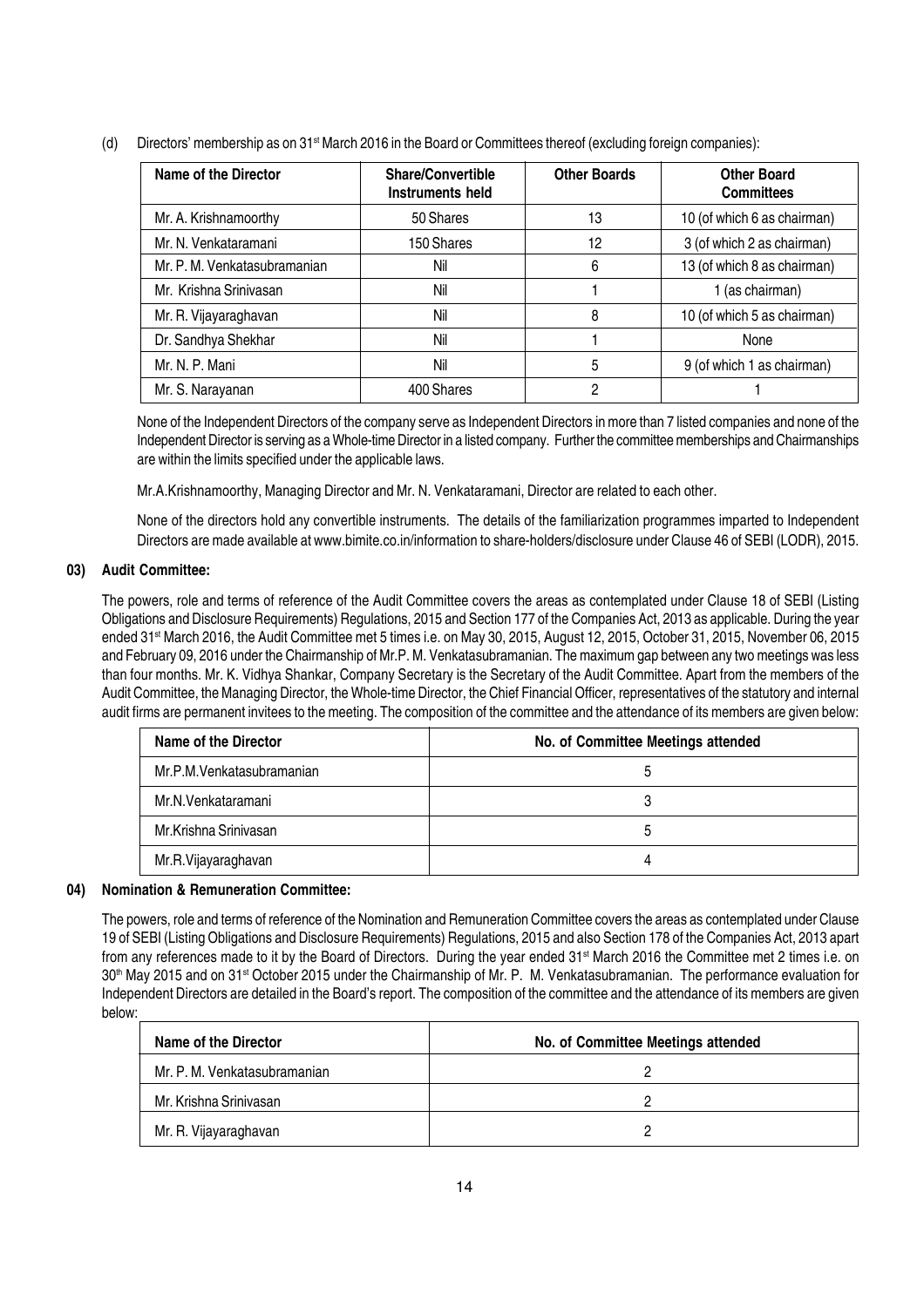(d) Directors' membership as on 31st March 2016 in the Board or Committees thereof (excluding foreign companies):

| Name of the Director | Share/Convertible Instruments held | Other Boards | Other Board Committees |
|---|---|---|---|
| Mr. A. Krishnamoorthy | 50 Shares | 13 | 10 (of which 6 as chairman) |
| Mr. N. Venkataramani | 150 Shares | 12 | 3 (of which 2 as chairman) |
| Mr. P. M. Venkatasubramanian | Nil | 6 | 13 (of which 8 as chairman) |
| Mr. Krishna Srinivasan | Nil | 1 | 1 (as chairman) |
| Mr. R. Vijayaraghavan | Nil | 8 | 10 (of which 5 as chairman) |
| Dr. Sandhya Shekhar | Nil | 1 | None |
| Mr. N. P. Mani | Nil | 5 | 9 (of which 1 as chairman) |
| Mr. S. Narayanan | 400 Shares | 2 | 1 |

None of the Independent Directors of the company serve as Independent Directors in more than 7 listed companies and none of the Independent Director is serving as a Whole-time Director in a listed company. Further the committee memberships and Chairmanships are within the limits specified under the applicable laws.

Mr.A.Krishnamoorthy, Managing Director and Mr. N. Venkataramani, Director are related to each other.

None of the directors hold any convertible instruments. The details of the familiarization programmes imparted to Independent Directors are made available at www.bimite.co.in/information to share-holders/disclosure under Clause 46 of SEBI (LODR), 2015.

## 03) Audit Committee:

The powers, role and terms of reference of the Audit Committee covers the areas as contemplated under Clause 18 of SEBI (Listing Obligations and Disclosure Requirements) Regulations, 2015 and Section 177 of the Companies Act, 2013 as applicable. During the year ended 31st March 2016, the Audit Committee met 5 times i.e. on May 30, 2015, August 12, 2015, October 31, 2015, November 06, 2015 and February 09, 2016 under the Chairmanship of Mr.P. M. Venkatasubramanian. The maximum gap between any two meetings was less than four months. Mr. K. Vidhya Shankar, Company Secretary is the Secretary of the Audit Committee. Apart from the members of the Audit Committee, the Managing Director, the Whole-time Director, the Chief Financial Officer, representatives of the statutory and internal audit firms are permanent invitees to the meeting. The composition of the committee and the attendance of its members are given below:

| Name of the Director | No. of Committee Meetings attended |
|---|---|
| Mr.P.M.Venkatasubramanian | 5 |
| Mr.N.Venkataramani | 3 |
| Mr.Krishna Srinivasan | 5 |
| Mr.R.Vijayaraghavan | 4 |

## 04) Nomination & Remuneration Committee:

The powers, role and terms of reference of the Nomination and Remuneration Committee covers the areas as contemplated under Clause 19 of SEBI (Listing Obligations and Disclosure Requirements) Regulations, 2015 and also Section 178 of the Companies Act, 2013 apart from any references made to it by the Board of Directors. During the year ended 31st March 2016 the Committee met 2 times i.e. on 30th May 2015 and on 31st October 2015 under the Chairmanship of Mr. P. M. Venkatasubramanian. The performance evaluation for Independent Directors are detailed in the Board's report. The composition of the committee and the attendance of its members are given below:

| Name of the Director | No. of Committee Meetings attended |
|---|---|
| Mr. P. M. Venkatasubramanian | 2 |
| Mr. Krishna Srinivasan | 2 |
| Mr. R. Vijayaraghavan | 2 |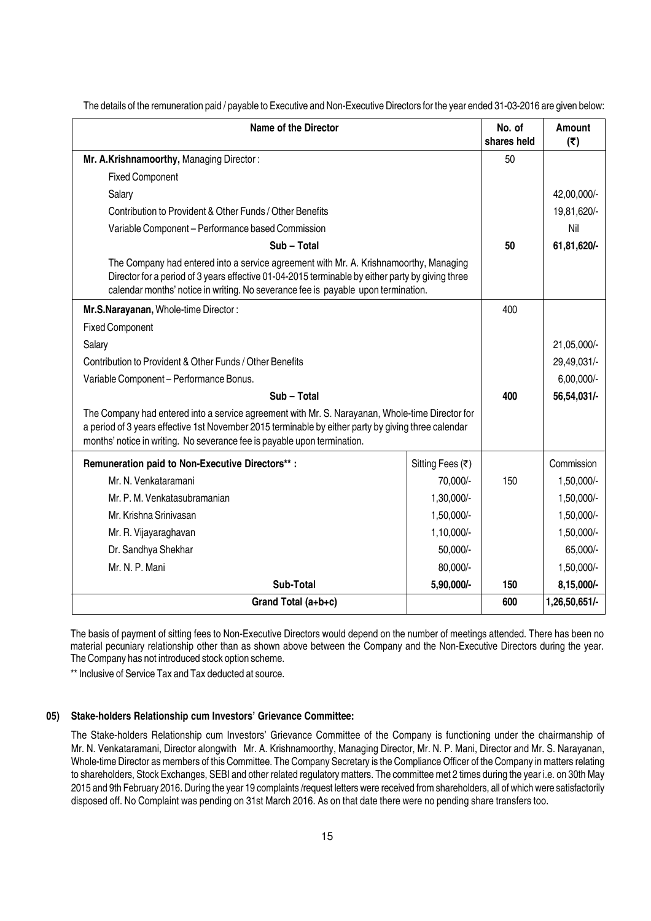The details of the remuneration paid / payable to Executive and Non-Executive Directors for the year ended 31-03-2016 are given below:

| Name of the Director | | No. of shares held | Amount (₹) |
|---|---|---|---|
| **Mr. A.Krishnamoorthy,** Managing Director : | | 50 | |
| Fixed Component | | | |
| Salary | | | 42,00,000/- |
| Contribution to Provident & Other Funds / Other Benefits | | | 19,81,620/- |
| Variable Component – Performance based Commission | | | Nil |
| **Sub – Total** | | **50** | **61,81,620/-** |
| The Company had entered into a service agreement with Mr. A. Krishnamoorthy, Managing Director for a period of 3 years effective 01-04-2015 terminable by either party by giving three calendar months' notice in writing. No severance fee is payable upon termination. | | | |
| **Mr.S.Narayanan,** Whole-time Director : | | 400 | |
| Fixed Component | | | |
| Salary | | | 21,05,000/- |
| Contribution to Provident & Other Funds / Other Benefits | | | 29,49,031/- |
| Variable Component – Performance Bonus. | | | 6,00,000/- |
| **Sub – Total** | | **400** | **56,54,031/-** |
| The Company had entered into a service agreement with Mr. S. Narayanan, Whole-time Director for a period of 3 years effective 1st November 2015 terminable by either party by giving three calendar months' notice in writing. No severance fee is payable upon termination. | | | |
| **Remuneration paid to Non-Executive Directors\*\* :** | Sitting Fees (₹) | | Commission |
| Mr. N. Venkataramani | 70,000/- | 150 | 1,50,000/- |
| Mr. P. M. Venkatasubramanian | 1,30,000/- | | 1,50,000/- |
| Mr. Krishna Srinivasan | 1,50,000/- | | 1,50,000/- |
| Mr. R. Vijayaraghavan | 1,10,000/- | | 1,50,000/- |
| Dr. Sandhya Shekhar | 50,000/- | | 65,000/- |
| Mr. N. P. Mani | 80,000/- | | 1,50,000/- |
| **Sub-Total** | **5,90,000/-** | **150** | **8,15,000/-** |
| **Grand Total (a+b+c)** | | **600** | **1,26,50,651/-** |

The basis of payment of sitting fees to Non-Executive Directors would depend on the number of meetings attended. There has been no material pecuniary relationship other than as shown above between the Company and the Non-Executive Directors during the year. The Company has not introduced stock option scheme.

** Inclusive of Service Tax and Tax deducted at source.

#### 05) Stake-holders Relationship cum Investors' Grievance Committee:

The Stake-holders Relationship cum Investors' Grievance Committee of the Company is functioning under the chairmanship of Mr. N. Venkataramani, Director alongwith Mr. A. Krishnamoorthy, Managing Director, Mr. N. P. Mani, Director and Mr. S. Narayanan, Whole-time Director as members of this Committee. The Company Secretary is the Compliance Officer of the Company in matters relating to shareholders, Stock Exchanges, SEBI and other related regulatory matters. The committee met 2 times during the year i.e. on 30th May 2015 and 9th February 2016. During the year 19 complaints /request letters were received from shareholders, all of which were satisfactorily disposed off. No Complaint was pending on 31st March 2016. As on that date there were no pending share transfers too.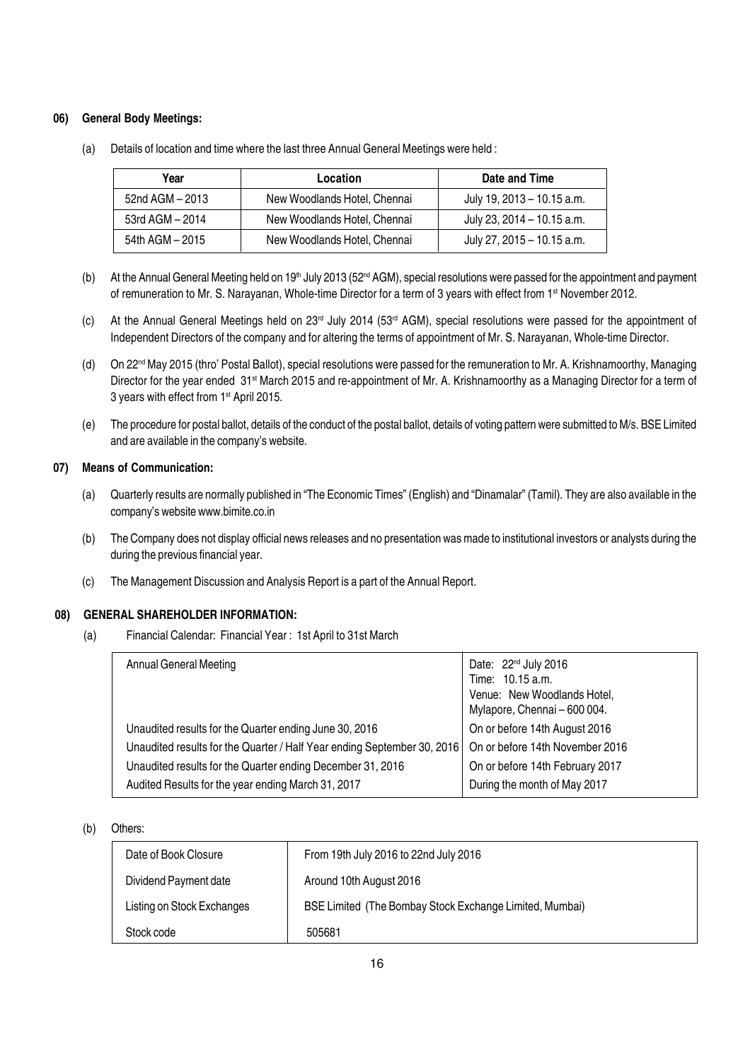**06) General Body Meetings:**

(a) Details of location and time where the last three Annual General Meetings were held :

| Year | Location | Date and Time |
|---|---|---|
| 52nd AGM – 2013 | New Woodlands Hotel, Chennai | July 19, 2013 – 10.15 a.m. |
| 53rd AGM – 2014 | New Woodlands Hotel, Chennai | July 23, 2014 – 10.15 a.m. |
| 54th AGM – 2015 | New Woodlands Hotel, Chennai | July 27, 2015 – 10.15 a.m. |

(b) At the Annual General Meeting held on 19th July 2013 (52nd AGM), special resolutions were passed for the appointment and payment of remuneration to Mr. S. Narayanan, Whole-time Director for a term of 3 years with effect from 1st November 2012.

(c) At the Annual General Meetings held on 23rd July 2014 (53rd AGM), special resolutions were passed for the appointment of Independent Directors of the company and for altering the terms of appointment of Mr. S. Narayanan, Whole-time Director.

(d) On 22nd May 2015 (thro' Postal Ballot), special resolutions were passed for the remuneration to Mr. A. Krishnamoorthy, Managing Director for the year ended 31st March 2015 and re-appointment of Mr. A. Krishnamoorthy as a Managing Director for a term of 3 years with effect from 1st April 2015.

(e) The procedure for postal ballot, details of the conduct of the postal ballot, details of voting pattern were submitted to M/s. BSE Limited and are available in the company's website.

**07) Means of Communication:**

(a) Quarterly results are normally published in "The Economic Times" (English) and "Dinamalar" (Tamil). They are also available in the company's website www.bimite.co.in

(b) The Company does not display official news releases and no presentation was made to institutional investors or analysts during the during the previous financial year.

(c) The Management Discussion and Analysis Report is a part of the Annual Report.

**08) GENERAL SHAREHOLDER INFORMATION:**

(a) Financial Calendar: Financial Year : 1st April to 31st March

| | |
|---|---|
| Annual General Meeting | Date: 22nd July 2016<br>Time: 10.15 a.m.<br>Venue: New Woodlands Hotel, Mylapore, Chennai – 600 004. |
| Unaudited results for the Quarter ending June 30, 2016 | On or before 14th August 2016 |
| Unaudited results for the Quarter / Half Year ending September 30, 2016 | On or before 14th November 2016 |
| Unaudited results for the Quarter ending December 31, 2016 | On or before 14th February 2017 |
| Audited Results for the year ending March 31, 2017 | During the month of May 2017 |

(b) Others:

| | |
|---|---|
| Date of Book Closure | From 19th July 2016 to 22nd July 2016 |
| Dividend Payment date | Around 10th August 2016 |
| Listing on Stock Exchanges | BSE Limited (The Bombay Stock Exchange Limited, Mumbai) |
| Stock code | 505681 |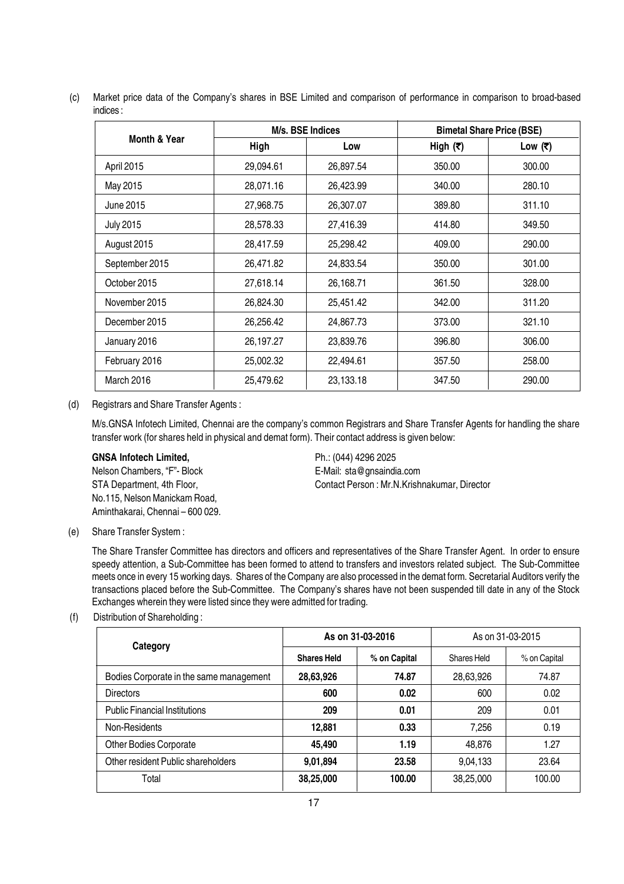(c) Market price data of the Company's shares in BSE Limited and comparison of performance in comparison to broad-based indices :

| Month & Year | M/s. BSE Indices | | Bimetal Share Price (BSE) | |
|---|---|---|---|---|
| | High | Low | High (₹) | Low (₹) |
| April 2015 | 29,094.61 | 26,897.54 | 350.00 | 300.00 |
| May 2015 | 28,071.16 | 26,423.99 | 340.00 | 280.10 |
| June 2015 | 27,968.75 | 26,307.07 | 389.80 | 311.10 |
| July 2015 | 28,578.33 | 27,416.39 | 414.80 | 349.50 |
| August 2015 | 28,417.59 | 25,298.42 | 409.00 | 290.00 |
| September 2015 | 26,471.82 | 24,833.54 | 350.00 | 301.00 |
| October 2015 | 27,618.14 | 26,168.71 | 361.50 | 328.00 |
| November 2015 | 26,824.30 | 25,451.42 | 342.00 | 311.20 |
| December 2015 | 26,256.42 | 24,867.73 | 373.00 | 321.10 |
| January 2016 | 26,197.27 | 23,839.76 | 396.80 | 306.00 |
| February 2016 | 25,002.32 | 22,494.61 | 357.50 | 258.00 |
| March 2016 | 25,479.62 | 23,133.18 | 347.50 | 290.00 |

(d) Registrars and Share Transfer Agents :

M/s.GNSA Infotech Limited, Chennai are the company's common Registrars and Share Transfer Agents for handling the share transfer work (for shares held in physical and demat form). Their contact address is given below:

**GNSA Infotech Limited,**
Nelson Chambers, "F"- Block
STA Department, 4th Floor,
No.115, Nelson Manickam Road,
Aminthakarai, Chennai – 600 029.

Ph.: (044) 4296 2025
E-Mail: sta@gnsaindia.com
Contact Person : Mr.N.Krishnakumar, Director

(e) Share Transfer System :

The Share Transfer Committee has directors and officers and representatives of the Share Transfer Agent. In order to ensure speedy attention, a Sub-Committee has been formed to attend to transfers and investors related subject. The Sub-Committee meets once in every 15 working days. Shares of the Company are also processed in the demat form. Secretarial Auditors verify the transactions placed before the Sub-Committee. The Company's shares have not been suspended till date in any of the Stock Exchanges wherein they were listed since they were admitted for trading.

(f) Distribution of Shareholding :

| Category | As on 31-03-2016 | | As on 31-03-2015 | |
|---|---|---|---|---|
| | **Shares Held** | **% on Capital** | Shares Held | % on Capital |
| Bodies Corporate in the same management | **28,63,926** | **74.87** | 28,63,926 | 74.87 |
| Directors | **600** | **0.02** | 600 | 0.02 |
| Public Financial Institutions | **209** | **0.01** | 209 | 0.01 |
| Non-Residents | **12,881** | **0.33** | 7,256 | 0.19 |
| Other Bodies Corporate | **45,490** | **1.19** | 48,876 | 1.27 |
| Other resident Public shareholders | **9,01,894** | **23.58** | 9,04,133 | 23.64 |
| Total | **38,25,000** | **100.00** | 38,25,000 | 100.00 |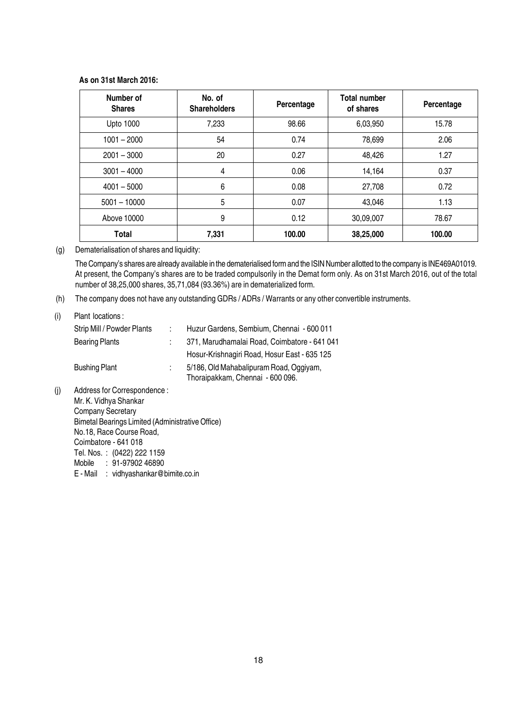**As on 31st March 2016:**

| Number of Shares | No. of Shareholders | Percentage | Total number of shares | Percentage |
|---|---|---|---|---|
| Upto 1000 | 7,233 | 98.66 | 6,03,950 | 15.78 |
| 1001 – 2000 | 54 | 0.74 | 78,699 | 2.06 |
| 2001 – 3000 | 20 | 0.27 | 48,426 | 1.27 |
| 3001 – 4000 | 4 | 0.06 | 14,164 | 0.37 |
| 4001 – 5000 | 6 | 0.08 | 27,708 | 0.72 |
| 5001 – 10000 | 5 | 0.07 | 43,046 | 1.13 |
| Above 10000 | 9 | 0.12 | 30,09,007 | 78.67 |
| **Total** | **7,331** | **100.00** | **38,25,000** | **100.00** |

(g) Dematerialisation of shares and liquidity:

The Company's shares are already available in the dematerialised form and the ISIN Number allotted to the company is INE469A01019. At present, the Company's shares are to be traded compulsorily in the Demat form only. As on 31st March 2016, out of the total number of 38,25,000 shares, 35,71,084 (93.36%) are in dematerialized form.

(h) The company does not have any outstanding GDRs / ADRs / Warrants or any other convertible instruments.

(i) Plant locations :

| | | |
|---|---|---|
| Strip Mill / Powder Plants | : | Huzur Gardens, Sembium, Chennai - 600 011 |
| Bearing Plants | : | 371, Marudhamalai Road, Coimbatore - 641 041 |
| | | Hosur-Krishnagiri Road, Hosur East - 635 125 |
| Bushing Plant | : | 5/186, Old Mahabalipuram Road, Oggiyam, Thoraipakkam, Chennai - 600 096. |

(j) Address for Correspondence :

Mr. K. Vidhya Shankar
Company Secretary
Bimetal Bearings Limited (Administrative Office)
No.18, Race Course Road,
Coimbatore - 641 018
Tel. Nos. : (0422) 222 1159
Mobile : 91-97902 46890
E - Mail : vidhyashankar@bimite.co.in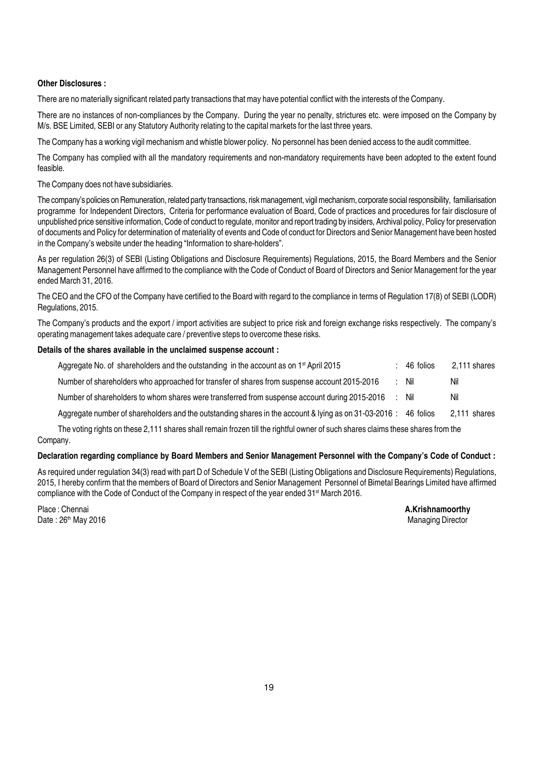**Other Disclosures :**

There are no materially significant related party transactions that may have potential conflict with the interests of the Company.

There are no instances of non-compliances by the Company. During the year no penalty, strictures etc. were imposed on the Company by M/s. BSE Limited, SEBI or any Statutory Authority relating to the capital markets for the last three years.

The Company has a working vigil mechanism and whistle blower policy. No personnel has been denied access to the audit committee.

The Company has complied with all the mandatory requirements and non-mandatory requirements have been adopted to the extent found feasible.

The Company does not have subsidiaries.

The company's policies on Remuneration, related party transactions, risk management, vigil mechanism, corporate social responsibility, familiarisation programme for Independent Directors, Criteria for performance evaluation of Board, Code of practices and procedures for fair disclosure of unpublished price sensitive information, Code of conduct to regulate, monitor and report trading by insiders, Archival policy, Policy for preservation of documents and Policy for determination of materiality of events and Code of conduct for Directors and Senior Management have been hosted in the Company's website under the heading "Information to share-holders".

As per regulation 26(3) of SEBI (Listing Obligations and Disclosure Requirements) Regulations, 2015, the Board Members and the Senior Management Personnel have affirmed to the compliance with the Code of Conduct of Board of Directors and Senior Management for the year ended March 31, 2016.

The CEO and the CFO of the Company have certified to the Board with regard to the compliance in terms of Regulation 17(8) of SEBI (LODR) Regulations, 2015.

The Company's products and the export / import activities are subject to price risk and foreign exchange risks respectively. The company's operating management takes adequate care / preventive steps to overcome these risks.

**Details of the shares available in the unclaimed suspense account :**

| | | | |
|---|---|---|---|
| Aggregate No. of shareholders and the outstanding in the account as on 1st April 2015 | : | 46 folios | 2,111 shares |
| Number of shareholders who approached for transfer of shares from suspense account 2015-2016 | : | Nil | Nil |
| Number of shareholders to whom shares were transferred from suspense account during 2015-2016 | : | Nil | Nil |
| Aggregate number of shareholders and the outstanding shares in the account & lying as on 31-03-2016 | : | 46 folios | 2,111 shares |

The voting rights on these 2,111 shares shall remain frozen till the rightful owner of such shares claims these shares from the Company.

**Declaration regarding compliance by Board Members and Senior Management Personnel with the Company's Code of Conduct :**

As required under regulation 34(3) read with part D of Schedule V of the SEBI (Listing Obligations and Disclosure Requirements) Regulations, 2015, I hereby confirm that the members of Board of Directors and Senior Management Personnel of Bimetal Bearings Limited have affirmed compliance with the Code of Conduct of the Company in respect of the year ended 31st March 2016.

Place : Chennai
Date : 26th May 2016

**A.Krishnamoorthy**
Managing Director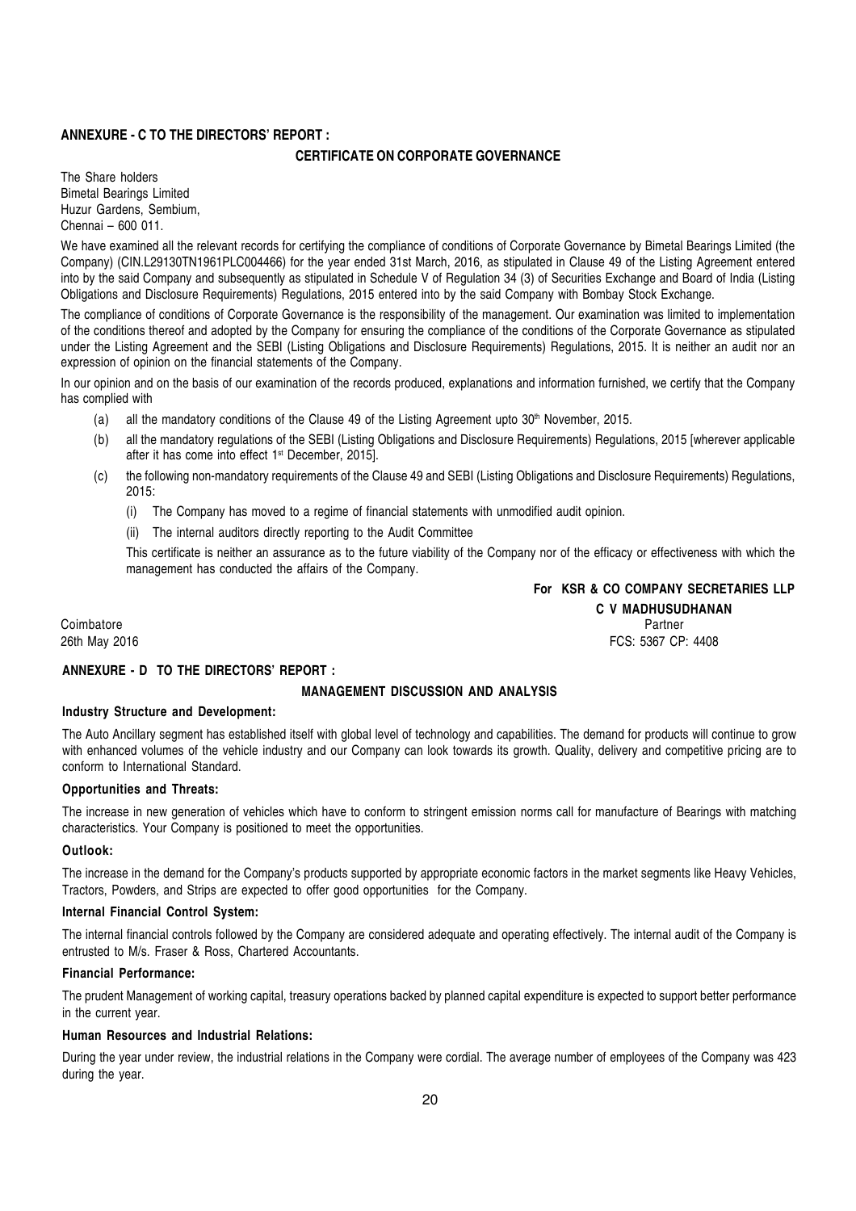## ANNEXURE - C TO THE DIRECTORS' REPORT :

### CERTIFICATE ON CORPORATE GOVERNANCE

The Share holders
Bimetal Bearings Limited
Huzur Gardens, Sembium,
Chennai – 600 011.

We have examined all the relevant records for certifying the compliance of conditions of Corporate Governance by Bimetal Bearings Limited (the Company) (CIN.L29130TN1961PLC004466) for the year ended 31st March, 2016, as stipulated in Clause 49 of the Listing Agreement entered into by the said Company and subsequently as stipulated in Schedule V of Regulation 34 (3) of Securities Exchange and Board of India (Listing Obligations and Disclosure Requirements) Regulations, 2015 entered into by the said Company with Bombay Stock Exchange.

The compliance of conditions of Corporate Governance is the responsibility of the management. Our examination was limited to implementation of the conditions thereof and adopted by the Company for ensuring the compliance of the conditions of the Corporate Governance as stipulated under the Listing Agreement and the SEBI (Listing Obligations and Disclosure Requirements) Regulations, 2015. It is neither an audit nor an expression of opinion on the financial statements of the Company.

In our opinion and on the basis of our examination of the records produced, explanations and information furnished, we certify that the Company has complied with

(a) all the mandatory conditions of the Clause 49 of the Listing Agreement upto 30th November, 2015.

(b) all the mandatory regulations of the SEBI (Listing Obligations and Disclosure Requirements) Regulations, 2015 [wherever applicable after it has come into effect 1st December, 2015].

(c) the following non-mandatory requirements of the Clause 49 and SEBI (Listing Obligations and Disclosure Requirements) Regulations, 2015:

  (i) The Company has moved to a regime of financial statements with unmodified audit opinion.

  (ii) The internal auditors directly reporting to the Audit Committee

This certificate is neither an assurance as to the future viability of the Company nor of the efficacy or effectiveness with which the management has conducted the affairs of the Company.

**For KSR & CO COMPANY SECRETARIES LLP**
**C V MADHUSUDHANAN**
Partner
FCS: 5367 CP: 4408

Coimbatore
26th May 2016

## ANNEXURE - D TO THE DIRECTORS' REPORT :

### MANAGEMENT DISCUSSION AND ANALYSIS

**Industry Structure and Development:**

The Auto Ancillary segment has established itself with global level of technology and capabilities. The demand for products will continue to grow with enhanced volumes of the vehicle industry and our Company can look towards its growth. Quality, delivery and competitive pricing are to conform to International Standard.

**Opportunities and Threats:**

The increase in new generation of vehicles which have to conform to stringent emission norms call for manufacture of Bearings with matching characteristics. Your Company is positioned to meet the opportunities.

**Outlook:**

The increase in the demand for the Company's products supported by appropriate economic factors in the market segments like Heavy Vehicles, Tractors, Powders, and Strips are expected to offer good opportunities for the Company.

**Internal Financial Control System:**

The internal financial controls followed by the Company are considered adequate and operating effectively. The internal audit of the Company is entrusted to M/s. Fraser & Ross, Chartered Accountants.

**Financial Performance:**

The prudent Management of working capital, treasury operations backed by planned capital expenditure is expected to support better performance in the current year.

**Human Resources and Industrial Relations:**

During the year under review, the industrial relations in the Company were cordial. The average number of employees of the Company was 423 during the year.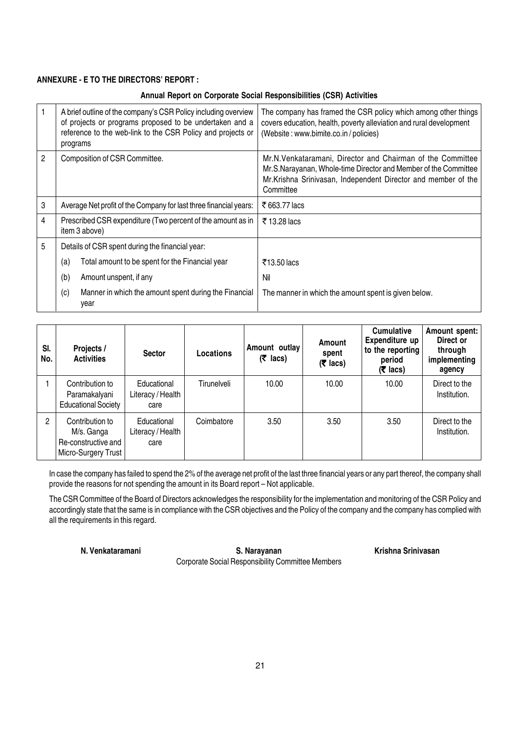**ANNEXURE - E TO THE DIRECTORS' REPORT :**

**Annual Report on Corporate Social Responsibilities (CSR) Activities**

| | | |
|---|---|---|
| 1 | A brief outline of the company's CSR Policy including overview of projects or programs proposed to be undertaken and a reference to the web-link to the CSR Policy and projects or programs | The company has framed the CSR policy which among other things covers education, health, poverty alleviation and rural development (Website : www.bimite.co.in / policies) |
| 2 | Composition of CSR Committee. | Mr.N.Venkataramani, Director and Chairman of the Committee<br>Mr.S.Narayanan, Whole-time Director and Member of the Committee<br>Mr.Krishna Srinivasan, Independent Director and member of the Committee |
| 3 | Average Net profit of the Company for last three financial years: | ₹ 663.77 lacs |
| 4 | Prescribed CSR expenditure (Two percent of the amount as in item 3 above) | ₹ 13.28 lacs |
| 5 | Details of CSR spent during the financial year: | |
| | (a) Total amount to be spent for the Financial year | ₹13.50 lacs |
| | (b) Amount unspent, if any | Nil |
| | (c) Manner in which the amount spent during the Financial year | The manner in which the amount spent is given below. |

| Sl. No. | Projects / Activities | Sector | Locations | Amount outlay (₹ lacs) | Amount spent (₹ lacs) | Cumulative Expenditure up to the reporting period (₹ lacs) | Amount spent: Direct or through implementing agency |
|---|---|---|---|---|---|---|---|
| 1 | Contribution to Paramakalyani Educational Society | Educational Literacy / Health care | Tirunelveli | 10.00 | 10.00 | 10.00 | Direct to the Institution. |
| 2 | Contribution to M/s. Ganga Re-constructive and Micro-Surgery Trust | Educational Literacy / Health care | Coimbatore | 3.50 | 3.50 | 3.50 | Direct to the Institution. |

In case the company has failed to spend the 2% of the average net profit of the last three financial years or any part thereof, the company shall provide the reasons for not spending the amount in its Board report – Not applicable.

The CSR Committee of the Board of Directors acknowledges the responsibility for the implementation and monitoring of the CSR Policy and accordingly state that the same is in compliance with the CSR objectives and the Policy of the company and the company has complied with all the requirements in this regard.

**N. Venkataramani** **S. Narayanan** **Krishna Srinivasan**

Corporate Social Responsibility Committee Members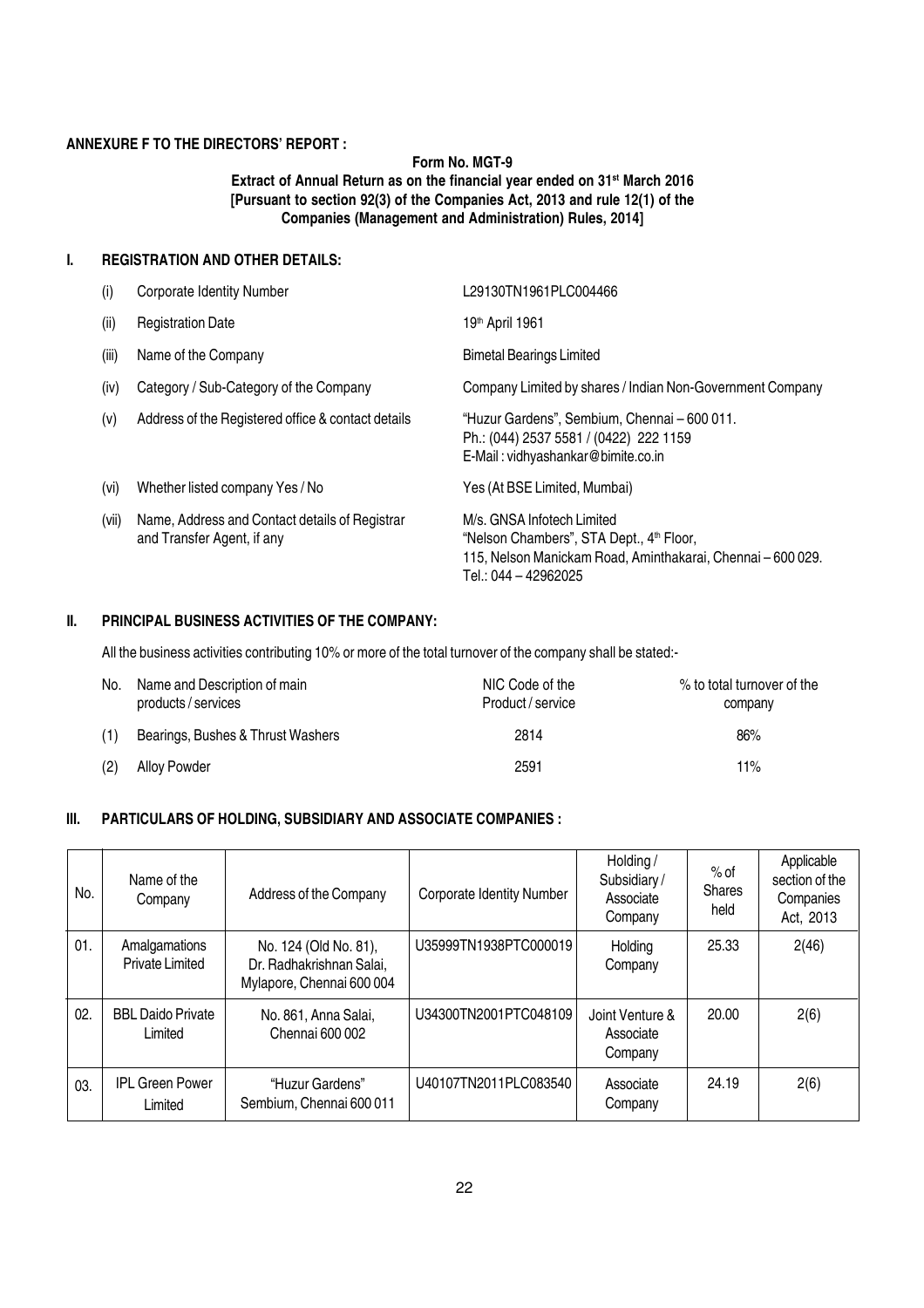**ANNEXURE F TO THE DIRECTORS' REPORT :**

**Form No. MGT-9**

**Extract of Annual Return as on the financial year ended on 31st March 2016**
**[Pursuant to section 92(3) of the Companies Act, 2013 and rule 12(1) of the Companies (Management and Administration) Rules, 2014]**

## I. REGISTRATION AND OTHER DETAILS:

| | | |
|---|---|---|
| (i) | Corporate Identity Number | L29130TN1961PLC004466 |
| (ii) | Registration Date | 19th April 1961 |
| (iii) | Name of the Company | Bimetal Bearings Limited |
| (iv) | Category / Sub-Category of the Company | Company Limited by shares / Indian Non-Government Company |
| (v) | Address of the Registered office & contact details | "Huzur Gardens", Sembium, Chennai – 600 011. Ph.: (044) 2537 5581 / (0422) 222 1159 E-Mail : vidhyashankar@bimite.co.in |
| (vi) | Whether listed company Yes / No | Yes (At BSE Limited, Mumbai) |
| (vii) | Name, Address and Contact details of Registrar and Transfer Agent, if any | M/s. GNSA Infotech Limited "Nelson Chambers", STA Dept., 4th Floor, 115, Nelson Manickam Road, Aminthakarai, Chennai – 600 029. Tel.: 044 – 42962025 |

## II. PRINCIPAL BUSINESS ACTIVITIES OF THE COMPANY:

All the business activities contributing 10% or more of the total turnover of the company shall be stated:-

| No. | Name and Description of main products / services | NIC Code of the Product / service | % to total turnover of the company |
|---|---|---|---|
| (1) | Bearings, Bushes & Thrust Washers | 2814 | 86% |
| (2) | Alloy Powder | 2591 | 11% |

## III. PARTICULARS OF HOLDING, SUBSIDIARY AND ASSOCIATE COMPANIES :

| No. | Name of the Company | Address of the Company | Corporate Identity Number | Holding / Subsidiary / Associate Company | % of Shares held | Applicable section of the Companies Act, 2013 |
|---|---|---|---|---|---|---|
| 01. | Amalgamations Private Limited | No. 124 (Old No. 81), Dr. Radhakrishnan Salai, Mylapore, Chennai 600 004 | U35999TN1938PTC000019 | Holding Company | 25.33 | 2(46) |
| 02. | BBL Daido Private Limited | No. 861, Anna Salai, Chennai 600 002 | U34300TN2001PTC048109 | Joint Venture & Associate Company | 20.00 | 2(6) |
| 03. | IPL Green Power Limited | "Huzur Gardens" Sembium, Chennai 600 011 | U40107TN2011PLC083540 | Associate Company | 24.19 | 2(6) |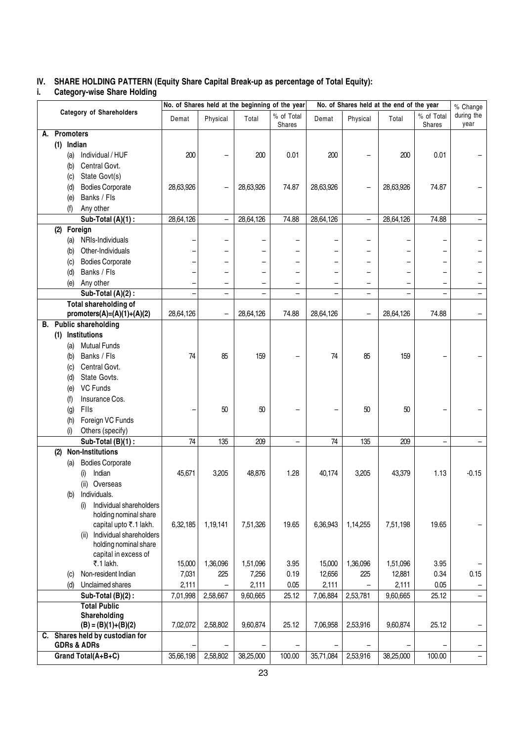## IV. SHARE HOLDING PATTERN (Equity Share Capital Break-up as percentage of Total Equity):

### i. Category-wise Share Holding

| Category of Shareholders | No. of Shares held at the beginning of the year | | | | No. of Shares held at the end of the year | | | | % Change during the year |
|---|---|---|---|---|---|---|---|---|---|
| | Demat | Physical | Total | % of Total Shares | Demat | Physical | Total | % of Total Shares | |
| **A. Promoters** | | | | | | | | | |
| **(1) Indian** | | | | | | | | | |
| (a) Individual / HUF | 200 | – | 200 | 0.01 | 200 | – | 200 | 0.01 | – |
| (b) Central Govt. | | | | | | | | | |
| (c) State Govt(s) | | | | | | | | | |
| (d) Bodies Corporate | 28,63,926 | – | 28,63,926 | 74.87 | 28,63,926 | – | 28,63,926 | 74.87 | – |
| (e) Banks / FIs | | | | | | | | | |
| (f) Any other | | | | | | | | | |
| **Sub-Total (A)(1) :** | 28,64,126 | – | 28,64,126 | 74.88 | 28,64,126 | – | 28,64,126 | 74.88 | – |
| **(2) Foreign** | | | | | | | | | |
| (a) NRIs-Individuals | – | – | – | – | – | – | – | – | – |
| (b) Other-Individuals | – | – | – | – | – | – | – | – | – |
| (c) Bodies Corporate | – | – | – | – | – | – | – | – | – |
| (d) Banks / FIs | – | – | – | – | – | – | – | – | – |
| (e) Any other | – | – | – | – | – | – | – | – | – |
| **Sub-Total (A)(2) :** | – | – | – | – | – | – | – | – | – |
| **Total shareholding of promoters(A)=(A)(1)+(A)(2)** | 28,64,126 | – | 28,64,126 | 74.88 | 28,64,126 | – | 28,64,126 | 74.88 | – |
| **B. Public shareholding** | | | | | | | | | |
| **(1) Institutions** | | | | | | | | | |
| (a) Mutual Funds | | | | | | | | | |
| (b) Banks / FIs | 74 | 85 | 159 | – | 74 | 85 | 159 | – | – |
| (c) Central Govt. | | | | | | | | | |
| (d) State Govts. | | | | | | | | | |
| (e) VC Funds | | | | | | | | | |
| (f) Insurance Cos. | | | | | | | | | |
| (g) FIIs | – | 50 | 50 | – | – | 50 | 50 | – | – |
| (h) Foreign VC Funds | | | | | | | | | |
| (i) Others (specify) | | | | | | | | | |
| **Sub-Total (B)(1) :** | 74 | 135 | 209 | – | 74 | 135 | 209 | – | – |
| **(2) Non-Institutions** | | | | | | | | | |
| (a) Bodies Corporate | | | | | | | | | |
| (i) Indian | 45,671 | 3,205 | 48,876 | 1.28 | 40,174 | 3,205 | 43,379 | 1.13 | -0.15 |
| (ii) Overseas | | | | | | | | | |
| (b) Individuals. | | | | | | | | | |
| (i) Individual shareholders holding nominal share capital upto ₹.1 lakh. | 6,32,185 | 1,19,141 | 7,51,326 | 19.65 | 6,36,943 | 1,14,255 | 7,51,198 | 19.65 | – |
| (ii) Individual shareholders holding nominal share capital in excess of ₹.1 lakh. | 15,000 | 1,36,096 | 1,51,096 | 3.95 | 15,000 | 1,36,096 | 1,51,096 | 3.95 | – |
| (c) Non-resident Indian | 7,031 | 225 | 7,256 | 0.19 | 12,656 | 225 | 12,881 | 0.34 | 0.15 |
| (d) Unclaimed shares | 2,111 | – | 2,111 | 0.05 | 2,111 | – | 2,111 | 0.05 | – |
| **Sub-Total (B)(2) :** | 7,01,998 | 2,58,667 | 9,60,665 | 25.12 | 7,06,884 | 2,53,781 | 9,60,665 | 25.12 | – |
| **Total Public Shareholding (B) = (B)(1)+(B)(2)** | 7,02,072 | 2,58,802 | 9,60,874 | 25.12 | 7,06,958 | 2,53,916 | 9,60,874 | 25.12 | – |
| **C. Shares held by custodian for GDRs & ADRs** | – | – | – | – | – | – | – | – | – |
| **Grand Total(A+B+C)** | 35,66,198 | 2,58,802 | 38,25,000 | 100.00 | 35,71,084 | 2,53,916 | 38,25,000 | 100.00 | – |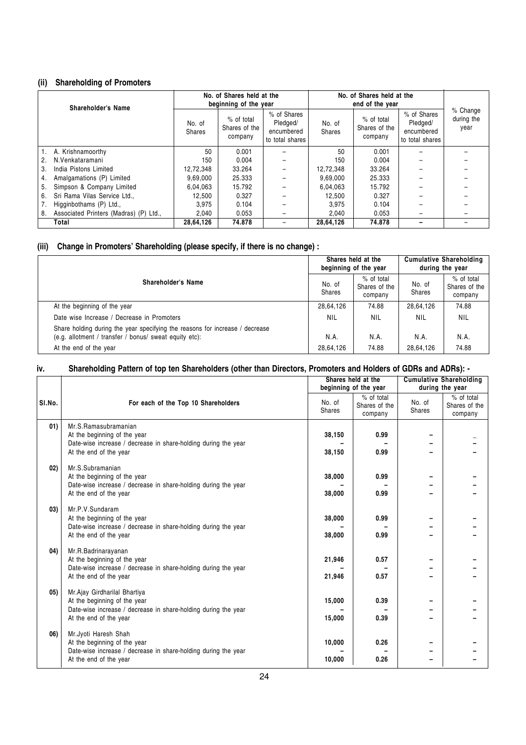### (ii) Shareholding of Promoters

| | Shareholder's Name | No. of Shares held at the beginning of the year | | | No. of Shares held at the end of the year | | | % Change during the year |
|---|---|---|---|---|---|---|---|---|
| | | No. of Shares | % of total Shares of the company | % of Shares Pledged/ encumbered to total shares | No. of Shares | % of total Shares of the company | % of Shares Pledged/ encumbered to total shares | |
| 1. | A. Krishnamoorthy | 50 | 0.001 | – | 50 | 0.001 | – | – |
| 2. | N.Venkataramani | 150 | 0.004 | – | 150 | 0.004 | – | – |
| 3. | India Pistons Limited | 12,72,348 | 33.264 | – | 12,72,348 | 33.264 | – | – |
| 4. | Amalgamations (P) Limited | 9,69,000 | 25.333 | – | 9,69,000 | 25.333 | – | – |
| 5. | Simpson & Company Limited | 6,04,063 | 15.792 | – | 6,04,063 | 15.792 | – | – |
| 6. | Sri Rama Vilas Service Ltd., | 12,500 | 0.327 | – | 12,500 | 0.327 | – | – |
| 7. | Higginbothams (P) Ltd., | 3,975 | 0.104 | – | 3,975 | 0.104 | – | – |
| 8. | Associated Printers (Madras) (P) Ltd., | 2,040 | 0.053 | – | 2,040 | 0.053 | – | – |
| | **Total** | **28,64,126** | **74.878** | – | **28,64,126** | **74.878** | – | – |

### (iii) Change in Promoters' Shareholding (please specify, if there is no change) :

| Shareholder's Name | Shares held at the beginning of the year | | Cumulative Shareholding during the year | |
|---|---|---|---|---|
| | No. of Shares | % of total Shares of the company | No. of Shares | % of total Shares of the company |
| At the beginning of the year | 28,64,126 | 74.88 | 28,64,126 | 74.88 |
| Date wise Increase / Decrease in Promoters | NIL | NIL | NIL | NIL |
| Share holding during the year specifying the reasons for increase / decrease (e.g. allotment / transfer / bonus/ sweat equity etc): | N.A. | N.A. | N.A. | N.A. |
| At the end of the year | 28,64,126 | 74.88 | 28,64,126 | 74.88 |

### iv. Shareholding Pattern of top ten Shareholders (other than Directors, Promoters and Holders of GDRs and ADRs): -

| Sl.No. | For each of the Top 10 Shareholders | Shares held at the beginning of the year | | Cumulative Shareholding during the year | |
|---|---|---|---|---|---|
| | | No. of Shares | % of total Shares of the company | No. of Shares | % of total Shares of the company |
| 01) | Mr.S.Ramasubramanian | | | | |
| | At the beginning of the year | **38,150** | **0.99** | – | – |
| | Date-wise increase / decrease in share-holding during the year | – | – | – | – |
| | At the end of the year | **38,150** | **0.99** | – | – |
| 02) | Mr.S.Subramanian | | | | |
| | At the beginning of the year | **38,000** | **0.99** | – | – |
| | Date-wise increase / decrease in share-holding during the year | – | – | – | – |
| | At the end of the year | **38,000** | **0.99** | – | – |
| 03) | Mr.P.V.Sundaram | | | | |
| | At the beginning of the year | **38,000** | **0.99** | – | – |
| | Date-wise increase / decrease in share-holding during the year | – | – | – | – |
| | At the end of the year | **38,000** | **0.99** | – | – |
| 04) | Mr.R.Badrinarayanan | | | | |
| | At the beginning of the year | **21,946** | **0.57** | – | – |
| | Date-wise increase / decrease in share-holding during the year | – | – | – | – |
| | At the end of the year | **21,946** | **0.57** | – | – |
| 05) | Mr.Ajay Girdharilal Bhartiya | | | | |
| | At the beginning of the year | **15,000** | **0.39** | – | – |
| | Date-wise increase / decrease in share-holding during the year | – | – | – | – |
| | At the end of the year | **15,000** | **0.39** | – | – |
| 06) | Mr.Jyoti Haresh Shah | | | | |
| | At the beginning of the year | **10,000** | **0.26** | – | – |
| | Date-wise increase / decrease in share-holding during the year | – | – | – | – |
| | At the end of the year | **10,000** | **0.26** | – | – |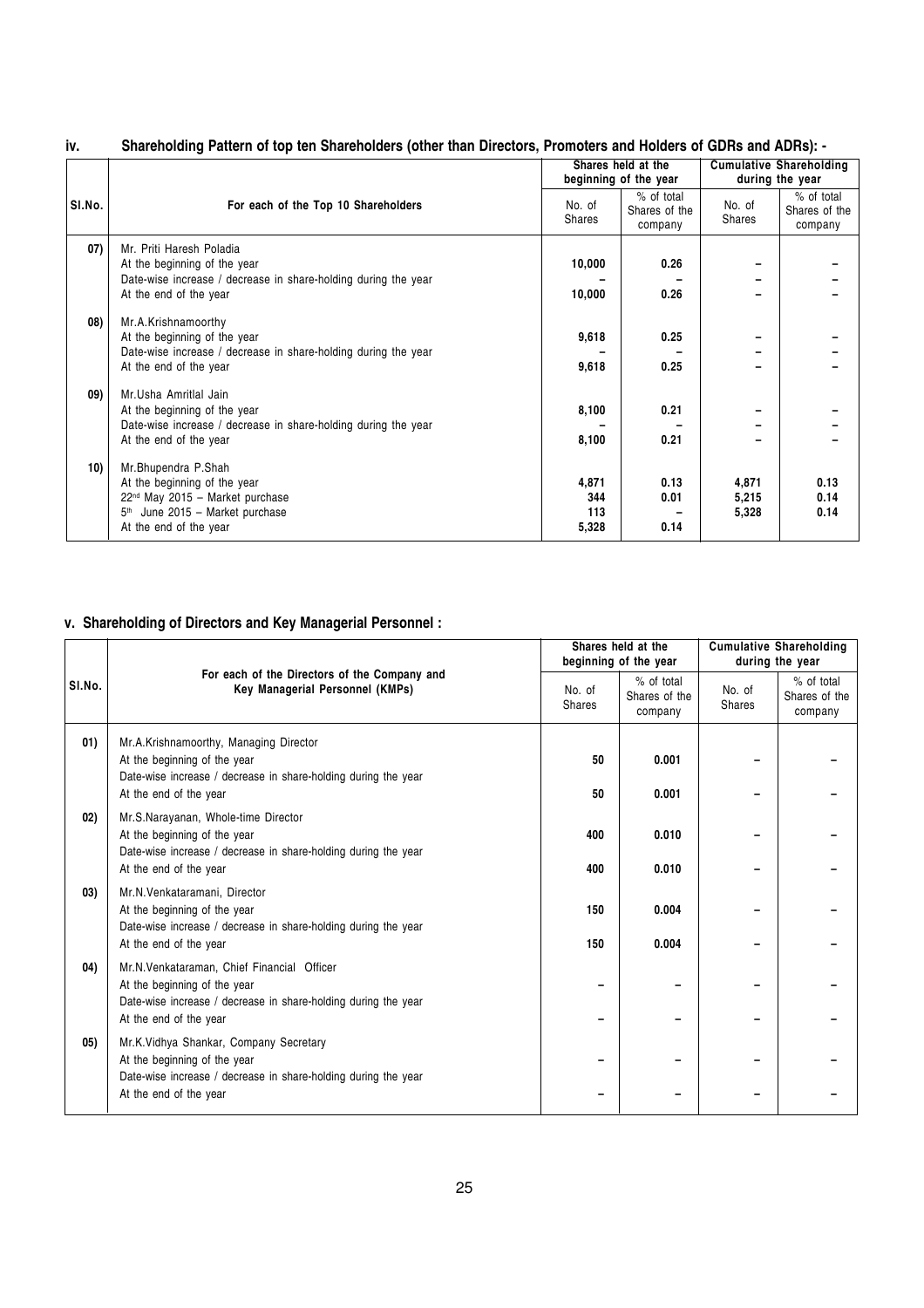### iv. Shareholding Pattern of top ten Shareholders (other than Directors, Promoters and Holders of GDRs and ADRs): -

| Sl.No. | For each of the Top 10 Shareholders | Shares held at the beginning of the year | | Cumulative Shareholding during the year | |
|---|---|---|---|---|---|
| | | No. of Shares | % of total Shares of the company | No. of Shares | % of total Shares of the company |
| 07) | Mr. Priti Haresh Poladia | | | | |
| | At the beginning of the year | **10,000** | **0.26** | – | – |
| | Date-wise increase / decrease in share-holding during the year | – | – | – | – |
| | At the end of the year | **10,000** | **0.26** | – | – |
| 08) | Mr.A.Krishnamoorthy | | | | |
| | At the beginning of the year | **9,618** | **0.25** | – | – |
| | Date-wise increase / decrease in share-holding during the year | – | – | – | – |
| | At the end of the year | **9,618** | **0.25** | – | – |
| 09) | Mr.Usha Amritlal Jain | | | | |
| | At the beginning of the year | **8,100** | **0.21** | – | – |
| | Date-wise increase / decrease in share-holding during the year | – | – | – | – |
| | At the end of the year | **8,100** | **0.21** | – | – |
| 10) | Mr.Bhupendra P.Shah | | | | |
| | At the beginning of the year | **4,871** | **0.13** | **4,871** | **0.13** |
| | 22nd May 2015 – Market purchase | **344** | **0.01** | **5,215** | **0.14** |
| | 5th June 2015 – Market purchase | **113** | – | **5,328** | **0.14** |
| | At the end of the year | **5,328** | **0.14** | | |

### v. Shareholding of Directors and Key Managerial Personnel :

| Sl.No. | For each of the Directors of the Company and Key Managerial Personnel (KMPs) | Shares held at the beginning of the year | | Cumulative Shareholding during the year | |
|---|---|---|---|---|---|
| | | No. of Shares | % of total Shares of the company | No. of Shares | % of total Shares of the company |
| 01) | Mr.A.Krishnamoorthy, Managing Director | | | | |
| | At the beginning of the year | **50** | **0.001** | – | – |
| | Date-wise increase / decrease in share-holding during the year | | | | |
| | At the end of the year | **50** | **0.001** | – | – |
| 02) | Mr.S.Narayanan, Whole-time Director | | | | |
| | At the beginning of the year | **400** | **0.010** | – | – |
| | Date-wise increase / decrease in share-holding during the year | | | | |
| | At the end of the year | **400** | **0.010** | – | – |
| 03) | Mr.N.Venkataramani, Director | | | | |
| | At the beginning of the year | **150** | **0.004** | – | – |
| | Date-wise increase / decrease in share-holding during the year | | | | |
| | At the end of the year | **150** | **0.004** | – | – |
| 04) | Mr.N.Venkataraman, Chief Financial Officer | | | | |
| | At the beginning of the year | – | – | – | – |
| | Date-wise increase / decrease in share-holding during the year | | | | |
| | At the end of the year | – | – | – | – |
| 05) | Mr.K.Vidhya Shankar, Company Secretary | | | | |
| | At the beginning of the year | – | – | – | – |
| | Date-wise increase / decrease in share-holding during the year | | | | |
| | At the end of the year | – | – | – | – |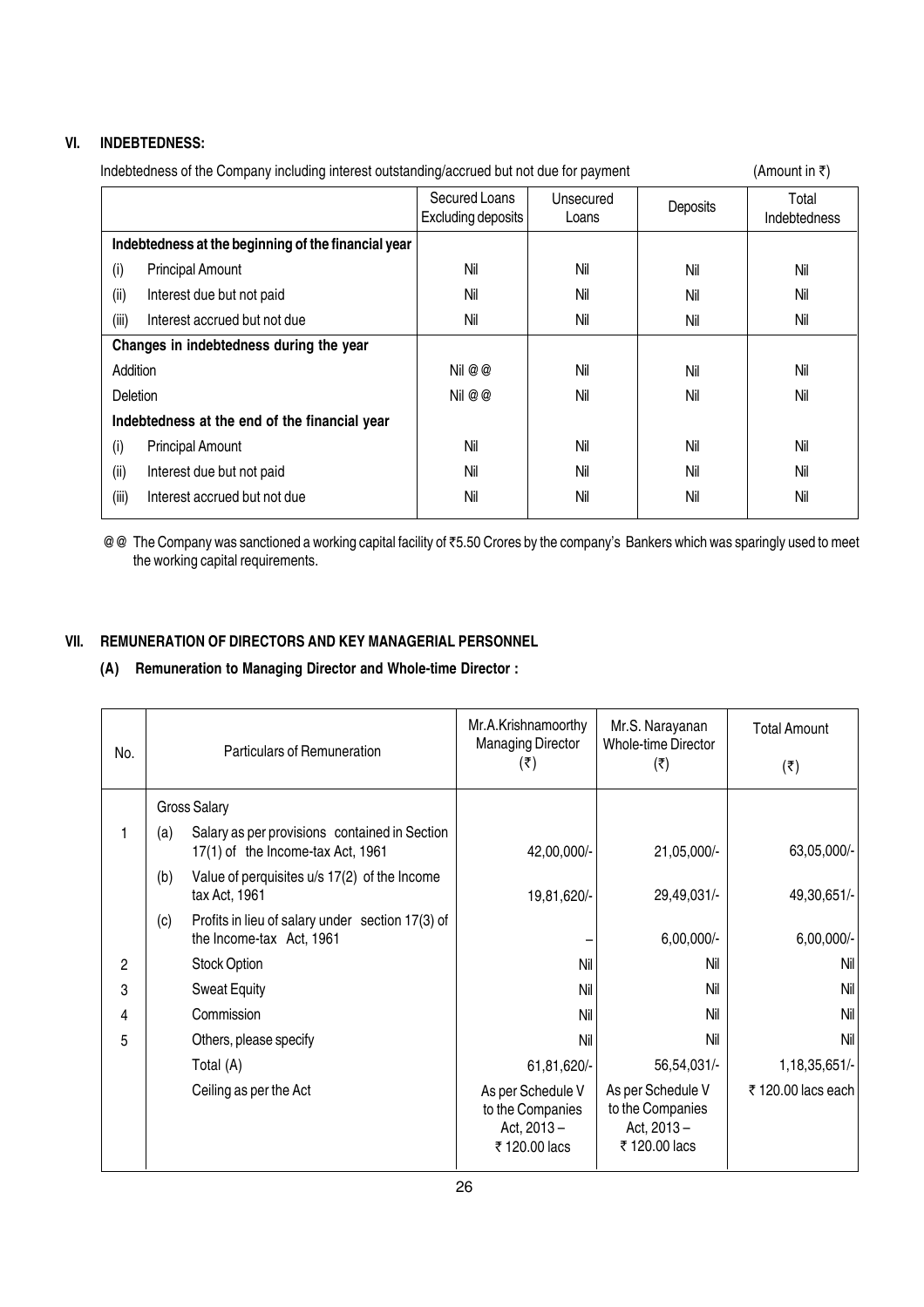## VI. INDEBTEDNESS:

Indebtedness of the Company including interest outstanding/accrued but not due for payment (Amount in ₹)

| | Secured Loans Excluding deposits | Unsecured Loans | Deposits | Total Indebtedness |
|---|---|---|---|---|
| **Indebtedness at the beginning of the financial year** | | | | |
| (i) Principal Amount | Nil | Nil | Nil | Nil |
| (ii) Interest due but not paid | Nil | Nil | Nil | Nil |
| (iii) Interest accrued but not due | Nil | Nil | Nil | Nil |
| **Changes in indebtedness during the year** | | | | |
| Addition | Nil @@ | Nil | Nil | Nil |
| Deletion | Nil @@ | Nil | Nil | Nil |
| **Indebtedness at the end of the financial year** | | | | |
| (i) Principal Amount | Nil | Nil | Nil | Nil |
| (ii) Interest due but not paid | Nil | Nil | Nil | Nil |
| (iii) Interest accrued but not due | Nil | Nil | Nil | Nil |

@@ The Company was sanctioned a working capital facility of ₹5.50 Crores by the company's Bankers which was sparingly used to meet the working capital requirements.

## VII. REMUNERATION OF DIRECTORS AND KEY MANAGERIAL PERSONNEL

### (A) Remuneration to Managing Director and Whole-time Director :

| No. | | Particulars of Remuneration | Mr.A.Krishnamoorthy Managing Director (₹) | Mr.S. Narayanan Whole-time Director (₹) | Total Amount (₹) |
|---|---|---|---|---|---|
| | | Gross Salary | | | |
| 1 | (a) | Salary as per provisions contained in Section 17(1) of the Income-tax Act, 1961 | 42,00,000/- | 21,05,000/- | 63,05,000/- |
| | (b) | Value of perquisites u/s 17(2) of the Income tax Act, 1961 | 19,81,620/- | 29,49,031/- | 49,30,651/- |
| | (c) | Profits in lieu of salary under section 17(3) of the Income-tax Act, 1961 | – | 6,00,000/- | 6,00,000/- |
| 2 | | Stock Option | Nil | Nil | Nil |
| 3 | | Sweat Equity | Nil | Nil | Nil |
| 4 | | Commission | Nil | Nil | Nil |
| 5 | | Others, please specify | Nil | Nil | Nil |
| | | Total (A) | 61,81,620/- | 56,54,031/- | 1,18,35,651/- |
| | | Ceiling as per the Act | As per Schedule V to the Companies Act, 2013 – ₹ 120.00 lacs | As per Schedule V to the Companies Act, 2013 – ₹ 120.00 lacs | ₹ 120.00 lacs each |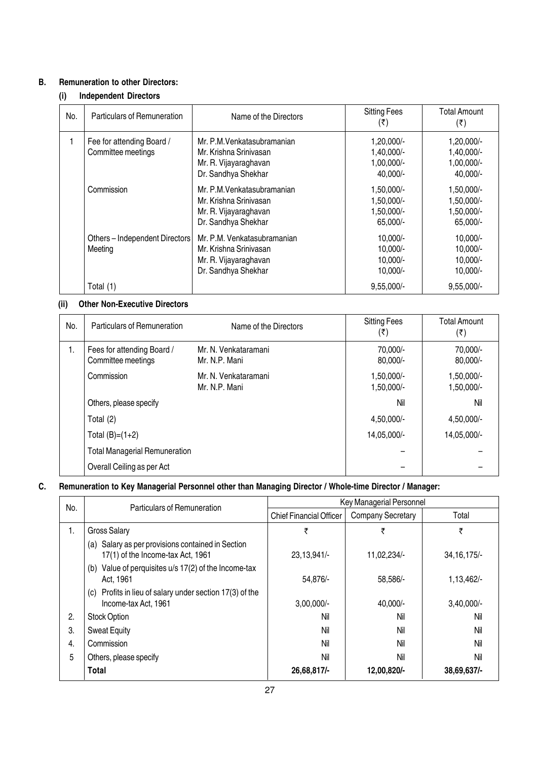## B. Remuneration to other Directors:

### (i) Independent Directors

| No. | Particulars of Remuneration | Name of the Directors | Sitting Fees (₹) | Total Amount (₹) |
|---|---|---|---|---|
| 1 | Fee for attending Board / Committee meetings | Mr. P.M.Venkatasubramanian<br>Mr. Krishna Srinivasan<br>Mr. R. Vijayaraghavan<br>Dr. Sandhya Shekhar | 1,20,000/-<br>1,40,000/-<br>1,00,000/-<br>40,000/- | 1,20,000/-<br>1,40,000/-<br>1,00,000/-<br>40,000/- |
| | Commission | Mr. P.M.Venkatasubramanian<br>Mr. Krishna Srinivasan<br>Mr. R. Vijayaraghavan<br>Dr. Sandhya Shekhar | 1,50,000/-<br>1,50,000/-<br>1,50,000/-<br>65,000/- | 1,50,000/-<br>1,50,000/-<br>1,50,000/-<br>65,000/- |
| | Others – Independent Directors Meeting | Mr. P.M. Venkatasubramanian<br>Mr. Krishna Srinivasan<br>Mr. R. Vijayaraghavan<br>Dr. Sandhya Shekhar | 10,000/-<br>10,000/-<br>10,000/-<br>10,000/- | 10,000/-<br>10,000/-<br>10,000/-<br>10,000/- |
| | Total (1) | | 9,55,000/- | 9,55,000/- |

### (ii) Other Non-Executive Directors

| No. | Particulars of Remuneration | Name of the Directors | Sitting Fees (₹) | Total Amount (₹) |
|---|---|---|---|---|
| 1. | Fees for attending Board / Committee meetings | Mr. N. Venkataramani<br>Mr. N.P. Mani | 70,000/-<br>80,000/- | 70,000/-<br>80,000/- |
| | Commission | Mr. N. Venkataramani<br>Mr. N.P. Mani | 1,50,000/-<br>1,50,000/- | 1,50,000/-<br>1,50,000/- |
| | Others, please specify | | Nil | Nil |
| | Total (2) | | 4,50,000/- | 4,50,000/- |
| | Total (B)=(1+2) | | 14,05,000/- | 14,05,000/- |
| | Total Managerial Remuneration | | – | – |
| | Overall Ceiling as per Act | | – | – |

## C. Remuneration to Key Managerial Personnel other than Managing Director / Whole-time Director / Manager:

| No. | Particulars of Remuneration | Key Managerial Personnel | | |
|---|---|---|---|---|
| | | Chief Financial Officer | Company Secretary | Total |
| 1. | Gross Salary | ₹ | ₹ | ₹ |
| | (a) Salary as per provisions contained in Section 17(1) of the Income-tax Act, 1961 | 23,13,941/- | 11,02,234/- | 34,16,175/- |
| | (b) Value of perquisites u/s 17(2) of the Income-tax Act, 1961 | 54,876/- | 58,586/- | 1,13,462/- |
| | (c) Profits in lieu of salary under section 17(3) of the Income-tax Act, 1961 | 3,00,000/- | 40,000/- | 3,40,000/- |
| 2. | Stock Option | Nil | Nil | Nil |
| 3. | Sweat Equity | Nil | Nil | Nil |
| 4. | Commission | Nil | Nil | Nil |
| 5 | Others, please specify | Nil | Nil | Nil |
| | **Total** | **26,68,817/-** | **12,00,820/-** | **38,69,637/-** |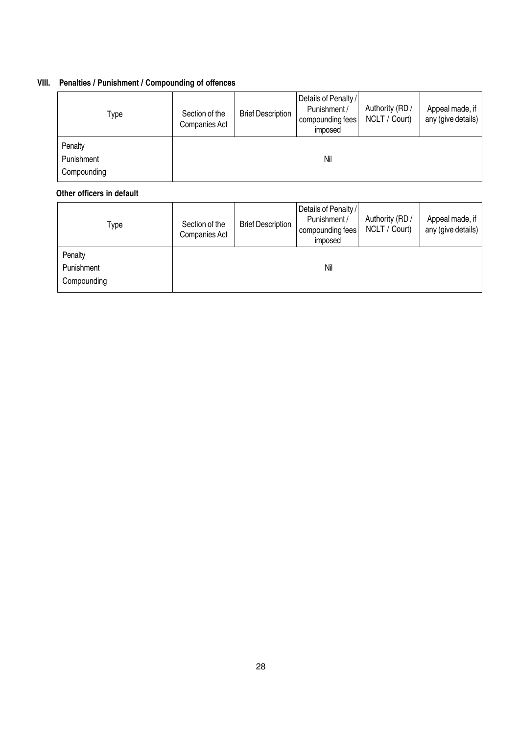### VIII. Penalties / Punishment / Compounding of offences

| Type | Section of the Companies Act | Brief Description | Details of Penalty / Punishment / compounding fees imposed | Authority (RD / NCLT / Court) | Appeal made, if any (give details) |
|---|---|---|---|---|---|
| Penalty<br>Punishment<br>Compounding | | | Nil | | |

**Other officers in default**

| Type | Section of the Companies Act | Brief Description | Details of Penalty / Punishment / compounding fees imposed | Authority (RD / NCLT / Court) | Appeal made, if any (give details) |
|---|---|---|---|---|---|
| Penalty<br>Punishment<br>Compounding | | | Nil | | |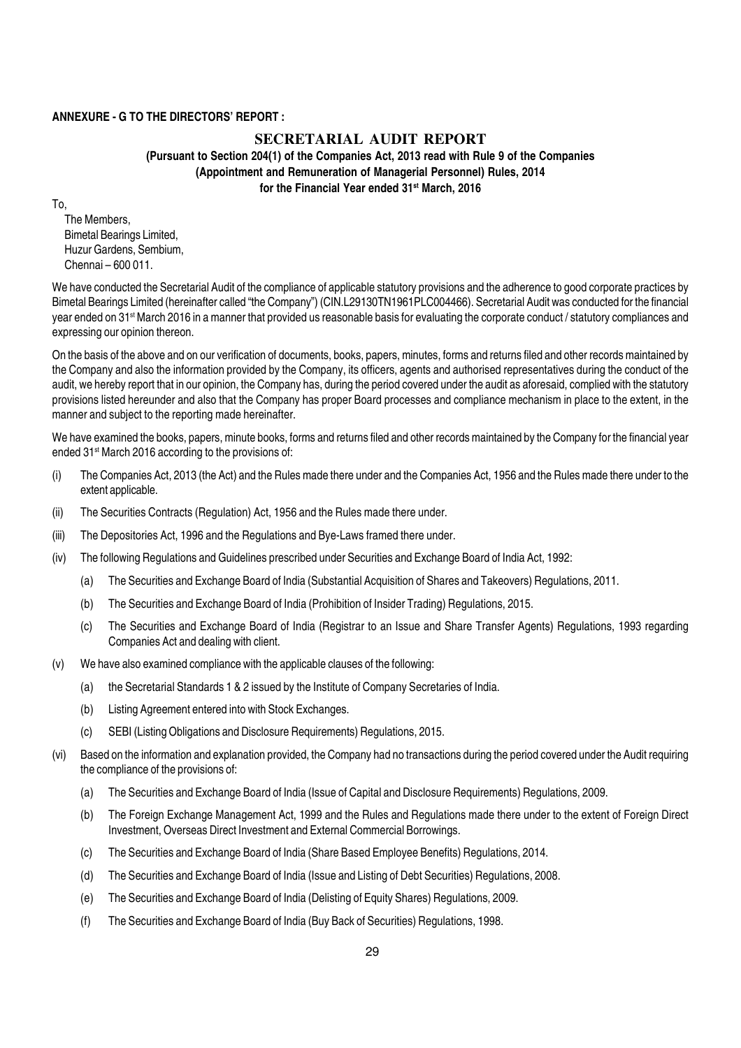**ANNEXURE - G TO THE DIRECTORS' REPORT :**

# SECRETARIAL AUDIT REPORT

**(Pursuant to Section 204(1) of the Companies Act, 2013 read with Rule 9 of the Companies (Appointment and Remuneration of Managerial Personnel) Rules, 2014 for the Financial Year ended 31st March, 2016**

To,

The Members,
Bimetal Bearings Limited,
Huzur Gardens, Sembium,
Chennai – 600 011.

We have conducted the Secretarial Audit of the compliance of applicable statutory provisions and the adherence to good corporate practices by Bimetal Bearings Limited (hereinafter called "the Company") (CIN.L29130TN1961PLC004466). Secretarial Audit was conducted for the financial year ended on 31st March 2016 in a manner that provided us reasonable basis for evaluating the corporate conduct / statutory compliances and expressing our opinion thereon.

On the basis of the above and on our verification of documents, books, papers, minutes, forms and returns filed and other records maintained by the Company and also the information provided by the Company, its officers, agents and authorised representatives during the conduct of the audit, we hereby report that in our opinion, the Company has, during the period covered under the audit as aforesaid, complied with the statutory provisions listed hereunder and also that the Company has proper Board processes and compliance mechanism in place to the extent, in the manner and subject to the reporting made hereinafter.

We have examined the books, papers, minute books, forms and returns filed and other records maintained by the Company for the financial year ended 31st March 2016 according to the provisions of:

(i) The Companies Act, 2013 (the Act) and the Rules made there under and the Companies Act, 1956 and the Rules made there under to the extent applicable.

(ii) The Securities Contracts (Regulation) Act, 1956 and the Rules made there under.

(iii) The Depositories Act, 1996 and the Regulations and Bye-Laws framed there under.

(iv) The following Regulations and Guidelines prescribed under Securities and Exchange Board of India Act, 1992:

   (a) The Securities and Exchange Board of India (Substantial Acquisition of Shares and Takeovers) Regulations, 2011.

   (b) The Securities and Exchange Board of India (Prohibition of Insider Trading) Regulations, 2015.

   (c) The Securities and Exchange Board of India (Registrar to an Issue and Share Transfer Agents) Regulations, 1993 regarding Companies Act and dealing with client.

(v) We have also examined compliance with the applicable clauses of the following:

   (a) the Secretarial Standards 1 & 2 issued by the Institute of Company Secretaries of India.

   (b) Listing Agreement entered into with Stock Exchanges.

   (c) SEBI (Listing Obligations and Disclosure Requirements) Regulations, 2015.

(vi) Based on the information and explanation provided, the Company had no transactions during the period covered under the Audit requiring the compliance of the provisions of:

   (a) The Securities and Exchange Board of India (Issue of Capital and Disclosure Requirements) Regulations, 2009.

   (b) The Foreign Exchange Management Act, 1999 and the Rules and Regulations made there under to the extent of Foreign Direct Investment, Overseas Direct Investment and External Commercial Borrowings.

   (c) The Securities and Exchange Board of India (Share Based Employee Benefits) Regulations, 2014.

   (d) The Securities and Exchange Board of India (Issue and Listing of Debt Securities) Regulations, 2008.

   (e) The Securities and Exchange Board of India (Delisting of Equity Shares) Regulations, 2009.

   (f) The Securities and Exchange Board of India (Buy Back of Securities) Regulations, 1998.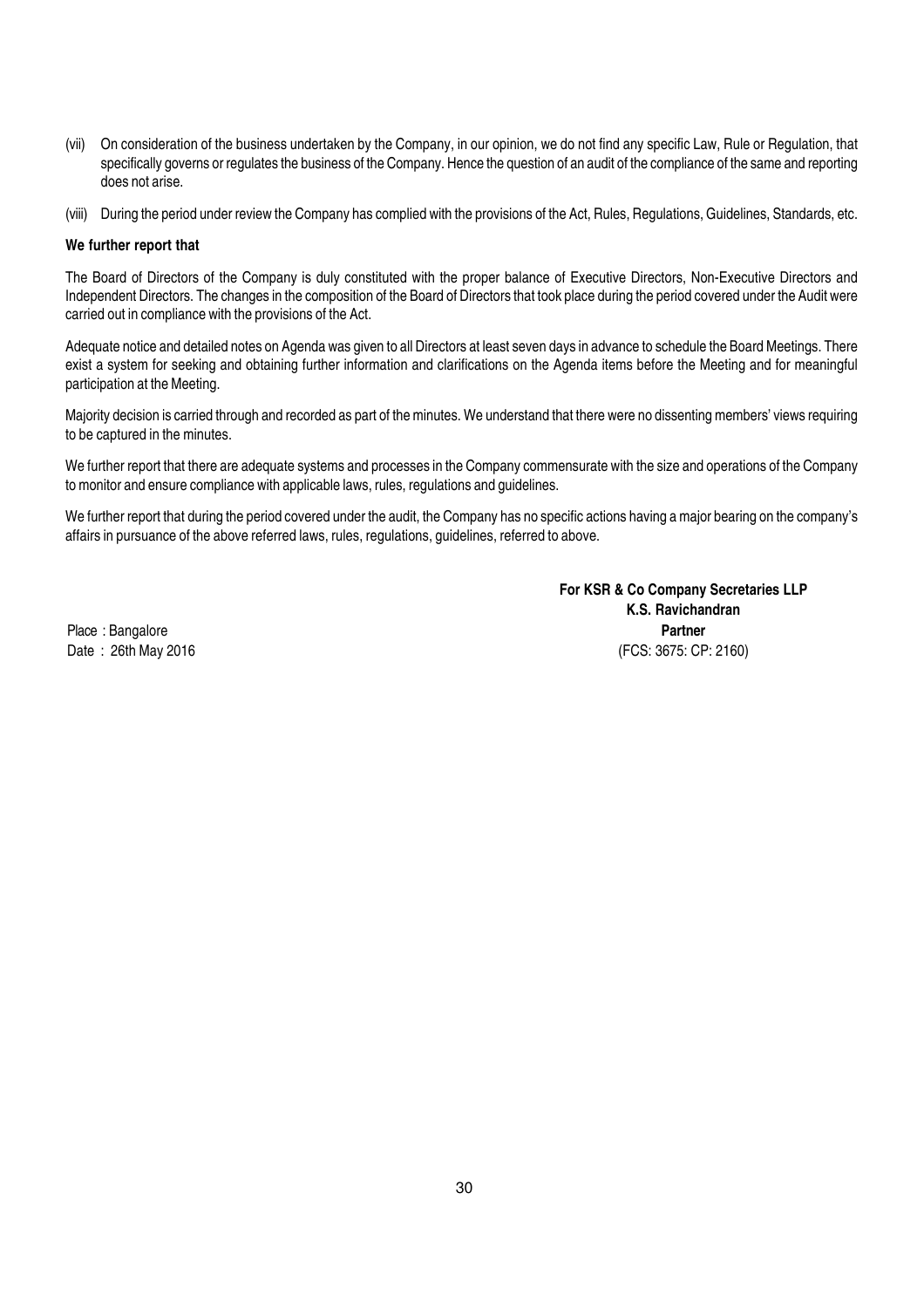(vii) On consideration of the business undertaken by the Company, in our opinion, we do not find any specific Law, Rule or Regulation, that specifically governs or regulates the business of the Company. Hence the question of an audit of the compliance of the same and reporting does not arise.

(viii) During the period under review the Company has complied with the provisions of the Act, Rules, Regulations, Guidelines, Standards, etc.

**We further report that**

The Board of Directors of the Company is duly constituted with the proper balance of Executive Directors, Non-Executive Directors and Independent Directors. The changes in the composition of the Board of Directors that took place during the period covered under the Audit were carried out in compliance with the provisions of the Act.

Adequate notice and detailed notes on Agenda was given to all Directors at least seven days in advance to schedule the Board Meetings. There exist a system for seeking and obtaining further information and clarifications on the Agenda items before the Meeting and for meaningful participation at the Meeting.

Majority decision is carried through and recorded as part of the minutes. We understand that there were no dissenting members' views requiring to be captured in the minutes.

We further report that there are adequate systems and processes in the Company commensurate with the size and operations of the Company to monitor and ensure compliance with applicable laws, rules, regulations and guidelines.

We further report that during the period covered under the audit, the Company has no specific actions having a major bearing on the company's affairs in pursuance of the above referred laws, rules, regulations, guidelines, referred to above.

**For KSR & Co Company Secretaries LLP**
**K.S. Ravichandran**
**Partner**
(FCS: 3675: CP: 2160)

Place : Bangalore
Date : 26th May 2016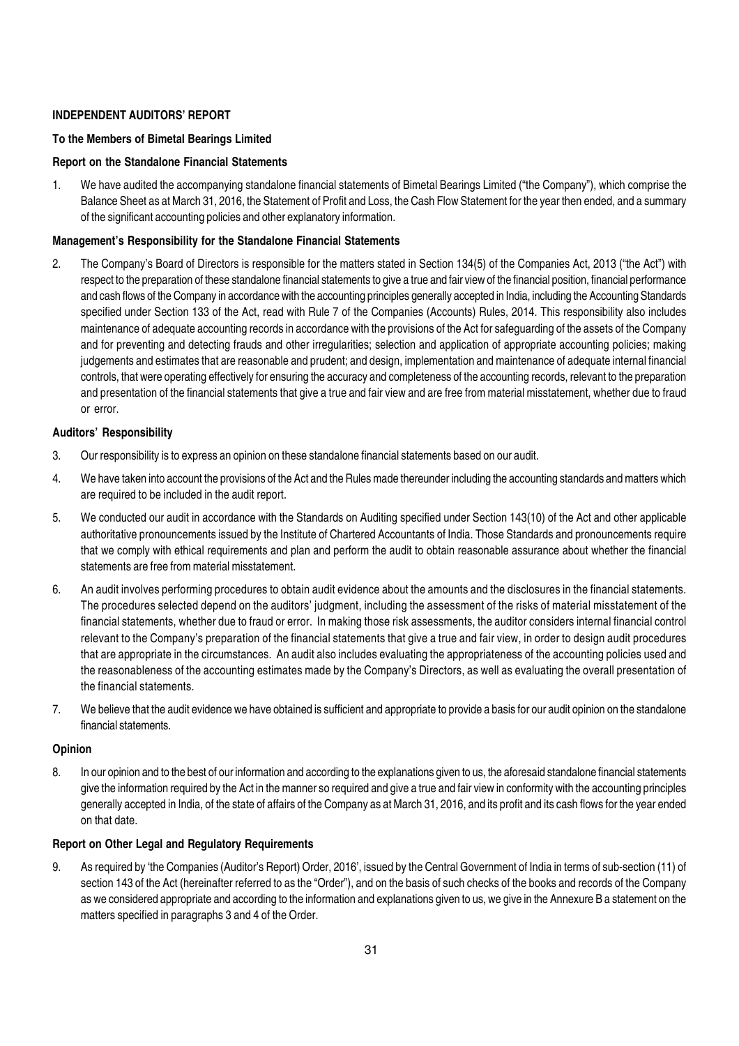**INDEPENDENT AUDITORS' REPORT**

**To the Members of Bimetal Bearings Limited**

**Report on the Standalone Financial Statements**

1. We have audited the accompanying standalone financial statements of Bimetal Bearings Limited ("the Company"), which comprise the Balance Sheet as at March 31, 2016, the Statement of Profit and Loss, the Cash Flow Statement for the year then ended, and a summary of the significant accounting policies and other explanatory information.

**Management's Responsibility for the Standalone Financial Statements**

2. The Company's Board of Directors is responsible for the matters stated in Section 134(5) of the Companies Act, 2013 ("the Act") with respect to the preparation of these standalone financial statements to give a true and fair view of the financial position, financial performance and cash flows of the Company in accordance with the accounting principles generally accepted in India, including the Accounting Standards specified under Section 133 of the Act, read with Rule 7 of the Companies (Accounts) Rules, 2014. This responsibility also includes maintenance of adequate accounting records in accordance with the provisions of the Act for safeguarding of the assets of the Company and for preventing and detecting frauds and other irregularities; selection and application of appropriate accounting policies; making judgements and estimates that are reasonable and prudent; and design, implementation and maintenance of adequate internal financial controls, that were operating effectively for ensuring the accuracy and completeness of the accounting records, relevant to the preparation and presentation of the financial statements that give a true and fair view and are free from material misstatement, whether due to fraud or error.

**Auditors' Responsibility**

3. Our responsibility is to express an opinion on these standalone financial statements based on our audit.

4. We have taken into account the provisions of the Act and the Rules made thereunder including the accounting standards and matters which are required to be included in the audit report.

5. We conducted our audit in accordance with the Standards on Auditing specified under Section 143(10) of the Act and other applicable authoritative pronouncements issued by the Institute of Chartered Accountants of India. Those Standards and pronouncements require that we comply with ethical requirements and plan and perform the audit to obtain reasonable assurance about whether the financial statements are free from material misstatement.

6. An audit involves performing procedures to obtain audit evidence about the amounts and the disclosures in the financial statements. The procedures selected depend on the auditors' judgment, including the assessment of the risks of material misstatement of the financial statements, whether due to fraud or error. In making those risk assessments, the auditor considers internal financial control relevant to the Company's preparation of the financial statements that give a true and fair view, in order to design audit procedures that are appropriate in the circumstances. An audit also includes evaluating the appropriateness of the accounting policies used and the reasonableness of the accounting estimates made by the Company's Directors, as well as evaluating the overall presentation of the financial statements.

7. We believe that the audit evidence we have obtained is sufficient and appropriate to provide a basis for our audit opinion on the standalone financial statements.

**Opinion**

8. In our opinion and to the best of our information and according to the explanations given to us, the aforesaid standalone financial statements give the information required by the Act in the manner so required and give a true and fair view in conformity with the accounting principles generally accepted in India, of the state of affairs of the Company as at March 31, 2016, and its profit and its cash flows for the year ended on that date.

**Report on Other Legal and Regulatory Requirements**

9. As required by 'the Companies (Auditor's Report) Order, 2016', issued by the Central Government of India in terms of sub-section (11) of section 143 of the Act (hereinafter referred to as the "Order"), and on the basis of such checks of the books and records of the Company as we considered appropriate and according to the information and explanations given to us, we give in the Annexure B a statement on the matters specified in paragraphs 3 and 4 of the Order.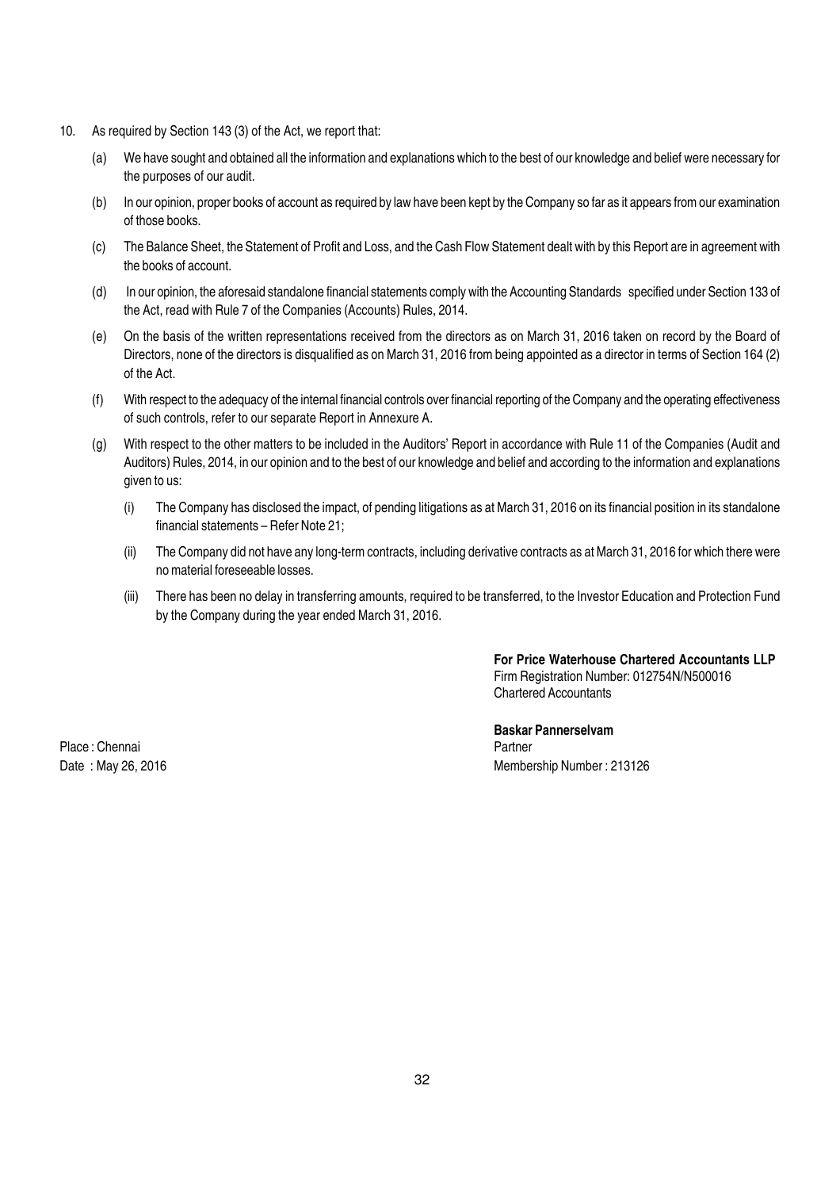10. As required by Section 143 (3) of the Act, we report that:

    (a) We have sought and obtained all the information and explanations which to the best of our knowledge and belief were necessary for the purposes of our audit.

    (b) In our opinion, proper books of account as required by law have been kept by the Company so far as it appears from our examination of those books.

    (c) The Balance Sheet, the Statement of Profit and Loss, and the Cash Flow Statement dealt with by this Report are in agreement with the books of account.

    (d) In our opinion, the aforesaid standalone financial statements comply with the Accounting Standards specified under Section 133 of the Act, read with Rule 7 of the Companies (Accounts) Rules, 2014.

    (e) On the basis of the written representations received from the directors as on March 31, 2016 taken on record by the Board of Directors, none of the directors is disqualified as on March 31, 2016 from being appointed as a director in terms of Section 164 (2) of the Act.

    (f) With respect to the adequacy of the internal financial controls over financial reporting of the Company and the operating effectiveness of such controls, refer to our separate Report in Annexure A.

    (g) With respect to the other matters to be included in the Auditors' Report in accordance with Rule 11 of the Companies (Audit and Auditors) Rules, 2014, in our opinion and to the best of our knowledge and belief and according to the information and explanations given to us:

        (i) The Company has disclosed the impact, of pending litigations as at March 31, 2016 on its financial position in its standalone financial statements – Refer Note 21;

        (ii) The Company did not have any long-term contracts, including derivative contracts as at March 31, 2016 for which there were no material foreseeable losses.

        (iii) There has been no delay in transferring amounts, required to be transferred, to the Investor Education and Protection Fund by the Company during the year ended March 31, 2016.

**For Price Waterhouse Chartered Accountants LLP**
Firm Registration Number: 012754N/N500016
Chartered Accountants

**Baskar Pannerselvam**
Partner
Membership Number : 213126

Place : Chennai
Date : May 26, 2016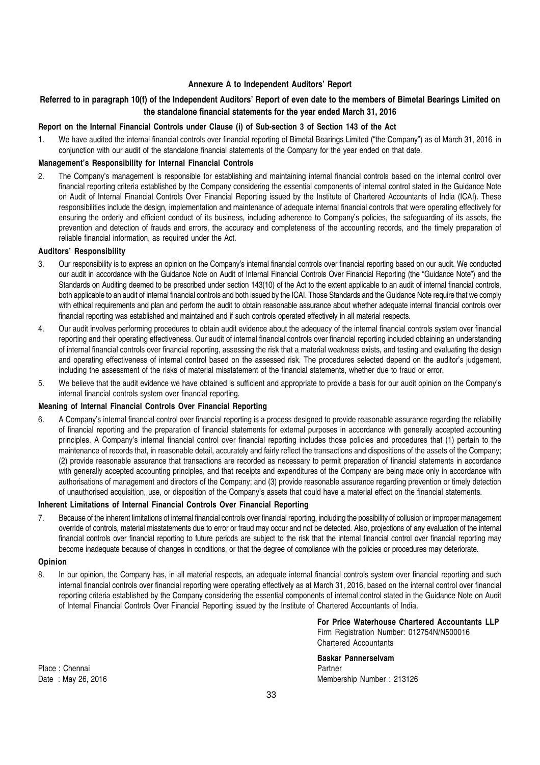## Annexure A to Independent Auditors' Report

### Referred to in paragraph 10(f) of the Independent Auditors' Report of even date to the members of Bimetal Bearings Limited on the standalone financial statements for the year ended March 31, 2016

**Report on the Internal Financial Controls under Clause (i) of Sub-section 3 of Section 143 of the Act**

1. We have audited the internal financial controls over financial reporting of Bimetal Bearings Limited ("the Company") as of March 31, 2016 in conjunction with our audit of the standalone financial statements of the Company for the year ended on that date.

**Management's Responsibility for Internal Financial Controls**

2. The Company's management is responsible for establishing and maintaining internal financial controls based on the internal control over financial reporting criteria established by the Company considering the essential components of internal control stated in the Guidance Note on Audit of Internal Financial Controls Over Financial Reporting issued by the Institute of Chartered Accountants of India (ICAI). These responsibilities include the design, implementation and maintenance of adequate internal financial controls that were operating effectively for ensuring the orderly and efficient conduct of its business, including adherence to Company's policies, the safeguarding of its assets, the prevention and detection of frauds and errors, the accuracy and completeness of the accounting records, and the timely preparation of reliable financial information, as required under the Act.

**Auditors' Responsibility**

3. Our responsibility is to express an opinion on the Company's internal financial controls over financial reporting based on our audit. We conducted our audit in accordance with the Guidance Note on Audit of Internal Financial Controls Over Financial Reporting (the "Guidance Note") and the Standards on Auditing deemed to be prescribed under section 143(10) of the Act to the extent applicable to an audit of internal financial controls, both applicable to an audit of internal financial controls and both issued by the ICAI. Those Standards and the Guidance Note require that we comply with ethical requirements and plan and perform the audit to obtain reasonable assurance about whether adequate internal financial controls over financial reporting was established and maintained and if such controls operated effectively in all material respects.

4. Our audit involves performing procedures to obtain audit evidence about the adequacy of the internal financial controls system over financial reporting and their operating effectiveness. Our audit of internal financial controls over financial reporting included obtaining an understanding of internal financial controls over financial reporting, assessing the risk that a material weakness exists, and testing and evaluating the design and operating effectiveness of internal control based on the assessed risk. The procedures selected depend on the auditor's judgement, including the assessment of the risks of material misstatement of the financial statements, whether due to fraud or error.

5. We believe that the audit evidence we have obtained is sufficient and appropriate to provide a basis for our audit opinion on the Company's internal financial controls system over financial reporting.

**Meaning of Internal Financial Controls Over Financial Reporting**

6. A Company's internal financial control over financial reporting is a process designed to provide reasonable assurance regarding the reliability of financial reporting and the preparation of financial statements for external purposes in accordance with generally accepted accounting principles. A Company's internal financial control over financial reporting includes those policies and procedures that (1) pertain to the maintenance of records that, in reasonable detail, accurately and fairly reflect the transactions and dispositions of the assets of the Company; (2) provide reasonable assurance that transactions are recorded as necessary to permit preparation of financial statements in accordance with generally accepted accounting principles, and that receipts and expenditures of the Company are being made only in accordance with authorisations of management and directors of the Company; and (3) provide reasonable assurance regarding prevention or timely detection of unauthorised acquisition, use, or disposition of the Company's assets that could have a material effect on the financial statements.

**Inherent Limitations of Internal Financial Controls Over Financial Reporting**

7. Because of the inherent limitations of internal financial controls over financial reporting, including the possibility of collusion or improper management override of controls, material misstatements due to error or fraud may occur and not be detected. Also, projections of any evaluation of the internal financial controls over financial reporting to future periods are subject to the risk that the internal financial control over financial reporting may become inadequate because of changes in conditions, or that the degree of compliance with the policies or procedures may deteriorate.

**Opinion**

8. In our opinion, the Company has, in all material respects, an adequate internal financial controls system over financial reporting and such internal financial controls over financial reporting were operating effectively as at March 31, 2016, based on the internal control over financial reporting criteria established by the Company considering the essential components of internal control stated in the Guidance Note on Audit of Internal Financial Controls Over Financial Reporting issued by the Institute of Chartered Accountants of India.

**For Price Waterhouse Chartered Accountants LLP**
Firm Registration Number: 012754N/N500016
Chartered Accountants

**Baskar Pannerselvam**
Partner
Membership Number : 213126

Place : Chennai
Date : May 26, 2016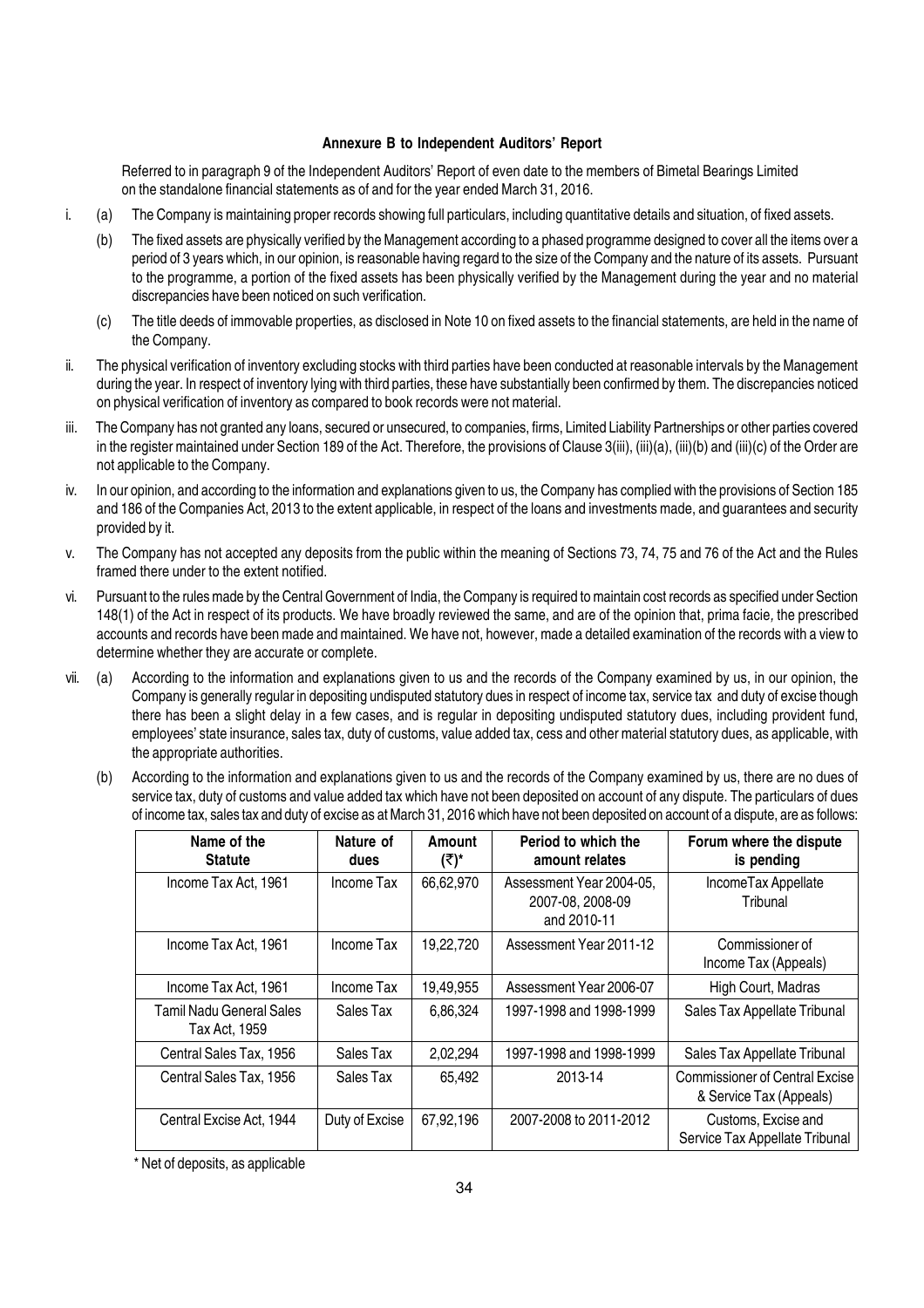## Annexure B to Independent Auditors' Report

Referred to in paragraph 9 of the Independent Auditors' Report of even date to the members of Bimetal Bearings Limited on the standalone financial statements as of and for the year ended March 31, 2016.

i. (a) The Company is maintaining proper records showing full particulars, including quantitative details and situation, of fixed assets.

(b) The fixed assets are physically verified by the Management according to a phased programme designed to cover all the items over a period of 3 years which, in our opinion, is reasonable having regard to the size of the Company and the nature of its assets. Pursuant to the programme, a portion of the fixed assets has been physically verified by the Management during the year and no material discrepancies have been noticed on such verification.

(c) The title deeds of immovable properties, as disclosed in Note 10 on fixed assets to the financial statements, are held in the name of the Company.

ii. The physical verification of inventory excluding stocks with third parties have been conducted at reasonable intervals by the Management during the year. In respect of inventory lying with third parties, these have substantially been confirmed by them. The discrepancies noticed on physical verification of inventory as compared to book records were not material.

iii. The Company has not granted any loans, secured or unsecured, to companies, firms, Limited Liability Partnerships or other parties covered in the register maintained under Section 189 of the Act. Therefore, the provisions of Clause 3(iii), (iii)(a), (iii)(b) and (iii)(c) of the Order are not applicable to the Company.

iv. In our opinion, and according to the information and explanations given to us, the Company has complied with the provisions of Section 185 and 186 of the Companies Act, 2013 to the extent applicable, in respect of the loans and investments made, and guarantees and security provided by it.

v. The Company has not accepted any deposits from the public within the meaning of Sections 73, 74, 75 and 76 of the Act and the Rules framed there under to the extent notified.

vi. Pursuant to the rules made by the Central Government of India, the Company is required to maintain cost records as specified under Section 148(1) of the Act in respect of its products. We have broadly reviewed the same, and are of the opinion that, prima facie, the prescribed accounts and records have been made and maintained. We have not, however, made a detailed examination of the records with a view to determine whether they are accurate or complete.

vii. (a) According to the information and explanations given to us and the records of the Company examined by us, in our opinion, the Company is generally regular in depositing undisputed statutory dues in respect of income tax, service tax and duty of excise though there has been a slight delay in a few cases, and is regular in depositing undisputed statutory dues, including provident fund, employees' state insurance, sales tax, duty of customs, value added tax, cess and other material statutory dues, as applicable, with the appropriate authorities.

(b) According to the information and explanations given to us and the records of the Company examined by us, there are no dues of service tax, duty of customs and value added tax which have not been deposited on account of any dispute. The particulars of dues of income tax, sales tax and duty of excise as at March 31, 2016 which have not been deposited on account of a dispute, are as follows:

| Name of the Statute | Nature of dues | Amount (₹)* | Period to which the amount relates | Forum where the dispute is pending |
|---|---|---|---|---|
| Income Tax Act, 1961 | Income Tax | 66,62,970 | Assessment Year 2004-05, 2007-08, 2008-09 and 2010-11 | IncomeTax Appellate Tribunal |
| Income Tax Act, 1961 | Income Tax | 19,22,720 | Assessment Year 2011-12 | Commissioner of Income Tax (Appeals) |
| Income Tax Act, 1961 | Income Tax | 19,49,955 | Assessment Year 2006-07 | High Court, Madras |
| Tamil Nadu General Sales Tax Act, 1959 | Sales Tax | 6,86,324 | 1997-1998 and 1998-1999 | Sales Tax Appellate Tribunal |
| Central Sales Tax, 1956 | Sales Tax | 2,02,294 | 1997-1998 and 1998-1999 | Sales Tax Appellate Tribunal |
| Central Sales Tax, 1956 | Sales Tax | 65,492 | 2013-14 | Commissioner of Central Excise & Service Tax (Appeals) |
| Central Excise Act, 1944 | Duty of Excise | 67,92,196 | 2007-2008 to 2011-2012 | Customs, Excise and Service Tax Appellate Tribunal |

\* Net of deposits, as applicable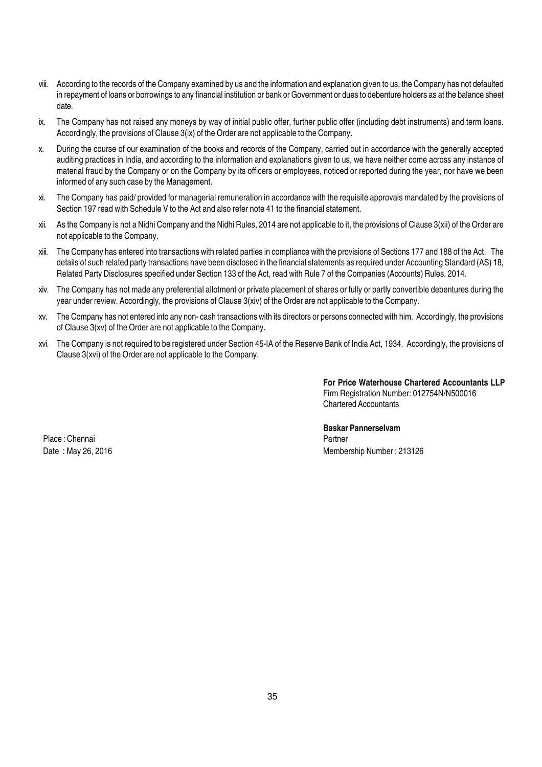viii. According to the records of the Company examined by us and the information and explanation given to us, the Company has not defaulted in repayment of loans or borrowings to any financial institution or bank or Government or dues to debenture holders as at the balance sheet date.

ix. The Company has not raised any moneys by way of initial public offer, further public offer (including debt instruments) and term loans. Accordingly, the provisions of Clause 3(ix) of the Order are not applicable to the Company.

x. During the course of our examination of the books and records of the Company, carried out in accordance with the generally accepted auditing practices in India, and according to the information and explanations given to us, we have neither come across any instance of material fraud by the Company or on the Company by its officers or employees, noticed or reported during the year, nor have we been informed of any such case by the Management.

xi. The Company has paid/ provided for managerial remuneration in accordance with the requisite approvals mandated by the provisions of Section 197 read with Schedule V to the Act and also refer note 41 to the financial statement.

xii. As the Company is not a Nidhi Company and the Nidhi Rules, 2014 are not applicable to it, the provisions of Clause 3(xii) of the Order are not applicable to the Company.

xiii. The Company has entered into transactions with related parties in compliance with the provisions of Sections 177 and 188 of the Act. The details of such related party transactions have been disclosed in the financial statements as required under Accounting Standard (AS) 18, Related Party Disclosures specified under Section 133 of the Act, read with Rule 7 of the Companies (Accounts) Rules, 2014.

xiv. The Company has not made any preferential allotment or private placement of shares or fully or partly convertible debentures during the year under review. Accordingly, the provisions of Clause 3(xiv) of the Order are not applicable to the Company.

xv. The Company has not entered into any non- cash transactions with its directors or persons connected with him. Accordingly, the provisions of Clause 3(xv) of the Order are not applicable to the Company.

xvi. The Company is not required to be registered under Section 45-IA of the Reserve Bank of India Act, 1934. Accordingly, the provisions of Clause 3(xvi) of the Order are not applicable to the Company.

**For Price Waterhouse Chartered Accountants LLP**
Firm Registration Number: 012754N/N500016
Chartered Accountants

**Baskar Pannerselvam**
Partner
Membership Number : 213126

Place : Chennai
Date : May 26, 2016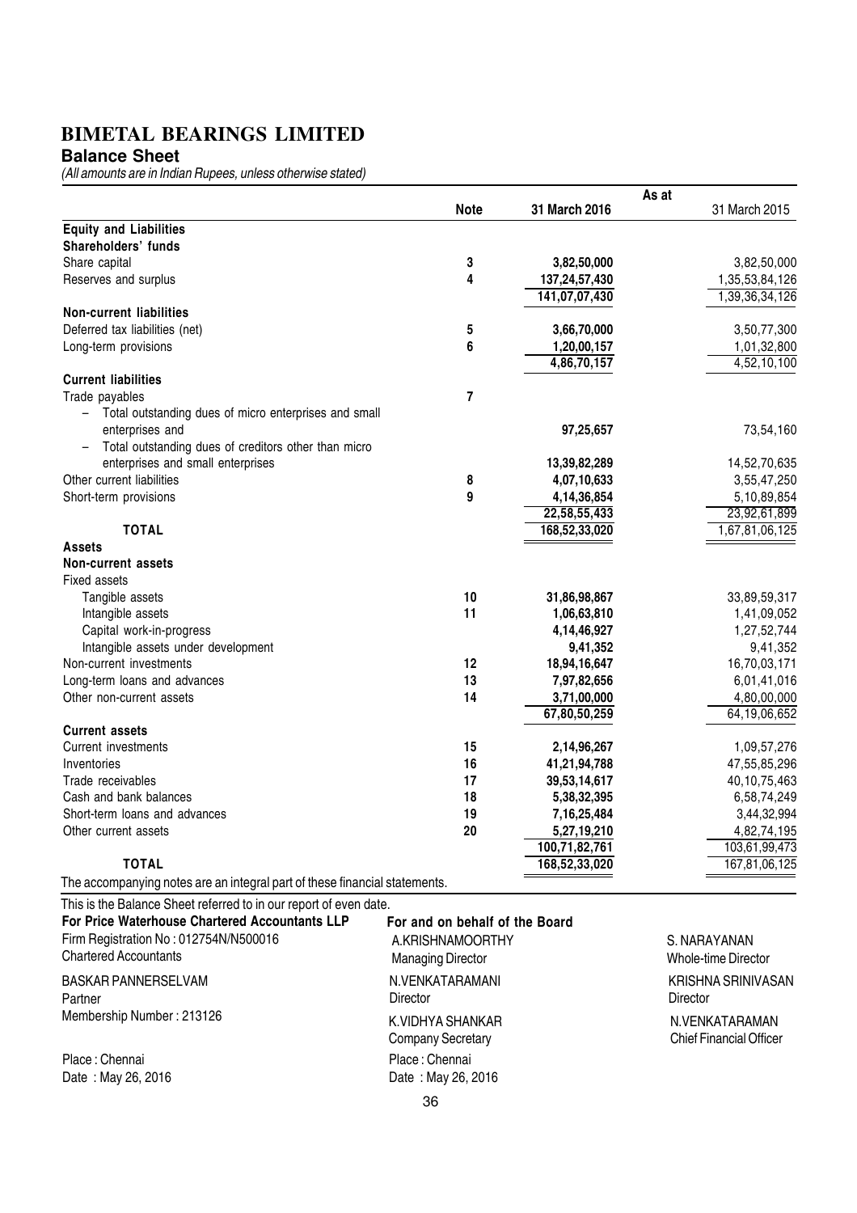# BIMETAL BEARINGS LIMITED

## Balance Sheet

*(All amounts are in Indian Rupees, unless otherwise stated)*

| | Note | As at 31 March 2016 | As at 31 March 2015 |
|---|---|---|---|
| **Equity and Liabilities** | | | |
| **Shareholders' funds** | | | |
| Share capital | 3 | **3,82,50,000** | 3,82,50,000 |
| Reserves and surplus | 4 | **137,24,57,430** | 1,35,53,84,126 |
| | | **141,07,07,430** | 1,39,36,34,126 |
| **Non-current liabilities** | | | |
| Deferred tax liabilities (net) | 5 | **3,66,70,000** | 3,50,77,300 |
| Long-term provisions | 6 | **1,20,00,157** | 1,01,32,800 |
| | | **4,86,70,157** | 4,52,10,100 |
| **Current liabilities** | | | |
| Trade payables | 7 | | |
| – Total outstanding dues of micro enterprises and small enterprises and | | **97,25,657** | 73,54,160 |
| – Total outstanding dues of creditors other than micro enterprises and small enterprises | | **13,39,82,289** | 14,52,70,635 |
| Other current liabilities | 8 | **4,07,10,633** | 3,55,47,250 |
| Short-term provisions | 9 | **4,14,36,854** | 5,10,89,854 |
| | | **22,58,55,433** | 23,92,61,899 |
| **TOTAL** | | **168,52,33,020** | 1,67,81,06,125 |
| **Assets** | | | |
| **Non-current assets** | | | |
| Fixed assets | | | |
| Tangible assets | 10 | **31,86,98,867** | 33,89,59,317 |
| Intangible assets | 11 | **1,06,63,810** | 1,41,09,052 |
| Capital work-in-progress | | **4,14,46,927** | 1,27,52,744 |
| Intangible assets under development | | **9,41,352** | 9,41,352 |
| Non-current investments | 12 | **18,94,16,647** | 16,70,03,171 |
| Long-term loans and advances | 13 | **7,97,82,656** | 6,01,41,016 |
| Other non-current assets | 14 | **3,71,00,000** | 4,80,00,000 |
| | | **67,80,50,259** | 64,19,06,652 |
| **Current assets** | | | |
| Current investments | 15 | **2,14,96,267** | 1,09,57,276 |
| Inventories | 16 | **41,21,94,788** | 47,55,85,296 |
| Trade receivables | 17 | **39,53,14,617** | 40,10,75,463 |
| Cash and bank balances | 18 | **5,38,32,395** | 6,58,74,249 |
| Short-term loans and advances | 19 | **7,16,25,484** | 3,44,32,994 |
| Other current assets | 20 | **5,27,19,210** | 4,82,74,195 |
| | | **100,71,82,761** | 103,61,99,473 |
| **TOTAL** | | **168,52,33,020** | 167,81,06,125 |

The accompanying notes are an integral part of these financial statements.

This is the Balance Sheet referred to in our report of even date.

**For Price Waterhouse Chartered Accountants LLP**
Firm Registration No : 012754N/N500016
Chartered Accountants

BASKAR PANNERSELVAM
Partner
Membership Number : 213126

Place : Chennai
Date : May 26, 2016

**For and on behalf of the Board**

A.KRISHNAMOORTHY
Managing Director

S. NARAYANAN
Whole-time Director

N.VENKATARAMANI
Director

KRISHNA SRINIVASAN
Director

K.VIDHYA SHANKAR
Company Secretary

N.VENKATARAMAN
Chief Financial Officer

Place : Chennai
Date : May 26, 2016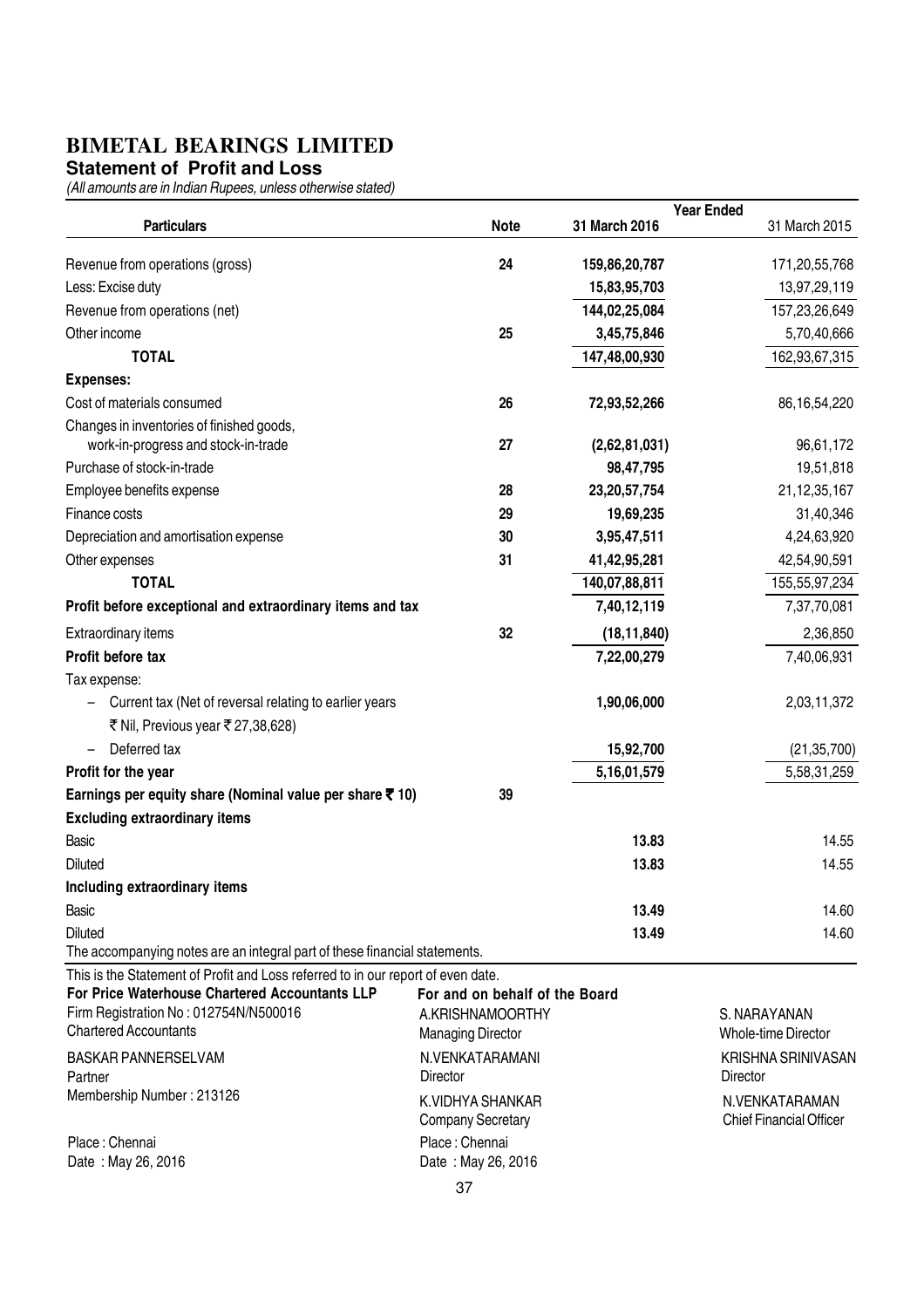# BIMETAL BEARINGS LIMITED

## Statement of Profit and Loss

*(All amounts are in Indian Rupees, unless otherwise stated)*

| Particulars | Note | Year Ended 31 March 2016 | 31 March 2015 |
|---|---|---|---|
| Revenue from operations (gross) | 24 | 159,86,20,787 | 171,20,55,768 |
| Less: Excise duty | | 15,83,95,703 | 13,97,29,119 |
| Revenue from operations (net) | | 144,02,25,084 | 157,23,26,649 |
| Other income | 25 | 3,45,75,846 | 5,70,40,666 |
| **TOTAL** | | 147,48,00,930 | 162,93,67,315 |
| **Expenses:** | | | |
| Cost of materials consumed | 26 | 72,93,52,266 | 86,16,54,220 |
| Changes in inventories of finished goods, work-in-progress and stock-in-trade | 27 | (2,62,81,031) | 96,61,172 |
| Purchase of stock-in-trade | | 98,47,795 | 19,51,818 |
| Employee benefits expense | 28 | 23,20,57,754 | 21,12,35,167 |
| Finance costs | 29 | 19,69,235 | 31,40,346 |
| Depreciation and amortisation expense | 30 | 3,95,47,511 | 4,24,63,920 |
| Other expenses | 31 | 41,42,95,281 | 42,54,90,591 |
| **TOTAL** | | 140,07,88,811 | 155,55,97,234 |
| **Profit before exceptional and extraordinary items and tax** | | 7,40,12,119 | 7,37,70,081 |
| Extraordinary items | 32 | (18,11,840) | 2,36,850 |
| **Profit before tax** | | 7,22,00,279 | 7,40,06,931 |
| Tax expense: | | | |
| – Current tax (Net of reversal relating to earlier years ₹ Nil, Previous year ₹ 27,38,628) | | 1,90,06,000 | 2,03,11,372 |
| – Deferred tax | | 15,92,700 | (21,35,700) |
| **Profit for the year** | | 5,16,01,579 | 5,58,31,259 |
| **Earnings per equity share (Nominal value per share ₹ 10)** | 39 | | |
| **Excluding extraordinary items** | | | |
| Basic | | 13.83 | 14.55 |
| Diluted | | 13.83 | 14.55 |
| **Including extraordinary items** | | | |
| Basic | | 13.49 | 14.60 |
| Diluted | | 13.49 | 14.60 |

The accompanying notes are an integral part of these financial statements.

This is the Statement of Profit and Loss referred to in our report of even date.

**For Price Waterhouse Chartered Accountants LLP**
Firm Registration No : 012754N/N500016
Chartered Accountants

BASKAR PANNERSELVAM
Partner
Membership Number : 213126

Place : Chennai
Date : May 26, 2016

**For and on behalf of the Board**

A.KRISHNAMOORTHY
Managing Director

S. NARAYANAN
Whole-time Director

N.VENKATARAMANI
Director

KRISHNA SRINIVASAN
Director

K.VIDHYA SHANKAR
Company Secretary

N.VENKATARAMAN
Chief Financial Officer

Place : Chennai
Date : May 26, 2016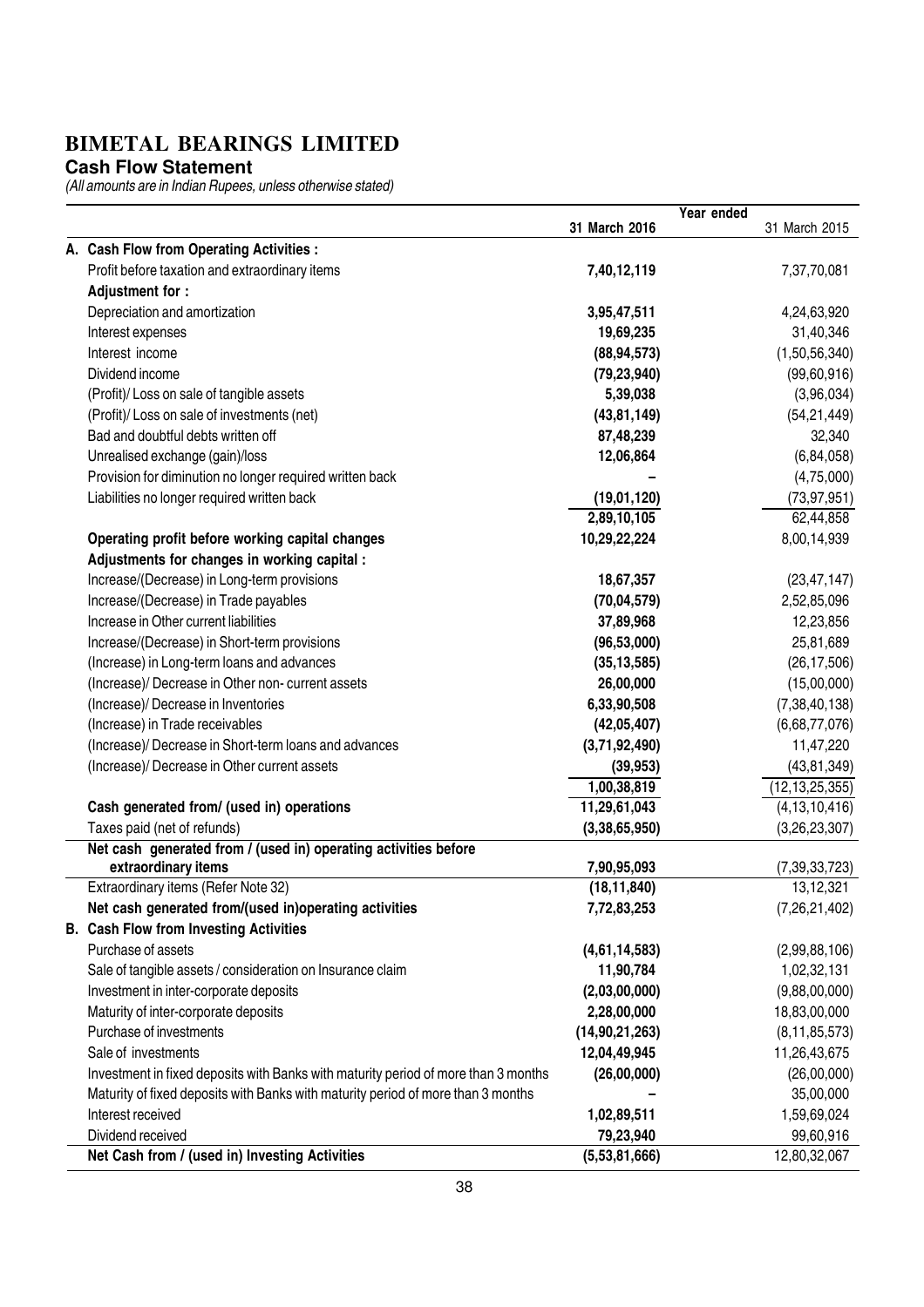# BIMETAL BEARINGS LIMITED

## Cash Flow Statement

*(All amounts are in Indian Rupees, unless otherwise stated)*

| | Year ended 31 March 2016 | Year ended 31 March 2015 |
|---|---|---|
| **A. Cash Flow from Operating Activities :** | | |
| Profit before taxation and extraordinary items | **7,40,12,119** | 7,37,70,081 |
| **Adjustment for :** | | |
| Depreciation and amortization | **3,95,47,511** | 4,24,63,920 |
| Interest expenses | **19,69,235** | 31,40,346 |
| Interest income | **(88,94,573)** | (1,50,56,340) |
| Dividend income | **(79,23,940)** | (99,60,916) |
| (Profit)/ Loss on sale of tangible assets | **5,39,038** | (3,96,034) |
| (Profit)/ Loss on sale of investments (net) | **(43,81,149)** | (54,21,449) |
| Bad and doubtful debts written off | **87,48,239** | 32,340 |
| Unrealised exchange (gain)/loss | **12,06,864** | (6,84,058) |
| Provision for diminution no longer required written back | **–** | (4,75,000) |
| Liabilities no longer required written back | **(19,01,120)** | (73,97,951) |
| | **2,89,10,105** | 62,44,858 |
| **Operating profit before working capital changes** | **10,29,22,224** | 8,00,14,939 |
| **Adjustments for changes in working capital :** | | |
| Increase/(Decrease) in Long-term provisions | **18,67,357** | (23,47,147) |
| Increase/(Decrease) in Trade payables | **(70,04,579)** | 2,52,85,096 |
| Increase in Other current liabilities | **37,89,968** | 12,23,856 |
| Increase/(Decrease) in Short-term provisions | **(96,53,000)** | 25,81,689 |
| (Increase) in Long-term loans and advances | **(35,13,585)** | (26,17,506) |
| (Increase)/ Decrease in Other non- current assets | **26,00,000** | (15,00,000) |
| (Increase)/ Decrease in Inventories | **6,33,90,508** | (7,38,40,138) |
| (Increase) in Trade receivables | **(42,05,407)** | (6,68,77,076) |
| (Increase)/ Decrease in Short-term loans and advances | **(3,71,92,490)** | 11,47,220 |
| (Increase)/ Decrease in Other current assets | **(39,953)** | (43,81,349) |
| | **1,00,38,819** | (12,13,25,355) |
| **Cash generated from/ (used in) operations** | **11,29,61,043** | (4,13,10,416) |
| Taxes paid (net of refunds) | **(3,38,65,950)** | (3,26,23,307) |
| **Net cash generated from / (used in) operating activities before extraordinary items** | **7,90,95,093** | (7,39,33,723) |
| Extraordinary items (Refer Note 32) | **(18,11,840)** | 13,12,321 |
| **Net cash generated from/(used in)operating activities** | **7,72,83,253** | (7,26,21,402) |
| **B. Cash Flow from Investing Activities** | | |
| Purchase of assets | **(4,61,14,583)** | (2,99,88,106) |
| Sale of tangible assets / consideration on Insurance claim | **11,90,784** | 1,02,32,131 |
| Investment in inter-corporate deposits | **(2,03,00,000)** | (9,88,00,000) |
| Maturity of inter-corporate deposits | **2,28,00,000** | 18,83,00,000 |
| Purchase of investments | **(14,90,21,263)** | (8,11,85,573) |
| Sale of investments | **12,04,49,945** | 11,26,43,675 |
| Investment in fixed deposits with Banks with maturity period of more than 3 months | **(26,00,000)** | (26,00,000) |
| Maturity of fixed deposits with Banks with maturity period of more than 3 months | **–** | 35,00,000 |
| Interest received | **1,02,89,511** | 1,59,69,024 |
| Dividend received | **79,23,940** | 99,60,916 |
| **Net Cash from / (used in) Investing Activities** | **(5,53,81,666)** | 12,80,32,067 |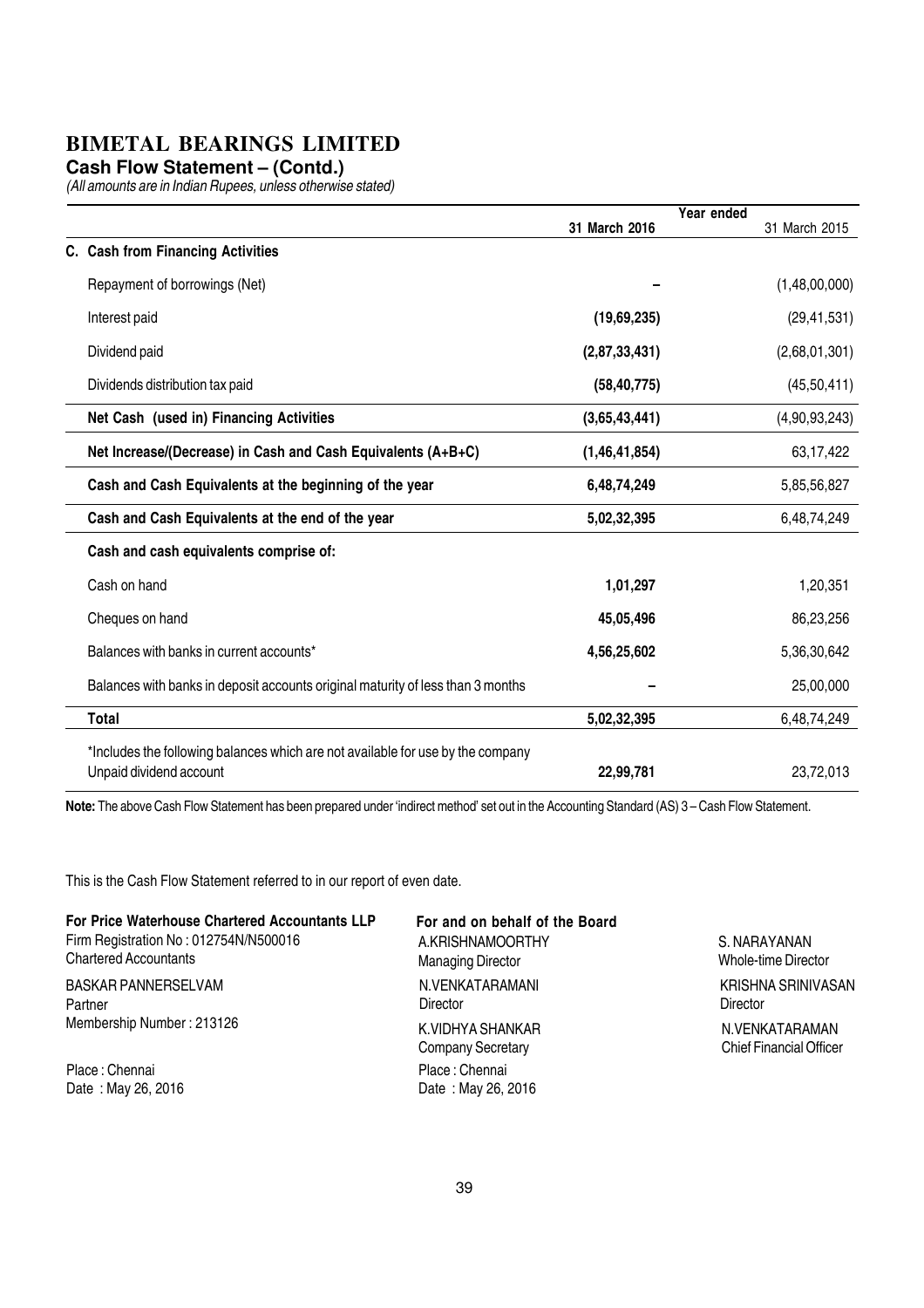# BIMETAL BEARINGS LIMITED

## Cash Flow Statement – (Contd.)

*(All amounts are in Indian Rupees, unless otherwise stated)*

| | Year ended 31 March 2016 | 31 March 2015 |
|---|---|---|
| **C. Cash from Financing Activities** | | |
| Repayment of borrowings (Net) | – | (1,48,00,000) |
| Interest paid | **(19,69,235)** | (29,41,531) |
| Dividend paid | **(2,87,33,431)** | (2,68,01,301) |
| Dividends distribution tax paid | **(58,40,775)** | (45,50,411) |
| **Net Cash (used in) Financing Activities** | **(3,65,43,441)** | (4,90,93,243) |
| **Net Increase/(Decrease) in Cash and Cash Equivalents (A+B+C)** | **(1,46,41,854)** | 63,17,422 |
| **Cash and Cash Equivalents at the beginning of the year** | **6,48,74,249** | 5,85,56,827 |
| **Cash and Cash Equivalents at the end of the year** | **5,02,32,395** | 6,48,74,249 |
| **Cash and cash equivalents comprise of:** | | |
| Cash on hand | **1,01,297** | 1,20,351 |
| Cheques on hand | **45,05,496** | 86,23,256 |
| Balances with banks in current accounts* | **4,56,25,602** | 5,36,30,642 |
| Balances with banks in deposit accounts original maturity of less than 3 months | – | 25,00,000 |
| **Total** | **5,02,32,395** | 6,48,74,249 |
| *Includes the following balances which are not available for use by the company Unpaid dividend account | **22,99,781** | 23,72,013 |

**Note:** The above Cash Flow Statement has been prepared under 'indirect method' set out in the Accounting Standard (AS) 3 – Cash Flow Statement.

This is the Cash Flow Statement referred to in our report of even date.

**For Price Waterhouse Chartered Accountants LLP**
Firm Registration No : 012754N/N500016
Chartered Accountants

BASKAR PANNERSELVAM
Partner
Membership Number : 213126

Place : Chennai
Date : May 26, 2016

**For and on behalf of the Board**

A.KRISHNAMOORTHY
Managing Director

S. NARAYANAN
Whole-time Director

N.VENKATARAMANI
Director

KRISHNA SRINIVASAN
Director

K.VIDHYA SHANKAR
Company Secretary

N.VENKATARAMAN
Chief Financial Officer

Place : Chennai
Date : May 26, 2016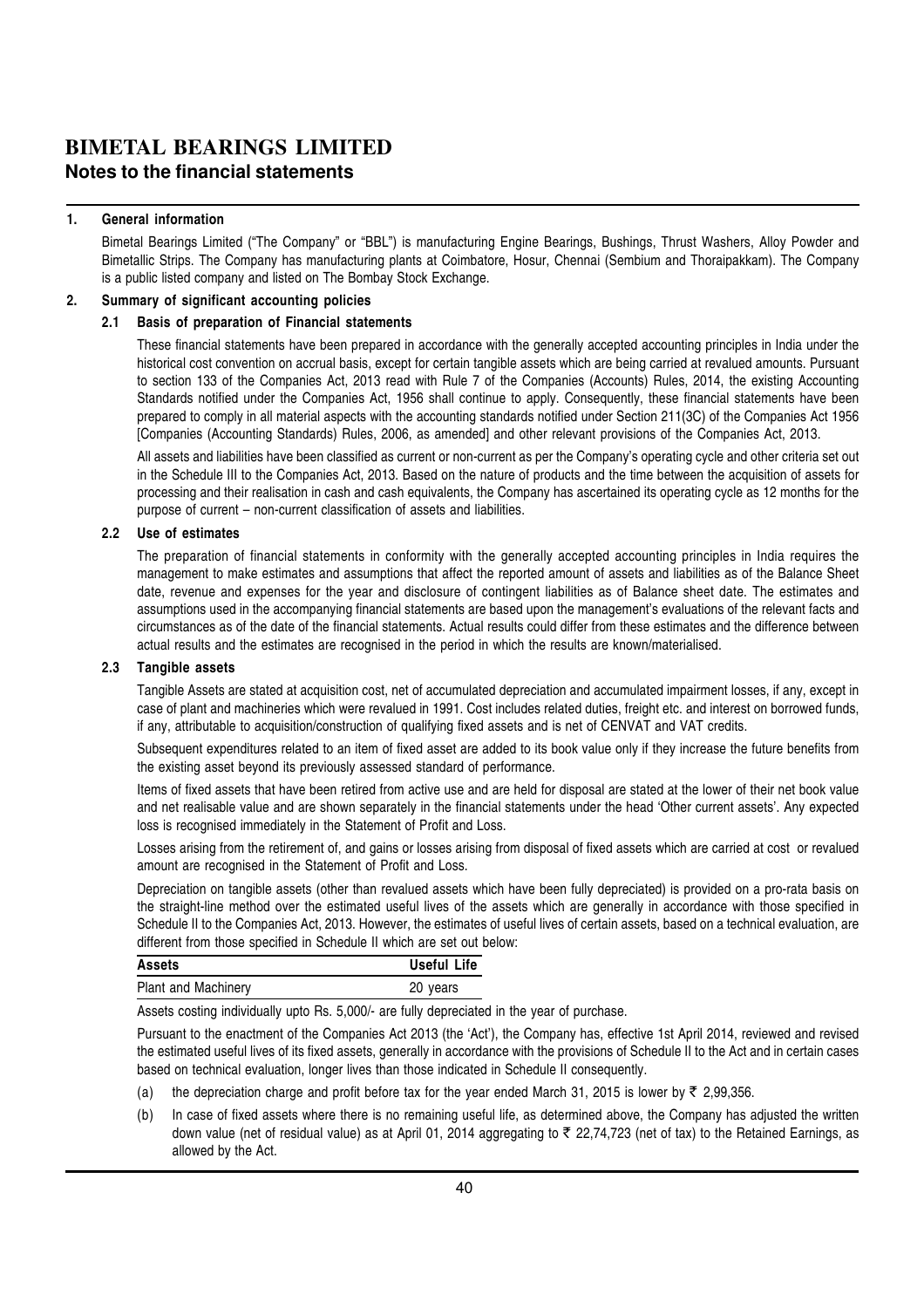# BIMETAL BEARINGS LIMITED

## Notes to the financial statements

### 1. General information

Bimetal Bearings Limited ("The Company" or "BBL") is manufacturing Engine Bearings, Bushings, Thrust Washers, Alloy Powder and Bimetallic Strips. The Company has manufacturing plants at Coimbatore, Hosur, Chennai (Sembium and Thoraipakkam). The Company is a public listed company and listed on The Bombay Stock Exchange.

### 2. Summary of significant accounting policies

#### 2.1 Basis of preparation of Financial statements

These financial statements have been prepared in accordance with the generally accepted accounting principles in India under the historical cost convention on accrual basis, except for certain tangible assets which are being carried at revalued amounts. Pursuant to section 133 of the Companies Act, 2013 read with Rule 7 of the Companies (Accounts) Rules, 2014, the existing Accounting Standards notified under the Companies Act, 1956 shall continue to apply. Consequently, these financial statements have been prepared to comply in all material aspects with the accounting standards notified under Section 211(3C) of the Companies Act 1956 [Companies (Accounting Standards) Rules, 2006, as amended] and other relevant provisions of the Companies Act, 2013.

All assets and liabilities have been classified as current or non-current as per the Company's operating cycle and other criteria set out in the Schedule III to the Companies Act, 2013. Based on the nature of products and the time between the acquisition of assets for processing and their realisation in cash and cash equivalents, the Company has ascertained its operating cycle as 12 months for the purpose of current – non-current classification of assets and liabilities.

#### 2.2 Use of estimates

The preparation of financial statements in conformity with the generally accepted accounting principles in India requires the management to make estimates and assumptions that affect the reported amount of assets and liabilities as of the Balance Sheet date, revenue and expenses for the year and disclosure of contingent liabilities as of Balance sheet date. The estimates and assumptions used in the accompanying financial statements are based upon the management's evaluations of the relevant facts and circumstances as of the date of the financial statements. Actual results could differ from these estimates and the difference between actual results and the estimates are recognised in the period in which the results are known/materialised.

#### 2.3 Tangible assets

Tangible Assets are stated at acquisition cost, net of accumulated depreciation and accumulated impairment losses, if any, except in case of plant and machineries which were revalued in 1991. Cost includes related duties, freight etc. and interest on borrowed funds, if any, attributable to acquisition/construction of qualifying fixed assets and is net of CENVAT and VAT credits.

Subsequent expenditures related to an item of fixed asset are added to its book value only if they increase the future benefits from the existing asset beyond its previously assessed standard of performance.

Items of fixed assets that have been retired from active use and are held for disposal are stated at the lower of their net book value and net realisable value and are shown separately in the financial statements under the head 'Other current assets'. Any expected loss is recognised immediately in the Statement of Profit and Loss.

Losses arising from the retirement of, and gains or losses arising from disposal of fixed assets which are carried at cost or revalued amount are recognised in the Statement of Profit and Loss.

Depreciation on tangible assets (other than revalued assets which have been fully depreciated) is provided on a pro-rata basis on the straight-line method over the estimated useful lives of the assets which are generally in accordance with those specified in Schedule II to the Companies Act, 2013. However, the estimates of useful lives of certain assets, based on a technical evaluation, are different from those specified in Schedule II which are set out below:

| Assets | Useful Life |
|---|---|
| Plant and Machinery | 20 years |

Assets costing individually upto Rs. 5,000/- are fully depreciated in the year of purchase.

Pursuant to the enactment of the Companies Act 2013 (the 'Act'), the Company has, effective 1st April 2014, reviewed and revised the estimated useful lives of its fixed assets, generally in accordance with the provisions of Schedule II to the Act and in certain cases based on technical evaluation, longer lives than those indicated in Schedule II consequently.

(a) the depreciation charge and profit before tax for the year ended March 31, 2015 is lower by ₹ 2,99,356.

(b) In case of fixed assets where there is no remaining useful life, as determined above, the Company has adjusted the written down value (net of residual value) as at April 01, 2014 aggregating to ₹ 22,74,723 (net of tax) to the Retained Earnings, as allowed by the Act.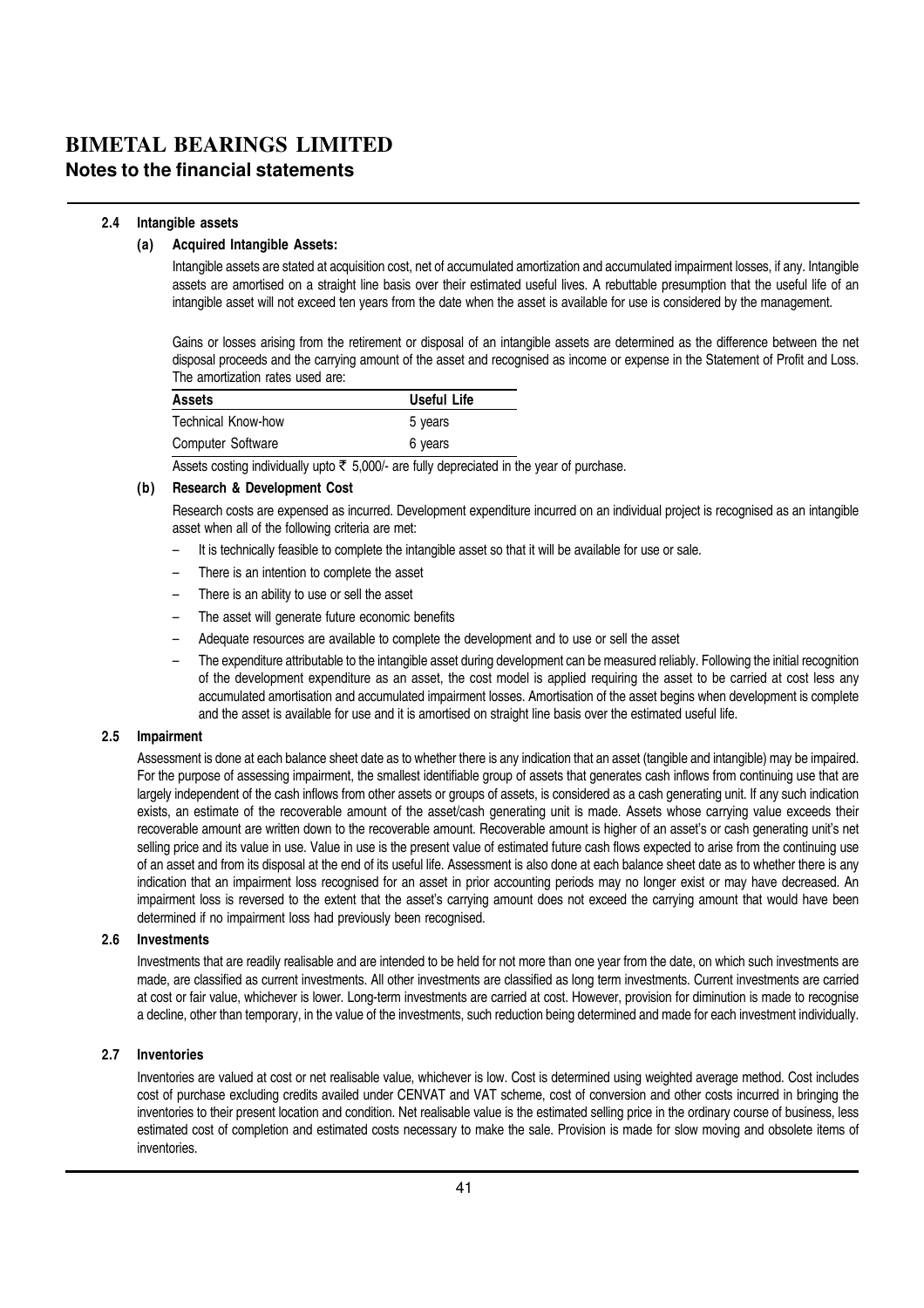# BIMETAL BEARINGS LIMITED
## Notes to the financial statements

**2.4 Intangible assets**

**(a) Acquired Intangible Assets:**

Intangible assets are stated at acquisition cost, net of accumulated amortization and accumulated impairment losses, if any. Intangible assets are amortised on a straight line basis over their estimated useful lives. A rebuttable presumption that the useful life of an intangible asset will not exceed ten years from the date when the asset is available for use is considered by the management.

Gains or losses arising from the retirement or disposal of an intangible assets are determined as the difference between the net disposal proceeds and the carrying amount of the asset and recognised as income or expense in the Statement of Profit and Loss. The amortization rates used are:

| Assets | Useful Life |
|---|---|
| Technical Know-how | 5 years |
| Computer Software | 6 years |

Assets costing individually upto ₹ 5,000/- are fully depreciated in the year of purchase.

**(b) Research & Development Cost**

Research costs are expensed as incurred. Development expenditure incurred on an individual project is recognised as an intangible asset when all of the following criteria are met:

- It is technically feasible to complete the intangible asset so that it will be available for use or sale.
- There is an intention to complete the asset
- There is an ability to use or sell the asset
- The asset will generate future economic benefits
- Adequate resources are available to complete the development and to use or sell the asset
- The expenditure attributable to the intangible asset during development can be measured reliably. Following the initial recognition of the development expenditure as an asset, the cost model is applied requiring the asset to be carried at cost less any accumulated amortisation and accumulated impairment losses. Amortisation of the asset begins when development is complete and the asset is available for use and it is amortised on straight line basis over the estimated useful life.

**2.5 Impairment**

Assessment is done at each balance sheet date as to whether there is any indication that an asset (tangible and intangible) may be impaired. For the purpose of assessing impairment, the smallest identifiable group of assets that generates cash inflows from continuing use that are largely independent of the cash inflows from other assets or groups of assets, is considered as a cash generating unit. If any such indication exists, an estimate of the recoverable amount of the asset/cash generating unit is made. Assets whose carrying value exceeds their recoverable amount are written down to the recoverable amount. Recoverable amount is higher of an asset's or cash generating unit's net selling price and its value in use. Value in use is the present value of estimated future cash flows expected to arise from the continuing use of an asset and from its disposal at the end of its useful life. Assessment is also done at each balance sheet date as to whether there is any indication that an impairment loss recognised for an asset in prior accounting periods may no longer exist or may have decreased. An impairment loss is reversed to the extent that the asset's carrying amount does not exceed the carrying amount that would have been determined if no impairment loss had previously been recognised.

**2.6 Investments**

Investments that are readily realisable and are intended to be held for not more than one year from the date, on which such investments are made, are classified as current investments. All other investments are classified as long term investments. Current investments are carried at cost or fair value, whichever is lower. Long-term investments are carried at cost. However, provision for diminution is made to recognise a decline, other than temporary, in the value of the investments, such reduction being determined and made for each investment individually.

**2.7 Inventories**

Inventories are valued at cost or net realisable value, whichever is low. Cost is determined using weighted average method. Cost includes cost of purchase excluding credits availed under CENVAT and VAT scheme, cost of conversion and other costs incurred in bringing the inventories to their present location and condition. Net realisable value is the estimated selling price in the ordinary course of business, less estimated cost of completion and estimated costs necessary to make the sale. Provision is made for slow moving and obsolete items of inventories.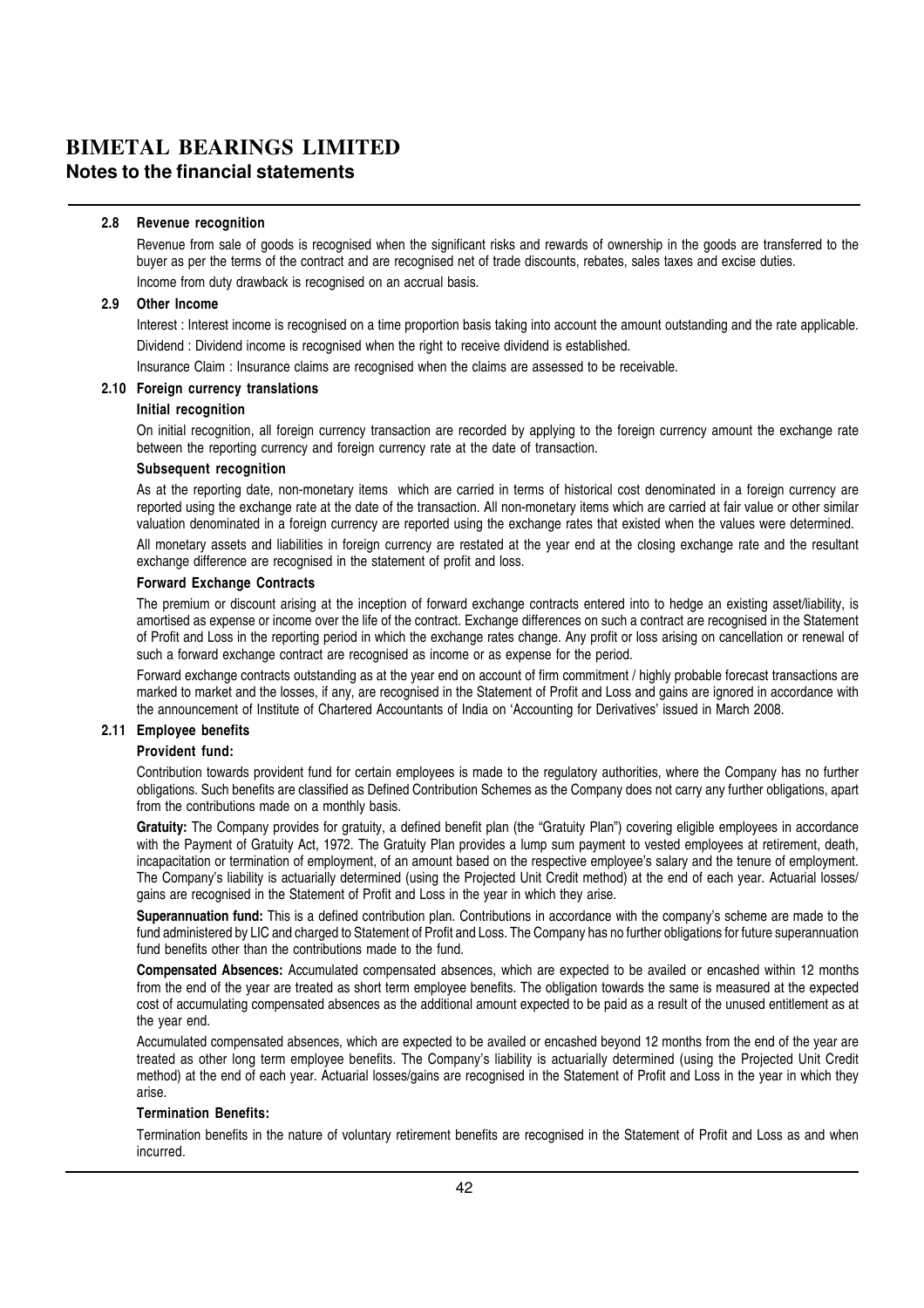# BIMETAL BEARINGS LIMITED
## Notes to the financial statements

### 2.8 Revenue recognition

Revenue from sale of goods is recognised when the significant risks and rewards of ownership in the goods are transferred to the buyer as per the terms of the contract and are recognised net of trade discounts, rebates, sales taxes and excise duties.

Income from duty drawback is recognised on an accrual basis.

### 2.9 Other Income

Interest : Interest income is recognised on a time proportion basis taking into account the amount outstanding and the rate applicable.

Dividend : Dividend income is recognised when the right to receive dividend is established.

Insurance Claim : Insurance claims are recognised when the claims are assessed to be receivable.

### 2.10 Foreign currency translations

**Initial recognition**

On initial recognition, all foreign currency transaction are recorded by applying to the foreign currency amount the exchange rate between the reporting currency and foreign currency rate at the date of transaction.

**Subsequent recognition**

As at the reporting date, non-monetary items which are carried in terms of historical cost denominated in a foreign currency are reported using the exchange rate at the date of the transaction. All non-monetary items which are carried at fair value or other similar valuation denominated in a foreign currency are reported using the exchange rates that existed when the values were determined.

All monetary assets and liabilities in foreign currency are restated at the year end at the closing exchange rate and the resultant exchange difference are recognised in the statement of profit and loss.

**Forward Exchange Contracts**

The premium or discount arising at the inception of forward exchange contracts entered into to hedge an existing asset/liability, is amortised as expense or income over the life of the contract. Exchange differences on such a contract are recognised in the Statement of Profit and Loss in the reporting period in which the exchange rates change. Any profit or loss arising on cancellation or renewal of such a forward exchange contract are recognised as income or as expense for the period.

Forward exchange contracts outstanding as at the year end on account of firm commitment / highly probable forecast transactions are marked to market and the losses, if any, are recognised in the Statement of Profit and Loss and gains are ignored in accordance with the announcement of Institute of Chartered Accountants of India on 'Accounting for Derivatives' issued in March 2008.

### 2.11 Employee benefits

**Provident fund:**

Contribution towards provident fund for certain employees is made to the regulatory authorities, where the Company has no further obligations. Such benefits are classified as Defined Contribution Schemes as the Company does not carry any further obligations, apart from the contributions made on a monthly basis.

**Gratuity:** The Company provides for gratuity, a defined benefit plan (the "Gratuity Plan") covering eligible employees in accordance with the Payment of Gratuity Act, 1972. The Gratuity Plan provides a lump sum payment to vested employees at retirement, death, incapacitation or termination of employment, of an amount based on the respective employee's salary and the tenure of employment. The Company's liability is actuarially determined (using the Projected Unit Credit method) at the end of each year. Actuarial losses/ gains are recognised in the Statement of Profit and Loss in the year in which they arise.

**Superannuation fund:** This is a defined contribution plan. Contributions in accordance with the company's scheme are made to the fund administered by LIC and charged to Statement of Profit and Loss. The Company has no further obligations for future superannuation fund benefits other than the contributions made to the fund.

**Compensated Absences:** Accumulated compensated absences, which are expected to be availed or encashed within 12 months from the end of the year are treated as short term employee benefits. The obligation towards the same is measured at the expected cost of accumulating compensated absences as the additional amount expected to be paid as a result of the unused entitlement as at the year end.

Accumulated compensated absences, which are expected to be availed or encashed beyond 12 months from the end of the year are treated as other long term employee benefits. The Company's liability is actuarially determined (using the Projected Unit Credit method) at the end of each year. Actuarial losses/gains are recognised in the Statement of Profit and Loss in the year in which they arise.

**Termination Benefits:**

Termination benefits in the nature of voluntary retirement benefits are recognised in the Statement of Profit and Loss as and when incurred.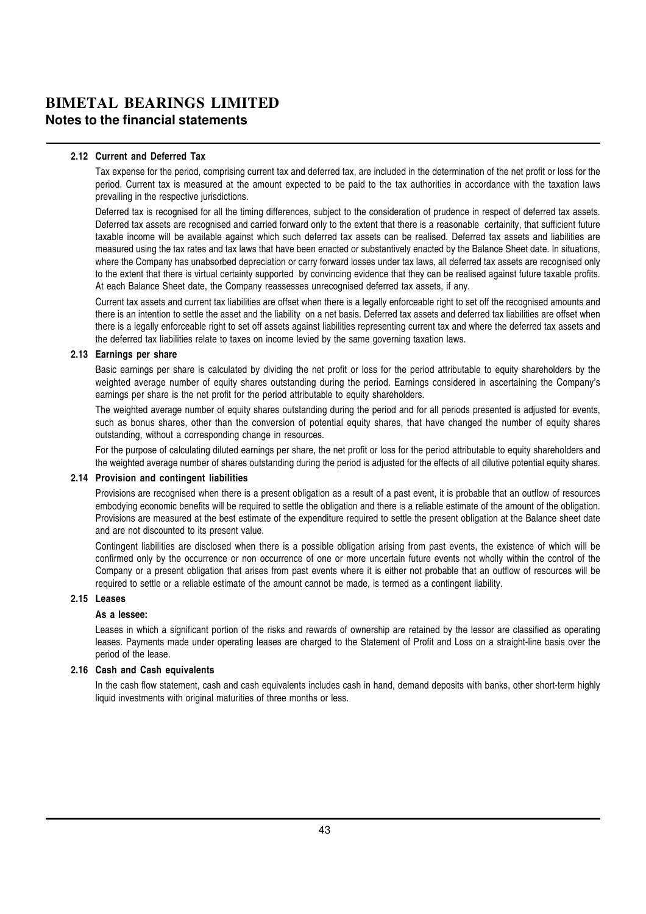# BIMETAL BEARINGS LIMITED

## Notes to the financial statements

### 2.12 Current and Deferred Tax

Tax expense for the period, comprising current tax and deferred tax, are included in the determination of the net profit or loss for the period. Current tax is measured at the amount expected to be paid to the tax authorities in accordance with the taxation laws prevailing in the respective jurisdictions.

Deferred tax is recognised for all the timing differences, subject to the consideration of prudence in respect of deferred tax assets. Deferred tax assets are recognised and carried forward only to the extent that there is a reasonable certainity, that sufficient future taxable income will be available against which such deferred tax assets can be realised. Deferred tax assets and liabilities are measured using the tax rates and tax laws that have been enacted or substantively enacted by the Balance Sheet date. In situations, where the Company has unabsorbed depreciation or carry forward losses under tax laws, all deferred tax assets are recognised only to the extent that there is virtual certainty supported by convincing evidence that they can be realised against future taxable profits. At each Balance Sheet date, the Company reassesses unrecognised deferred tax assets, if any.

Current tax assets and current tax liabilities are offset when there is a legally enforceable right to set off the recognised amounts and there is an intention to settle the asset and the liability on a net basis. Deferred tax assets and deferred tax liabilities are offset when there is a legally enforceable right to set off assets against liabilities representing current tax and where the deferred tax assets and the deferred tax liabilities relate to taxes on income levied by the same governing taxation laws.

### 2.13 Earnings per share

Basic earnings per share is calculated by dividing the net profit or loss for the period attributable to equity shareholders by the weighted average number of equity shares outstanding during the period. Earnings considered in ascertaining the Company's earnings per share is the net profit for the period attributable to equity shareholders.

The weighted average number of equity shares outstanding during the period and for all periods presented is adjusted for events, such as bonus shares, other than the conversion of potential equity shares, that have changed the number of equity shares outstanding, without a corresponding change in resources.

For the purpose of calculating diluted earnings per share, the net profit or loss for the period attributable to equity shareholders and the weighted average number of shares outstanding during the period is adjusted for the effects of all dilutive potential equity shares.

### 2.14 Provision and contingent liabilities

Provisions are recognised when there is a present obligation as a result of a past event, it is probable that an outflow of resources embodying economic benefits will be required to settle the obligation and there is a reliable estimate of the amount of the obligation. Provisions are measured at the best estimate of the expenditure required to settle the present obligation at the Balance sheet date and are not discounted to its present value.

Contingent liabilities are disclosed when there is a possible obligation arising from past events, the existence of which will be confirmed only by the occurrence or non occurrence of one or more uncertain future events not wholly within the control of the Company or a present obligation that arises from past events where it is either not probable that an outflow of resources will be required to settle or a reliable estimate of the amount cannot be made, is termed as a contingent liability.

### 2.15 Leases

**As a lessee:**

Leases in which a significant portion of the risks and rewards of ownership are retained by the lessor are classified as operating leases. Payments made under operating leases are charged to the Statement of Profit and Loss on a straight-line basis over the period of the lease.

### 2.16 Cash and Cash equivalents

In the cash flow statement, cash and cash equivalents includes cash in hand, demand deposits with banks, other short-term highly liquid investments with original maturities of three months or less.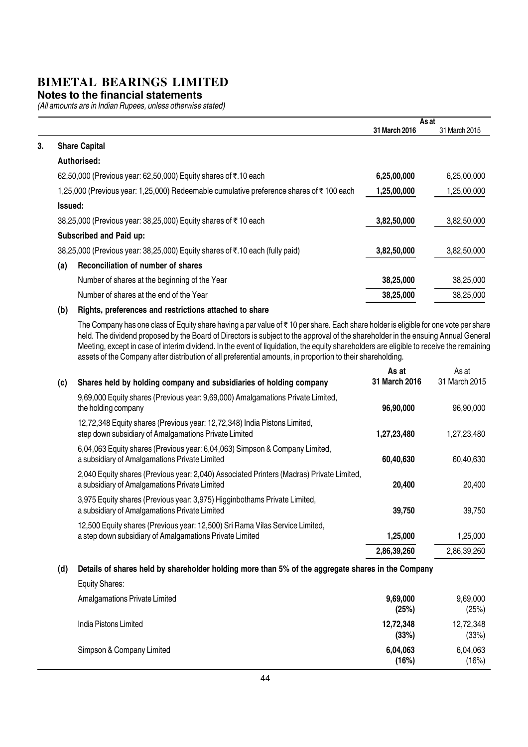# BIMETAL BEARINGS LIMITED

**Notes to the financial statements**

*(All amounts are in Indian Rupees, unless otherwise stated)*

| | As at 31 March 2016 | As at 31 March 2015 |
|---|---|---|
| **3. Share Capital** | | |
| **Authorised:** | | |
| 62,50,000 (Previous year: 62,50,000) Equity shares of ₹.10 each | **6,25,00,000** | 6,25,00,000 |
| 1,25,000 (Previous year: 1,25,000) Redeemable cumulative preference shares of ₹ 100 each | **1,25,00,000** | 1,25,00,000 |
| **Issued:** | | |
| 38,25,000 (Previous year: 38,25,000) Equity shares of ₹ 10 each | **3,82,50,000** | 3,82,50,000 |
| **Subscribed and Paid up:** | | |
| 38,25,000 (Previous year: 38,25,000) Equity shares of ₹.10 each (fully paid) | **3,82,50,000** | 3,82,50,000 |
| **(a) Reconciliation of number of shares** | | |
| Number of shares at the beginning of the Year | **38,25,000** | 38,25,000 |
| Number of shares at the end of the Year | **38,25,000** | 38,25,000 |

**(b) Rights, preferences and restrictions attached to share**

The Company has one class of Equity share having a par value of ₹ 10 per share. Each share holder is eligible for one vote per share held. The dividend proposed by the Board of Directors is subject to the approval of the shareholder in the ensuing Annual General Meeting, except in case of interim dividend. In the event of liquidation, the equity shareholders are eligible to receive the remaining assets of the Company after distribution of all preferential amounts, in proportion to their shareholding.

| (c) Shares held by holding company and subsidiaries of holding company | As at 31 March 2016 | As at 31 March 2015 |
|---|---|---|
| 9,69,000 Equity shares (Previous year: 9,69,000) Amalgamations Private Limited, the holding company | **96,90,000** | 96,90,000 |
| 12,72,348 Equity shares (Previous year: 12,72,348) India Pistons Limited, step down subsidiary of Amalgamations Private Limited | **1,27,23,480** | 1,27,23,480 |
| 6,04,063 Equity shares (Previous year: 6,04,063) Simpson & Company Limited, a subsidiary of Amalgamations Private Limited | **60,40,630** | 60,40,630 |
| 2,040 Equity shares (Previous year: 2,040) Associated Printers (Madras) Private Limited, a subsidiary of Amalgamations Private Limited | **20,400** | 20,400 |
| 3,975 Equity shares (Previous year: 3,975) Higginbothams Private Limited, a subsidiary of Amalgamations Private Limited | **39,750** | 39,750 |
| 12,500 Equity shares (Previous year: 12,500) Sri Rama Vilas Service Limited, a step down subsidiary of Amalgamations Private Limited | **1,25,000** | 1,25,000 |
| | **2,86,39,260** | 2,86,39,260 |

**(d) Details of shares held by shareholder holding more than 5% of the aggregate shares in the Company**

| Equity Shares: | | |
|---|---|---|
| Amalgamations Private Limited | **9,69,000 (25%)** | 9,69,000 (25%) |
| India Pistons Limited | **12,72,348 (33%)** | 12,72,348 (33%) |
| Simpson & Company Limited | **6,04,063 (16%)** | 6,04,063 (16%) |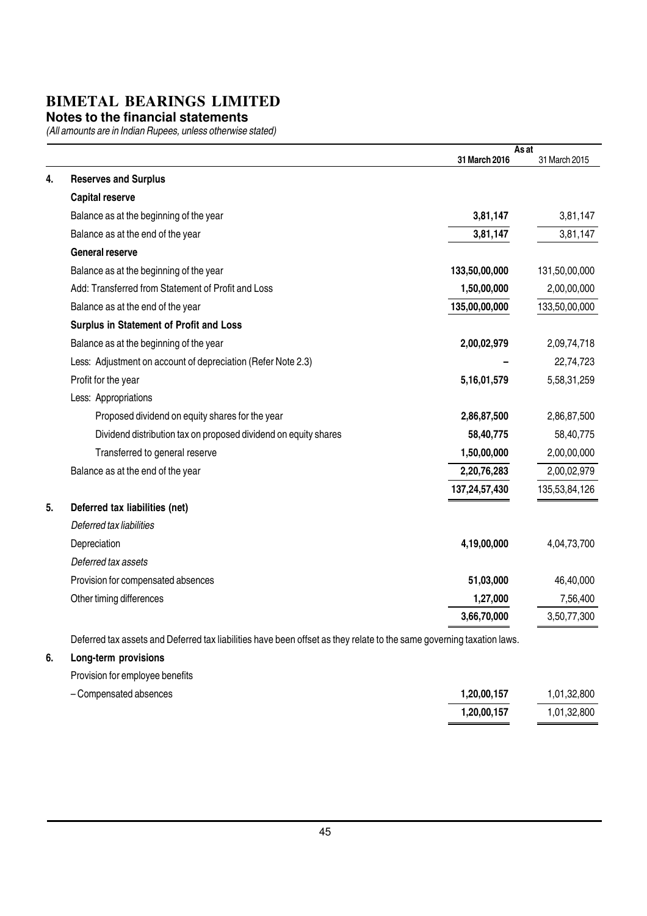# BIMETAL BEARINGS LIMITED

## Notes to the financial statements

*(All amounts are in Indian Rupees, unless otherwise stated)*

| | | As at 31 March 2016 | As at 31 March 2015 |
|---|---|---|---|
| **4.** | **Reserves and Surplus** | | |
| | **Capital reserve** | | |
| | Balance as at the beginning of the year | **3,81,147** | 3,81,147 |
| | Balance as at the end of the year | **3,81,147** | 3,81,147 |
| | **General reserve** | | |
| | Balance as at the beginning of the year | **133,50,00,000** | 131,50,00,000 |
| | Add: Transferred from Statement of Profit and Loss | **1,50,00,000** | 2,00,00,000 |
| | Balance as at the end of the year | **135,00,00,000** | 133,50,00,000 |
| | **Surplus in Statement of Profit and Loss** | | |
| | Balance as at the beginning of the year | **2,00,02,979** | 2,09,74,718 |
| | Less: Adjustment on account of depreciation (Refer Note 2.3) | **–** | 22,74,723 |
| | Profit for the year | **5,16,01,579** | 5,58,31,259 |
| | Less: Appropriations | | |
| | Proposed dividend on equity shares for the year | **2,86,87,500** | 2,86,87,500 |
| | Dividend distribution tax on proposed dividend on equity shares | **58,40,775** | 58,40,775 |
| | Transferred to general reserve | **1,50,00,000** | 2,00,00,000 |
| | Balance as at the end of the year | **2,20,76,283** | 2,00,02,979 |
| | | **137,24,57,430** | 135,53,84,126 |
| **5.** | **Deferred tax liabilities (net)** | | |
| | *Deferred tax liabilities* | | |
| | Depreciation | **4,19,00,000** | 4,04,73,700 |
| | *Deferred tax assets* | | |
| | Provision for compensated absences | **51,03,000** | 46,40,000 |
| | Other timing differences | **1,27,000** | 7,56,400 |
| | | **3,66,70,000** | 3,50,77,300 |

Deferred tax assets and Deferred tax liabilities have been offset as they relate to the same governing taxation laws.

| | | 31 March 2016 | 31 March 2015 |
|---|---|---|---|
| **6.** | **Long-term provisions** | | |
| | Provision for employee benefits | | |
| | – Compensated absences | **1,20,00,157** | 1,01,32,800 |
| | | **1,20,00,157** | 1,01,32,800 |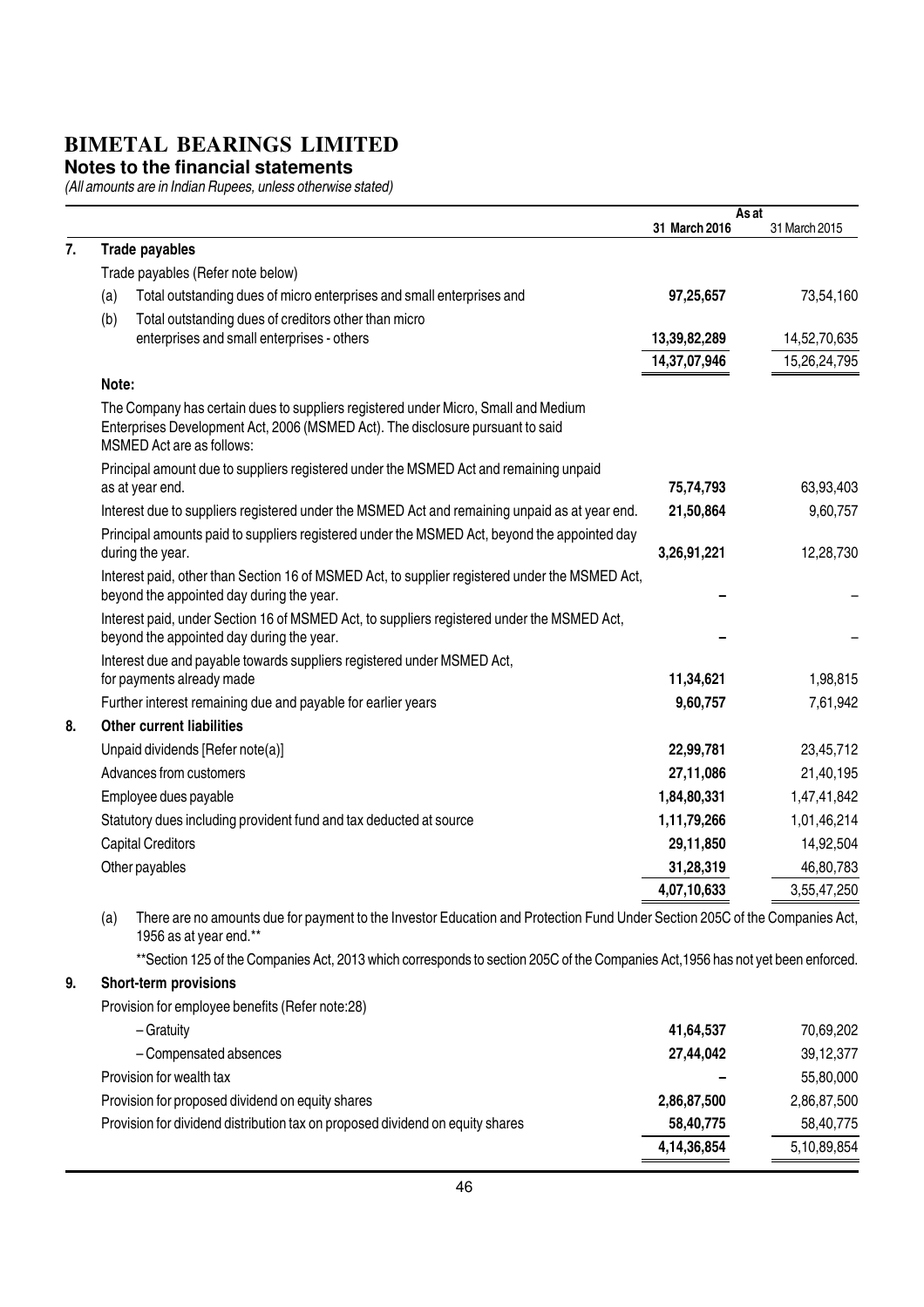# BIMETAL BEARINGS LIMITED

## Notes to the financial statements

*(All amounts are in Indian Rupees, unless otherwise stated)*

| | | As at 31 March 2016 | As at 31 March 2015 |
|---|---|---|---|
| **7.** | **Trade payables** | | |
| | Trade payables (Refer note below) | | |
| | (a) Total outstanding dues of micro enterprises and small enterprises and | **97,25,657** | 73,54,160 |
| | (b) Total outstanding dues of creditors other than micro enterprises and small enterprises - others | **13,39,82,289** | 14,52,70,635 |
| | | **14,37,07,946** | 15,26,24,795 |
| | **Note:** | | |
| | The Company has certain dues to suppliers registered under Micro, Small and Medium Enterprises Development Act, 2006 (MSMED Act). The disclosure pursuant to said MSMED Act are as follows: | | |
| | Principal amount due to suppliers registered under the MSMED Act and remaining unpaid as at year end. | **75,74,793** | 63,93,403 |
| | Interest due to suppliers registered under the MSMED Act and remaining unpaid as at year end. | **21,50,864** | 9,60,757 |
| | Principal amounts paid to suppliers registered under the MSMED Act, beyond the appointed day during the year. | **3,26,91,221** | 12,28,730 |
| | Interest paid, other than Section 16 of MSMED Act, to supplier registered under the MSMED Act, beyond the appointed day during the year. | **–** | – |
| | Interest paid, under Section 16 of MSMED Act, to suppliers registered under the MSMED Act, beyond the appointed day during the year. | **–** | – |
| | Interest due and payable towards suppliers registered under MSMED Act, for payments already made | **11,34,621** | 1,98,815 |
| | Further interest remaining due and payable for earlier years | **9,60,757** | 7,61,942 |
| **8.** | **Other current liabilities** | | |
| | Unpaid dividends [Refer note(a)] | **22,99,781** | 23,45,712 |
| | Advances from customers | **27,11,086** | 21,40,195 |
| | Employee dues payable | **1,84,80,331** | 1,47,41,842 |
| | Statutory dues including provident fund and tax deducted at source | **1,11,79,266** | 1,01,46,214 |
| | Capital Creditors | **29,11,850** | 14,92,504 |
| | Other payables | **31,28,319** | 46,80,783 |
| | | **4,07,10,633** | 3,55,47,250 |

(a) There are no amounts due for payment to the Investor Education and Protection Fund Under Section 205C of the Companies Act, 1956 as at year end.**

**Section 125 of the Companies Act, 2013 which corresponds to section 205C of the Companies Act,1956 has not yet been enforced.

| | | As at 31 March 2016 | As at 31 March 2015 |
|---|---|---|---|
| **9.** | **Short-term provisions** | | |
| | Provision for employee benefits (Refer note:28) | | |
| | – Gratuity | **41,64,537** | 70,69,202 |
| | – Compensated absences | **27,44,042** | 39,12,377 |
| | Provision for wealth tax | **–** | 55,80,000 |
| | Provision for proposed dividend on equity shares | **2,86,87,500** | 2,86,87,500 |
| | Provision for dividend distribution tax on proposed dividend on equity shares | **58,40,775** | 58,40,775 |
| | | **4,14,36,854** | 5,10,89,854 |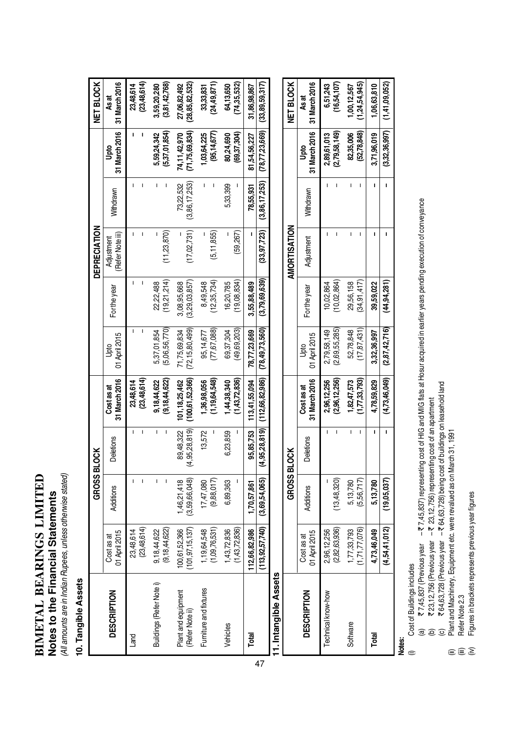# BIMETAL BEARINGS LIMITED

## Notes to the Financial Statements

*(All amounts are in Indian Rupees, unless otherwise stated)*

### 10. Tangible Assets

| DESCRIPTION | GROSS BLOCK | | | | DEPRECIATION | | | | | NET BLOCK |
|---|---|---|---|---|---|---|---|---|---|---|
| | Cost as at 01 April 2015 | Additions | Deletions | Cost as at 31 March 2016 | Upto 01 April 2015 | For the year | Adjustment (Refer Note iii) | Withdrawn | Upto 31 March 2016 | As at 31 March 2016 |
| Land | 23,48,614 (23,48,614) | – – | – – | 23,48,614 (23,48,614) | – – | – – | – – | – – | – – | 23,48,614 (23,48,614) |
| Buildings (Refer Note i) | 9,18,44,622 (9,18,44,622) | – – | – – | 9,18,44,622 (9,18,44,622) | 5,37,01,854 (5,06,56,770) | 22,22,488 (19,21,214) | – (11,23,870) | – – | 5,59,24,342 (5,37,01,854) | 3,59,20,280 (3,81,42,768) |
| Plant and equipment (Refer Note ii) | 100,61,52,366 (101,97,15,137) | 1,46,21,418 (3,59,66,048) | 89,48,322 (4,95,28,819) | 101,18,25,462 (100,61,52,366) | 71,75,69,834 (72,15,80,499) | 3,08,95,668 (3,29,03,857) | – (17,02,731) | 73,22,532 (3,86,17,253) | 74,11,42,970 (71,75,69,834) | 27,06,82,492 (28,85,82,532) |
| Furniture and fixtures | 1,19,64,548 (1,09,76,531) | 17,47,080 (9,88,017) | 13,572 – | 1,36,98,056 (1,19,64,548) | 95,14,677 (77,67,088) | 8,49,548 (12,35,734) | – (5,11,855) | – – | 1,03,64,225 (95,14,677) | 33,33,831 (24,49,871) |
| Vehicles | 1,43,72,836 (1,43,72,836) | 6,89,363 – | 6,23,859 – | 1,44,38,340 (1,43,72,836) | 69,37,304 (49,69,203) | 16,20,785 (19,08,834) | – (59,267) | 5,33,399 – | 80,24,690 (69,37,304) | 64,13,650 (74,35,532) |
| **Total** | **112,66,82,986** | **1,70,57,861** | **95,85,753** | **113,41,55,094** | **78,77,23,669** | **3,55,88,489** | **–** | **78,55,931** | **81,54,56,227** | **31,86,98,867** |
| | **(113,92,57,740)** | **(3,69,54,065)** | **(4,95,28,819)** | **(112,66,82,986)** | **(78,49,73,560)** | **(3,79,69,639)** | **(33,97,723)** | **(3,86,17,253)** | **(78,77,23,669)** | **(33,89,59,317)** |

### 11. Intangible Assets

| DESCRIPTION | GROSS BLOCK | | | | AMORTISATION | | | | | NET BLOCK |
|---|---|---|---|---|---|---|---|---|---|---|
| | Cost as at 01 April 2015 | Additions | Deletions | Cost as at 31 March 2016 | Upto 01 April 2015 | For the year | Adjustment | Withdrawn | Upto 31 March 2016 | As at 31 March 2016 |
| Technical know-how | 2,96,12,256 (2,82,63,936) | – (13,48,320) | – – | 2,96,12,256 (2,96,12,256) | 2,79,58,149 (2,69,55,285) | 10,02,864 (10,02,864) | – – | – – | 2,89,61,013 (2,79,58,149) | 6,51,243 (16,54,107) |
| Software | 1,77,33,793 (1,71,77,076) | 5,13,780 (5,56,717) | – – | 1,82,47,573 (1,77,33,793) | 52,78,848 (17,87,431) | 29,56,158 (34,91,417) | – – | – – | 82,35,006 (52,78,848) | 1,00,12,567 (1,24,54,945) |
| **Total** | **4,73,46,049** | **5,13,780** | **–** | **4,78,59,829** | **3,32,36,997** | **39,59,022** | **–** | **–** | **3,71,96,019** | **1,06,63,810** |
| | **(4,54,41,012)** | **(19,05,037)** | **–** | **(4,73,46,049)** | **(2,87,42,716)** | **(44,94,281)** | **–** | **–** | **(3,32,36,997)** | **(1,41,09,052)** |

**Notes:**

(i) Cost of Buildings includes

(a) ₹ 7,45,837 (Previous year – ₹ 7,45,837) representing cost of HIG and MIG flats at Hosur acquired in earlier years pending execution of conveyance

(b) ₹ 23,12,756 (Previous year – ₹ 23,12,756) representing cost of an apartment

(c) ₹ 64,63,728 (Previous year – ₹ 64,63,728) being cost of buildings on leasehold land

(ii) Plant and Machinery, Equipment etc. were revalued as on March 31, 1991

(iii) Refer Note 2.3

(iv) Figures in brackets represents previous year figures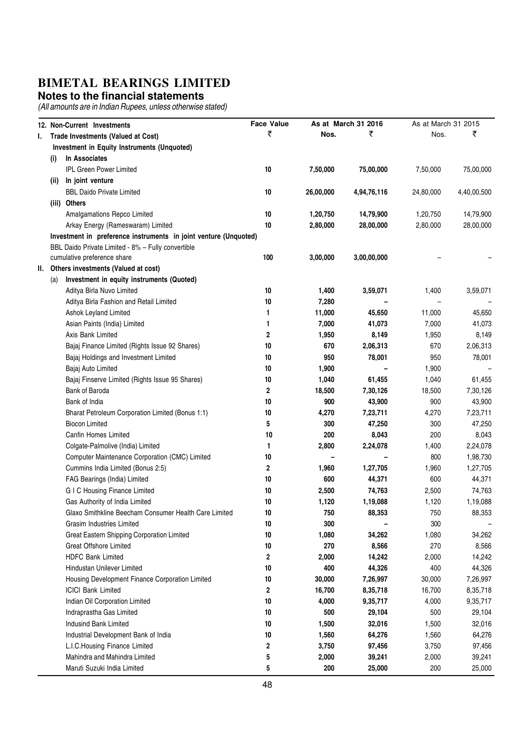# BIMETAL BEARINGS LIMITED

## Notes to the financial statements

*(All amounts are in Indian Rupees, unless otherwise stated)*

| 12. Non-Current Investments | Face Value ₹ | As at March 31 2016 Nos. | As at March 31 2016 ₹ | As at March 31 2015 Nos. | As at March 31 2015 ₹ |
|---|---|---|---|---|---|
| **I. Trade Investments (Valued at Cost)** | | | | | |
| **Investment in Equity Instruments (Unquoted)** | | | | | |
| **(i) In Associates** | | | | | |
| IPL Green Power Limited | **10** | **7,50,000** | **75,00,000** | 7,50,000 | 75,00,000 |
| **(ii) In joint venture** | | | | | |
| BBL Daido Private Limited | **10** | **26,00,000** | **4,94,76,116** | 24,80,000 | 4,40,00,500 |
| **(iii) Others** | | | | | |
| Amalgamations Repco Limited | **10** | **1,20,750** | **14,79,900** | 1,20,750 | 14,79,900 |
| Arkay Energy (Rameswaram) Limited | **10** | **2,80,000** | **28,00,000** | 2,80,000 | 28,00,000 |
| **Investment in preference instruments in joint venture (Unquoted)** | | | | | |
| BBL Daido Private Limited - 8% – Fully convertible cumulative preference share | **100** | **3,00,000** | **3,00,00,000** | – | – |
| **II. Others investments (Valued at cost)** | | | | | |
| **(a) Investment in equity instruments (Quoted)** | | | | | |
| Aditya Birla Nuvo Limited | **10** | **1,400** | **3,59,071** | 1,400 | 3,59,071 |
| Aditya Birla Fashion and Retail Limited | **10** | **7,280** | **–** | – | – |
| Ashok Leyland Limited | **1** | **11,000** | **45,650** | 11,000 | 45,650 |
| Asian Paints (India) Limited | **1** | **7,000** | **41,073** | 7,000 | 41,073 |
| Axis Bank Limited | **2** | **1,950** | **8,149** | 1,950 | 8,149 |
| Bajaj Finance Limited (Rights Issue 92 Shares) | **10** | **670** | **2,06,313** | 670 | 2,06,313 |
| Bajaj Holdings and Investment Limited | **10** | **950** | **78,001** | 950 | 78,001 |
| Bajaj Auto Limited | **10** | **1,900** | **–** | 1,900 | – |
| Bajaj Finserve Limited (Rights Issue 95 Shares) | **10** | **1,040** | **61,455** | 1,040 | 61,455 |
| Bank of Baroda | **2** | **18,500** | **7,30,126** | 18,500 | 7,30,126 |
| Bank of India | **10** | **900** | **43,900** | 900 | 43,900 |
| Bharat Petroleum Corporation Limited (Bonus 1:1) | **10** | **4,270** | **7,23,711** | 4,270 | 7,23,711 |
| Biocon Limited | **5** | **300** | **47,250** | 300 | 47,250 |
| Canfin Homes Limited | **10** | **200** | **8,043** | 200 | 8,043 |
| Colgate-Palmolive (India) Limited | **1** | **2,800** | **2,24,078** | 1,400 | 2,24,078 |
| Computer Maintenance Corporation (CMC) Limited | **10** | **–** | **–** | 800 | 1,98,730 |
| Cummins India Limited (Bonus 2:5) | **2** | **1,960** | **1,27,705** | 1,960 | 1,27,705 |
| FAG Bearings (India) Limited | **10** | **600** | **44,371** | 600 | 44,371 |
| G I C Housing Finance Limited | **10** | **2,500** | **74,763** | 2,500 | 74,763 |
| Gas Authority of India Limited | **10** | **1,120** | **1,19,088** | 1,120 | 1,19,088 |
| Glaxo Smithkline Beecham Consumer Health Care Limited | **10** | **750** | **88,353** | 750 | 88,353 |
| Grasim Industries Limited | **10** | **300** | **–** | 300 | – |
| Great Eastern Shipping Corporation Limited | **10** | **1,080** | **34,262** | 1,080 | 34,262 |
| Great Offshore Limited | **10** | **270** | **8,566** | 270 | 8,566 |
| HDFC Bank Limited | **2** | **2,000** | **14,242** | 2,000 | 14,242 |
| Hindustan Unilever Limited | **10** | **400** | **44,326** | 400 | 44,326 |
| Housing Development Finance Corporation Limited | **10** | **30,000** | **7,26,997** | 30,000 | 7,26,997 |
| ICICI Bank Limited | **2** | **16,700** | **8,35,718** | 16,700 | 8,35,718 |
| Indian Oil Corporation Limited | **10** | **4,000** | **9,35,717** | 4,000 | 9,35,717 |
| Indraprastha Gas Limited | **10** | **500** | **29,104** | 500 | 29,104 |
| Indusind Bank Limited | **10** | **1,500** | **32,016** | 1,500 | 32,016 |
| Industrial Development Bank of India | **10** | **1,560** | **64,276** | 1,560 | 64,276 |
| L.I.C.Housing Finance Limited | **2** | **3,750** | **97,456** | 3,750 | 97,456 |
| Mahindra and Mahindra Limited | **5** | **2,000** | **39,241** | 2,000 | 39,241 |
| Maruti Suzuki India Limited | **5** | **200** | **25,000** | 200 | 25,000 |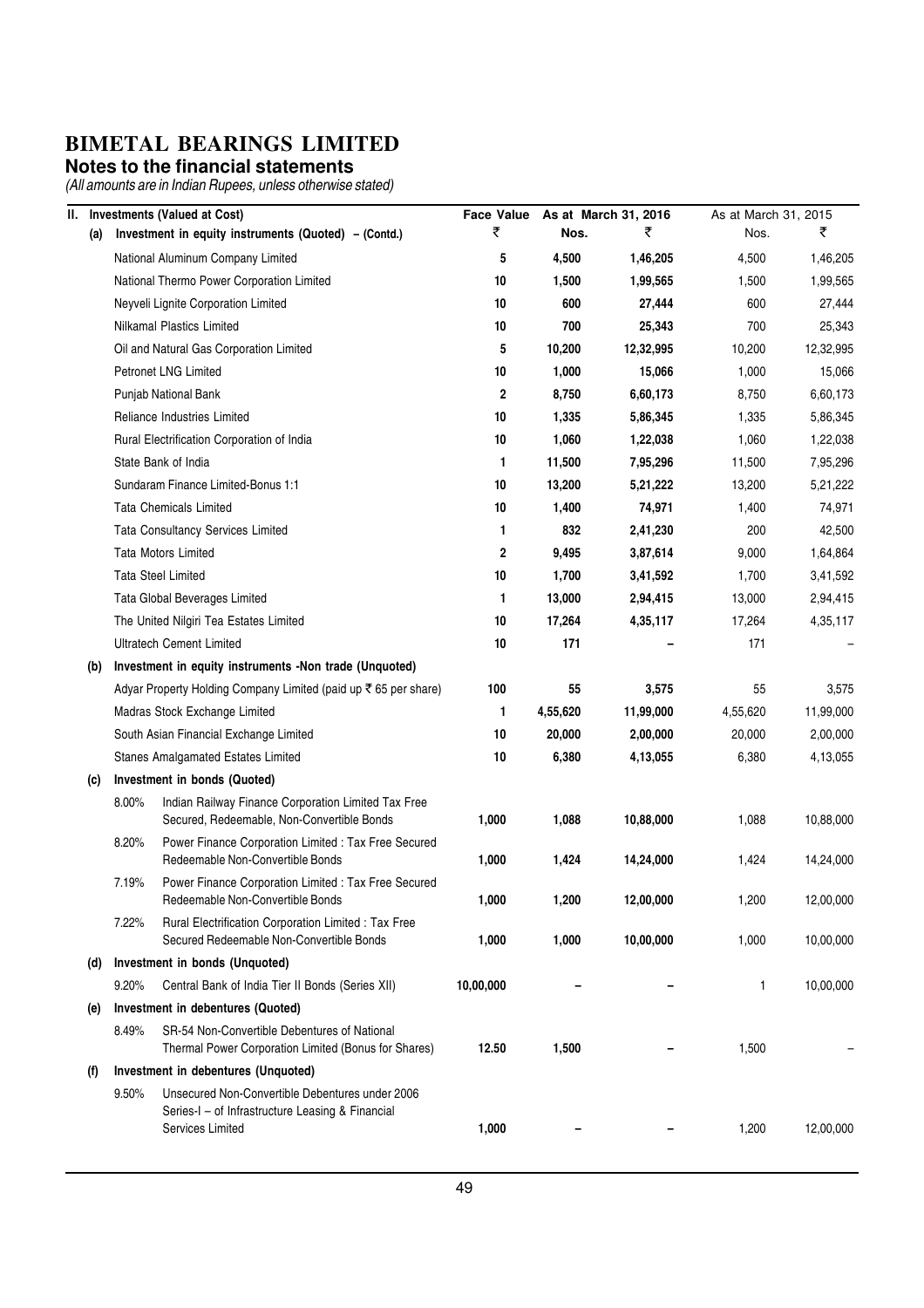# BIMETAL BEARINGS LIMITED

## Notes to the financial statements

*(All amounts are in Indian Rupees, unless otherwise stated)*

| II. | Investments (Valued at Cost) | Face Value | As at March 31, 2016 | | As at March 31, 2015 | |
|---|---|---|---|---|---|---|
| (a) | Investment in equity instruments (Quoted) – (Contd.) | ₹ | Nos. | ₹ | Nos. | ₹ |
| | National Aluminum Company Limited | 5 | 4,500 | 1,46,205 | 4,500 | 1,46,205 |
| | National Thermo Power Corporation Limited | 10 | 1,500 | 1,99,565 | 1,500 | 1,99,565 |
| | Neyveli Lignite Corporation Limited | 10 | 600 | 27,444 | 600 | 27,444 |
| | Nilkamal Plastics Limited | 10 | 700 | 25,343 | 700 | 25,343 |
| | Oil and Natural Gas Corporation Limited | 5 | 10,200 | 12,32,995 | 10,200 | 12,32,995 |
| | Petronet LNG Limited | 10 | 1,000 | 15,066 | 1,000 | 15,066 |
| | Punjab National Bank | 2 | 8,750 | 6,60,173 | 8,750 | 6,60,173 |
| | Reliance Industries Limited | 10 | 1,335 | 5,86,345 | 1,335 | 5,86,345 |
| | Rural Electrification Corporation of India | 10 | 1,060 | 1,22,038 | 1,060 | 1,22,038 |
| | State Bank of India | 1 | 11,500 | 7,95,296 | 11,500 | 7,95,296 |
| | Sundaram Finance Limited-Bonus 1:1 | 10 | 13,200 | 5,21,222 | 13,200 | 5,21,222 |
| | Tata Chemicals Limited | 10 | 1,400 | 74,971 | 1,400 | 74,971 |
| | Tata Consultancy Services Limited | 1 | 832 | 2,41,230 | 200 | 42,500 |
| | Tata Motors Limited | 2 | 9,495 | 3,87,614 | 9,000 | 1,64,864 |
| | Tata Steel Limited | 10 | 1,700 | 3,41,592 | 1,700 | 3,41,592 |
| | Tata Global Beverages Limited | 1 | 13,000 | 2,94,415 | 13,000 | 2,94,415 |
| | The United Nilgiri Tea Estates Limited | 10 | 17,264 | 4,35,117 | 17,264 | 4,35,117 |
| | Ultratech Cement Limited | 10 | 171 | – | 171 | – |
| (b) | Investment in equity instruments -Non trade (Unquoted) | | | | | |
| | Adyar Property Holding Company Limited (paid up ₹ 65 per share) | 100 | 55 | 3,575 | 55 | 3,575 |
| | Madras Stock Exchange Limited | 1 | 4,55,620 | 11,99,000 | 4,55,620 | 11,99,000 |
| | South Asian Financial Exchange Limited | 10 | 20,000 | 2,00,000 | 20,000 | 2,00,000 |
| | Stanes Amalgamated Estates Limited | 10 | 6,380 | 4,13,055 | 6,380 | 4,13,055 |
| (c) | Investment in bonds (Quoted) | | | | | |
| | 8.00% Indian Railway Finance Corporation Limited Tax Free Secured, Redeemable, Non-Convertible Bonds | 1,000 | 1,088 | 10,88,000 | 1,088 | 10,88,000 |
| | 8.20% Power Finance Corporation Limited : Tax Free Secured Redeemable Non-Convertible Bonds | 1,000 | 1,424 | 14,24,000 | 1,424 | 14,24,000 |
| | 7.19% Power Finance Corporation Limited : Tax Free Secured Redeemable Non-Convertible Bonds | 1,000 | 1,200 | 12,00,000 | 1,200 | 12,00,000 |
| | 7.22% Rural Electrification Corporation Limited : Tax Free Secured Redeemable Non-Convertible Bonds | 1,000 | 1,000 | 10,00,000 | 1,000 | 10,00,000 |
| (d) | Investment in bonds (Unquoted) | | | | | |
| | 9.20% Central Bank of India Tier II Bonds (Series XII) | 10,00,000 | – | – | 1 | 10,00,000 |
| (e) | Investment in debentures (Quoted) | | | | | |
| | 8.49% SR-54 Non-Convertible Debentures of National Thermal Power Corporation Limited (Bonus for Shares) | 12.50 | 1,500 | – | 1,500 | – |
| (f) | Investment in debentures (Unquoted) | | | | | |
| | 9.50% Unsecured Non-Convertible Debentures under 2006 Series-I – of Infrastructure Leasing & Financial Services Limited | 1,000 | – | – | 1,200 | 12,00,000 |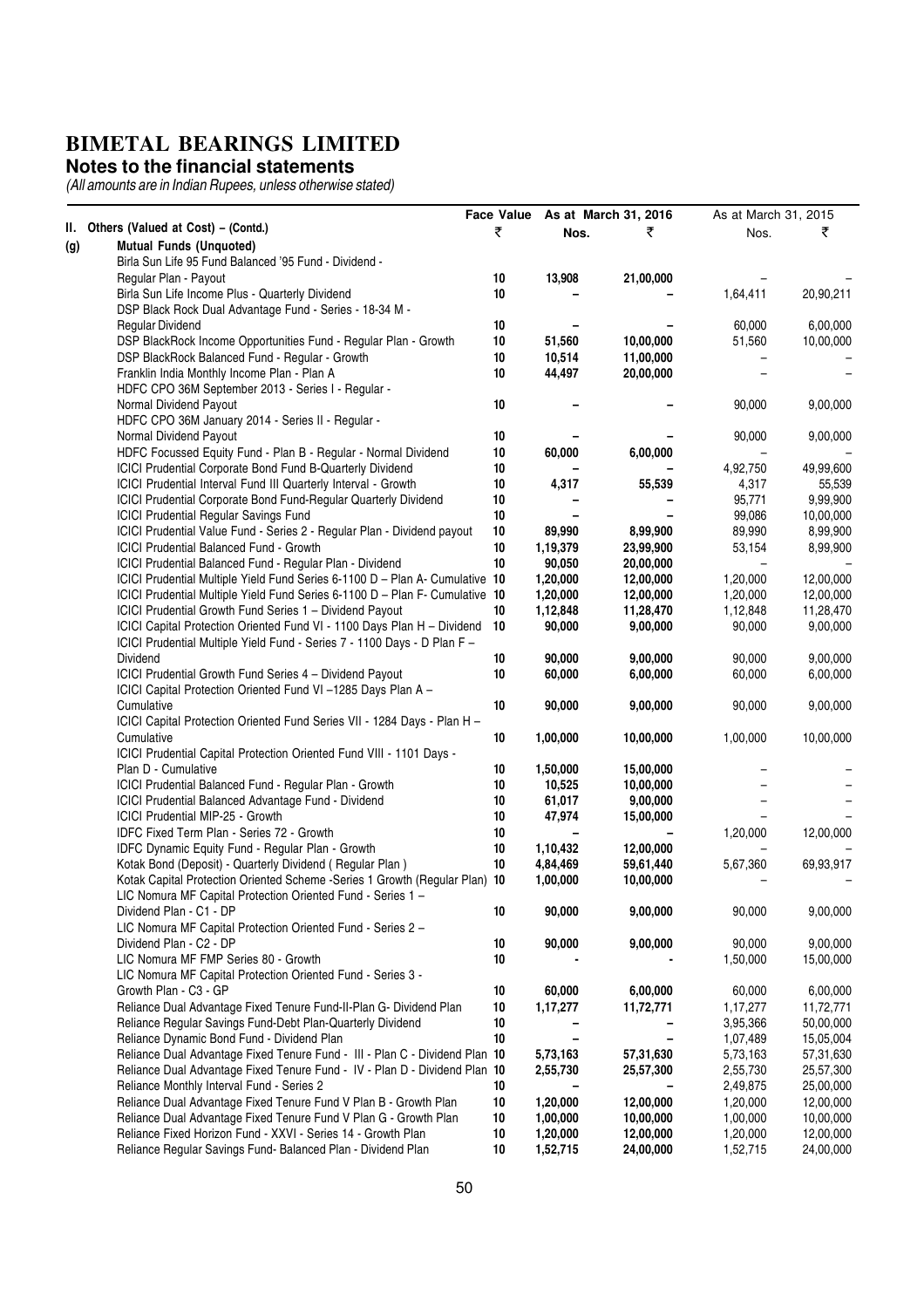# BIMETAL BEARINGS LIMITED

## Notes to the financial statements

*(All amounts are in Indian Rupees, unless otherwise stated)*

| | | Face Value | As at March 31, 2016 | | As at March 31, 2015 | |
|---|---|---|---|---|---|---|
| **II.** | **Others (Valued at Cost) – (Contd.)** | ₹ | Nos. | ₹ | Nos. | ₹ |
| **(g)** | **Mutual Funds (Unquoted)** | | | | | |
| | Birla Sun Life 95 Fund Balanced '95 Fund - Dividend - Regular Plan - Payout | 10 | 13,908 | 21,00,000 | – | – |
| | Birla Sun Life Income Plus - Quarterly Dividend | 10 | – | – | 1,64,411 | 20,90,211 |
| | DSP Black Rock Dual Advantage Fund - Series - 18-34 M - Regular Dividend | 10 | – | – | 60,000 | 6,00,000 |
| | DSP BlackRock Income Opportunities Fund - Regular Plan - Growth | 10 | 51,560 | 10,00,000 | 51,560 | 10,00,000 |
| | DSP BlackRock Balanced Fund - Regular - Growth | 10 | 10,514 | 11,00,000 | – | – |
| | Franklin India Monthly Income Plan - Plan A | 10 | 44,497 | 20,00,000 | – | – |
| | HDFC CPO 36M September 2013 - Series I - Regular - Normal Dividend Payout | 10 | – | – | 90,000 | 9,00,000 |
| | HDFC CPO 36M January 2014 - Series II - Regular - Normal Dividend Payout | 10 | – | – | 90,000 | 9,00,000 |
| | HDFC Focussed Equity Fund - Plan B - Regular - Normal Dividend | 10 | 60,000 | 6,00,000 | – | – |
| | ICICI Prudential Corporate Bond Fund B-Quarterly Dividend | 10 | – | – | 4,92,750 | 49,99,600 |
| | ICICI Prudential Interval Fund III Quarterly Interval - Growth | 10 | 4,317 | 55,539 | 4,317 | 55,539 |
| | ICICI Prudential Corporate Bond Fund-Regular Quarterly Dividend | 10 | – | – | 95,771 | 9,99,900 |
| | ICICI Prudential Regular Savings Fund | 10 | – | – | 99,086 | 10,00,000 |
| | ICICI Prudential Value Fund - Series 2 - Regular Plan - Dividend payout | 10 | 89,990 | 8,99,900 | 89,990 | 8,99,900 |
| | ICICI Prudential Balanced Fund - Growth | 10 | 1,19,379 | 23,99,900 | 53,154 | 8,99,900 |
| | ICICI Prudential Balanced Fund - Regular Plan - Dividend | 10 | 90,050 | 20,00,000 | – | – |
| | ICICI Prudential Multiple Yield Fund Series 6-1100 D – Plan A- Cumulative | 10 | 1,20,000 | 12,00,000 | 1,20,000 | 12,00,000 |
| | ICICI Prudential Multiple Yield Fund Series 6-1100 D – Plan F- Cumulative | 10 | 1,20,000 | 12,00,000 | 1,20,000 | 12,00,000 |
| | ICICI Prudential Growth Fund Series 1 – Dividend Payout | 10 | 1,12,848 | 11,28,470 | 1,12,848 | 11,28,470 |
| | ICICI Capital Protection Oriented Fund VI - 1100 Days Plan H – Dividend | 10 | 90,000 | 9,00,000 | 90,000 | 9,00,000 |
| | ICICI Prudential Multiple Yield Fund - Series 7 - 1100 Days - D Plan F – Dividend | 10 | 90,000 | 9,00,000 | 90,000 | 9,00,000 |
| | ICICI Prudential Growth Fund Series 4 – Dividend Payout | 10 | 60,000 | 6,00,000 | 60,000 | 6,00,000 |
| | ICICI Capital Protection Oriented Fund VI –1285 Days Plan A – Cumulative | 10 | 90,000 | 9,00,000 | 90,000 | 9,00,000 |
| | ICICI Capital Protection Oriented Fund Series VII - 1284 Days - Plan H – Cumulative | 10 | 1,00,000 | 10,00,000 | 1,00,000 | 10,00,000 |
| | ICICI Prudential Capital Protection Oriented Fund VIII - 1101 Days - Plan D - Cumulative | 10 | 1,50,000 | 15,00,000 | – | – |
| | ICICI Prudential Balanced Fund - Regular Plan - Growth | 10 | 10,525 | 10,00,000 | – | – |
| | ICICI Prudential Balanced Advantage Fund - Dividend | 10 | 61,017 | 9,00,000 | – | – |
| | ICICI Prudential MIP-25 - Growth | 10 | 47,974 | 15,00,000 | – | – |
| | IDFC Fixed Term Plan - Series 72 - Growth | 10 | – | – | 1,20,000 | 12,00,000 |
| | IDFC Dynamic Equity Fund - Regular Plan - Growth | 10 | 1,10,432 | 12,00,000 | – | – |
| | Kotak Bond (Deposit) - Quarterly Dividend ( Regular Plan ) | 10 | 4,84,469 | 59,61,440 | 5,67,360 | 69,93,917 |
| | Kotak Capital Protection Oriented Scheme -Series 1 Growth (Regular Plan) | 10 | 1,00,000 | 10,00,000 | – | – |
| | LIC Nomura MF Capital Protection Oriented Fund - Series 1 – Dividend Plan - C1 - DP | 10 | 90,000 | 9,00,000 | 90,000 | 9,00,000 |
| | LIC Nomura MF Capital Protection Oriented Fund - Series 2 – Dividend Plan - C2 - DP | 10 | 90,000 | 9,00,000 | 90,000 | 9,00,000 |
| | LIC Nomura MF FMP Series 80 - Growth | 10 | - | - | 1,50,000 | 15,00,000 |
| | LIC Nomura MF Capital Protection Oriented Fund - Series 3 - Growth Plan - C3 - GP | 10 | 60,000 | 6,00,000 | 60,000 | 6,00,000 |
| | Reliance Dual Advantage Fixed Tenure Fund-II-Plan G- Dividend Plan | 10 | 1,17,277 | 11,72,771 | 1,17,277 | 11,72,771 |
| | Reliance Regular Savings Fund-Debt Plan-Quarterly Dividend | 10 | – | – | 3,95,366 | 50,00,000 |
| | Reliance Dynamic Bond Fund - Dividend Plan | 10 | – | – | 1,07,489 | 15,05,004 |
| | Reliance Dual Advantage Fixed Tenure Fund - III - Plan C - Dividend Plan | 10 | 5,73,163 | 57,31,630 | 5,73,163 | 57,31,630 |
| | Reliance Dual Advantage Fixed Tenure Fund - IV - Plan D - Dividend Plan | 10 | 2,55,730 | 25,57,300 | 2,55,730 | 25,57,300 |
| | Reliance Monthly Interval Fund - Series 2 | 10 | – | – | 2,49,875 | 25,00,000 |
| | Reliance Dual Advantage Fixed Tenure Fund V Plan B - Growth Plan | 10 | 1,20,000 | 12,00,000 | 1,20,000 | 12,00,000 |
| | Reliance Dual Advantage Fixed Tenure Fund V Plan G - Growth Plan | 10 | 1,00,000 | 10,00,000 | 1,00,000 | 10,00,000 |
| | Reliance Fixed Horizon Fund - XXVI - Series 14 - Growth Plan | 10 | 1,20,000 | 12,00,000 | 1,20,000 | 12,00,000 |
| | Reliance Regular Savings Fund- Balanced Plan - Dividend Plan | 10 | 1,52,715 | 24,00,000 | 1,52,715 | 24,00,000 |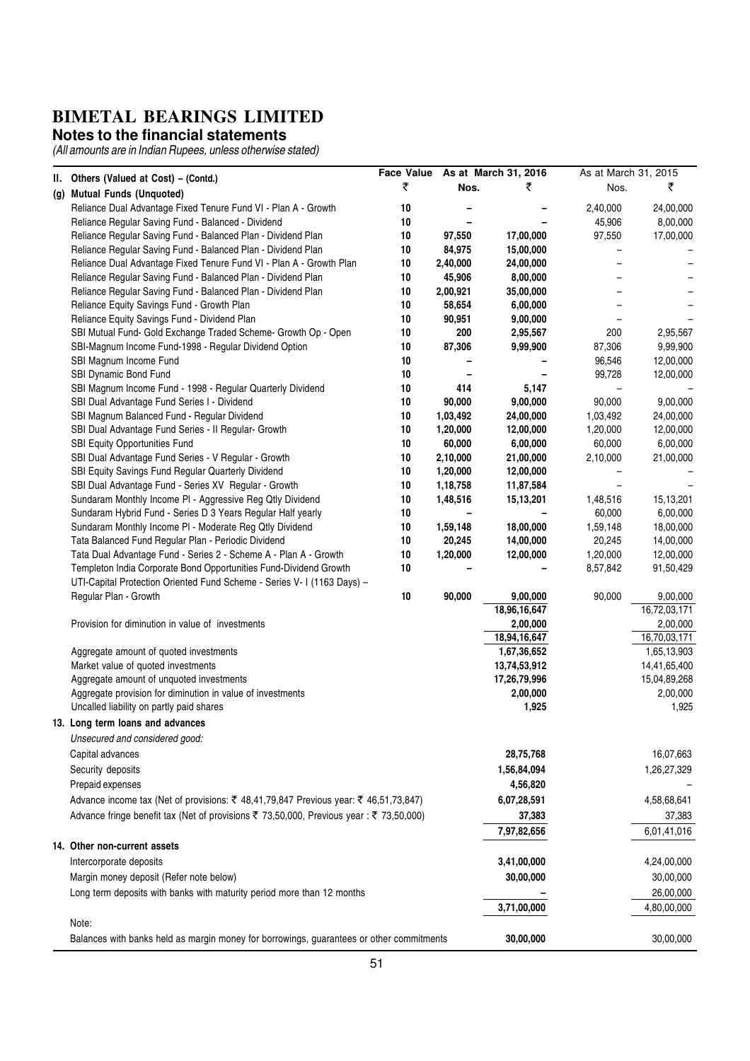# BIMETAL BEARINGS LIMITED

## Notes to the financial statements

*(All amounts are in Indian Rupees, unless otherwise stated)*

| II. Others (Valued at Cost) – (Contd.) | Face Value | As at March 31, 2016 | | As at March 31, 2015 | |
|---|---|---|---|---|---|
| **(g) Mutual Funds (Unquoted)** | ₹ | Nos. | ₹ | Nos. | ₹ |
| Reliance Dual Advantage Fixed Tenure Fund VI - Plan A - Growth | 10 | – | – | 2,40,000 | 24,00,000 |
| Reliance Regular Saving Fund - Balanced - Dividend | 10 | – | – | 45,906 | 8,00,000 |
| Reliance Regular Saving Fund - Balanced Plan - Dividend Plan | 10 | 97,550 | 17,00,000 | 97,550 | 17,00,000 |
| Reliance Regular Saving Fund - Balanced Plan - Dividend Plan | 10 | 84,975 | 15,00,000 | – | – |
| Reliance Dual Advantage Fixed Tenure Fund VI - Plan A - Growth Plan | 10 | 2,40,000 | 24,00,000 | – | – |
| Reliance Regular Saving Fund - Balanced Plan - Dividend Plan | 10 | 45,906 | 8,00,000 | – | – |
| Reliance Regular Saving Fund - Balanced Plan - Dividend Plan | 10 | 2,00,921 | 35,00,000 | – | – |
| Reliance Equity Savings Fund - Growth Plan | 10 | 58,654 | 6,00,000 | – | – |
| Reliance Equity Savings Fund - Dividend Plan | 10 | 90,951 | 9,00,000 | – | – |
| SBI Mutual Fund- Gold Exchange Traded Scheme- Growth Op - Open | 10 | 200 | 2,95,567 | 200 | 2,95,567 |
| SBI-Magnum Income Fund-1998 - Regular Dividend Option | 10 | 87,306 | 9,99,900 | 87,306 | 9,99,900 |
| SBI Magnum Income Fund | 10 | – | – | 96,546 | 12,00,000 |
| SBI Dynamic Bond Fund | 10 | – | – | 99,728 | 12,00,000 |
| SBI Magnum Income Fund - 1998 - Regular Quarterly Dividend | 10 | 414 | 5,147 | – | – |
| SBI Dual Advantage Fund Series I - Dividend | 10 | 90,000 | 9,00,000 | 90,000 | 9,00,000 |
| SBI Magnum Balanced Fund - Regular Dividend | 10 | 1,03,492 | 24,00,000 | 1,03,492 | 24,00,000 |
| SBI Dual Advantage Fund Series - II Regular- Growth | 10 | 1,20,000 | 12,00,000 | 1,20,000 | 12,00,000 |
| SBI Equity Opportunities Fund | 10 | 60,000 | 6,00,000 | 60,000 | 6,00,000 |
| SBI Dual Advantage Fund Series - V Regular - Growth | 10 | 2,10,000 | 21,00,000 | 2,10,000 | 21,00,000 |
| SBI Equity Savings Fund Regular Quarterly Dividend | 10 | 1,20,000 | 12,00,000 | – | – |
| SBI Dual Advantage Fund - Series XV Regular - Growth | 10 | 1,18,758 | 11,87,584 | – | – |
| Sundaram Monthly Income Pl - Aggressive Reg Qtly Dividend | 10 | 1,48,516 | 15,13,201 | 1,48,516 | 15,13,201 |
| Sundaram Hybrid Fund - Series D 3 Years Regular Half yearly | 10 | – | – | 60,000 | 6,00,000 |
| Sundaram Monthly Income Pl - Moderate Reg Qtly Dividend | 10 | 1,59,148 | 18,00,000 | 1,59,148 | 18,00,000 |
| Tata Balanced Fund Regular Plan - Periodic Dividend | 10 | 20,245 | 14,00,000 | 20,245 | 14,00,000 |
| Tata Dual Advantage Fund - Series 2 - Scheme A - Plan A - Growth | 10 | 1,20,000 | 12,00,000 | 1,20,000 | 12,00,000 |
| Templeton India Corporate Bond Opportunities Fund-Dividend Growth | 10 | – | – | 8,57,842 | 91,50,429 |
| UTI-Capital Protection Oriented Fund Scheme - Series V- I (1163 Days) – Regular Plan - Growth | 10 | 90,000 | 9,00,000 | 90,000 | 9,00,000 |
| | | | 18,96,16,647 | | 16,72,03,171 |
| Provision for diminution in value of investments | | | 2,00,000 | | 2,00,000 |
| | | | 18,94,16,647 | | 16,70,03,171 |
| Aggregate amount of quoted investments | | | 1,67,36,652 | | 1,65,13,903 |
| Market value of quoted investments | | | 13,74,53,912 | | 14,41,65,400 |
| Aggregate amount of unquoted investments | | | 17,26,79,996 | | 15,04,89,268 |
| Aggregate provision for diminution in value of investments | | | 2,00,000 | | 2,00,000 |
| Uncalled liability on partly paid shares | | | 1,925 | | 1,925 |

### 13. Long term loans and advances

*Unsecured and considered good:*

| | As at March 31, 2016 | As at March 31, 2015 |
|---|---|---|
| Capital advances | 28,75,768 | 16,07,663 |
| Security deposits | 1,56,84,094 | 1,26,27,329 |
| Prepaid expenses | 4,56,820 | – |
| Advance income tax (Net of provisions: ₹ 48,41,79,847 Previous year: ₹ 46,51,73,847) | 6,07,28,591 | 4,58,68,641 |
| Advance fringe benefit tax (Net of provisions ₹ 73,50,000, Previous year : ₹ 73,50,000) | 37,383 | 37,383 |
| | 7,97,82,656 | 6,01,41,016 |

### 14. Other non-current assets

| | As at March 31, 2016 | As at March 31, 2015 |
|---|---|---|
| Intercorporate deposits | 3,41,00,000 | 4,24,00,000 |
| Margin money deposit (Refer note below) | 30,00,000 | 30,00,000 |
| Long term deposits with banks with maturity period more than 12 months | – | 26,00,000 |
| | 3,71,00,000 | 4,80,00,000 |

Note:

| | As at March 31, 2016 | As at March 31, 2015 |
|---|---|---|
| Balances with banks held as margin money for borrowings, guarantees or other commitments | 30,00,000 | 30,00,000 |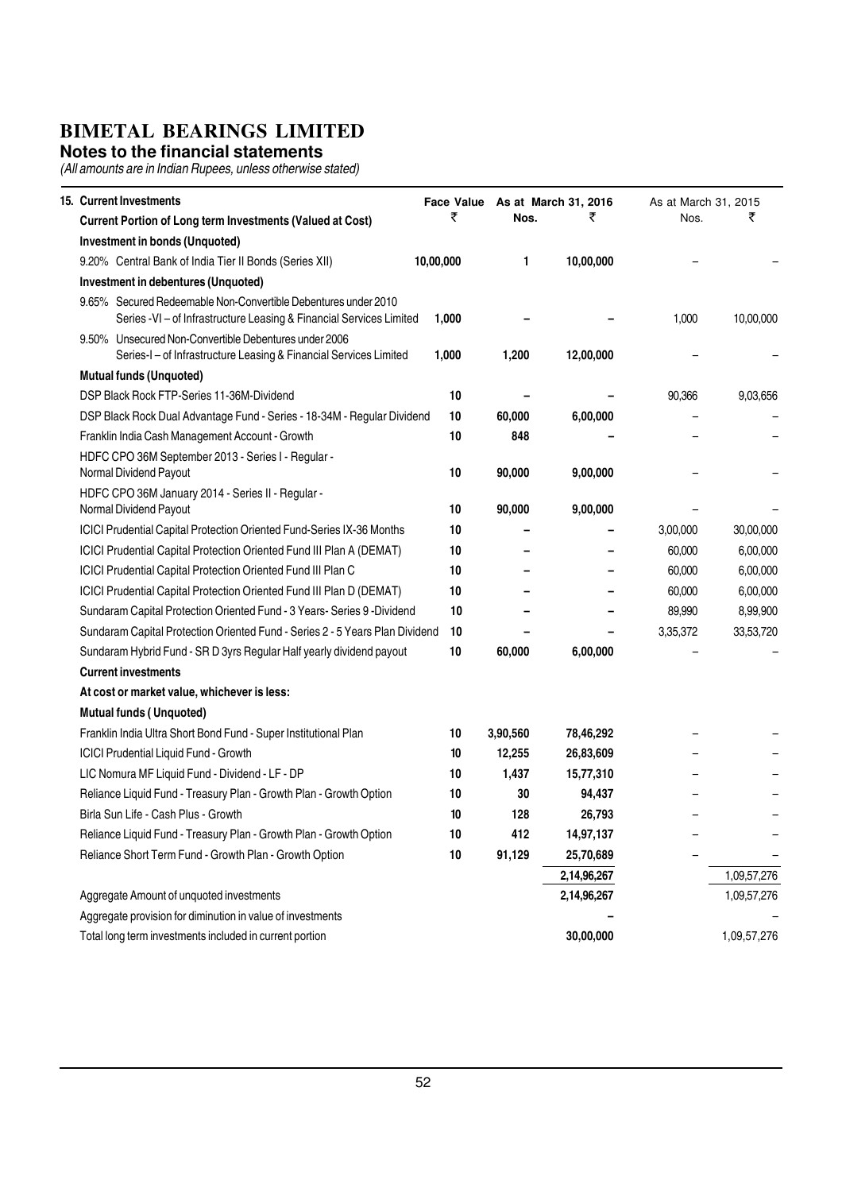# BIMETAL BEARINGS LIMITED

## Notes to the financial statements

*(All amounts are in Indian Rupees, unless otherwise stated)*

| 15. Current Investments | Face Value ₹ | As at March 31, 2016 Nos. | ₹ | As at March 31, 2015 Nos. | ₹ |
|---|---|---|---|---|---|
| **Current Portion of Long term Investments (Valued at Cost)** | | | | | |
| **Investment in bonds (Unquoted)** | | | | | |
| 9.20% Central Bank of India Tier II Bonds (Series XII) | 10,00,000 | 1 | 10,00,000 | – | – |
| **Investment in debentures (Unquoted)** | | | | | |
| 9.65% Secured Redeemable Non-Convertible Debentures under 2010 Series -VI – of Infrastructure Leasing & Financial Services Limited | 1,000 | – | – | 1,000 | 10,00,000 |
| 9.50% Unsecured Non-Convertible Debentures under 2006 Series-I – of Infrastructure Leasing & Financial Services Limited | 1,000 | 1,200 | 12,00,000 | – | – |
| **Mutual funds (Unquoted)** | | | | | |
| DSP Black Rock FTP-Series 11-36M-Dividend | 10 | – | – | 90,366 | 9,03,656 |
| DSP Black Rock Dual Advantage Fund - Series - 18-34M - Regular Dividend | 10 | 60,000 | 6,00,000 | – | – |
| Franklin India Cash Management Account - Growth | 10 | 848 | – | – | – |
| HDFC CPO 36M September 2013 - Series I - Regular - Normal Dividend Payout | 10 | 90,000 | 9,00,000 | – | – |
| HDFC CPO 36M January 2014 - Series II - Regular - Normal Dividend Payout | 10 | 90,000 | 9,00,000 | – | – |
| ICICI Prudential Capital Protection Oriented Fund-Series IX-36 Months | 10 | – | – | 3,00,000 | 30,00,000 |
| ICICI Prudential Capital Protection Oriented Fund III Plan A (DEMAT) | 10 | – | – | 60,000 | 6,00,000 |
| ICICI Prudential Capital Protection Oriented Fund III Plan C | 10 | – | – | 60,000 | 6,00,000 |
| ICICI Prudential Capital Protection Oriented Fund III Plan D (DEMAT) | 10 | – | – | 60,000 | 6,00,000 |
| Sundaram Capital Protection Oriented Fund - 3 Years- Series 9 -Dividend | 10 | – | – | 89,990 | 8,99,900 |
| Sundaram Capital Protection Oriented Fund - Series 2 - 5 Years Plan Dividend | 10 | – | – | 3,35,372 | 33,53,720 |
| Sundaram Hybrid Fund - SR D 3yrs Regular Half yearly dividend payout | 10 | 60,000 | 6,00,000 | – | – |
| **Current investments** | | | | | |
| **At cost or market value, whichever is less:** | | | | | |
| **Mutual funds ( Unquoted)** | | | | | |
| Franklin India Ultra Short Bond Fund - Super Institutional Plan | 10 | 3,90,560 | 78,46,292 | – | – |
| ICICI Prudential Liquid Fund - Growth | 10 | 12,255 | 26,83,609 | – | – |
| LIC Nomura MF Liquid Fund - Dividend - LF - DP | 10 | 1,437 | 15,77,310 | – | – |
| Reliance Liquid Fund - Treasury Plan - Growth Plan - Growth Option | 10 | 30 | 94,437 | – | – |
| Birla Sun Life - Cash Plus - Growth | 10 | 128 | 26,793 | – | – |
| Reliance Liquid Fund - Treasury Plan - Growth Plan - Growth Option | 10 | 412 | 14,97,137 | – | – |
| Reliance Short Term Fund - Growth Plan - Growth Option | 10 | 91,129 | 25,70,689 | – | – |
| | | | 2,14,96,267 | | 1,09,57,276 |
| Aggregate Amount of unquoted investments | | | 2,14,96,267 | | 1,09,57,276 |
| Aggregate provision for diminution in value of investments | | | – | | – |
| Total long term investments included in current portion | | | 30,00,000 | | 1,09,57,276 |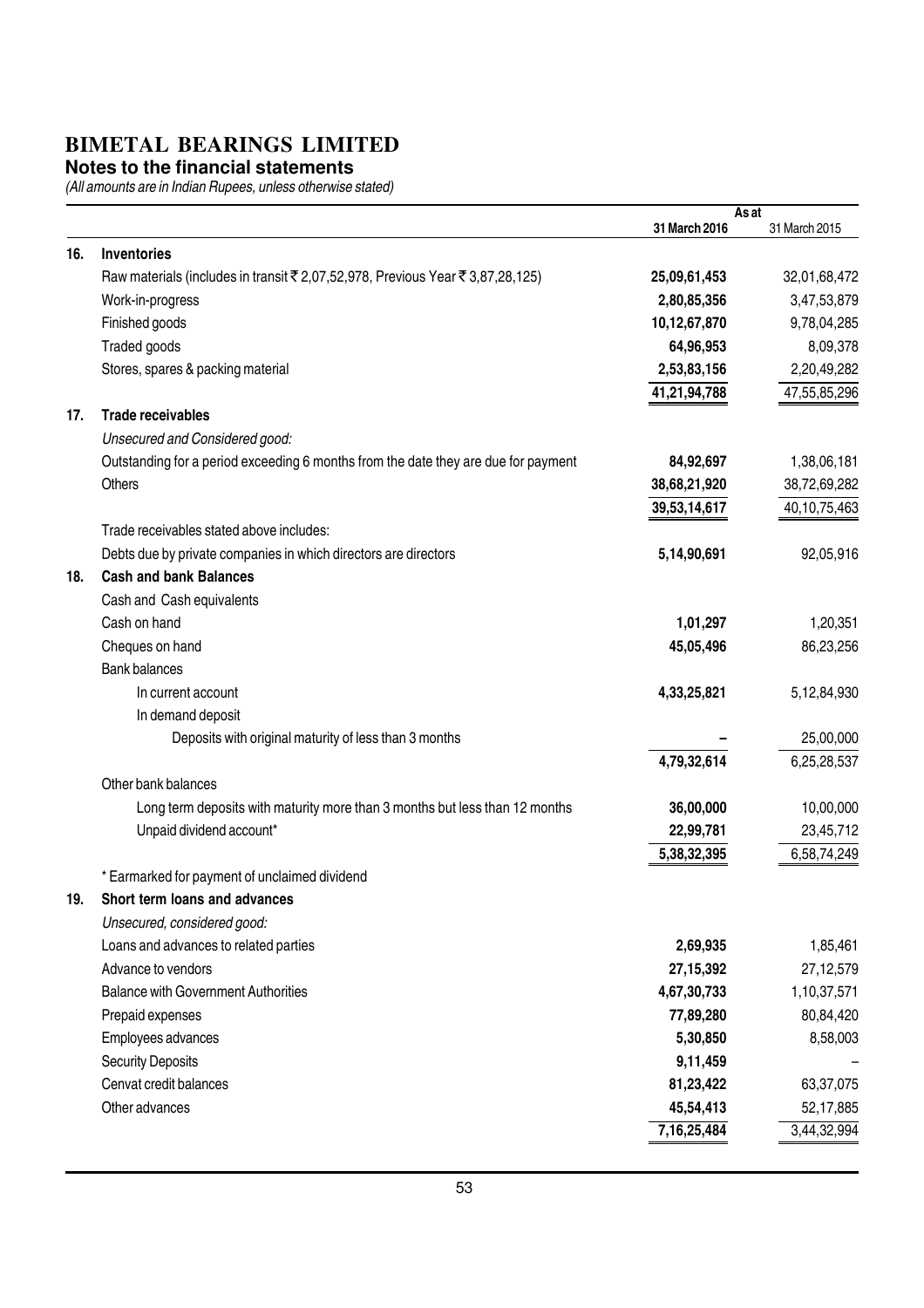# BIMETAL BEARINGS LIMITED

## Notes to the financial statements

*(All amounts are in Indian Rupees, unless otherwise stated)*

| | | As at 31 March 2016 | As at 31 March 2015 |
|---|---|---|---|
| **16.** | **Inventories** | | |
| | Raw materials (includes in transit ₹ 2,07,52,978, Previous Year ₹ 3,87,28,125) | **25,09,61,453** | 32,01,68,472 |
| | Work-in-progress | **2,80,85,356** | 3,47,53,879 |
| | Finished goods | **10,12,67,870** | 9,78,04,285 |
| | Traded goods | **64,96,953** | 8,09,378 |
| | Stores, spares & packing material | **2,53,83,156** | 2,20,49,282 |
| | | **41,21,94,788** | 47,55,85,296 |
| **17.** | **Trade receivables** | | |
| | *Unsecured and Considered good:* | | |
| | Outstanding for a period exceeding 6 months from the date they are due for payment | **84,92,697** | 1,38,06,181 |
| | Others | **38,68,21,920** | 38,72,69,282 |
| | | **39,53,14,617** | 40,10,75,463 |
| | Trade receivables stated above includes: | | |
| | Debts due by private companies in which directors are directors | **5,14,90,691** | 92,05,916 |
| **18.** | **Cash and bank Balances** | | |
| | Cash and Cash equivalents | | |
| | Cash on hand | **1,01,297** | 1,20,351 |
| | Cheques on hand | **45,05,496** | 86,23,256 |
| | Bank balances | | |
| | In current account | **4,33,25,821** | 5,12,84,930 |
| | In demand deposit | | |
| | Deposits with original maturity of less than 3 months | **–** | 25,00,000 |
| | | **4,79,32,614** | 6,25,28,537 |
| | Other bank balances | | |
| | Long term deposits with maturity more than 3 months but less than 12 months | **36,00,000** | 10,00,000 |
| | Unpaid dividend account* | **22,99,781** | 23,45,712 |
| | | **5,38,32,395** | 6,58,74,249 |
| | * Earmarked for payment of unclaimed dividend | | |
| **19.** | **Short term loans and advances** | | |
| | *Unsecured, considered good:* | | |
| | Loans and advances to related parties | **2,69,935** | 1,85,461 |
| | Advance to vendors | **27,15,392** | 27,12,579 |
| | Balance with Government Authorities | **4,67,30,733** | 1,10,37,571 |
| | Prepaid expenses | **77,89,280** | 80,84,420 |
| | Employees advances | **5,30,850** | 8,58,003 |
| | Security Deposits | **9,11,459** | – |
| | Cenvat credit balances | **81,23,422** | 63,37,075 |
| | Other advances | **45,54,413** | 52,17,885 |
| | | **7,16,25,484** | 3,44,32,994 |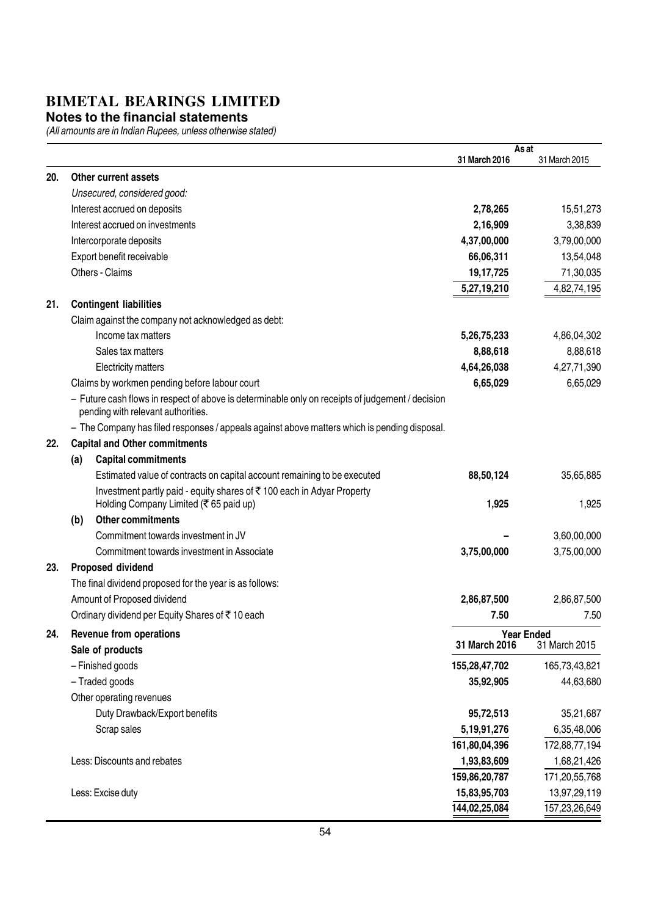# BIMETAL BEARINGS LIMITED

## Notes to the financial statements

*(All amounts are in Indian Rupees, unless otherwise stated)*

| | | As at 31 March 2016 | As at 31 March 2015 |
|---|---|---|---|
| **20.** | **Other current assets** | | |
| | *Unsecured, considered good:* | | |
| | Interest accrued on deposits | **2,78,265** | 15,51,273 |
| | Interest accrued on investments | **2,16,909** | 3,38,839 |
| | Intercorporate deposits | **4,37,00,000** | 3,79,00,000 |
| | Export benefit receivable | **66,06,311** | 13,54,048 |
| | Others - Claims | **19,17,725** | 71,30,035 |
| | | **5,27,19,210** | 4,82,74,195 |
| **21.** | **Contingent liabilities** | | |
| | Claim against the company not acknowledged as debt: | | |
| | Income tax matters | **5,26,75,233** | 4,86,04,302 |
| | Sales tax matters | **8,88,618** | 8,88,618 |
| | Electricity matters | **4,64,26,038** | 4,27,71,390 |
| | Claims by workmen pending before labour court | **6,65,029** | 6,65,029 |
| | – Future cash flows in respect of above is determinable only on receipts of judgement / decision pending with relevant authorities. | | |
| | – The Company has filed responses / appeals against above matters which is pending disposal. | | |
| **22.** | **Capital and Other commitments** | | |
| | **(a) Capital commitments** | | |
| | Estimated value of contracts on capital account remaining to be executed | **88,50,124** | 35,65,885 |
| | Investment partly paid - equity shares of ₹ 100 each in Adyar Property Holding Company Limited (₹ 65 paid up) | **1,925** | 1,925 |
| | **(b) Other commitments** | | |
| | Commitment towards investment in JV | **–** | 3,60,00,000 |
| | Commitment towards investment in Associate | **3,75,00,000** | 3,75,00,000 |
| **23.** | **Proposed dividend** | | |
| | The final dividend proposed for the year is as follows: | | |
| | Amount of Proposed dividend | **2,86,87,500** | 2,86,87,500 |
| | Ordinary dividend per Equity Shares of ₹ 10 each | **7.50** | 7.50 |

| | | Year Ended 31 March 2016 | Year Ended 31 March 2015 |
|---|---|---|---|
| **24.** | **Revenue from operations** | | |
| | **Sale of products** | | |
| | – Finished goods | **155,28,47,702** | 165,73,43,821 |
| | – Traded goods | **35,92,905** | 44,63,680 |
| | Other operating revenues | | |
| | Duty Drawback/Export benefits | **95,72,513** | 35,21,687 |
| | Scrap sales | **5,19,91,276** | 6,35,48,006 |
| | | **161,80,04,396** | 172,88,77,194 |
| | Less: Discounts and rebates | **1,93,83,609** | 1,68,21,426 |
| | | **159,86,20,787** | 171,20,55,768 |
| | Less: Excise duty | **15,83,95,703** | 13,97,29,119 |
| | | **144,02,25,084** | 157,23,26,649 |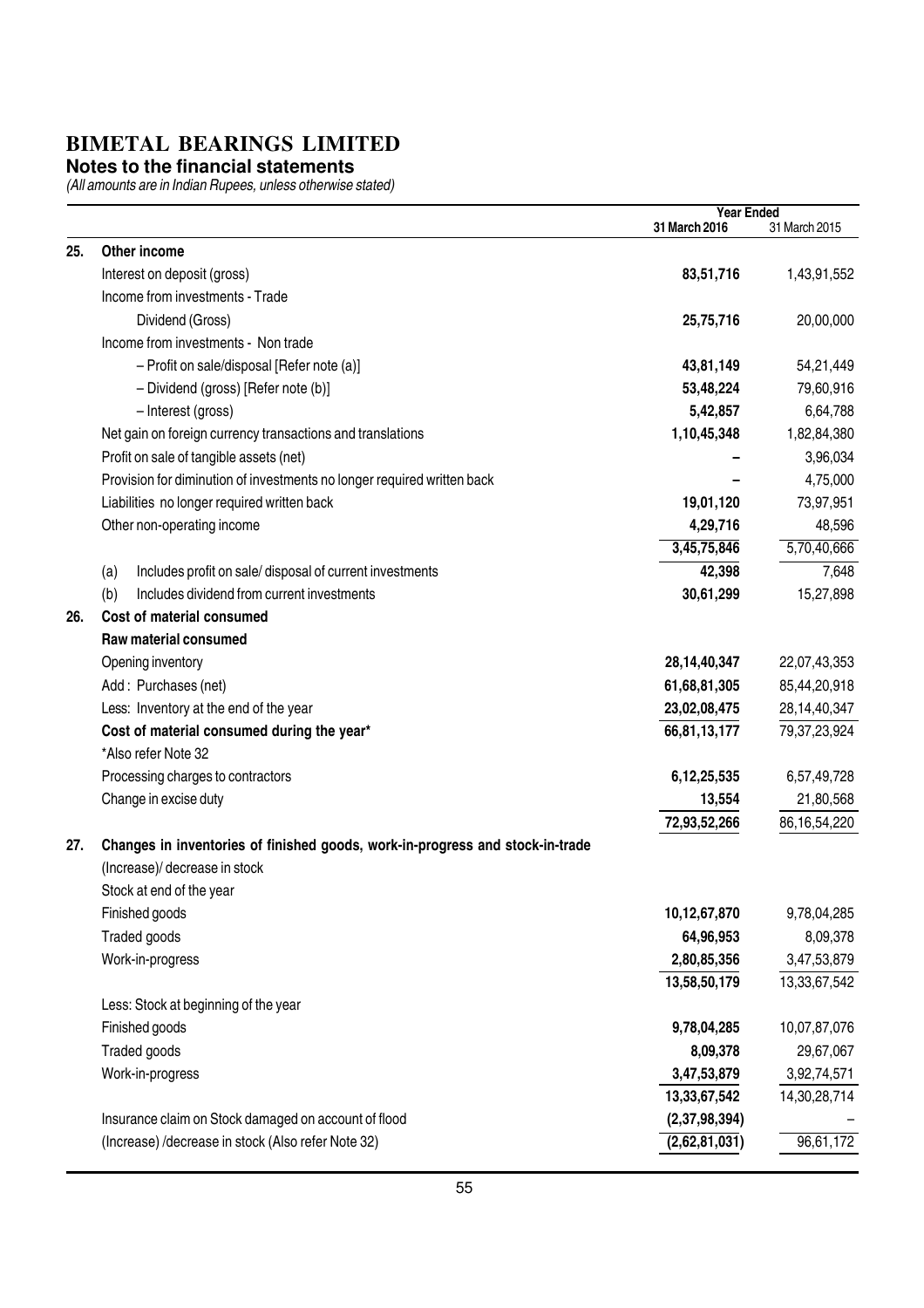# BIMETAL BEARINGS LIMITED

**Notes to the financial statements**

*(All amounts are in Indian Rupees, unless otherwise stated)*

| | | Year Ended 31 March 2016 | Year Ended 31 March 2015 |
|---|---|---|---|
| **25.** | **Other income** | | |
| | Interest on deposit (gross) | **83,51,716** | 1,43,91,552 |
| | Income from investments - Trade | | |
| | Dividend (Gross) | **25,75,716** | 20,00,000 |
| | Income from investments - Non trade | | |
| | – Profit on sale/disposal [Refer note (a)] | **43,81,149** | 54,21,449 |
| | – Dividend (gross) [Refer note (b)] | **53,48,224** | 79,60,916 |
| | – Interest (gross) | **5,42,857** | 6,64,788 |
| | Net gain on foreign currency transactions and translations | **1,10,45,348** | 1,82,84,380 |
| | Profit on sale of tangible assets (net) | **–** | 3,96,034 |
| | Provision for diminution of investments no longer required written back | **–** | 4,75,000 |
| | Liabilities no longer required written back | **19,01,120** | 73,97,951 |
| | Other non-operating income | **4,29,716** | 48,596 |
| | | **3,45,75,846** | 5,70,40,666 |
| | (a) Includes profit on sale/ disposal of current investments | **42,398** | 7,648 |
| | (b) Includes dividend from current investments | **30,61,299** | 15,27,898 |
| **26.** | **Cost of material consumed** | | |
| | **Raw material consumed** | | |
| | Opening inventory | **28,14,40,347** | 22,07,43,353 |
| | Add : Purchases (net) | **61,68,81,305** | 85,44,20,918 |
| | Less: Inventory at the end of the year | **23,02,08,475** | 28,14,40,347 |
| | **Cost of material consumed during the year*** | **66,81,13,177** | 79,37,23,924 |
| | *Also refer Note 32 | | |
| | Processing charges to contractors | **6,12,25,535** | 6,57,49,728 |
| | Change in excise duty | **13,554** | 21,80,568 |
| | | **72,93,52,266** | 86,16,54,220 |
| **27.** | **Changes in inventories of finished goods, work-in-progress and stock-in-trade** | | |
| | (Increase)/ decrease in stock | | |
| | Stock at end of the year | | |
| | Finished goods | **10,12,67,870** | 9,78,04,285 |
| | Traded goods | **64,96,953** | 8,09,378 |
| | Work-in-progress | **2,80,85,356** | 3,47,53,879 |
| | | **13,58,50,179** | 13,33,67,542 |
| | Less: Stock at beginning of the year | | |
| | Finished goods | **9,78,04,285** | 10,07,87,076 |
| | Traded goods | **8,09,378** | 29,67,067 |
| | Work-in-progress | **3,47,53,879** | 3,92,74,571 |
| | | **13,33,67,542** | 14,30,28,714 |
| | Insurance claim on Stock damaged on account of flood | **(2,37,98,394)** | – |
| | (Increase) /decrease in stock (Also refer Note 32) | **(2,62,81,031)** | 96,61,172 |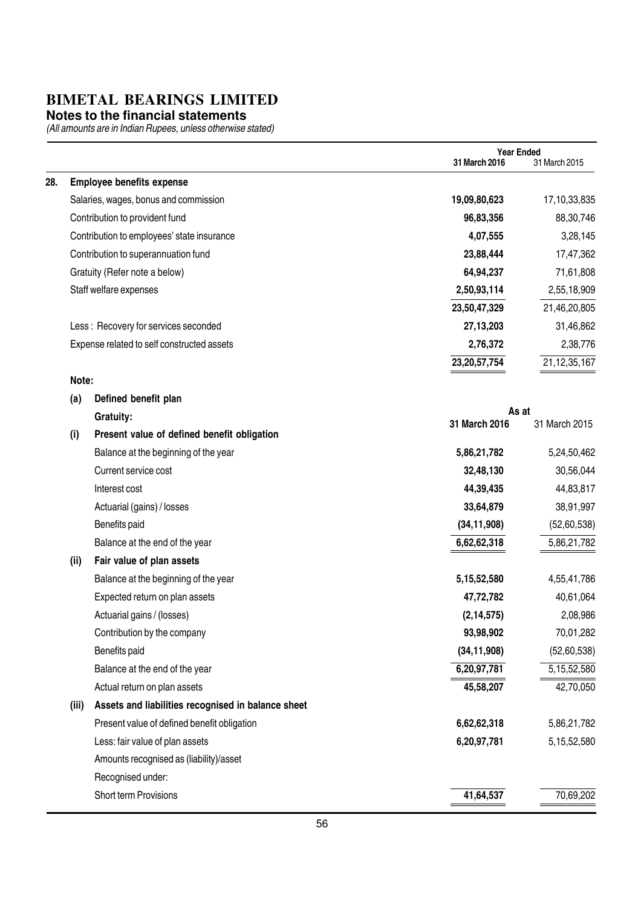# BIMETAL BEARINGS LIMITED

## Notes to the financial statements

*(All amounts are in Indian Rupees, unless otherwise stated)*

| | | | Year Ended | |
|---|---|---|---|---|
| | | | **31 March 2016** | 31 March 2015 |
| **28.** | | **Employee benefits expense** | | |
| | | Salaries, wages, bonus and commission | **19,09,80,623** | 17,10,33,835 |
| | | Contribution to provident fund | **96,83,356** | 88,30,746 |
| | | Contribution to employees' state insurance | **4,07,555** | 3,28,145 |
| | | Contribution to superannuation fund | **23,88,444** | 17,47,362 |
| | | Gratuity (Refer note a below) | **64,94,237** | 71,61,808 |
| | | Staff welfare expenses | **2,50,93,114** | 2,55,18,909 |
| | | | **23,50,47,329** | 21,46,20,805 |
| | | Less : Recovery for services seconded | **27,13,203** | 31,46,862 |
| | | Expense related to self constructed assets | **2,76,372** | 2,38,776 |
| | | | **23,20,57,754** | 21,12,35,167 |

**Note:**

| | | As at | |
|---|---|---|---|
| | | **31 March 2016** | 31 March 2015 |
| **(a)** | **Defined benefit plan** | | |
| | **Gratuity:** | | |
| **(i)** | **Present value of defined benefit obligation** | | |
| | Balance at the beginning of the year | **5,86,21,782** | 5,24,50,462 |
| | Current service cost | **32,48,130** | 30,56,044 |
| | Interest cost | **44,39,435** | 44,83,817 |
| | Actuarial (gains) / losses | **33,64,879** | 38,91,997 |
| | Benefits paid | **(34,11,908)** | (52,60,538) |
| | Balance at the end of the year | **6,62,62,318** | 5,86,21,782 |
| **(ii)** | **Fair value of plan assets** | | |
| | Balance at the beginning of the year | **5,15,52,580** | 4,55,41,786 |
| | Expected return on plan assets | **47,72,782** | 40,61,064 |
| | Actuarial gains / (losses) | **(2,14,575)** | 2,08,986 |
| | Contribution by the company | **93,98,902** | 70,01,282 |
| | Benefits paid | **(34,11,908)** | (52,60,538) |
| | Balance at the end of the year | **6,20,97,781** | 5,15,52,580 |
| | Actual return on plan assets | **45,58,207** | 42,70,050 |
| **(iii)** | **Assets and liabilities recognised in balance sheet** | | |
| | Present value of defined benefit obligation | **6,62,62,318** | 5,86,21,782 |
| | Less: fair value of plan assets | **6,20,97,781** | 5,15,52,580 |
| | Amounts recognised as (liability)/asset | | |
| | Recognised under: | | |
| | Short term Provisions | **41,64,537** | 70,69,202 |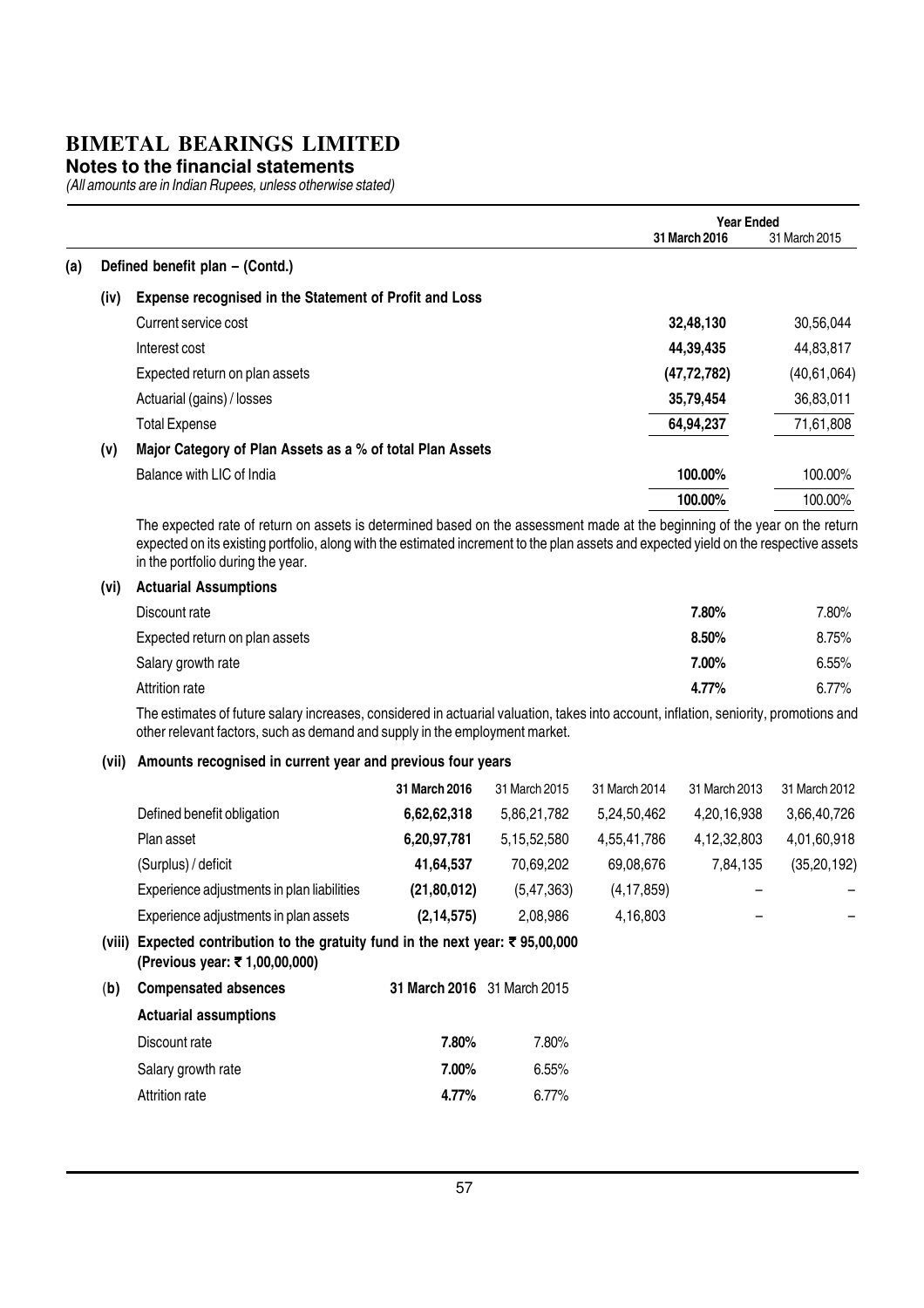# BIMETAL BEARINGS LIMITED

## Notes to the financial statements

*(All amounts are in Indian Rupees, unless otherwise stated)*

| | | Year Ended | |
|---|---|---|---|
| | | **31 March 2016** | 31 March 2015 |
| **(a)** | **Defined benefit plan – (Contd.)** | | |
| **(iv)** | **Expense recognised in the Statement of Profit and Loss** | | |
| | Current service cost | **32,48,130** | 30,56,044 |
| | Interest cost | **44,39,435** | 44,83,817 |
| | Expected return on plan assets | **(47,72,782)** | (40,61,064) |
| | Actuarial (gains) / losses | **35,79,454** | 36,83,011 |
| | Total Expense | **64,94,237** | 71,61,808 |
| **(v)** | **Major Category of Plan Assets as a % of total Plan Assets** | | |
| | Balance with LIC of India | **100.00%** | 100.00% |
| | | **100.00%** | 100.00% |

The expected rate of return on assets is determined based on the assessment made at the beginning of the year on the return expected on its existing portfolio, along with the estimated increment to the plan assets and expected yield on the respective assets in the portfolio during the year.

| | | **31 March 2016** | 31 March 2015 |
|---|---|---|---|
| **(vi)** | **Actuarial Assumptions** | | |
| | Discount rate | **7.80%** | 7.80% |
| | Expected return on plan assets | **8.50%** | 8.75% |
| | Salary growth rate | **7.00%** | 6.55% |
| | Attrition rate | **4.77%** | 6.77% |

The estimates of future salary increases, considered in actuarial valuation, takes into account, inflation, seniority, promotions and other relevant factors, such as demand and supply in the employment market.

**(vii) Amounts recognised in current year and previous four years**

| | **31 March 2016** | 31 March 2015 | 31 March 2014 | 31 March 2013 | 31 March 2012 |
|---|---|---|---|---|---|
| Defined benefit obligation | **6,62,62,318** | 5,86,21,782 | 5,24,50,462 | 4,20,16,938 | 3,66,40,726 |
| Plan asset | **6,20,97,781** | 5,15,52,580 | 4,55,41,786 | 4,12,32,803 | 4,01,60,918 |
| (Surplus) / deficit | **41,64,537** | 70,69,202 | 69,08,676 | 7,84,135 | (35,20,192) |
| Experience adjustments in plan liabilities | **(21,80,012)** | (5,47,363) | (4,17,859) | – | – |
| Experience adjustments in plan assets | **(2,14,575)** | 2,08,986 | 4,16,803 | – | – |

**(viii) Expected contribution to the gratuity fund in the next year: ₹ 95,00,000 (Previous year: ₹ 1,00,00,000)**

| **(b) Compensated absences** | **31 March 2016** | 31 March 2015 |
|---|---|---|
| **Actuarial assumptions** | | |
| Discount rate | **7.80%** | 7.80% |
| Salary growth rate | **7.00%** | 6.55% |
| Attrition rate | **4.77%** | 6.77% |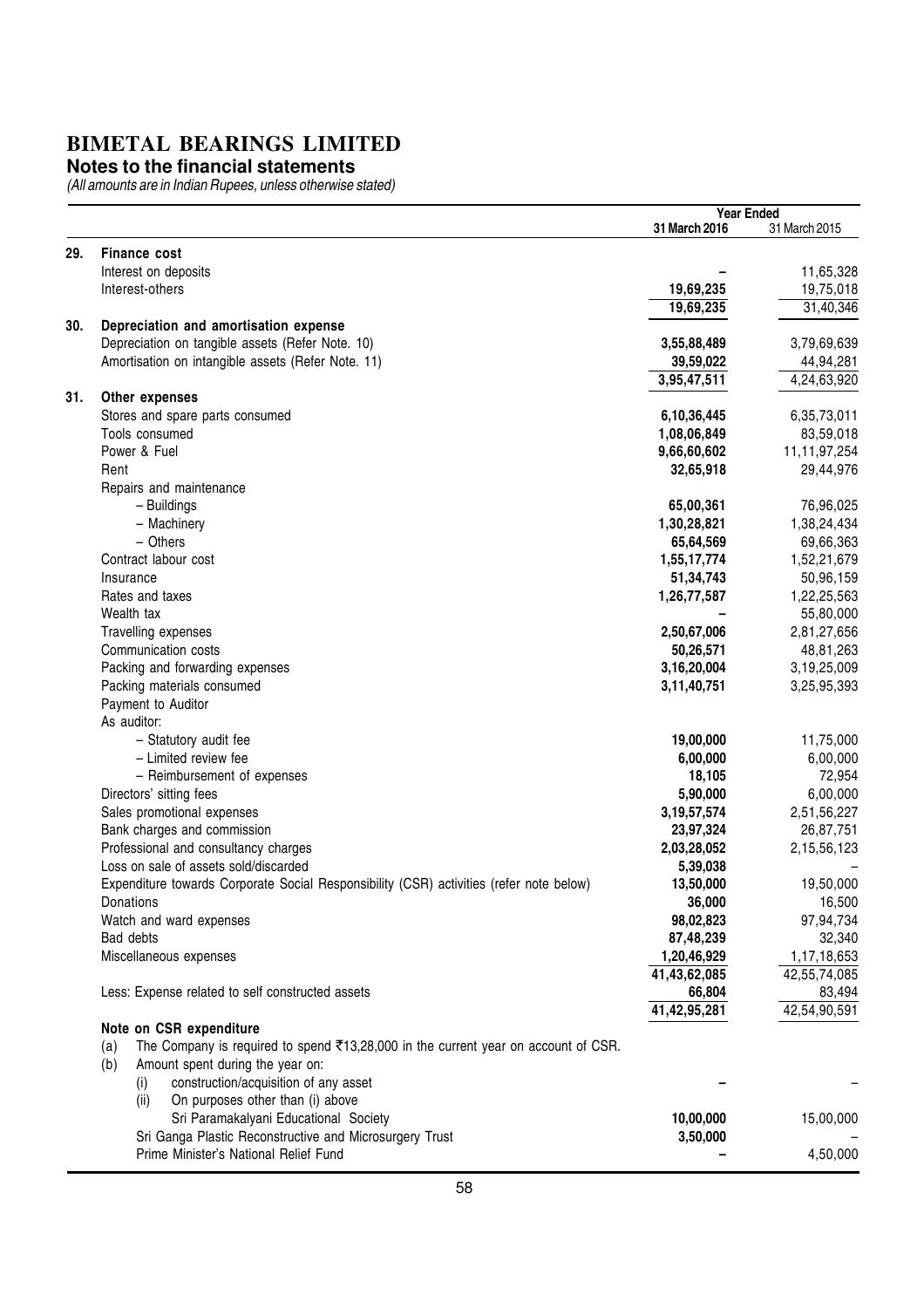# BIMETAL BEARINGS LIMITED

## Notes to the financial statements

*(All amounts are in Indian Rupees, unless otherwise stated)*

| | | Year Ended | |
|---|---|---|---|
| | | **31 March 2016** | 31 March 2015 |
| **29.** | **Finance cost** | | |
| | Interest on deposits | **–** | 11,65,328 |
| | Interest-others | **19,69,235** | 19,75,018 |
| | | **19,69,235** | 31,40,346 |
| **30.** | **Depreciation and amortisation expense** | | |
| | Depreciation on tangible assets (Refer Note. 10) | **3,55,88,489** | 3,79,69,639 |
| | Amortisation on intangible assets (Refer Note. 11) | **39,59,022** | 44,94,281 |
| | | **3,95,47,511** | 4,24,63,920 |
| **31.** | **Other expenses** | | |
| | Stores and spare parts consumed | **6,10,36,445** | 6,35,73,011 |
| | Tools consumed | **1,08,06,849** | 83,59,018 |
| | Power & Fuel | **9,66,60,602** | 11,11,97,254 |
| | Rent | **32,65,918** | 29,44,976 |
| | Repairs and maintenance | | |
| | – Buildings | **65,00,361** | 76,96,025 |
| | – Machinery | **1,30,28,821** | 1,38,24,434 |
| | – Others | **65,64,569** | 69,66,363 |
| | Contract labour cost | **1,55,17,774** | 1,52,21,679 |
| | Insurance | **51,34,743** | 50,96,159 |
| | Rates and taxes | **1,26,77,587** | 1,22,25,563 |
| | Wealth tax | **–** | 55,80,000 |
| | Travelling expenses | **2,50,67,006** | 2,81,27,656 |
| | Communication costs | **50,26,571** | 48,81,263 |
| | Packing and forwarding expenses | **3,16,20,004** | 3,19,25,009 |
| | Packing materials consumed | **3,11,40,751** | 3,25,95,393 |
| | Payment to Auditor | | |
| | As auditor: | | |
| | – Statutory audit fee | **19,00,000** | 11,75,000 |
| | – Limited review fee | **6,00,000** | 6,00,000 |
| | – Reimbursement of expenses | **18,105** | 72,954 |
| | Directors' sitting fees | **5,90,000** | 6,00,000 |
| | Sales promotional expenses | **3,19,57,574** | 2,51,56,227 |
| | Bank charges and commission | **23,97,324** | 26,87,751 |
| | Professional and consultancy charges | **2,03,28,052** | 2,15,56,123 |
| | Loss on sale of assets sold/discarded | **5,39,038** | – |
| | Expenditure towards Corporate Social Responsibility (CSR) activities (refer note below) | **13,50,000** | 19,50,000 |
| | Donations | **36,000** | 16,500 |
| | Watch and ward expenses | **98,02,823** | 97,94,734 |
| | Bad debts | **87,48,239** | 32,340 |
| | Miscellaneous expenses | **1,20,46,929** | 1,17,18,653 |
| | | **41,43,62,085** | 42,55,74,085 |
| | Less: Expense related to self constructed assets | **66,804** | 83,494 |
| | | **41,42,95,281** | 42,54,90,591 |
| | **Note on CSR expenditure** | | |
| | (a) The Company is required to spend ₹13,28,000 in the current year on account of CSR. | | |
| | (b) Amount spent during the year on: | | |
| | (i) construction/acquisition of any asset | **–** | – |
| | (ii) On purposes other than (i) above | | |
| | Sri Paramakalyani Educational Society | **10,00,000** | 15,00,000 |
| | Sri Ganga Plastic Reconstructive and Microsurgery Trust | **3,50,000** | – |
| | Prime Minister's National Relief Fund | **–** | 4,50,000 |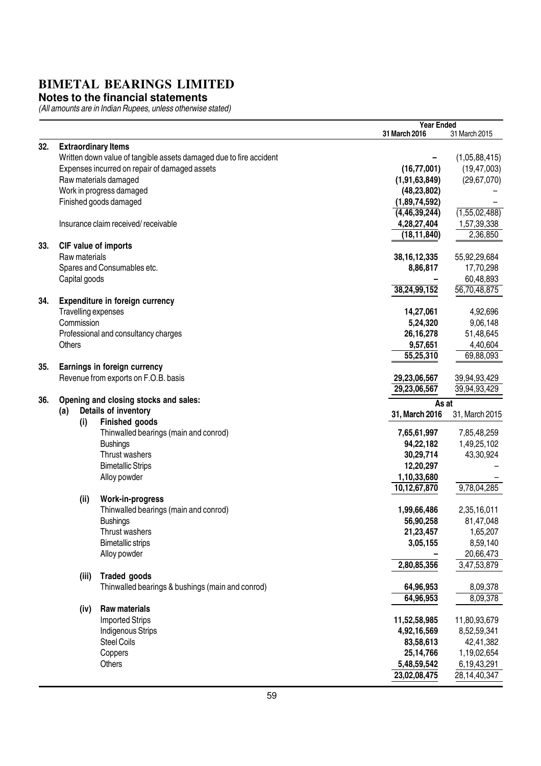# BIMETAL BEARINGS LIMITED

## Notes to the financial statements

*(All amounts are in Indian Rupees, unless otherwise stated)*

| | | | Year Ended 31 March 2016 | Year Ended 31 March 2015 |
|---|---|---|---|---|
| **32.** | **Extraordinary Items** | | | |
| | Written down value of tangible assets damaged due to fire accident | | – | (1,05,88,415) |
| | Expenses incurred on repair of damaged assets | | **(16,77,001)** | (19,47,003) |
| | Raw materials damaged | | **(1,91,63,849)** | (29,67,070) |
| | Work in progress damaged | | **(48,23,802)** | – |
| | Finished goods damaged | | **(1,89,74,592)** | – |
| | | | **(4,46,39,244)** | (1,55,02,488) |
| | Insurance claim received/ receivable | | **4,28,27,404** | 1,57,39,338 |
| | | | **(18,11,840)** | 2,36,850 |
| **33.** | **CIF value of imports** | | | |
| | Raw materials | | **38,16,12,335** | 55,92,29,684 |
| | Spares and Consumables etc. | | **8,86,817** | 17,70,298 |
| | Capital goods | | – | 60,48,893 |
| | | | **38,24,99,152** | 56,70,48,875 |
| **34.** | **Expenditure in foreign currency** | | | |
| | Travelling expenses | | **14,27,061** | 4,92,696 |
| | Commission | | **5,24,320** | 9,06,148 |
| | Professional and consultancy charges | | **26,16,278** | 51,48,645 |
| | Others | | **9,57,651** | 4,40,604 |
| | | | **55,25,310** | 69,88,093 |
| **35.** | **Earnings in foreign currency** | | | |
| | Revenue from exports on F.O.B. basis | | **29,23,06,567** | 39,94,93,429 |
| | | | **29,23,06,567** | 39,94,93,429 |

| | | | | As at 31, March 2016 | As at 31, March 2015 |
|---|---|---|---|---|---|
| **36.** | **Opening and closing stocks and sales:** | | | | |
| | **(a)** | **Details of inventory** | | | |
| | | **(i)** | **Finished goods** | | |
| | | | Thinwalled bearings (main and conrod) | **7,65,61,997** | 7,85,48,259 |
| | | | Bushings | **94,22,182** | 1,49,25,102 |
| | | | Thrust washers | **30,29,714** | 43,30,924 |
| | | | Bimetallic Strips | **12,20,297** | – |
| | | | Alloy powder | **1,10,33,680** | – |
| | | | | **10,12,67,870** | 9,78,04,285 |
| | | **(ii)** | **Work-in-progress** | | |
| | | | Thinwalled bearings (main and conrod) | **1,99,66,486** | 2,35,16,011 |
| | | | Bushings | **56,90,258** | 81,47,048 |
| | | | Thrust washers | **21,23,457** | 1,65,207 |
| | | | Bimetallic strips | **3,05,155** | 8,59,140 |
| | | | Alloy powder | – | 20,66,473 |
| | | | | **2,80,85,356** | 3,47,53,879 |
| | | **(iii)** | **Traded goods** | | |
| | | | Thinwalled bearings & bushings (main and conrod) | **64,96,953** | 8,09,378 |
| | | | | **64,96,953** | 8,09,378 |
| | | **(iv)** | **Raw materials** | | |
| | | | Imported Strips | **11,52,58,985** | 11,80,93,679 |
| | | | Indigenous Strips | **4,92,16,569** | 8,52,59,341 |
| | | | Steel Coils | **83,58,613** | 42,41,382 |
| | | | Coppers | **25,14,766** | 1,19,02,654 |
| | | | Others | **5,48,59,542** | 6,19,43,291 |
| | | | | **23,02,08,475** | 28,14,40,347 |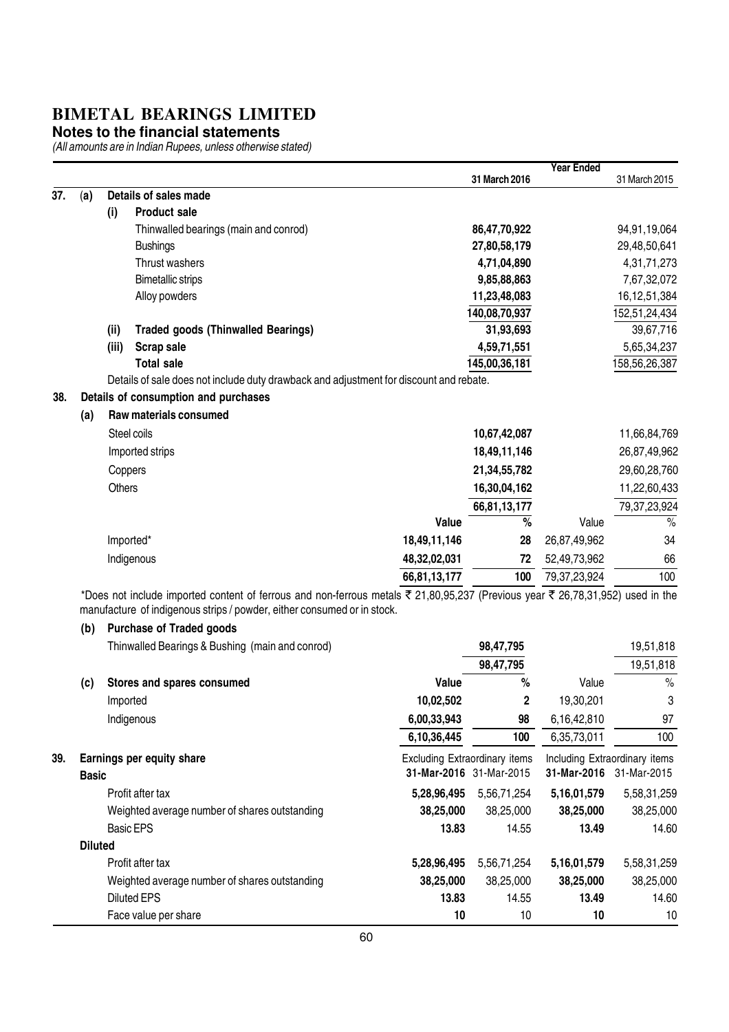# BIMETAL BEARINGS LIMITED

## Notes to the financial statements

*(All amounts are in Indian Rupees, unless otherwise stated)*

| | | | | Year Ended | |
|---|---|---|---|---|---|
| | | | | **31 March 2016** | 31 March 2015 |
| **37.** | (a) | | **Details of sales made** | | |
| | | (i) | **Product sale** | | |
| | | | Thinwalled bearings (main and conrod) | **86,47,70,922** | 94,91,19,064 |
| | | | Bushings | **27,80,58,179** | 29,48,50,641 |
| | | | Thrust washers | **4,71,04,890** | 4,31,71,273 |
| | | | Bimetallic strips | **9,85,88,863** | 7,67,32,072 |
| | | | Alloy powders | **11,23,48,083** | 16,12,51,384 |
| | | | | **140,08,70,937** | 152,51,24,434 |
| | | (ii) | **Traded goods (Thinwalled Bearings)** | **31,93,693** | 39,67,716 |
| | | (iii) | **Scrap sale** | **4,59,71,551** | 5,65,34,237 |
| | | | **Total sale** | **145,00,36,181** | 158,56,26,387 |

Details of sale does not include duty drawback and adjustment for discount and rebate.

**38. Details of consumption and purchases**

**(a) Raw materials consumed**

| | 31 March 2016 | 31 March 2015 |
|---|---|---|
| Steel coils | **10,67,42,087** | 11,66,84,769 |
| Imported strips | **18,49,11,146** | 26,87,49,962 |
| Coppers | **21,34,55,782** | 29,60,28,760 |
| Others | **16,30,04,162** | 11,22,60,433 |
| | **66,81,13,177** | 79,37,23,924 |

| | Value | % | Value | % |
|---|---|---|---|---|
| Imported* | **18,49,11,146** | **28** | 26,87,49,962 | 34 |
| Indigenous | **48,32,02,031** | **72** | 52,49,73,962 | 66 |
| | **66,81,13,177** | **100** | 79,37,23,924 | 100 |

*Does not include imported content of ferrous and non-ferrous metals ₹ 21,80,95,237 (Previous year ₹ 26,78,31,952) used in the manufacture of indigenous strips / powder, either consumed or in stock.

**(b) Purchase of Traded goods**

| | 31 March 2016 | 31 March 2015 |
|---|---|---|
| Thinwalled Bearings & Bushing (main and conrod) | **98,47,795** | 19,51,818 |
| | **98,47,795** | 19,51,818 |

**(c) Stores and spares consumed**

| | Value | % | Value | % |
|---|---|---|---|---|
| Imported | **10,02,502** | **2** | 19,30,201 | 3 |
| Indigenous | **6,00,33,943** | **98** | 6,16,42,810 | 97 |
| | **6,10,36,445** | **100** | 6,35,73,011 | 100 |

**39. Earnings per equity share**

| | Excluding Extraordinary items | | Including Extraordinary items | |
|---|---|---|---|---|
| **Basic** | **31-Mar-2016** | 31-Mar-2015 | **31-Mar-2016** | 31-Mar-2015 |
| Profit after tax | **5,28,96,495** | 5,56,71,254 | **5,16,01,579** | 5,58,31,259 |
| Weighted average number of shares outstanding | **38,25,000** | 38,25,000 | **38,25,000** | 38,25,000 |
| Basic EPS | **13.83** | 14.55 | **13.49** | 14.60 |
| **Diluted** | | | | |
| Profit after tax | **5,28,96,495** | 5,56,71,254 | **5,16,01,579** | 5,58,31,259 |
| Weighted average number of shares outstanding | **38,25,000** | 38,25,000 | **38,25,000** | 38,25,000 |
| Diluted EPS | **13.83** | 14.55 | **13.49** | 14.60 |
| Face value per share | **10** | 10 | **10** | 10 |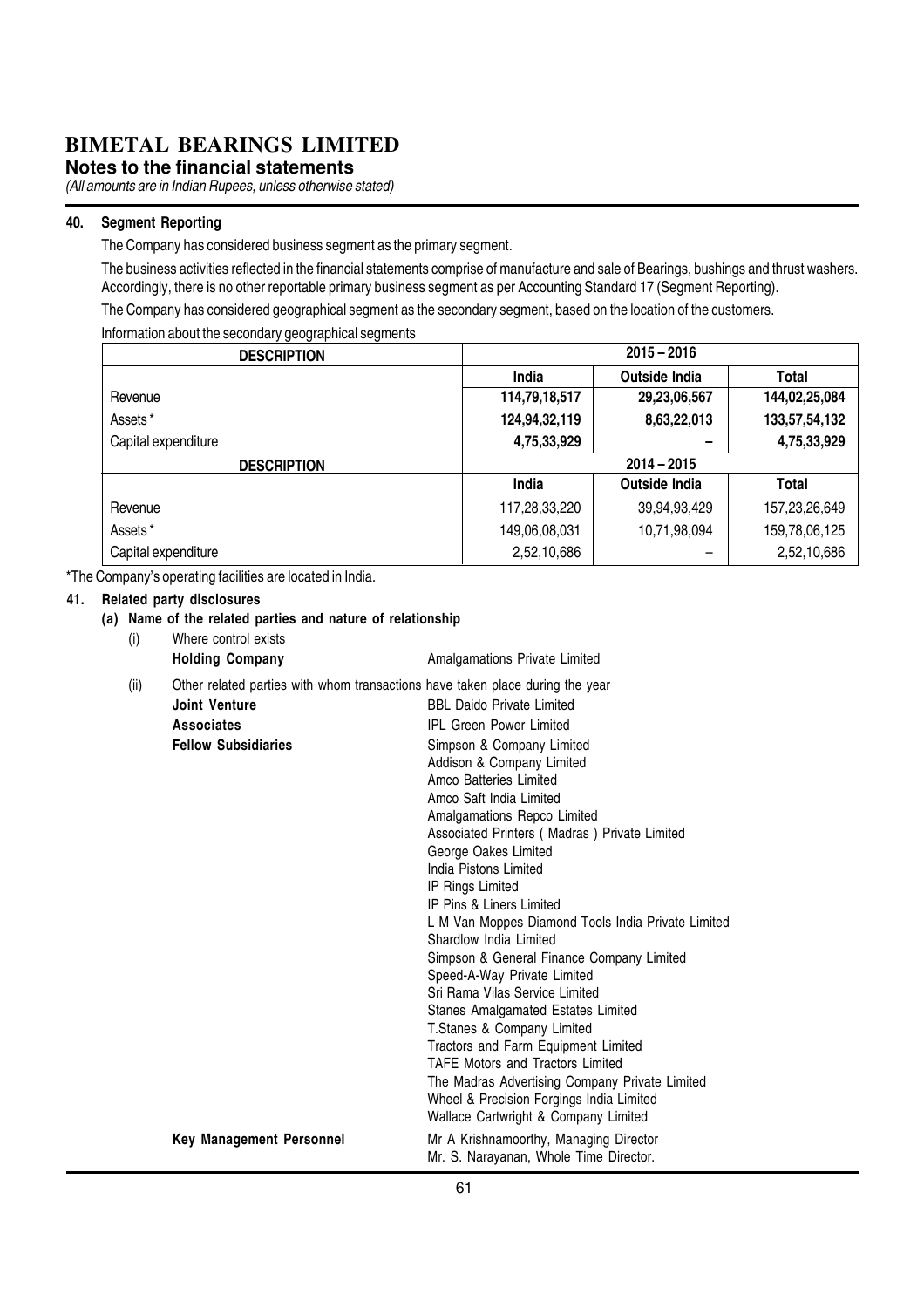# BIMETAL BEARINGS LIMITED

## Notes to the financial statements

*(All amounts are in Indian Rupees, unless otherwise stated)*

### 40. Segment Reporting

The Company has considered business segment as the primary segment.

The business activities reflected in the financial statements comprise of manufacture and sale of Bearings, bushings and thrust washers. Accordingly, there is no other reportable primary business segment as per Accounting Standard 17 (Segment Reporting).

The Company has considered geographical segment as the secondary segment, based on the location of the customers.

Information about the secondary geographical segments

| DESCRIPTION | 2015 – 2016 | | |
|---|---|---|---|
| | **India** | **Outside India** | **Total** |
| Revenue | **114,79,18,517** | **29,23,06,567** | **144,02,25,084** |
| Assets* | **124,94,32,119** | **8,63,22,013** | **133,57,54,132** |
| Capital expenditure | **4,75,33,929** | **–** | **4,75,33,929** |
| **DESCRIPTION** | **2014 – 2015** | | |
| | **India** | **Outside India** | **Total** |
| Revenue | 117,28,33,220 | 39,94,93,429 | 157,23,26,649 |
| Assets* | 149,06,08,031 | 10,71,98,094 | 159,78,06,125 |
| Capital expenditure | 2,52,10,686 | – | 2,52,10,686 |

*The Company's operating facilities are located in India.

### 41. Related party disclosures

**(a) Name of the related parties and nature of relationship**

(i) Where control exists

| | |
|---|---|
| **Holding Company** | Amalgamations Private Limited |

(ii) Other related parties with whom transactions have taken place during the year

| | |
|---|---|
| **Joint Venture** | BBL Daido Private Limited |
| **Associates** | IPL Green Power Limited |
| **Fellow Subsidiaries** | Simpson & Company Limited<br>Addison & Company Limited<br>Amco Batteries Limited<br>Amco Saft India Limited<br>Amalgamations Repco Limited<br>Associated Printers ( Madras ) Private Limited<br>George Oakes Limited<br>India Pistons Limited<br>IP Rings Limited<br>IP Pins & Liners Limited<br>L M Van Moppes Diamond Tools India Private Limited<br>Shardlow India Limited<br>Simpson & General Finance Company Limited<br>Speed-A-Way Private Limited<br>Sri Rama Vilas Service Limited<br>Stanes Amalgamated Estates Limited<br>T.Stanes & Company Limited<br>Tractors and Farm Equipment Limited<br>TAFE Motors and Tractors Limited<br>The Madras Advertising Company Private Limited<br>Wheel & Precision Forgings India Limited<br>Wallace Cartwright & Company Limited |
| **Key Management Personnel** | Mr A Krishnamoorthy, Managing Director<br>Mr. S. Narayanan, Whole Time Director. |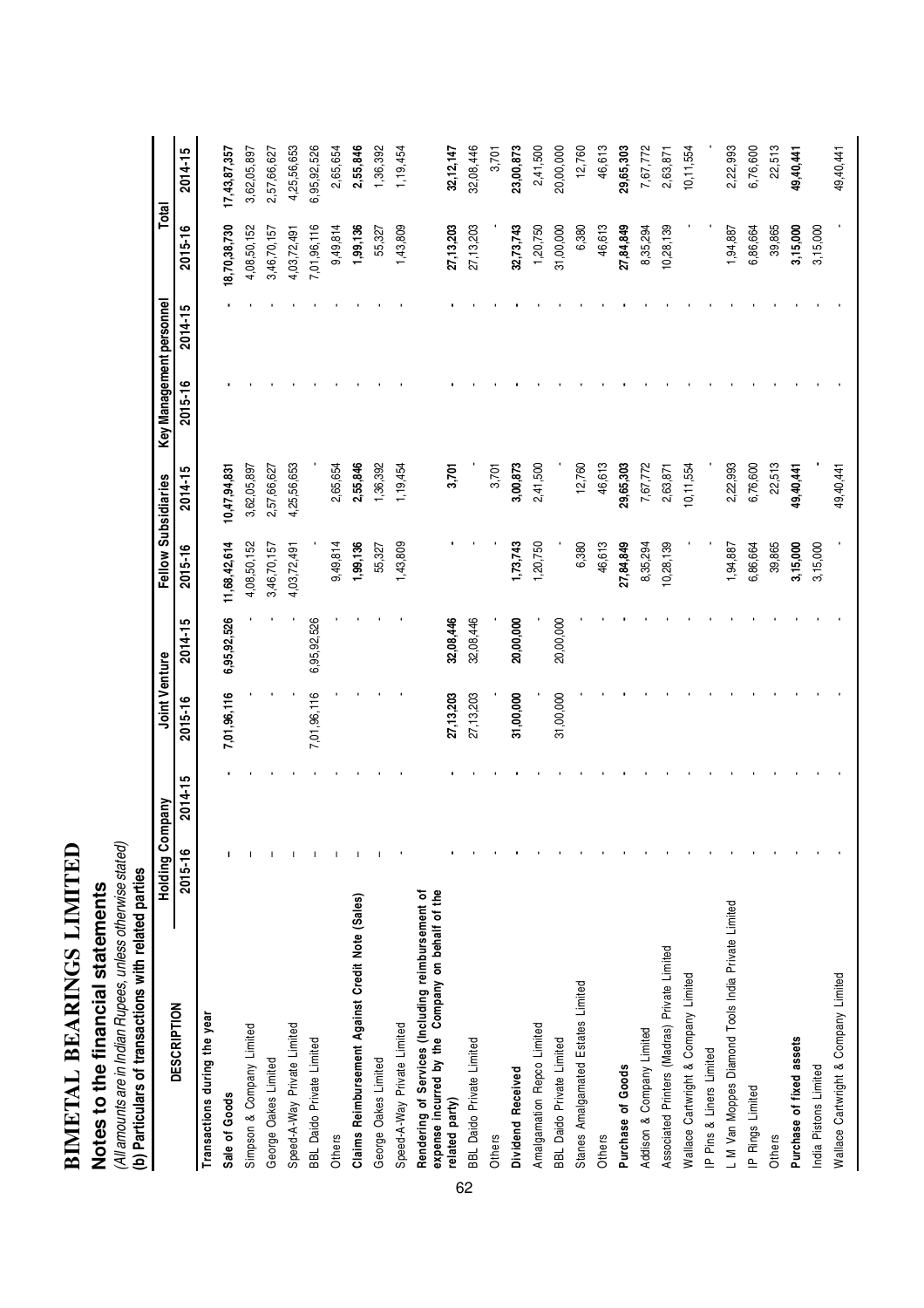# BIMETAL BEARINGS LIMITED

## Notes to the financial statements

*(All amounts are in Indian Rupees, unless otherwise stated)*

**(b) Particulars of transactions with related parties**

| DESCRIPTION | Holding Company | | Joint Venture | | Fellow Subsidiaries | | Key Management personnel | | Total | |
|---|---|---|---|---|---|---|---|---|---|---|
| | 2015-16 | 2014-15 | 2015-16 | 2014-15 | 2015-16 | 2014-15 | 2015-16 | 2014-15 | 2015-16 | 2014-15 |
| **Transactions during the year** | | | | | | | | | | |
| **Sale of Goods** | - | - | 7,01,96,116 | 6,95,92,526 | 11,68,42,614 | 10,47,94,831 | - | - | 18,70,38,730 | 17,43,87,357 |
| Simpson & Company Limited | - | - | - | - | 4,08,50,152 | 3,62,05,897 | - | - | 4,08,50,152 | 3,62,05,897 |
| George Oakes Limited | - | - | - | - | 3,46,70,157 | 2,57,66,627 | - | - | 3,46,70,157 | 2,57,66,627 |
| Speed-A-Way Private Limited | - | - | - | - | 4,03,72,491 | 4,25,56,653 | - | - | 4,03,72,491 | 4,25,56,653 |
| BBL Daido Private Limited | - | - | 7,01,96,116 | 6,95,92,526 | - | - | - | - | 7,01,96,116 | 6,95,92,526 |
| Others | - | - | - | - | 9,49,814 | 2,65,654 | - | - | 9,49,814 | 2,65,654 |
| **Claims Reimbursement Against Credit Note (Sales)** | - | - | - | - | 1,99,136 | 2,55,846 | - | - | 1,99,136 | 2,55,846 |
| George Oakes Limited | - | - | - | - | 55,327 | 1,36,392 | - | - | 55,327 | 1,36,392 |
| Speed-A-Way Private Limited | - | - | - | - | 1,43,809 | 1,19,454 | - | - | 1,43,809 | 1,19,454 |
| **Rendering of Services (Including reimbursement of expense incurred by the Company on behalf of the related party)** | - | - | 27,13,203 | 32,08,446 | - | 3,701 | - | - | 27,13,203 | 32,12,147 |
| BBL Daido Private Limited | - | - | 27,13,203 | 32,08,446 | - | - | - | - | 27,13,203 | 32,08,446 |
| Others | - | - | - | - | - | 3,701 | - | - | - | 3,701 |
| **Dividend Received** | - | - | 31,00,000 | 20,00,000 | 1,73,743 | 3,00,873 | - | - | 32,73,743 | 23,00,873 |
| Amalgamation Repco Limited | - | - | - | - | 1,20,750 | 2,41,500 | - | - | 1,20,750 | 2,41,500 |
| BBL Daido Private Limited | - | - | 31,00,000 | 20,00,000 | - | - | - | - | 31,00,000 | 20,00,000 |
| Stanes Amalgamated Estates Limited | - | - | - | - | 6,380 | 12,760 | - | - | 6,380 | 12,760 |
| Others | - | - | - | - | 46,613 | 46,613 | - | - | 46,613 | 46,613 |
| **Purchase of Goods** | - | - | - | - | 27,84,849 | 29,65,303 | - | - | 27,84,849 | 29,65,303 |
| Addison & Company Limited | - | - | - | - | 8,35,294 | 7,67,772 | - | - | 8,35,294 | 7,67,772 |
| Associated Printers (Madras) Private Limited | - | - | - | - | 10,28,139 | 2,63,871 | - | - | 10,28,139 | 2,63,871 |
| Wallace Cartwright & Company Limited | - | - | - | - | - | 10,11,554 | - | - | - | 10,11,554 |
| IP Pins & Liners Limited | - | - | - | - | - | - | - | - | - | - |
| L M Van Moppes Diamond Tools India Private Limited | - | - | - | - | 1,94,887 | 2,22,993 | - | - | 1,94,887 | 2,22,993 |
| IP Rings Limited | - | - | - | - | 6,86,664 | 6,76,600 | - | - | 6,86,664 | 6,76,600 |
| Others | - | - | - | - | 39,865 | 22,513 | - | - | 39,865 | 22,513 |
| **Purchase of fixed assets** | - | - | - | - | 3,15,000 | 49,40,441 | - | - | 3,15,000 | 49,40,441 |
| India Pistons Limited | - | - | - | - | 3,15,000 | - | - | - | 3,15,000 | - |
| Wallace Cartwright & Company Limited | - | - | - | - | - | 49,40,441 | - | - | - | 49,40,441 |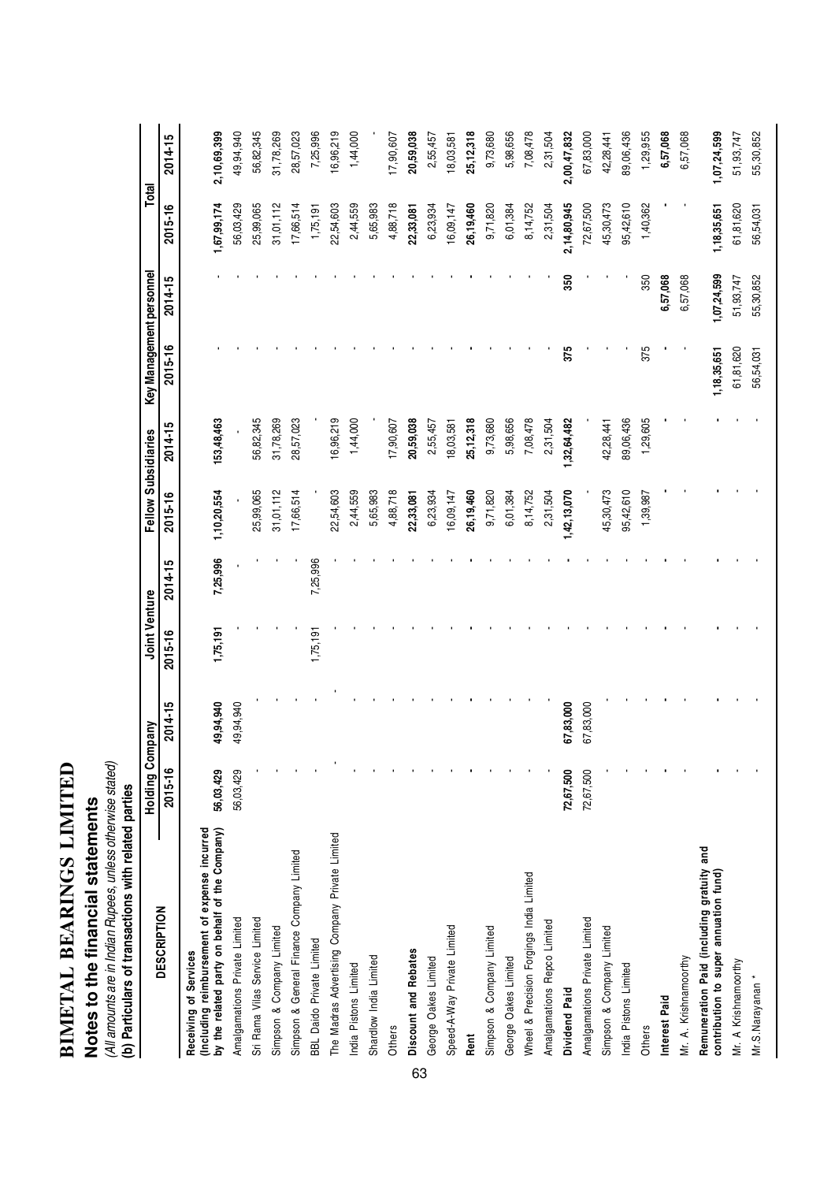# BIMETAL BEARINGS LIMITED

## Notes to the financial statements

*(All amounts are in Indian Rupees, unless otherwise stated)*

**(b) Particulars of transactions with related parties**

| DESCRIPTION | Holding Company | | Joint Venture | | Fellow Subsidiaries | | Key Management personnel | | Total | |
|---|---|---|---|---|---|---|---|---|---|---|
| | 2015-16 | 2014-15 | 2015-16 | 2014-15 | 2015-16 | 2014-15 | 2015-16 | 2014-15 | 2015-16 | 2014-15 |
| **Receiving of Services (Including reimbursement of expense incurred by the related party on behalf of the Company)** | **56,03,429** | **49,94,940** | **1,75,191** | **7,25,996** | **1,10,20,554** | **153,48,463** | **-** | **-** | **1,67,99,174** | **2,10,69,399** |
| Amalgamations Private Limited | 56,03,429 | 49,94,940 | - | - | - | - | - | - | 56,03,429 | 49,94,940 |
| Sri Rama Vilas Service Limited | - | - | - | - | 25,99,065 | 56,82,345 | - | - | 25,99,065 | 56,82,345 |
| Simpson & Company Limited | - | - | - | - | 31,01,112 | 31,78,269 | - | - | 31,01,112 | 31,78,269 |
| Simpson & General Finance Company Limited | - | - | - | - | 17,66,514 | 28,57,023 | - | - | 17,66,514 | 28,57,023 |
| BBL Daido Private Limited | - | - | 1,75,191 | 7,25,996 | - | - | - | - | 1,75,191 | 7,25,996 |
| The Madras Advertising Company Private Limited | - | - | - | - | 22,54,603 | 16,96,219 | - | - | 22,54,603 | 16,96,219 |
| India Pistons Limited | - | - | - | - | 2,44,559 | 1,44,000 | - | - | 2,44,559 | 1,44,000 |
| Shardlow India Limited | - | - | - | - | 5,65,983 | - | - | - | 5,65,983 | - |
| Others | - | - | - | - | 4,88,718 | 17,90,607 | - | - | 4,88,718 | 17,90,607 |
| **Discount and Rebates** | **-** | **-** | **-** | **-** | **22,33,081** | **20,59,038** | **-** | **-** | **22,33,081** | **20,59,038** |
| George Oakes Limited | - | - | - | - | 6,23,934 | 2,55,457 | - | - | 6,23,934 | 2,55,457 |
| Speed-A-Way Private Limited | - | - | - | - | 16,09,147 | 18,03,581 | - | - | 16,09,147 | 18,03,581 |
| **Rent** | **-** | **-** | **-** | **-** | **26,19,460** | **25,12,318** | **-** | **-** | **26,19,460** | **25,12,318** |
| Simpson & Company Limited | - | - | - | - | 9,71,820 | 9,73,680 | - | - | 9,71,820 | 9,73,680 |
| George Oakes Limited | - | - | - | - | 6,01,384 | 5,98,656 | - | - | 6,01,384 | 5,98,656 |
| Wheel & Precision Forgings India Limited | - | - | - | - | 8,14,752 | 7,08,478 | - | - | 8,14,752 | 7,08,478 |
| Amalgamations Repco Limited | - | - | - | - | 2,31,504 | 2,31,504 | - | - | 2,31,504 | 2,31,504 |
| **Dividend Paid** | **72,67,500** | **67,83,000** | **-** | **-** | **1,42,13,070** | **1,32,64,482** | **375** | **350** | **2,14,80,945** | **2,00,47,832** |
| Amalgamations Private Limited | 72,67,500 | 67,83,000 | - | - | - | - | - | - | 72,67,500 | 67,83,000 |
| Simpson & Company Limited | - | - | - | - | 45,30,473 | 42,28,441 | - | - | 45,30,473 | 42,28,441 |
| India Pistons Limited | - | - | - | - | 95,42,610 | 89,06,436 | - | - | 95,42,610 | 89,06,436 |
| Others | - | - | - | - | 1,39,987 | 1,29,605 | 375 | 350 | 1,40,362 | 1,29,955 |
| **Interest Paid** | **-** | **-** | **-** | **-** | **-** | **-** | **-** | **6,57,068** | **-** | **6,57,068** |
| Mr. A. Krishnamoorthy | - | - | - | - | - | - | - | 6,57,068 | - | 6,57,068 |
| **Remuneration Paid (including gratuity and contribution to super annuation fund)** | **-** | **-** | **-** | **-** | **-** | **-** | **1,18,35,651** | **1,07,24,599** | **1,18,35,651** | **1,07,24,599** |
| Mr. A Krishnamoorthy | - | - | - | - | - | - | 61,81,620 | 51,93,747 | 61,81,620 | 51,93,747 |
| Mr.S.Narayanan * | - | - | - | - | - | - | 56,54,031 | 55,30,852 | 56,54,031 | 55,30,852 |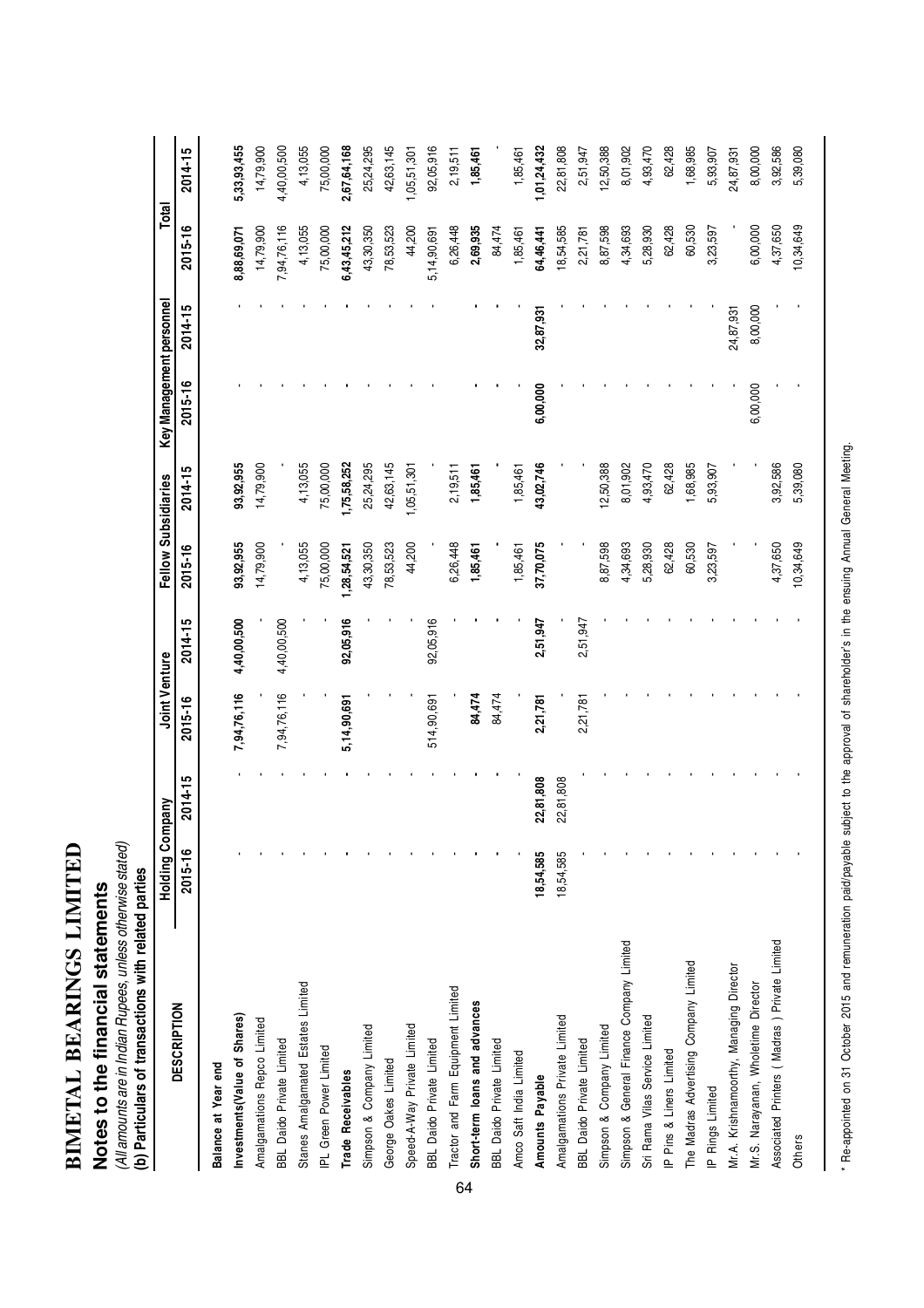# BIMETAL BEARINGS LIMITED

## Notes to the financial statements

*(All amounts are in Indian Rupees, unless otherwise stated)*

**(b) Particulars of transactions with related parties**

| DESCRIPTION | Holding Company | | Joint Venture | | Fellow Subsidiaries | | Key Management personnel | | Total | |
|---|---|---|---|---|---|---|---|---|---|---|
| | 2015-16 | 2014-15 | 2015-16 | 2014-15 | 2015-16 | 2014-15 | 2015-16 | 2014-15 | 2015-16 | 2014-15 |
| **Balance at Year end** | | | | | | | | | | |
| **Investments(Value of Shares)** | - | - | **7,94,76,116** | **4,40,00,500** | **93,92,955** | **93,92,955** | - | - | **8,88,69,071** | **5,33,93,455** |
| Amalgamations Repco Limited | - | - | - | - | 14,79,900 | 14,79,900 | - | - | 14,79,900 | 14,79,900 |
| BBL Daido Private Limited | - | - | 7,94,76,116 | 4,40,00,500 | - | - | - | - | 7,94,76,116 | 4,40,00,500 |
| Stanes Amalgamated Estates Limited | - | - | - | - | 4,13,055 | 4,13,055 | - | - | 4,13,055 | 4,13,055 |
| IPL Green Power Limited | - | - | - | - | 75,00,000 | 75,00,000 | - | - | 75,00,000 | 75,00,000 |
| **Trade Receivables** | - | - | **5,14,90,691** | **92,05,916** | **1,28,54,521** | **1,75,58,252** | - | - | **6,43,45,212** | **2,67,64,168** |
| Simpson & Company Limited | - | - | - | - | 43,30,350 | 25,24,295 | - | - | 43,30,350 | 25,24,295 |
| George Oakes Limited | - | - | - | - | 78,53,523 | 42,63,145 | - | - | 78,53,523 | 42,63,145 |
| Speed-A-Way Private Limited | - | - | - | - | 44,200 | 1,05,51,301 | - | - | 44,200 | 1,05,51,301 |
| BBL Daido Private Limited | - | - | 514,90,691 | 92,05,916 | - | - | - | - | 5,14,90,691 | 92,05,916 |
| Tractor and Farm Equipment Limited | - | - | - | - | 6,26,448 | 2,19,511 | - | - | 6,26,448 | 2,19,511 |
| **Short-term loans and advances** | - | - | **84,474** | - | **1,85,461** | **1,85,461** | - | - | **2,69,935** | **1,85,461** |
| BBL Daido Private Limited | - | - | 84,474 | - | - | - | - | - | 84,474 | - |
| Amco Saft India Limited | - | - | - | - | 1,85,461 | 1,85,461 | - | - | 1,85,461 | 1,85,461 |
| **Amounts Payable** | **18,54,585** | **22,81,808** | **2,21,781** | **2,51,947** | **37,70,075** | **43,02,746** | **6,00,000** | **32,87,931** | **64,46,441** | **1,01,24,432** |
| Amalgamations Private Limited | 18,54,585 | 22,81,808 | - | - | - | - | - | - | 18,54,585 | 22,81,808 |
| BBL Daido Private Limited | - | - | 2,21,781 | 2,51,947 | - | - | - | - | 2,21,781 | 2,51,947 |
| Simpson & Company Limited | - | - | - | - | 8,87,598 | 12,50,388 | - | - | 8,87,598 | 12,50,388 |
| Simpson & General Finance Company Limited | - | - | - | - | 4,34,693 | 8,01,902 | - | - | 4,34,693 | 8,01,902 |
| Sri Rama Vilas Service Limited | - | - | - | - | 5,28,930 | 4,93,470 | - | - | 5,28,930 | 4,93,470 |
| IP Pins & Liners Limited | - | - | - | - | 62,428 | 62,428 | - | - | 62,428 | 62,428 |
| The Madras Advertising Company Limited | - | - | - | - | 60,530 | 1,68,985 | - | - | 60,530 | 1,68,985 |
| IP Rings Limited | - | - | - | - | 3,23,597 | 5,93,907 | - | - | 3,23,597 | 5,93,907 |
| Mr.A. Krishnamoorthy, Managing Director | - | - | - | - | - | - | - | 24,87,931 | - | 24,87,931 |
| Mr.S. Narayanan, Wholetime Director | - | - | - | - | - | - | 6,00,000 | 8,00,000 | 6,00,000 | 8,00,000 |
| Associated Printers ( Madras ) Private Limited | - | - | - | - | 4,37,650 | 3,92,586 | - | - | 4,37,650 | 3,92,586 |
| Others | - | - | - | - | 10,34,649 | 5,39,080 | - | - | 10,34,649 | 5,39,080 |

* Re-appointed on 31 October 2015 and remuneration paid/payable subject to the approval of shareholder's in the ensuing Annual General Meeting.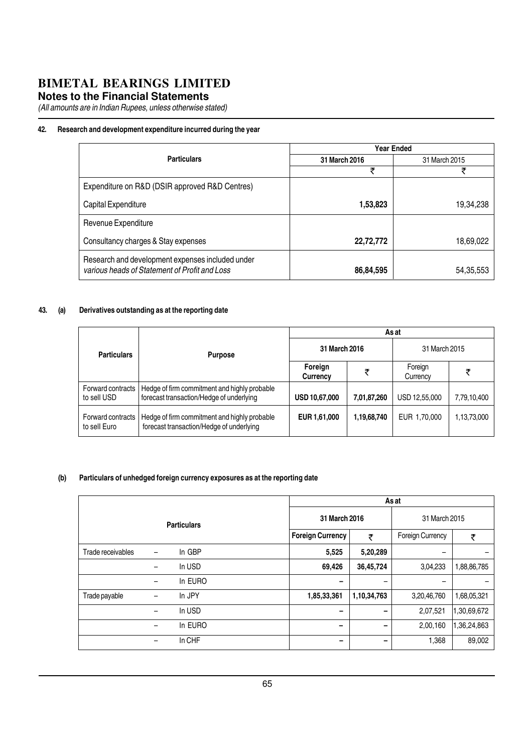# BIMETAL BEARINGS LIMITED

## Notes to the Financial Statements

*(All amounts are in Indian Rupees, unless otherwise stated)*

### 42. Research and development expenditure incurred during the year

| Particulars | Year Ended | |
|---|---|---|
| | **31 March 2016** | 31 March 2015 |
| | **₹** | ₹ |
| Expenditure on R&D (DSIR approved R&D Centres) | | |
| Capital Expenditure | **1,53,823** | 19,34,238 |
| Revenue Expenditure | | |
| Consultancy charges & Stay expenses | **22,72,772** | 18,69,022 |
| Research and development expenses included under *various heads of Statement of Profit and Loss* | **86,84,595** | 54,35,553 |

### 43. (a) Derivatives outstanding as at the reporting date

| Particulars | Purpose | As at | | | |
|---|---|---|---|---|---|
| | | **31 March 2016** | | 31 March 2015 | |
| | | **Foreign Currency** | **₹** | Foreign Currency | ₹ |
| Forward contracts to sell USD | Hedge of firm commitment and highly probable forecast transaction/Hedge of underlying | **USD 10,67,000** | **7,01,87,260** | USD 12,55,000 | 7,79,10,400 |
| Forward contracts to sell Euro | Hedge of firm commitment and highly probable forecast transaction/Hedge of underlying | **EUR 1,61,000** | **1,19,68,740** | EUR 1,70,000 | 1,13,73,000 |

### (b) Particulars of unhedged foreign currency exposures as at the reporting date

| Particulars | | | As at | | | |
|---|---|---|---|---|---|---|
| | | | **31 March 2016** | | 31 March 2015 | |
| | | | **Foreign Currency** | **₹** | Foreign Currency | ₹ |
| Trade receivables | – | In GBP | **5,525** | **5,20,289** | – | – |
| | – | In USD | **69,426** | **36,45,724** | 3,04,233 | 1,88,86,785 |
| | – | In EURO | **–** | – | – | – |
| Trade payable | – | In JPY | **1,85,33,361** | **1,10,34,763** | 3,20,46,760 | 1,68,05,321 |
| | – | In USD | **–** | **–** | 2,07,521 | 1,30,69,672 |
| | – | In EURO | **–** | **–** | 2,00,160 | 1,36,24,863 |
| | – | In CHF | **–** | **–** | 1,368 | 89,002 |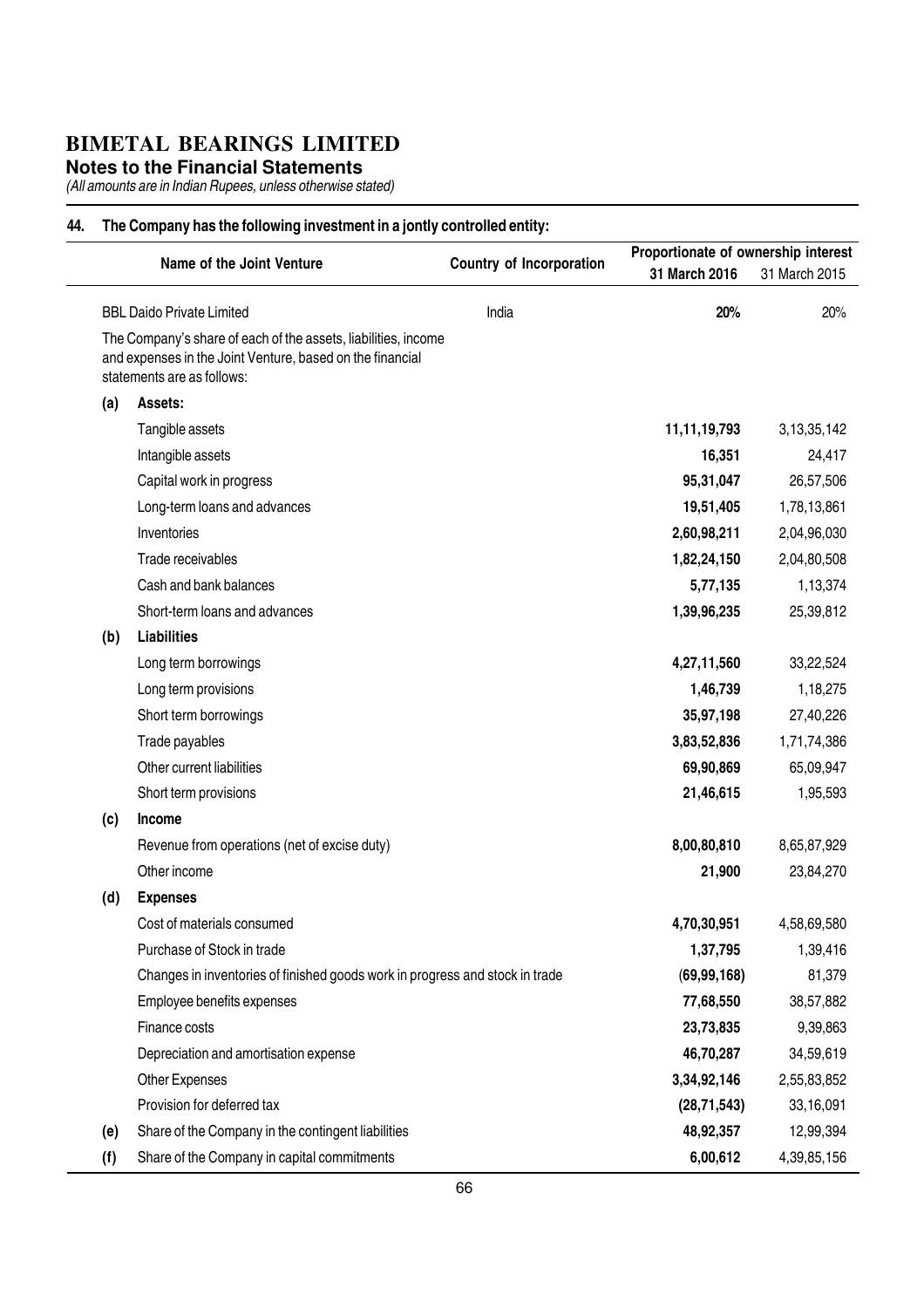# BIMETAL BEARINGS LIMITED

**Notes to the Financial Statements**

*(All amounts are in Indian Rupees, unless otherwise stated)*

## 44. The Company has the following investment in a jontly controlled entity:

| | Name of the Joint Venture | Country of Incorporation | Proportionate of ownership interest | |
|---|---|---|---|---|
| | | | **31 March 2016** | 31 March 2015 |
| | BBL Daido Private Limited | India | **20%** | 20% |
| | The Company's share of each of the assets, liabilities, income and expenses in the Joint Venture, based on the financial statements are as follows: | | | |
| **(a)** | **Assets:** | | | |
| | Tangible assets | | **11,11,19,793** | 3,13,35,142 |
| | Intangible assets | | **16,351** | 24,417 |
| | Capital work in progress | | **95,31,047** | 26,57,506 |
| | Long-term loans and advances | | **19,51,405** | 1,78,13,861 |
| | Inventories | | **2,60,98,211** | 2,04,96,030 |
| | Trade receivables | | **1,82,24,150** | 2,04,80,508 |
| | Cash and bank balances | | **5,77,135** | 1,13,374 |
| | Short-term loans and advances | | **1,39,96,235** | 25,39,812 |
| **(b)** | **Liabilities** | | | |
| | Long term borrowings | | **4,27,11,560** | 33,22,524 |
| | Long term provisions | | **1,46,739** | 1,18,275 |
| | Short term borrowings | | **35,97,198** | 27,40,226 |
| | Trade payables | | **3,83,52,836** | 1,71,74,386 |
| | Other current liabilities | | **69,90,869** | 65,09,947 |
| | Short term provisions | | **21,46,615** | 1,95,593 |
| **(c)** | **Income** | | | |
| | Revenue from operations (net of excise duty) | | **8,00,80,810** | 8,65,87,929 |
| | Other income | | **21,900** | 23,84,270 |
| **(d)** | **Expenses** | | | |
| | Cost of materials consumed | | **4,70,30,951** | 4,58,69,580 |
| | Purchase of Stock in trade | | **1,37,795** | 1,39,416 |
| | Changes in inventories of finished goods work in progress and stock in trade | | **(69,99,168)** | 81,379 |
| | Employee benefits expenses | | **77,68,550** | 38,57,882 |
| | Finance costs | | **23,73,835** | 9,39,863 |
| | Depreciation and amortisation expense | | **46,70,287** | 34,59,619 |
| | Other Expenses | | **3,34,92,146** | 2,55,83,852 |
| | Provision for deferred tax | | **(28,71,543)** | 33,16,091 |
| **(e)** | Share of the Company in the contingent liabilities | | **48,92,357** | 12,99,394 |
| **(f)** | Share of the Company in capital commitments | | **6,00,612** | 4,39,85,156 |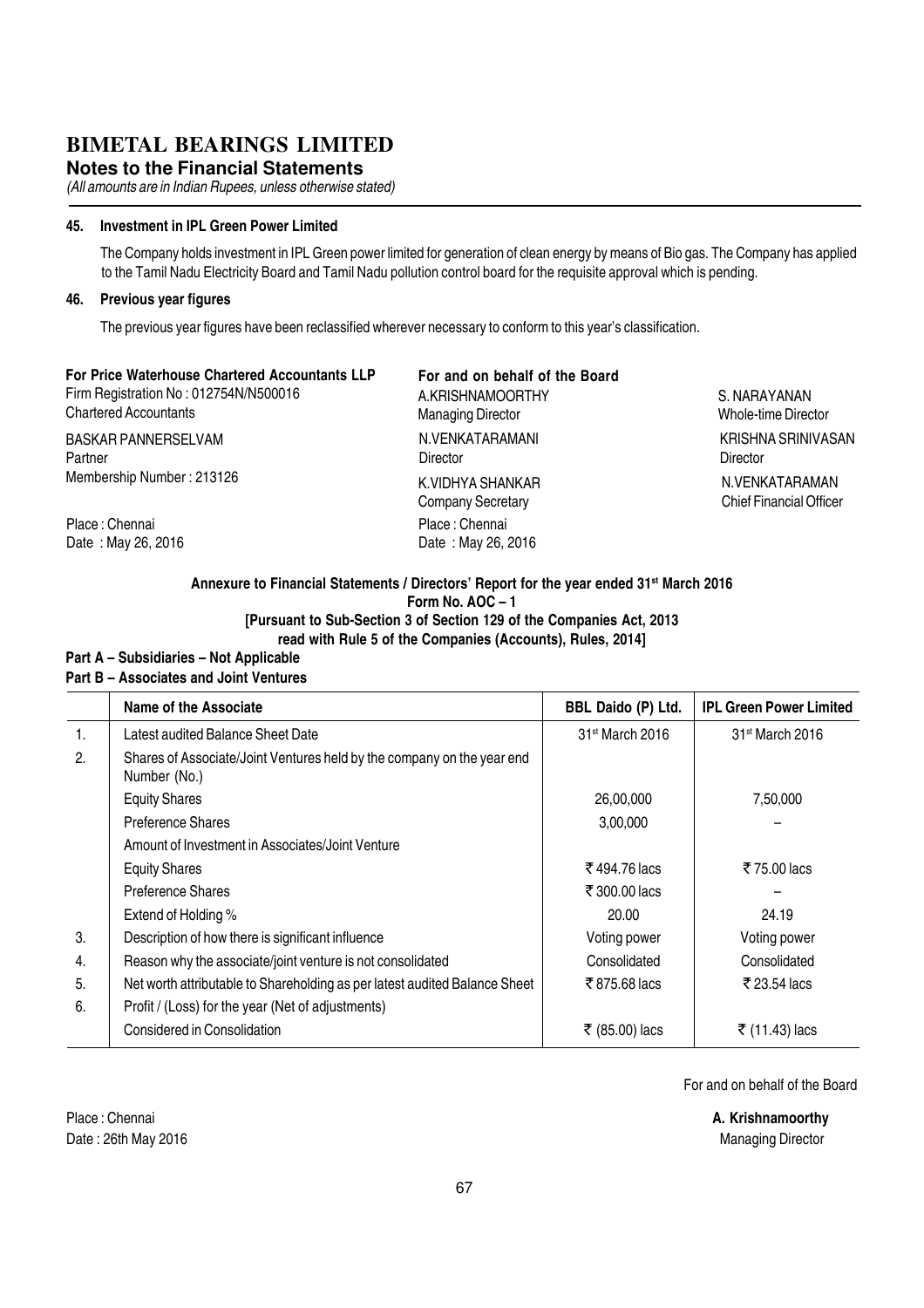# BIMETAL BEARINGS LIMITED

## Notes to the Financial Statements

*(All amounts are in Indian Rupees, unless otherwise stated)*

**45. Investment in IPL Green Power Limited**

The Company holds investment in IPL Green power limited for generation of clean energy by means of Bio gas. The Company has applied to the Tamil Nadu Electricity Board and Tamil Nadu pollution control board for the requisite approval which is pending.

**46. Previous year figures**

The previous year figures have been reclassified wherever necessary to conform to this year's classification.

**For Price Waterhouse Chartered Accountants LLP**
Firm Registration No : 012754N/N500016
Chartered Accountants

BASKAR PANNERSELVAM
Partner
Membership Number : 213126

Place : Chennai
Date : May 26, 2016

**For and on behalf of the Board**

A.KRISHNAMOORTHY
Managing Director

S. NARAYANAN
Whole-time Director

N.VENKATARAMANI
Director

KRISHNA SRINIVASAN
Director

K.VIDHYA SHANKAR
Company Secretary

N.VENKATARAMAN
Chief Financial Officer

Place : Chennai
Date : May 26, 2016

**Annexure to Financial Statements / Directors' Report for the year ended 31st March 2016**
**Form No. AOC – 1**
**[Pursuant to Sub-Section 3 of Section 129 of the Companies Act, 2013 read with Rule 5 of the Companies (Accounts), Rules, 2014]**

**Part A – Subsidiaries – Not Applicable**

**Part B – Associates and Joint Ventures**

| | Name of the Associate | BBL Daido (P) Ltd. | IPL Green Power Limited |
|---|---|---|---|
| 1. | Latest audited Balance Sheet Date | 31st March 2016 | 31st March 2016 |
| 2. | Shares of Associate/Joint Ventures held by the company on the year end Number (No.) | | |
| | Equity Shares | 26,00,000 | 7,50,000 |
| | Preference Shares | 3,00,000 | – |
| | Amount of Investment in Associates/Joint Venture | | |
| | Equity Shares | ₹ 494.76 lacs | ₹ 75.00 lacs |
| | Preference Shares | ₹ 300.00 lacs | – |
| | Extend of Holding % | 20.00 | 24.19 |
| 3. | Description of how there is significant influence | Voting power | Voting power |
| 4. | Reason why the associate/joint venture is not consolidated | Consolidated | Consolidated |
| 5. | Net worth attributable to Shareholding as per latest audited Balance Sheet | ₹ 875.68 lacs | ₹ 23.54 lacs |
| 6. | Profit / (Loss) for the year (Net of adjustments) | | |
| | Considered in Consolidation | ₹ (85.00) lacs | ₹ (11.43) lacs |

For and on behalf of the Board

Place : Chennai
Date : 26th May 2016

**A. Krishnamoorthy**
Managing Director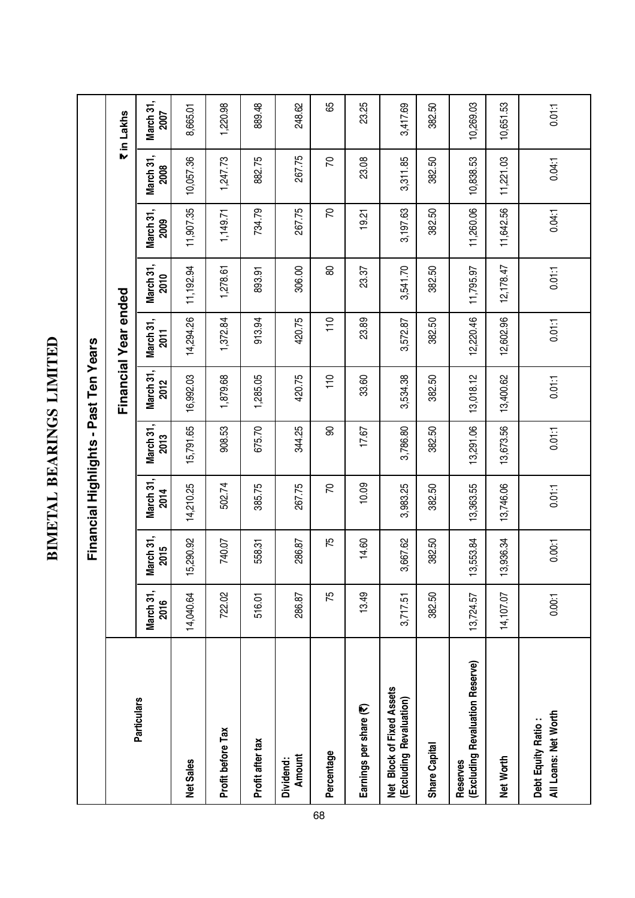# BIMETAL BEARINGS LIMITED

## Financial Highlights - Past Ten Years

₹ in Lakhs

| Particulars | Financial Year ended | | | | | | | | | |
|---|---|---|---|---|---|---|---|---|---|---|
| | March 31, 2016 | March 31, 2015 | March 31, 2014 | March 31, 2013 | March 31, 2012 | March 31, 2011 | March 31, 2010 | March 31, 2009 | March 31, 2008 | March 31, 2007 |
| Net Sales | 14,040.64 | 15,290.92 | 14,210.25 | 15,791.65 | 16,992.03 | 14,294.26 | 11,192.94 | 11,907.35 | 10,057.36 | 8,665.01 |
| Profit before Tax | 722.02 | 740.07 | 502.74 | 908.53 | 1,879.68 | 1,372.84 | 1,278.61 | 1,149.71 | 1,247.73 | 1,220.98 |
| Profit after tax | 516.01 | 558.31 | 385.75 | 675.70 | 1,285.05 | 913.94 | 893.91 | 734.79 | 882.75 | 889.48 |
| Dividend: Amount | 286.87 | 286.87 | 267.75 | 344.25 | 420.75 | 420.75 | 306.00 | 267.75 | 267.75 | 248.62 |
| Percentage | 75 | 75 | 70 | 90 | 110 | 110 | 80 | 70 | 70 | 65 |
| Earnings per share (₹) | 13.49 | 14.60 | 10.09 | 17.67 | 33.60 | 23.89 | 23.37 | 19.21 | 23.08 | 23.25 |
| Net Block of Fixed Assets (Excluding Revaluation) | 3,717.51 | 3,667.62 | 3,983.25 | 3,786.80 | 3,534.38 | 3,572.87 | 3,541.70 | 3,197.63 | 3,311.85 | 3,417.69 |
| Share Capital | 382.50 | 382.50 | 382.50 | 382.50 | 382.50 | 382.50 | 382.50 | 382.50 | 382.50 | 382.50 |
| Reserves (Excluding Revaluation Reserve) | 13,724.57 | 13,553.84 | 13,363.55 | 13,291.06 | 13,018.12 | 12,220.46 | 11,795.97 | 11,260.06 | 10,838.53 | 10,269.03 |
| Net Worth | 14,107.07 | 13,936.34 | 13,746.06 | 13,673.56 | 13,400.62 | 12,602.96 | 12,178.47 | 11,642.56 | 11,221.03 | 10,651.53 |
| Debt Equity Ratio : All Loans: Net Worth | 0.00:1 | 0.00:1 | 0.01:1 | 0.01:1 | 0.01:1 | 0.01:1 | 0.01:1 | 0.04:1 | 0.04:1 | 0.01:1 |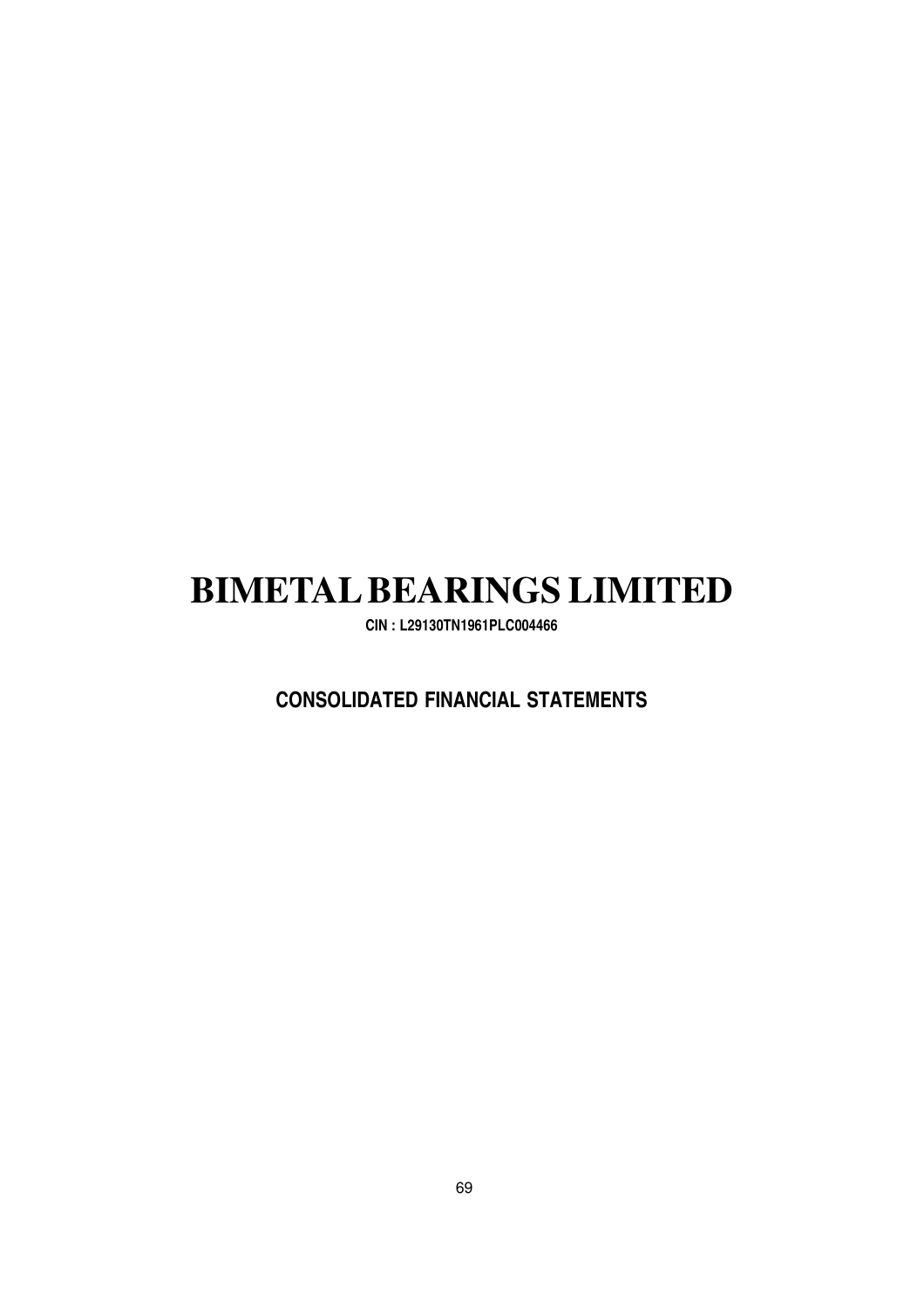# BIMETAL BEARINGS LIMITED

**CIN : L29130TN1961PLC004466**

## CONSOLIDATED FINANCIAL STATEMENTS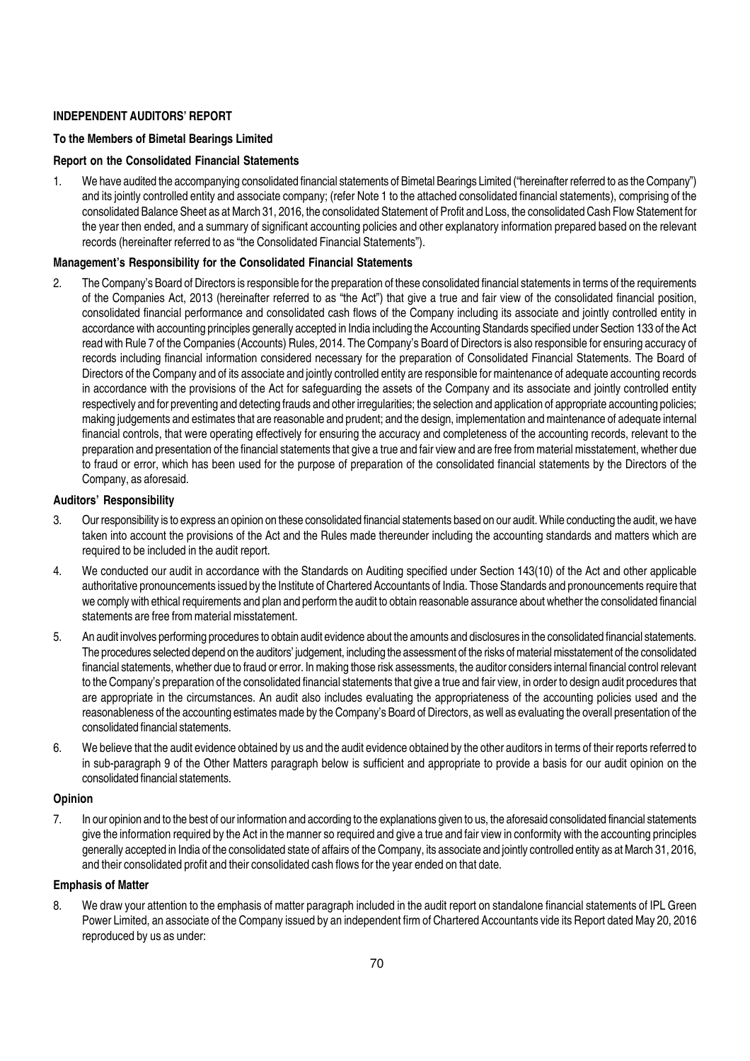## INDEPENDENT AUDITORS' REPORT

**To the Members of Bimetal Bearings Limited**

**Report on the Consolidated Financial Statements**

1. We have audited the accompanying consolidated financial statements of Bimetal Bearings Limited ("hereinafter referred to as the Company") and its jointly controlled entity and associate company; (refer Note 1 to the attached consolidated financial statements), comprising of the consolidated Balance Sheet as at March 31, 2016, the consolidated Statement of Profit and Loss, the consolidated Cash Flow Statement for the year then ended, and a summary of significant accounting policies and other explanatory information prepared based on the relevant records (hereinafter referred to as "the Consolidated Financial Statements").

**Management's Responsibility for the Consolidated Financial Statements**

2. The Company's Board of Directors is responsible for the preparation of these consolidated financial statements in terms of the requirements of the Companies Act, 2013 (hereinafter referred to as "the Act") that give a true and fair view of the consolidated financial position, consolidated financial performance and consolidated cash flows of the Company including its associate and jointly controlled entity in accordance with accounting principles generally accepted in India including the Accounting Standards specified under Section 133 of the Act read with Rule 7 of the Companies (Accounts) Rules, 2014. The Company's Board of Directors is also responsible for ensuring accuracy of records including financial information considered necessary for the preparation of Consolidated Financial Statements. The Board of Directors of the Company and of its associate and jointly controlled entity are responsible for maintenance of adequate accounting records in accordance with the provisions of the Act for safeguarding the assets of the Company and its associate and jointly controlled entity respectively and for preventing and detecting frauds and other irregularities; the selection and application of appropriate accounting policies; making judgements and estimates that are reasonable and prudent; and the design, implementation and maintenance of adequate internal financial controls, that were operating effectively for ensuring the accuracy and completeness of the accounting records, relevant to the preparation and presentation of the financial statements that give a true and fair view and are free from material misstatement, whether due to fraud or error, which has been used for the purpose of preparation of the consolidated financial statements by the Directors of the Company, as aforesaid.

**Auditors' Responsibility**

3. Our responsibility is to express an opinion on these consolidated financial statements based on our audit. While conducting the audit, we have taken into account the provisions of the Act and the Rules made thereunder including the accounting standards and matters which are required to be included in the audit report.

4. We conducted our audit in accordance with the Standards on Auditing specified under Section 143(10) of the Act and other applicable authoritative pronouncements issued by the Institute of Chartered Accountants of India. Those Standards and pronouncements require that we comply with ethical requirements and plan and perform the audit to obtain reasonable assurance about whether the consolidated financial statements are free from material misstatement.

5. An audit involves performing procedures to obtain audit evidence about the amounts and disclosures in the consolidated financial statements. The procedures selected depend on the auditors' judgement, including the assessment of the risks of material misstatement of the consolidated financial statements, whether due to fraud or error. In making those risk assessments, the auditor considers internal financial control relevant to the Company's preparation of the consolidated financial statements that give a true and fair view, in order to design audit procedures that are appropriate in the circumstances. An audit also includes evaluating the appropriateness of the accounting policies used and the reasonableness of the accounting estimates made by the Company's Board of Directors, as well as evaluating the overall presentation of the consolidated financial statements.

6. We believe that the audit evidence obtained by us and the audit evidence obtained by the other auditors in terms of their reports referred to in sub-paragraph 9 of the Other Matters paragraph below is sufficient and appropriate to provide a basis for our audit opinion on the consolidated financial statements.

**Opinion**

7. In our opinion and to the best of our information and according to the explanations given to us, the aforesaid consolidated financial statements give the information required by the Act in the manner so required and give a true and fair view in conformity with the accounting principles generally accepted in India of the consolidated state of affairs of the Company, its associate and jointly controlled entity as at March 31, 2016, and their consolidated profit and their consolidated cash flows for the year ended on that date.

**Emphasis of Matter**

8. We draw your attention to the emphasis of matter paragraph included in the audit report on standalone financial statements of IPL Green Power Limited, an associate of the Company issued by an independent firm of Chartered Accountants vide its Report dated May 20, 2016 reproduced by us as under: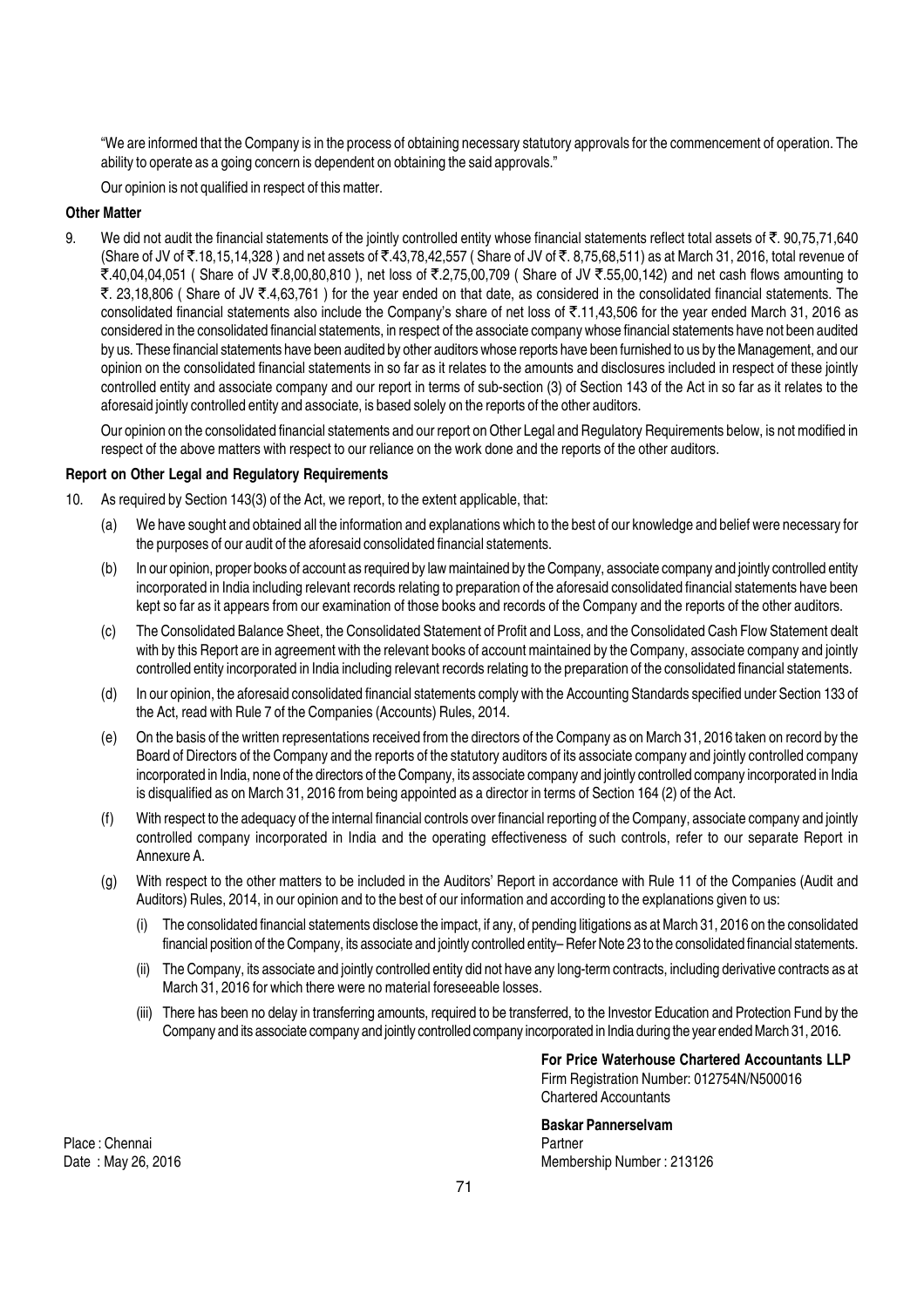"We are informed that the Company is in the process of obtaining necessary statutory approvals for the commencement of operation. The ability to operate as a going concern is dependent on obtaining the said approvals."

Our opinion is not qualified in respect of this matter.

**Other Matter**

9. We did not audit the financial statements of the jointly controlled entity whose financial statements reflect total assets of ₹. 90,75,71,640 (Share of JV of ₹.18,15,14,328 ) and net assets of ₹.43,78,42,557 ( Share of JV of ₹. 8,75,68,511) as at March 31, 2016, total revenue of ₹.40,04,04,051 ( Share of JV ₹.8,00,80,810 ), net loss of ₹.2,75,00,709 ( Share of JV ₹.55,00,142) and net cash flows amounting to ₹. 23,18,806 ( Share of JV ₹.4,63,761 ) for the year ended on that date, as considered in the consolidated financial statements. The consolidated financial statements also include the Company's share of net loss of ₹.11,43,506 for the year ended March 31, 2016 as considered in the consolidated financial statements, in respect of the associate company whose financial statements have not been audited by us. These financial statements have been audited by other auditors whose reports have been furnished to us by the Management, and our opinion on the consolidated financial statements in so far as it relates to the amounts and disclosures included in respect of these jointly controlled entity and associate company and our report in terms of sub-section (3) of Section 143 of the Act in so far as it relates to the aforesaid jointly controlled entity and associate, is based solely on the reports of the other auditors.

   Our opinion on the consolidated financial statements and our report on Other Legal and Regulatory Requirements below, is not modified in respect of the above matters with respect to our reliance on the work done and the reports of the other auditors.

**Report on Other Legal and Regulatory Requirements**

10. As required by Section 143(3) of the Act, we report, to the extent applicable, that:

   (a) We have sought and obtained all the information and explanations which to the best of our knowledge and belief were necessary for the purposes of our audit of the aforesaid consolidated financial statements.

   (b) In our opinion, proper books of account as required by law maintained by the Company, associate company and jointly controlled entity incorporated in India including relevant records relating to preparation of the aforesaid consolidated financial statements have been kept so far as it appears from our examination of those books and records of the Company and the reports of the other auditors.

   (c) The Consolidated Balance Sheet, the Consolidated Statement of Profit and Loss, and the Consolidated Cash Flow Statement dealt with by this Report are in agreement with the relevant books of account maintained by the Company, associate company and jointly controlled entity incorporated in India including relevant records relating to the preparation of the consolidated financial statements.

   (d) In our opinion, the aforesaid consolidated financial statements comply with the Accounting Standards specified under Section 133 of the Act, read with Rule 7 of the Companies (Accounts) Rules, 2014.

   (e) On the basis of the written representations received from the directors of the Company as on March 31, 2016 taken on record by the Board of Directors of the Company and the reports of the statutory auditors of its associate company and jointly controlled company incorporated in India, none of the directors of the Company, its associate company and jointly controlled company incorporated in India is disqualified as on March 31, 2016 from being appointed as a director in terms of Section 164 (2) of the Act.

   (f) With respect to the adequacy of the internal financial controls over financial reporting of the Company, associate company and jointly controlled company incorporated in India and the operating effectiveness of such controls, refer to our separate Report in Annexure A.

   (g) With respect to the other matters to be included in the Auditors' Report in accordance with Rule 11 of the Companies (Audit and Auditors) Rules, 2014, in our opinion and to the best of our information and according to the explanations given to us:

      (i) The consolidated financial statements disclose the impact, if any, of pending litigations as at March 31, 2016 on the consolidated financial position of the Company, its associate and jointly controlled entity– Refer Note 23 to the consolidated financial statements.

      (ii) The Company, its associate and jointly controlled entity did not have any long-term contracts, including derivative contracts as at March 31, 2016 for which there were no material foreseeable losses.

      (iii) There has been no delay in transferring amounts, required to be transferred, to the Investor Education and Protection Fund by the Company and its associate company and jointly controlled company incorporated in India during the year ended March 31, 2016.

**For Price Waterhouse Chartered Accountants LLP**
Firm Registration Number: 012754N/N500016
Chartered Accountants

**Baskar Pannerselvam**
Partner
Membership Number : 213126

Place : Chennai
Date : May 26, 2016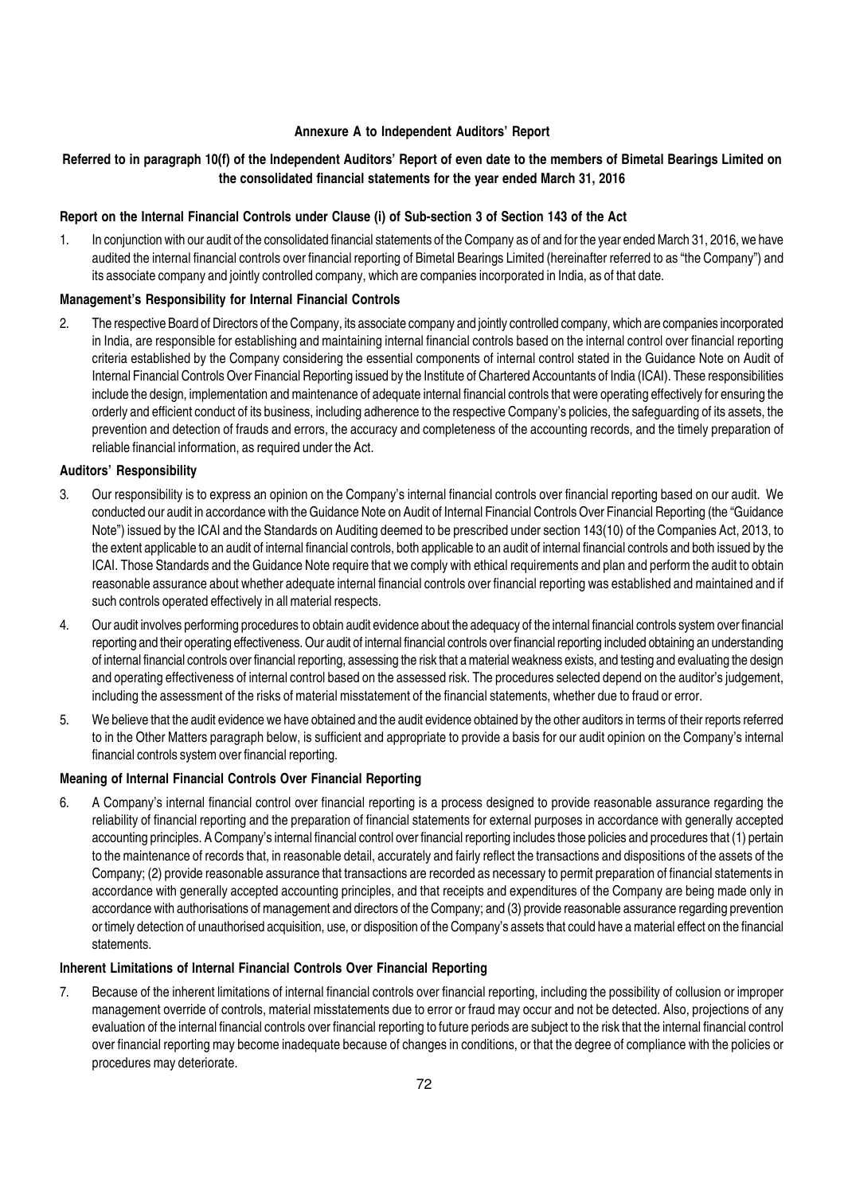## Annexure A to Independent Auditors' Report

### Referred to in paragraph 10(f) of the Independent Auditors' Report of even date to the members of Bimetal Bearings Limited on the consolidated financial statements for the year ended March 31, 2016

### Report on the Internal Financial Controls under Clause (i) of Sub-section 3 of Section 143 of the Act

1. In conjunction with our audit of the consolidated financial statements of the Company as of and for the year ended March 31, 2016, we have audited the internal financial controls over financial reporting of Bimetal Bearings Limited (hereinafter referred to as "the Company") and its associate company and jointly controlled company, which are companies incorporated in India, as of that date.

### Management's Responsibility for Internal Financial Controls

2. The respective Board of Directors of the Company, its associate company and jointly controlled company, which are companies incorporated in India, are responsible for establishing and maintaining internal financial controls based on the internal control over financial reporting criteria established by the Company considering the essential components of internal control stated in the Guidance Note on Audit of Internal Financial Controls Over Financial Reporting issued by the Institute of Chartered Accountants of India (ICAI). These responsibilities include the design, implementation and maintenance of adequate internal financial controls that were operating effectively for ensuring the orderly and efficient conduct of its business, including adherence to the respective Company's policies, the safeguarding of its assets, the prevention and detection of frauds and errors, the accuracy and completeness of the accounting records, and the timely preparation of reliable financial information, as required under the Act.

### Auditors' Responsibility

3. Our responsibility is to express an opinion on the Company's internal financial controls over financial reporting based on our audit. We conducted our audit in accordance with the Guidance Note on Audit of Internal Financial Controls Over Financial Reporting (the "Guidance Note") issued by the ICAI and the Standards on Auditing deemed to be prescribed under section 143(10) of the Companies Act, 2013, to the extent applicable to an audit of internal financial controls, both applicable to an audit of internal financial controls and both issued by the ICAI. Those Standards and the Guidance Note require that we comply with ethical requirements and plan and perform the audit to obtain reasonable assurance about whether adequate internal financial controls over financial reporting was established and maintained and if such controls operated effectively in all material respects.

4. Our audit involves performing procedures to obtain audit evidence about the adequacy of the internal financial controls system over financial reporting and their operating effectiveness. Our audit of internal financial controls over financial reporting included obtaining an understanding of internal financial controls over financial reporting, assessing the risk that a material weakness exists, and testing and evaluating the design and operating effectiveness of internal control based on the assessed risk. The procedures selected depend on the auditor's judgement, including the assessment of the risks of material misstatement of the financial statements, whether due to fraud or error.

5. We believe that the audit evidence we have obtained and the audit evidence obtained by the other auditors in terms of their reports referred to in the Other Matters paragraph below, is sufficient and appropriate to provide a basis for our audit opinion on the Company's internal financial controls system over financial reporting.

### Meaning of Internal Financial Controls Over Financial Reporting

6. A Company's internal financial control over financial reporting is a process designed to provide reasonable assurance regarding the reliability of financial reporting and the preparation of financial statements for external purposes in accordance with generally accepted accounting principles. A Company's internal financial control over financial reporting includes those policies and procedures that (1) pertain to the maintenance of records that, in reasonable detail, accurately and fairly reflect the transactions and dispositions of the assets of the Company; (2) provide reasonable assurance that transactions are recorded as necessary to permit preparation of financial statements in accordance with generally accepted accounting principles, and that receipts and expenditures of the Company are being made only in accordance with authorisations of management and directors of the Company; and (3) provide reasonable assurance regarding prevention or timely detection of unauthorised acquisition, use, or disposition of the Company's assets that could have a material effect on the financial statements.

### Inherent Limitations of Internal Financial Controls Over Financial Reporting

7. Because of the inherent limitations of internal financial controls over financial reporting, including the possibility of collusion or improper management override of controls, material misstatements due to error or fraud may occur and not be detected. Also, projections of any evaluation of the internal financial controls over financial reporting to future periods are subject to the risk that the internal financial control over financial reporting may become inadequate because of changes in conditions, or that the degree of compliance with the policies or procedures may deteriorate.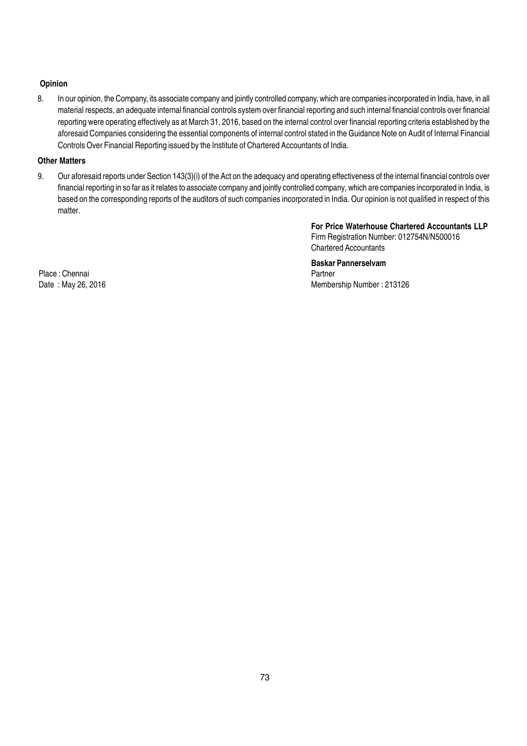### Opinion

8. In our opinion, the Company, its associate company and jointly controlled company, which are companies incorporated in India, have, in all material respects, an adequate internal financial controls system over financial reporting and such internal financial controls over financial reporting were operating effectively as at March 31, 2016, based on the internal control over financial reporting criteria established by the aforesaid Companies considering the essential components of internal control stated in the Guidance Note on Audit of Internal Financial Controls Over Financial Reporting issued by the Institute of Chartered Accountants of India.

### Other Matters

9. Our aforesaid reports under Section 143(3)(i) of the Act on the adequacy and operating effectiveness of the internal financial controls over financial reporting in so far as it relates to associate company and jointly controlled company, which are companies incorporated in India, is based on the corresponding reports of the auditors of such companies incorporated in India. Our opinion is not qualified in respect of this matter.

**For Price Waterhouse Chartered Accountants LLP**
Firm Registration Number: 012754N/N500016
Chartered Accountants

**Baskar Pannerselvam**
Partner
Membership Number : 213126

Place : Chennai
Date : May 26, 2016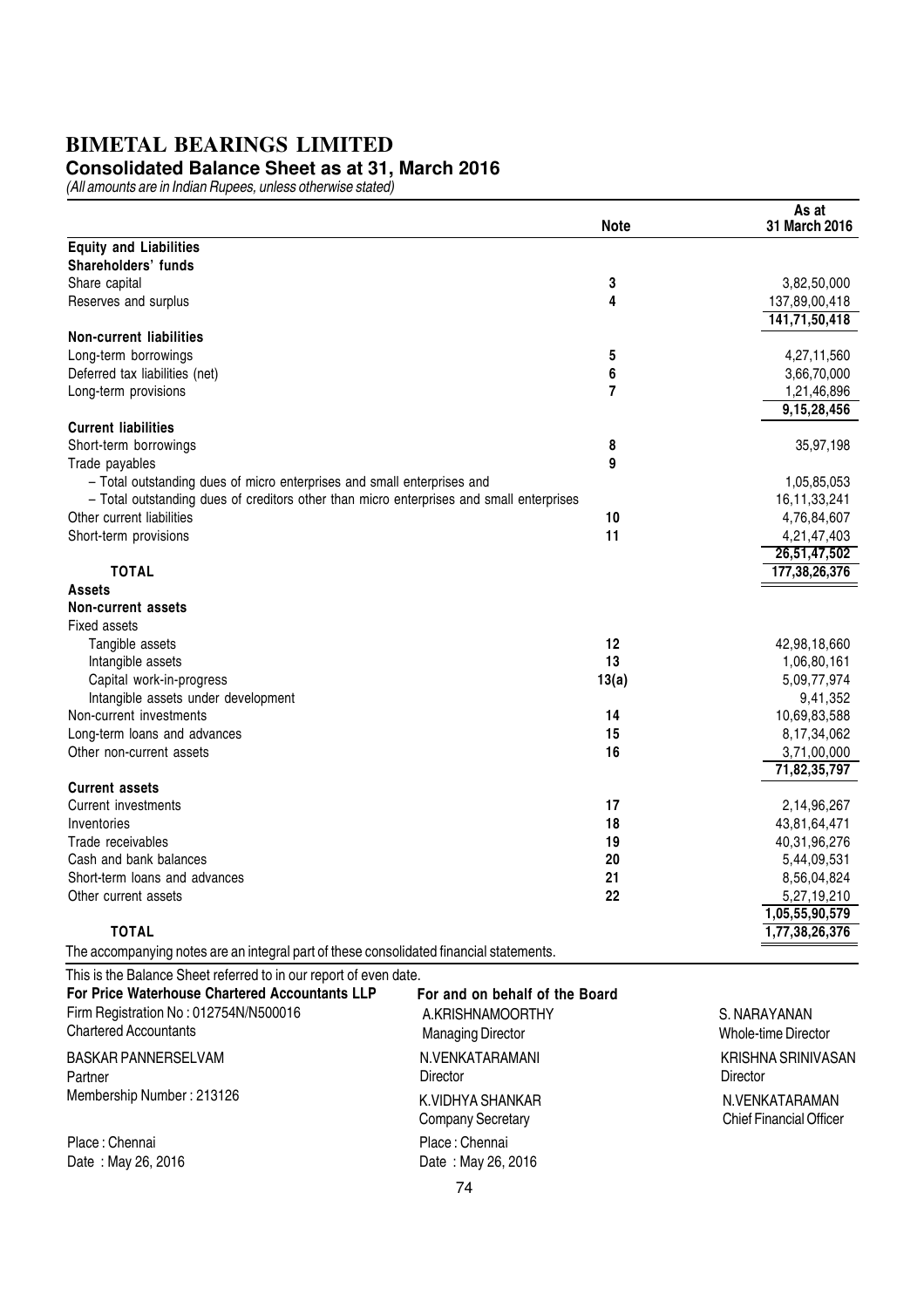# BIMETAL BEARINGS LIMITED

## Consolidated Balance Sheet as at 31, March 2016

*(All amounts are in Indian Rupees, unless otherwise stated)*

| | Note | As at 31 March 2016 |
|---|---|---|
| **Equity and Liabilities** | | |
| **Shareholders' funds** | | |
| Share capital | 3 | 3,82,50,000 |
| Reserves and surplus | 4 | 137,89,00,418 |
| | | 141,71,50,418 |
| **Non-current liabilities** | | |
| Long-term borrowings | 5 | 4,27,11,560 |
| Deferred tax liabilities (net) | 6 | 3,66,70,000 |
| Long-term provisions | 7 | 1,21,46,896 |
| | | 9,15,28,456 |
| **Current liabilities** | | |
| Short-term borrowings | 8 | 35,97,198 |
| Trade payables | 9 | |
| – Total outstanding dues of micro enterprises and small enterprises and | | 1,05,85,053 |
| – Total outstanding dues of creditors other than micro enterprises and small enterprises | | 16,11,33,241 |
| Other current liabilities | 10 | 4,76,84,607 |
| Short-term provisions | 11 | 4,21,47,403 |
| | | 26,51,47,502 |
| **TOTAL** | | 177,38,26,376 |
| **Assets** | | |
| **Non-current assets** | | |
| Fixed assets | | |
| Tangible assets | 12 | 42,98,18,660 |
| Intangible assets | 13 | 1,06,80,161 |
| Capital work-in-progress | 13(a) | 5,09,77,974 |
| Intangible assets under development | | 9,41,352 |
| Non-current investments | 14 | 10,69,83,588 |
| Long-term loans and advances | 15 | 8,17,34,062 |
| Other non-current assets | 16 | 3,71,00,000 |
| | | 71,82,35,797 |
| **Current assets** | | |
| Current investments | 17 | 2,14,96,267 |
| Inventories | 18 | 43,81,64,471 |
| Trade receivables | 19 | 40,31,96,276 |
| Cash and bank balances | 20 | 5,44,09,531 |
| Short-term loans and advances | 21 | 8,56,04,824 |
| Other current assets | 22 | 5,27,19,210 |
| | | 1,05,55,90,579 |
| **TOTAL** | | 1,77,38,26,376 |

The accompanying notes are an integral part of these consolidated financial statements.

This is the Balance Sheet referred to in our report of even date.

**For Price Waterhouse Chartered Accountants LLP**
Firm Registration No : 012754N/N500016
Chartered Accountants

BASKAR PANNERSELVAM
Partner
Membership Number : 213126

Place : Chennai
Date : May 26, 2016

**For and on behalf of the Board**

A.KRISHNAMOORTHY
Managing Director

S. NARAYANAN
Whole-time Director

N.VENKATARAMANI
Director

KRISHNA SRINIVASAN
Director

K.VIDHYA SHANKAR
Company Secretary

N.VENKATARAMAN
Chief Financial Officer

Place : Chennai
Date : May 26, 2016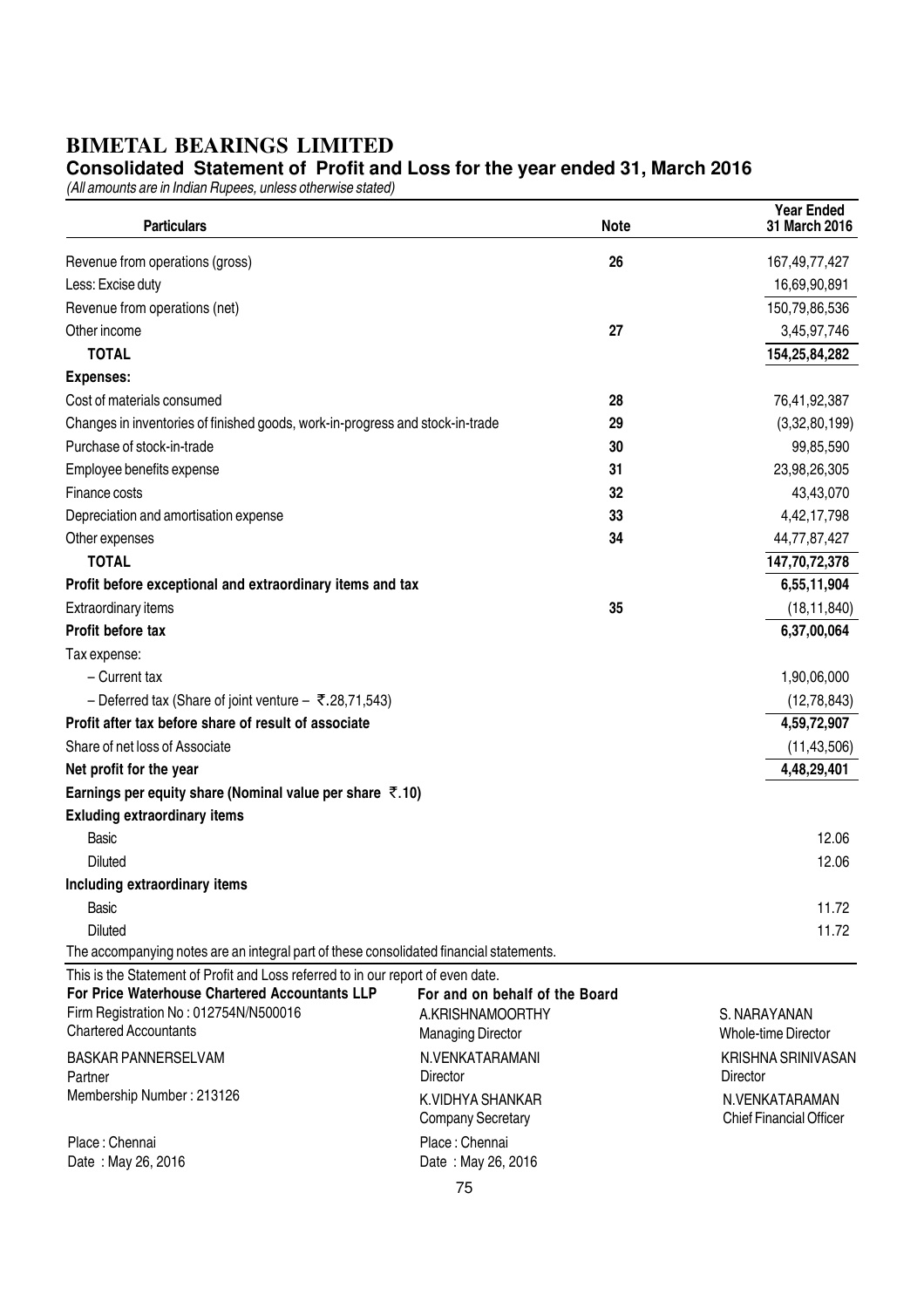# BIMETAL BEARINGS LIMITED

## Consolidated Statement of Profit and Loss for the year ended 31, March 2016

*(All amounts are in Indian Rupees, unless otherwise stated)*

| Particulars | Note | Year Ended 31 March 2016 |
|---|---|---|
| Revenue from operations (gross) | 26 | 167,49,77,427 |
| Less: Excise duty | | 16,69,90,891 |
| Revenue from operations (net) | | 150,79,86,536 |
| Other income | 27 | 3,45,97,746 |
| **TOTAL** | | **154,25,84,282** |
| **Expenses:** | | |
| Cost of materials consumed | 28 | 76,41,92,387 |
| Changes in inventories of finished goods, work-in-progress and stock-in-trade | 29 | (3,32,80,199) |
| Purchase of stock-in-trade | 30 | 99,85,590 |
| Employee benefits expense | 31 | 23,98,26,305 |
| Finance costs | 32 | 43,43,070 |
| Depreciation and amortisation expense | 33 | 4,42,17,798 |
| Other expenses | 34 | 44,77,87,427 |
| **TOTAL** | | **147,70,72,378** |
| **Profit before exceptional and extraordinary items and tax** | | **6,55,11,904** |
| Extraordinary items | 35 | (18,11,840) |
| **Profit before tax** | | **6,37,00,064** |
| Tax expense: | | |
| – Current tax | | 1,90,06,000 |
| – Deferred tax (Share of joint venture – ₹.28,71,543) | | (12,78,843) |
| **Profit after tax before share of result of associate** | | **4,59,72,907** |
| Share of net loss of Associate | | (11,43,506) |
| **Net profit for the year** | | **4,48,29,401** |
| **Earnings per equity share (Nominal value per share ₹.10)** | | |
| **Exluding extraordinary items** | | |
| Basic | | 12.06 |
| Diluted | | 12.06 |
| **Including extraordinary items** | | |
| Basic | | 11.72 |
| Diluted | | 11.72 |

The accompanying notes are an integral part of these consolidated financial statements.

This is the Statement of Profit and Loss referred to in our report of even date.

**For Price Waterhouse Chartered Accountants LLP**
Firm Registration No : 012754N/N500016
Chartered Accountants

BASKAR PANNERSELVAM
Partner
Membership Number : 213126

Place : Chennai
Date : May 26, 2016

**For and on behalf of the Board**

A.KRISHNAMOORTHY
Managing Director

S. NARAYANAN
Whole-time Director

N.VENKATARAMANI
Director

KRISHNA SRINIVASAN
Director

K.VIDHYA SHANKAR
Company Secretary

N.VENKATARAMAN
Chief Financial Officer

Place : Chennai
Date : May 26, 2016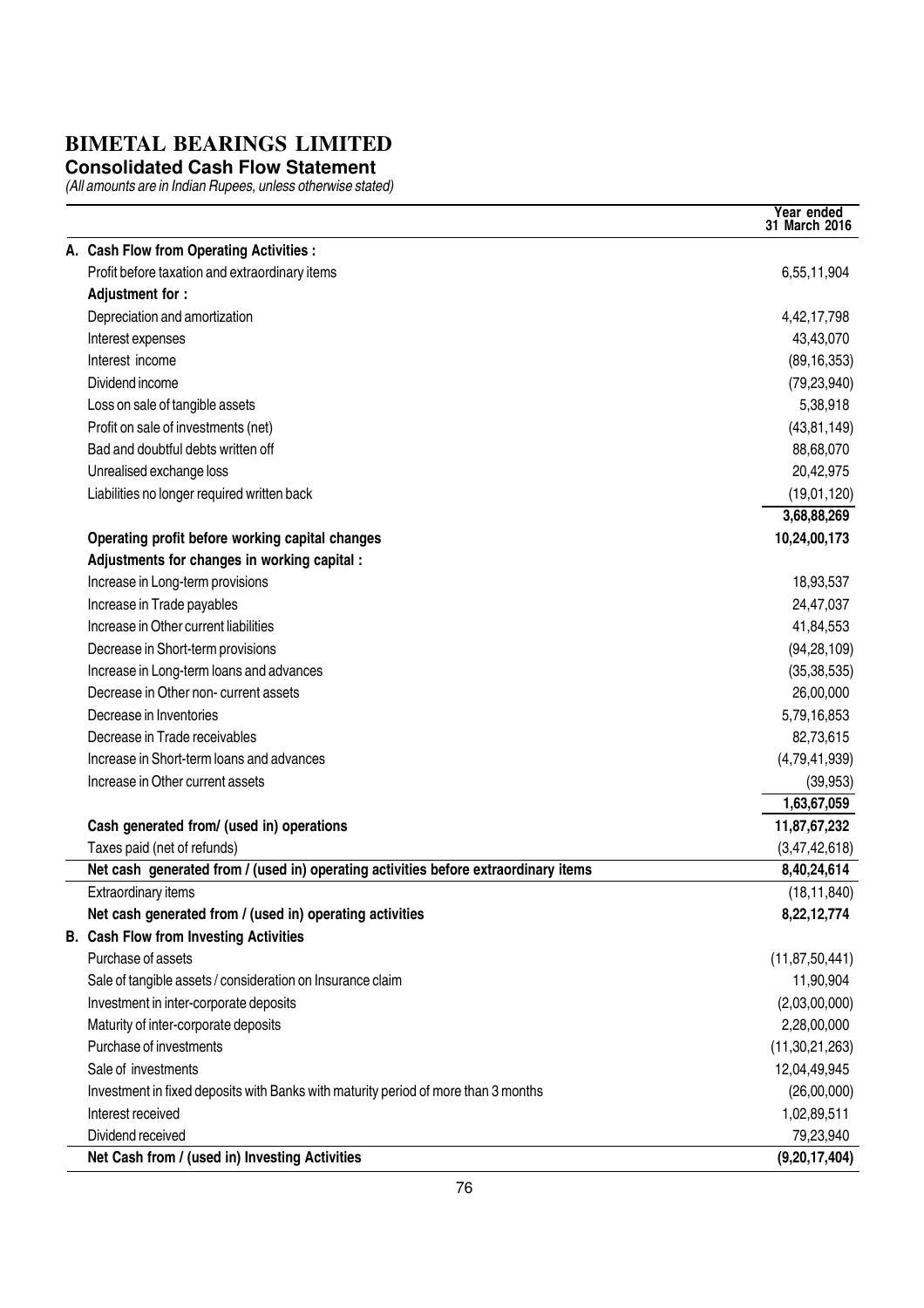# BIMETAL BEARINGS LIMITED

## Consolidated Cash Flow Statement

*(All amounts are in Indian Rupees, unless otherwise stated)*

| | | Year ended 31 March 2016 |
|---|---|---|
| **A.** | **Cash Flow from Operating Activities :** | |
| | Profit before taxation and extraordinary items | 6,55,11,904 |
| | **Adjustment for :** | |
| | Depreciation and amortization | 4,42,17,798 |
| | Interest expenses | 43,43,070 |
| | Interest income | (89,16,353) |
| | Dividend income | (79,23,940) |
| | Loss on sale of tangible assets | 5,38,918 |
| | Profit on sale of investments (net) | (43,81,149) |
| | Bad and doubtful debts written off | 88,68,070 |
| | Unrealised exchange loss | 20,42,975 |
| | Liabilities no longer required written back | (19,01,120) |
| | | **3,68,88,269** |
| | **Operating profit before working capital changes** | **10,24,00,173** |
| | **Adjustments for changes in working capital :** | |
| | Increase in Long-term provisions | 18,93,537 |
| | Increase in Trade payables | 24,47,037 |
| | Increase in Other current liabilities | 41,84,553 |
| | Decrease in Short-term provisions | (94,28,109) |
| | Increase in Long-term loans and advances | (35,38,535) |
| | Decrease in Other non- current assets | 26,00,000 |
| | Decrease in Inventories | 5,79,16,853 |
| | Decrease in Trade receivables | 82,73,615 |
| | Increase in Short-term loans and advances | (4,79,41,939) |
| | Increase in Other current assets | (39,953) |
| | | **1,63,67,059** |
| | **Cash generated from/ (used in) operations** | **11,87,67,232** |
| | Taxes paid (net of refunds) | (3,47,42,618) |
| | **Net cash generated from / (used in) operating activities before extraordinary items** | **8,40,24,614** |
| | Extraordinary items | (18,11,840) |
| | **Net cash generated from / (used in) operating activities** | **8,22,12,774** |
| **B.** | **Cash Flow from Investing Activities** | |
| | Purchase of assets | (11,87,50,441) |
| | Sale of tangible assets / consideration on Insurance claim | 11,90,904 |
| | Investment in inter-corporate deposits | (2,03,00,000) |
| | Maturity of inter-corporate deposits | 2,28,00,000 |
| | Purchase of investments | (11,30,21,263) |
| | Sale of investments | 12,04,49,945 |
| | Investment in fixed deposits with Banks with maturity period of more than 3 months | (26,00,000) |
| | Interest received | 1,02,89,511 |
| | Dividend received | 79,23,940 |
| | **Net Cash from / (used in) Investing Activities** | **(9,20,17,404)** |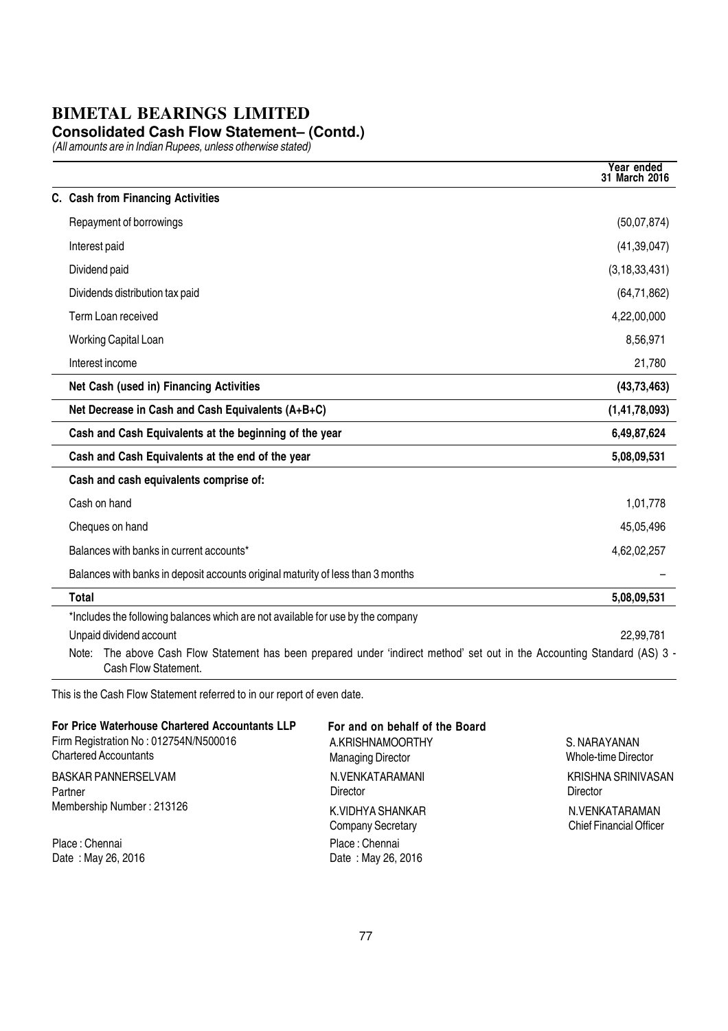# BIMETAL BEARINGS LIMITED

## Consolidated Cash Flow Statement– (Contd.)

*(All amounts are in Indian Rupees, unless otherwise stated)*

| | Year ended 31 March 2016 |
|---|---|
| **C. Cash from Financing Activities** | |
| Repayment of borrowings | (50,07,874) |
| Interest paid | (41,39,047) |
| Dividend paid | (3,18,33,431) |
| Dividends distribution tax paid | (64,71,862) |
| Term Loan received | 4,22,00,000 |
| Working Capital Loan | 8,56,971 |
| Interest income | 21,780 |
| **Net Cash (used in) Financing Activities** | **(43,73,463)** |
| **Net Decrease in Cash and Cash Equivalents (A+B+C)** | **(1,41,78,093)** |
| **Cash and Cash Equivalents at the beginning of the year** | **6,49,87,624** |
| **Cash and Cash Equivalents at the end of the year** | **5,08,09,531** |
| **Cash and cash equivalents comprise of:** | |
| Cash on hand | 1,01,778 |
| Cheques on hand | 45,05,496 |
| Balances with banks in current accounts* | 4,62,02,257 |
| Balances with banks in deposit accounts original maturity of less than 3 months | – |
| **Total** | **5,08,09,531** |
| *Includes the following balances which are not available for use by the company | |
| Unpaid dividend account | 22,99,781 |

Note: The above Cash Flow Statement has been prepared under 'indirect method' set out in the Accounting Standard (AS) 3 - Cash Flow Statement.

This is the Cash Flow Statement referred to in our report of even date.

**For Price Waterhouse Chartered Accountants LLP**
Firm Registration No : 012754N/N500016
Chartered Accountants

BASKAR PANNERSELVAM
Partner
Membership Number : 213126

Place : Chennai
Date : May 26, 2016

**For and on behalf of the Board**

A.KRISHNAMOORTHY
Managing Director

S. NARAYANAN
Whole-time Director

N.VENKATARAMANI
Director

KRISHNA SRINIVASAN
Director

K.VIDHYA SHANKAR
Company Secretary

N.VENKATARAMAN
Chief Financial Officer

Place : Chennai
Date : May 26, 2016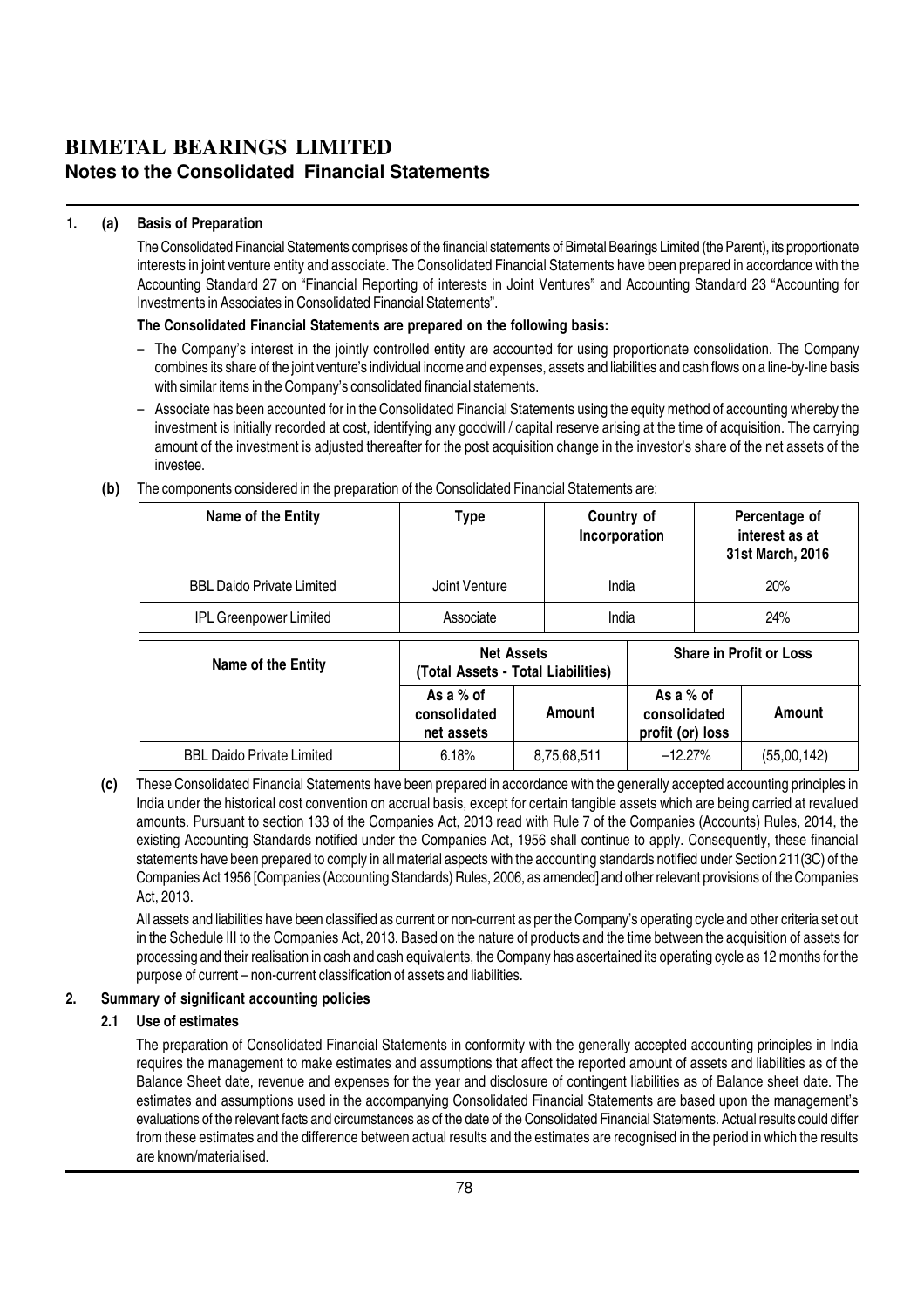# BIMETAL BEARINGS LIMITED

## Notes to the Consolidated Financial Statements

**1. (a) Basis of Preparation**

The Consolidated Financial Statements comprises of the financial statements of Bimetal Bearings Limited (the Parent), its proportionate interests in joint venture entity and associate. The Consolidated Financial Statements have been prepared in accordance with the Accounting Standard 27 on "Financial Reporting of interests in Joint Ventures" and Accounting Standard 23 "Accounting for Investments in Associates in Consolidated Financial Statements".

**The Consolidated Financial Statements are prepared on the following basis:**

- The Company's interest in the jointly controlled entity are accounted for using proportionate consolidation. The Company combines its share of the joint venture's individual income and expenses, assets and liabilities and cash flows on a line-by-line basis with similar items in the Company's consolidated financial statements.
- Associate has been accounted for in the Consolidated Financial Statements using the equity method of accounting whereby the investment is initially recorded at cost, identifying any goodwill / capital reserve arising at the time of acquisition. The carrying amount of the investment is adjusted thereafter for the post acquisition change in the investor's share of the net assets of the investee.

**(b)** The components considered in the preparation of the Consolidated Financial Statements are:

| Name of the Entity | Type | Country of Incorporation | Percentage of interest as at 31st March, 2016 |
|---|---|---|---|
| BBL Daido Private Limited | Joint Venture | India | 20% |
| IPL Greenpower Limited | Associate | India | 24% |

| Name of the Entity | Net Assets (Total Assets - Total Liabilities) | | Share in Profit or Loss | |
|---|---|---|---|---|
| | As a % of consolidated net assets | Amount | As a % of consolidated profit (or) loss | Amount |
| BBL Daido Private Limited | 6.18% | 8,75,68,511 | –12.27% | (55,00,142) |

**(c)** These Consolidated Financial Statements have been prepared in accordance with the generally accepted accounting principles in India under the historical cost convention on accrual basis, except for certain tangible assets which are being carried at revalued amounts. Pursuant to section 133 of the Companies Act, 2013 read with Rule 7 of the Companies (Accounts) Rules, 2014, the existing Accounting Standards notified under the Companies Act, 1956 shall continue to apply. Consequently, these financial statements have been prepared to comply in all material aspects with the accounting standards notified under Section 211(3C) of the Companies Act 1956 [Companies (Accounting Standards) Rules, 2006, as amended] and other relevant provisions of the Companies Act, 2013.

All assets and liabilities have been classified as current or non-current as per the Company's operating cycle and other criteria set out in the Schedule III to the Companies Act, 2013. Based on the nature of products and the time between the acquisition of assets for processing and their realisation in cash and cash equivalents, the Company has ascertained its operating cycle as 12 months for the purpose of current – non-current classification of assets and liabilities.

**2. Summary of significant accounting policies**

**2.1 Use of estimates**

The preparation of Consolidated Financial Statements in conformity with the generally accepted accounting principles in India requires the management to make estimates and assumptions that affect the reported amount of assets and liabilities as of the Balance Sheet date, revenue and expenses for the year and disclosure of contingent liabilities as of Balance sheet date. The estimates and assumptions used in the accompanying Consolidated Financial Statements are based upon the management's evaluations of the relevant facts and circumstances as of the date of the Consolidated Financial Statements. Actual results could differ from these estimates and the difference between actual results and the estimates are recognised in the period in which the results are known/materialised.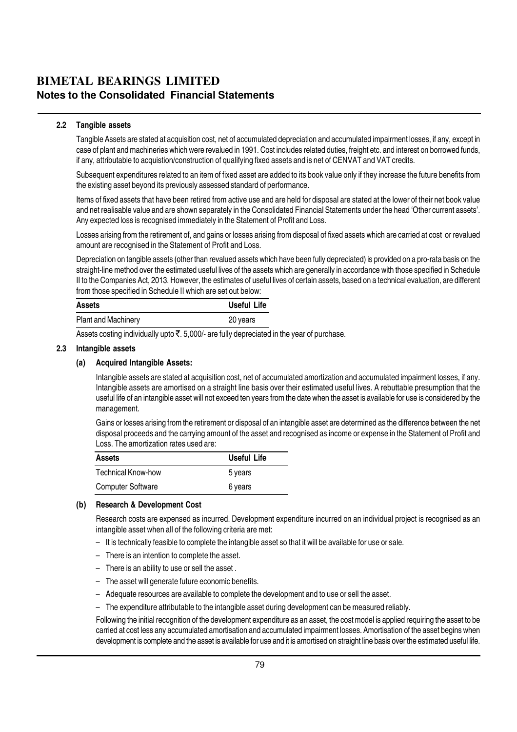# BIMETAL BEARINGS LIMITED

## Notes to the Consolidated Financial Statements

### 2.2 Tangible assets

Tangible Assets are stated at acquisition cost, net of accumulated depreciation and accumulated impairment losses, if any, except in case of plant and machineries which were revalued in 1991. Cost includes related duties, freight etc. and interest on borrowed funds, if any, attributable to acquistion/construction of qualifying fixed assets and is net of CENVAT and VAT credits.

Subsequent expenditures related to an item of fixed asset are added to its book value only if they increase the future benefits from the existing asset beyond its previously assessed standard of performance.

Items of fixed assets that have been retired from active use and are held for disposal are stated at the lower of their net book value and net realisable value and are shown separately in the Consolidated Financial Statements under the head 'Other current assets'. Any expected loss is recognised immediately in the Statement of Profit and Loss.

Losses arising from the retirement of, and gains or losses arising from disposal of fixed assets which are carried at cost or revalued amount are recognised in the Statement of Profit and Loss.

Depreciation on tangible assets (other than revalued assets which have been fully depreciated) is provided on a pro-rata basis on the straight-line method over the estimated useful lives of the assets which are generally in accordance with those specified in Schedule II to the Companies Act, 2013. However, the estimates of useful lives of certain assets, based on a technical evaluation, are different from those specified in Schedule II which are set out below:

| Assets | Useful Life |
|---|---|
| Plant and Machinery | 20 years |

Assets costing individually upto ₹. 5,000/- are fully depreciated in the year of purchase.

### 2.3 Intangible assets

#### (a) Acquired Intangible Assets:

Intangible assets are stated at acquisition cost, net of accumulated amortization and accumulated impairment losses, if any. Intangible assets are amortised on a straight line basis over their estimated useful lives. A rebuttable presumption that the useful life of an intangible asset will not exceed ten years from the date when the asset is available for use is considered by the management.

Gains or losses arising from the retirement or disposal of an intangible asset are determined as the difference between the net disposal proceeds and the carrying amount of the asset and recognised as income or expense in the Statement of Profit and Loss. The amortization rates used are:

| Assets | Useful Life |
|---|---|
| Technical Know-how | 5 years |
| Computer Software | 6 years |

#### (b) Research & Development Cost

Research costs are expensed as incurred. Development expenditure incurred on an individual project is recognised as an intangible asset when all of the following criteria are met:

- It is technically feasible to complete the intangible asset so that it will be available for use or sale.
- There is an intention to complete the asset.
- There is an ability to use or sell the asset .
- The asset will generate future economic benefits.
- Adequate resources are available to complete the development and to use or sell the asset.
- The expenditure attributable to the intangible asset during development can be measured reliably.

Following the initial recognition of the development expenditure as an asset, the cost model is applied requiring the asset to be carried at cost less any accumulated amortisation and accumulated impairment losses. Amortisation of the asset begins when development is complete and the asset is available for use and it is amortised on straight line basis over the estimated useful life.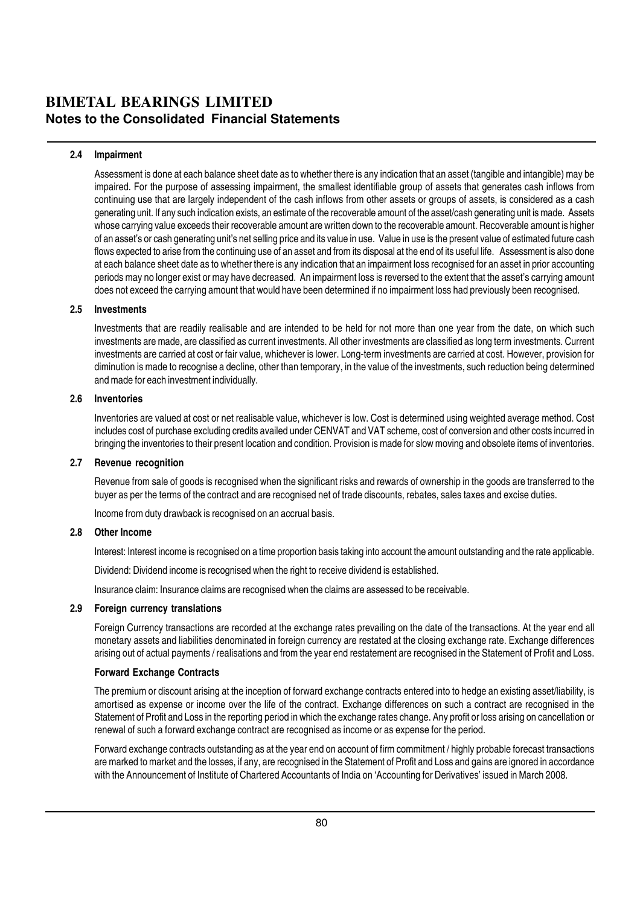# BIMETAL BEARINGS LIMITED
## Notes to the Consolidated Financial Statements

### 2.4 Impairment

Assessment is done at each balance sheet date as to whether there is any indication that an asset (tangible and intangible) may be impaired. For the purpose of assessing impairment, the smallest identifiable group of assets that generates cash inflows from continuing use that are largely independent of the cash inflows from other assets or groups of assets, is considered as a cash generating unit. If any such indication exists, an estimate of the recoverable amount of the asset/cash generating unit is made. Assets whose carrying value exceeds their recoverable amount are written down to the recoverable amount. Recoverable amount is higher of an asset's or cash generating unit's net selling price and its value in use. Value in use is the present value of estimated future cash flows expected to arise from the continuing use of an asset and from its disposal at the end of its useful life. Assessment is also done at each balance sheet date as to whether there is any indication that an impairment loss recognised for an asset in prior accounting periods may no longer exist or may have decreased. An impairment loss is reversed to the extent that the asset's carrying amount does not exceed the carrying amount that would have been determined if no impairment loss had previously been recognised.

### 2.5 Investments

Investments that are readily realisable and are intended to be held for not more than one year from the date, on which such investments are made, are classified as current investments. All other investments are classified as long term investments. Current investments are carried at cost or fair value, whichever is lower. Long-term investments are carried at cost. However, provision for diminution is made to recognise a decline, other than temporary, in the value of the investments, such reduction being determined and made for each investment individually.

### 2.6 Inventories

Inventories are valued at cost or net realisable value, whichever is low. Cost is determined using weighted average method. Cost includes cost of purchase excluding credits availed under CENVAT and VAT scheme, cost of conversion and other costs incurred in bringing the inventories to their present location and condition. Provision is made for slow moving and obsolete items of inventories.

### 2.7 Revenue recognition

Revenue from sale of goods is recognised when the significant risks and rewards of ownership in the goods are transferred to the buyer as per the terms of the contract and are recognised net of trade discounts, rebates, sales taxes and excise duties.

Income from duty drawback is recognised on an accrual basis.

### 2.8 Other Income

Interest: Interest income is recognised on a time proportion basis taking into account the amount outstanding and the rate applicable.

Dividend: Dividend income is recognised when the right to receive dividend is established.

Insurance claim: Insurance claims are recognised when the claims are assessed to be receivable.

### 2.9 Foreign currency translations

Foreign Currency transactions are recorded at the exchange rates prevailing on the date of the transactions. At the year end all monetary assets and liabilities denominated in foreign currency are restated at the closing exchange rate. Exchange differences arising out of actual payments / realisations and from the year end restatement are recognised in the Statement of Profit and Loss.

**Forward Exchange Contracts**

The premium or discount arising at the inception of forward exchange contracts entered into to hedge an existing asset/liability, is amortised as expense or income over the life of the contract. Exchange differences on such a contract are recognised in the Statement of Profit and Loss in the reporting period in which the exchange rates change. Any profit or loss arising on cancellation or renewal of such a forward exchange contract are recognised as income or as expense for the period.

Forward exchange contracts outstanding as at the year end on account of firm commitment / highly probable forecast transactions are marked to market and the losses, if any, are recognised in the Statement of Profit and Loss and gains are ignored in accordance with the Announcement of Institute of Chartered Accountants of India on 'Accounting for Derivatives' issued in March 2008.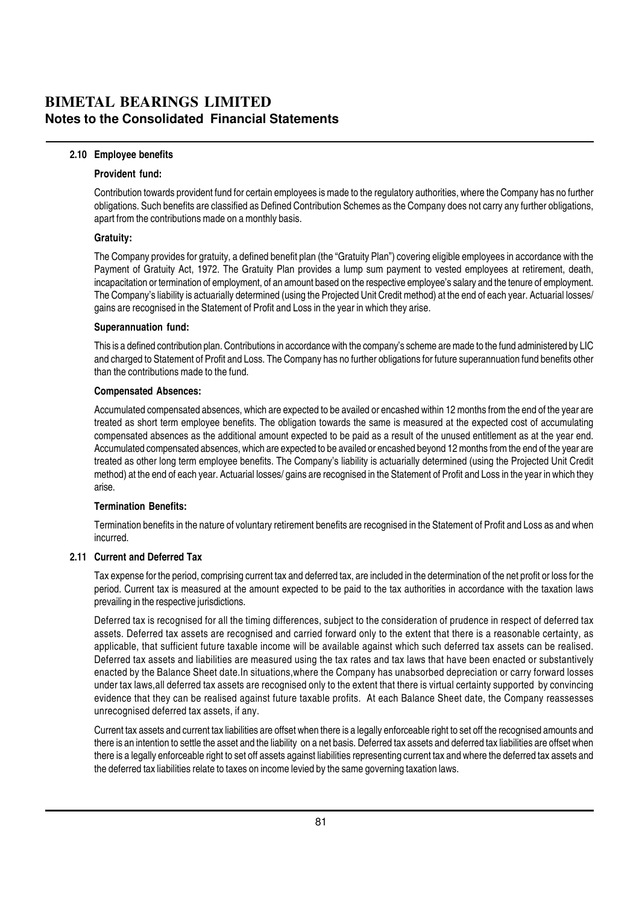# BIMETAL BEARINGS LIMITED

## Notes to the Consolidated Financial Statements

### 2.10 Employee benefits

**Provident fund:**

Contribution towards provident fund for certain employees is made to the regulatory authorities, where the Company has no further obligations. Such benefits are classified as Defined Contribution Schemes as the Company does not carry any further obligations, apart from the contributions made on a monthly basis.

**Gratuity:**

The Company provides for gratuity, a defined benefit plan (the "Gratuity Plan") covering eligible employees in accordance with the Payment of Gratuity Act, 1972. The Gratuity Plan provides a lump sum payment to vested employees at retirement, death, incapacitation or termination of employment, of an amount based on the respective employee's salary and the tenure of employment. The Company's liability is actuarially determined (using the Projected Unit Credit method) at the end of each year. Actuarial losses/ gains are recognised in the Statement of Profit and Loss in the year in which they arise.

**Superannuation fund:**

This is a defined contribution plan. Contributions in accordance with the company's scheme are made to the fund administered by LIC and charged to Statement of Profit and Loss. The Company has no further obligations for future superannuation fund benefits other than the contributions made to the fund.

**Compensated Absences:**

Accumulated compensated absences, which are expected to be availed or encashed within 12 months from the end of the year are treated as short term employee benefits. The obligation towards the same is measured at the expected cost of accumulating compensated absences as the additional amount expected to be paid as a result of the unused entitlement as at the year end. Accumulated compensated absences, which are expected to be availed or encashed beyond 12 months from the end of the year are treated as other long term employee benefits. The Company's liability is actuarially determined (using the Projected Unit Credit method) at the end of each year. Actuarial losses/ gains are recognised in the Statement of Profit and Loss in the year in which they arise.

**Termination Benefits:**

Termination benefits in the nature of voluntary retirement benefits are recognised in the Statement of Profit and Loss as and when incurred.

### 2.11 Current and Deferred Tax

Tax expense for the period, comprising current tax and deferred tax, are included in the determination of the net profit or loss for the period. Current tax is measured at the amount expected to be paid to the tax authorities in accordance with the taxation laws prevailing in the respective jurisdictions.

Deferred tax is recognised for all the timing differences, subject to the consideration of prudence in respect of deferred tax assets. Deferred tax assets are recognised and carried forward only to the extent that there is a reasonable certainty, as applicable, that sufficient future taxable income will be available against which such deferred tax assets can be realised. Deferred tax assets and liabilities are measured using the tax rates and tax laws that have been enacted or substantively enacted by the Balance Sheet date.In situations,where the Company has unabsorbed depreciation or carry forward losses under tax laws,all deferred tax assets are recognised only to the extent that there is virtual certainty supported by convincing evidence that they can be realised against future taxable profits. At each Balance Sheet date, the Company reassesses unrecognised deferred tax assets, if any.

Current tax assets and current tax liabilities are offset when there is a legally enforceable right to set off the recognised amounts and there is an intention to settle the asset and the liability on a net basis. Deferred tax assets and deferred tax liabilities are offset when there is a legally enforceable right to set off assets against liabilities representing current tax and where the deferred tax assets and the deferred tax liabilities relate to taxes on income levied by the same governing taxation laws.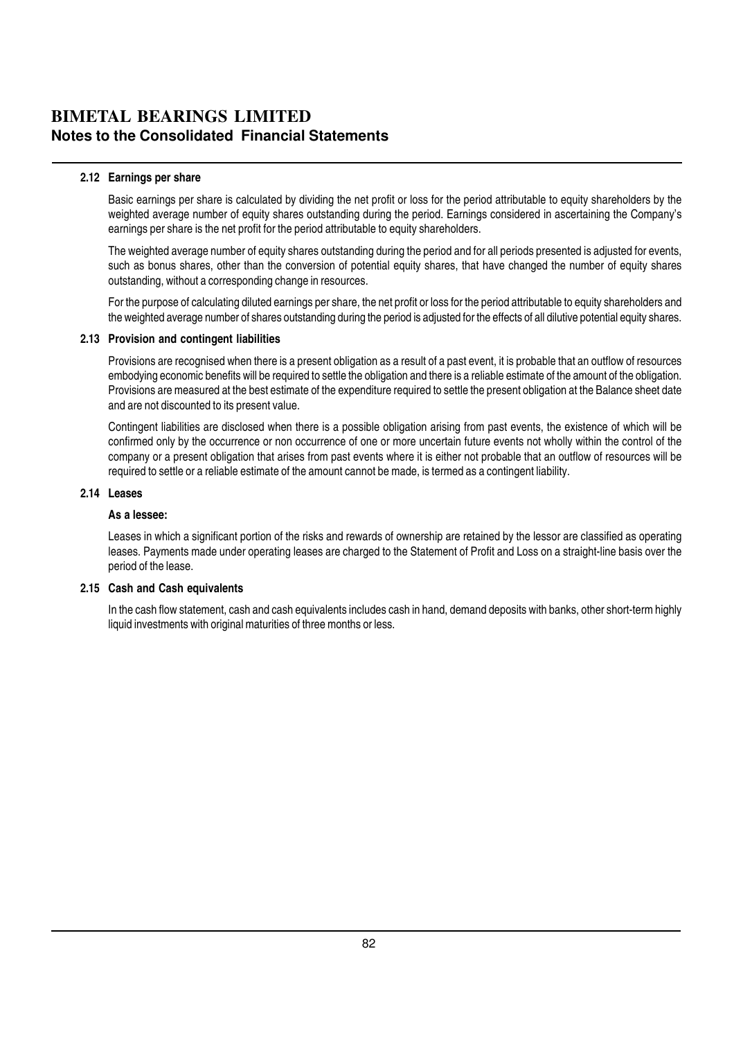# BIMETAL BEARINGS LIMITED
## Notes to the Consolidated Financial Statements

### 2.12 Earnings per share

Basic earnings per share is calculated by dividing the net profit or loss for the period attributable to equity shareholders by the weighted average number of equity shares outstanding during the period. Earnings considered in ascertaining the Company's earnings per share is the net profit for the period attributable to equity shareholders.

The weighted average number of equity shares outstanding during the period and for all periods presented is adjusted for events, such as bonus shares, other than the conversion of potential equity shares, that have changed the number of equity shares outstanding, without a corresponding change in resources.

For the purpose of calculating diluted earnings per share, the net profit or loss for the period attributable to equity shareholders and the weighted average number of shares outstanding during the period is adjusted for the effects of all dilutive potential equity shares.

### 2.13 Provision and contingent liabilities

Provisions are recognised when there is a present obligation as a result of a past event, it is probable that an outflow of resources embodying economic benefits will be required to settle the obligation and there is a reliable estimate of the amount of the obligation. Provisions are measured at the best estimate of the expenditure required to settle the present obligation at the Balance sheet date and are not discounted to its present value.

Contingent liabilities are disclosed when there is a possible obligation arising from past events, the existence of which will be confirmed only by the occurrence or non occurrence of one or more uncertain future events not wholly within the control of the company or a present obligation that arises from past events where it is either not probable that an outflow of resources will be required to settle or a reliable estimate of the amount cannot be made, is termed as a contingent liability.

### 2.14 Leases

**As a lessee:**

Leases in which a significant portion of the risks and rewards of ownership are retained by the lessor are classified as operating leases. Payments made under operating leases are charged to the Statement of Profit and Loss on a straight-line basis over the period of the lease.

### 2.15 Cash and Cash equivalents

In the cash flow statement, cash and cash equivalents includes cash in hand, demand deposits with banks, other short-term highly liquid investments with original maturities of three months or less.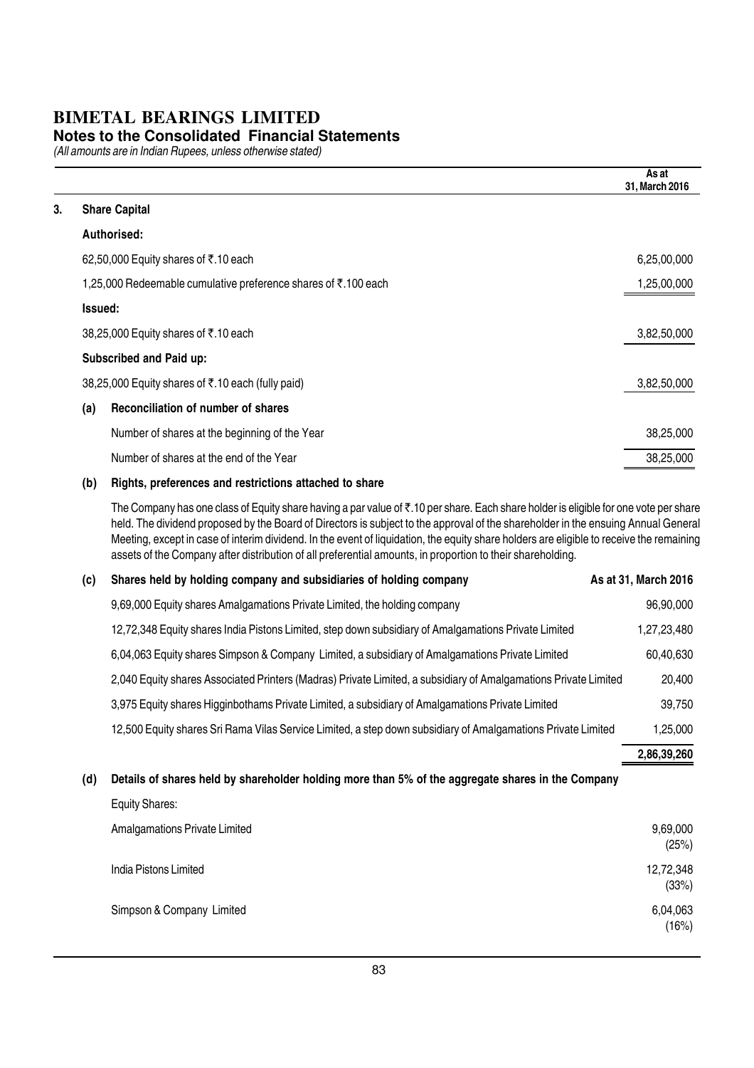# BIMETAL BEARINGS LIMITED

## Notes to the Consolidated Financial Statements

*(All amounts are in Indian Rupees, unless otherwise stated)*

| | | As at 31, March 2016 |
|---|---|---|
| **3.** | **Share Capital** | |
| | **Authorised:** | |
| | 62,50,000 Equity shares of ₹.10 each | 6,25,00,000 |
| | 1,25,000 Redeemable cumulative preference shares of ₹.100 each | 1,25,00,000 |
| | **Issued:** | |
| | 38,25,000 Equity shares of ₹.10 each | 3,82,50,000 |
| | **Subscribed and Paid up:** | |
| | 38,25,000 Equity shares of ₹.10 each (fully paid) | 3,82,50,000 |
| **(a)** | **Reconciliation of number of shares** | |
| | Number of shares at the beginning of the Year | 38,25,000 |
| | Number of shares at the end of the Year | 38,25,000 |

**(b) Rights, preferences and restrictions attached to share**

The Company has one class of Equity share having a par value of ₹.10 per share. Each share holder is eligible for one vote per share held. The dividend proposed by the Board of Directors is subject to the approval of the shareholder in the ensuing Annual General Meeting, except in case of interim dividend. In the event of liquidation, the equity share holders are eligible to receive the remaining assets of the Company after distribution of all preferential amounts, in proportion to their shareholding.

| **(c) Shares held by holding company and subsidiaries of holding company** | **As at 31, March 2016** |
|---|---|
| 9,69,000 Equity shares Amalgamations Private Limited, the holding company | 96,90,000 |
| 12,72,348 Equity shares India Pistons Limited, step down subsidiary of Amalgamations Private Limited | 1,27,23,480 |
| 6,04,063 Equity shares Simpson & Company Limited, a subsidiary of Amalgamations Private Limited | 60,40,630 |
| 2,040 Equity shares Associated Printers (Madras) Private Limited, a subsidiary of Amalgamations Private Limited | 20,400 |
| 3,975 Equity shares Higginbothams Private Limited, a subsidiary of Amalgamations Private Limited | 39,750 |
| 12,500 Equity shares Sri Rama Vilas Service Limited, a step down subsidiary of Amalgamations Private Limited | 1,25,000 |
| | **2,86,39,260** |

**(d) Details of shares held by shareholder holding more than 5% of the aggregate shares in the Company**

| Equity Shares: | |
|---|---|
| Amalgamations Private Limited | 9,69,000 (25%) |
| India Pistons Limited | 12,72,348 (33%) |
| Simpson & Company Limited | 6,04,063 (16%) |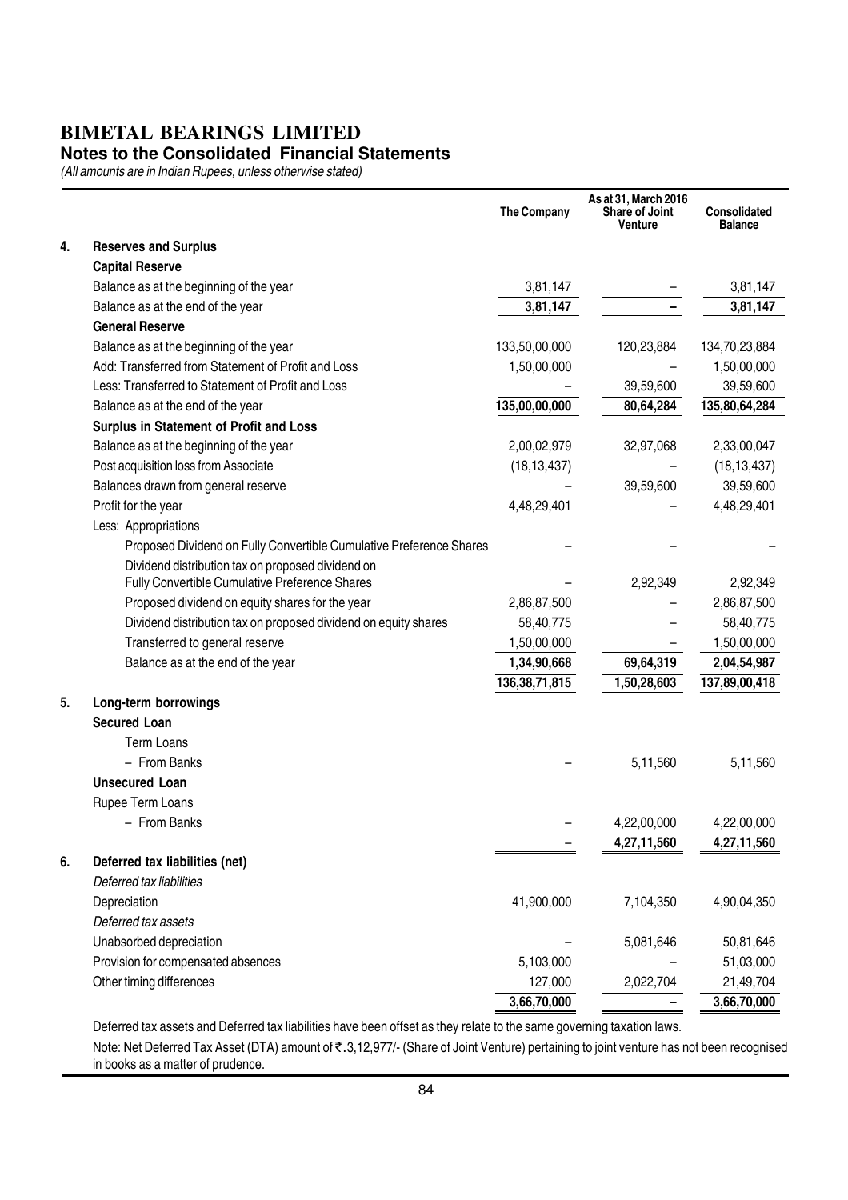# BIMETAL BEARINGS LIMITED

## Notes to the Consolidated Financial Statements

*(All amounts are in Indian Rupees, unless otherwise stated)*

| | | The Company | As at 31, March 2016 Share of Joint Venture | Consolidated Balance |
|---|---|---|---|---|
| **4.** | **Reserves and Surplus** | | | |
| | **Capital Reserve** | | | |
| | Balance as at the beginning of the year | 3,81,147 | – | 3,81,147 |
| | Balance as at the end of the year | **3,81,147** | **–** | **3,81,147** |
| | **General Reserve** | | | |
| | Balance as at the beginning of the year | 133,50,00,000 | 120,23,884 | 134,70,23,884 |
| | Add: Transferred from Statement of Profit and Loss | 1,50,00,000 | – | 1,50,00,000 |
| | Less: Transferred to Statement of Profit and Loss | – | 39,59,600 | 39,59,600 |
| | Balance as at the end of the year | **135,00,00,000** | **80,64,284** | **135,80,64,284** |
| | **Surplus in Statement of Profit and Loss** | | | |
| | Balance as at the beginning of the year | 2,00,02,979 | 32,97,068 | 2,33,00,047 |
| | Post acquisition loss from Associate | (18,13,437) | – | (18,13,437) |
| | Balances drawn from general reserve | – | 39,59,600 | 39,59,600 |
| | Profit for the year | 4,48,29,401 | – | 4,48,29,401 |
| | Less: Appropriations | | | |
| | Proposed Dividend on Fully Convertible Cumulative Preference Shares | – | – | – |
| | Dividend distribution tax on proposed dividend on Fully Convertible Cumulative Preference Shares | – | 2,92,349 | 2,92,349 |
| | Proposed dividend on equity shares for the year | 2,86,87,500 | – | 2,86,87,500 |
| | Dividend distribution tax on proposed dividend on equity shares | 58,40,775 | – | 58,40,775 |
| | Transferred to general reserve | 1,50,00,000 | – | 1,50,00,000 |
| | Balance as at the end of the year | **1,34,90,668** | **69,64,319** | **2,04,54,987** |
| | | **136,38,71,815** | **1,50,28,603** | **137,89,00,418** |
| **5.** | **Long-term borrowings** | | | |
| | **Secured Loan** | | | |
| | Term Loans | | | |
| | – From Banks | – | 5,11,560 | 5,11,560 |
| | **Unsecured Loan** | | | |
| | Rupee Term Loans | | | |
| | – From Banks | – | 4,22,00,000 | 4,22,00,000 |
| | | **–** | **4,27,11,560** | **4,27,11,560** |
| **6.** | **Deferred tax liabilities (net)** | | | |
| | *Deferred tax liabilities* | | | |
| | Depreciation | 41,900,000 | 7,104,350 | 4,90,04,350 |
| | *Deferred tax assets* | | | |
| | Unabsorbed depreciation | – | 5,081,646 | 50,81,646 |
| | Provision for compensated absences | 5,103,000 | – | 51,03,000 |
| | Other timing differences | 127,000 | 2,022,704 | 21,49,704 |
| | | **3,66,70,000** | **–** | **3,66,70,000** |

Deferred tax assets and Deferred tax liabilities have been offset as they relate to the same governing taxation laws.

Note: Net Deferred Tax Asset (DTA) amount of ₹.3,12,977/- (Share of Joint Venture) pertaining to joint venture has not been recognised in books as a matter of prudence.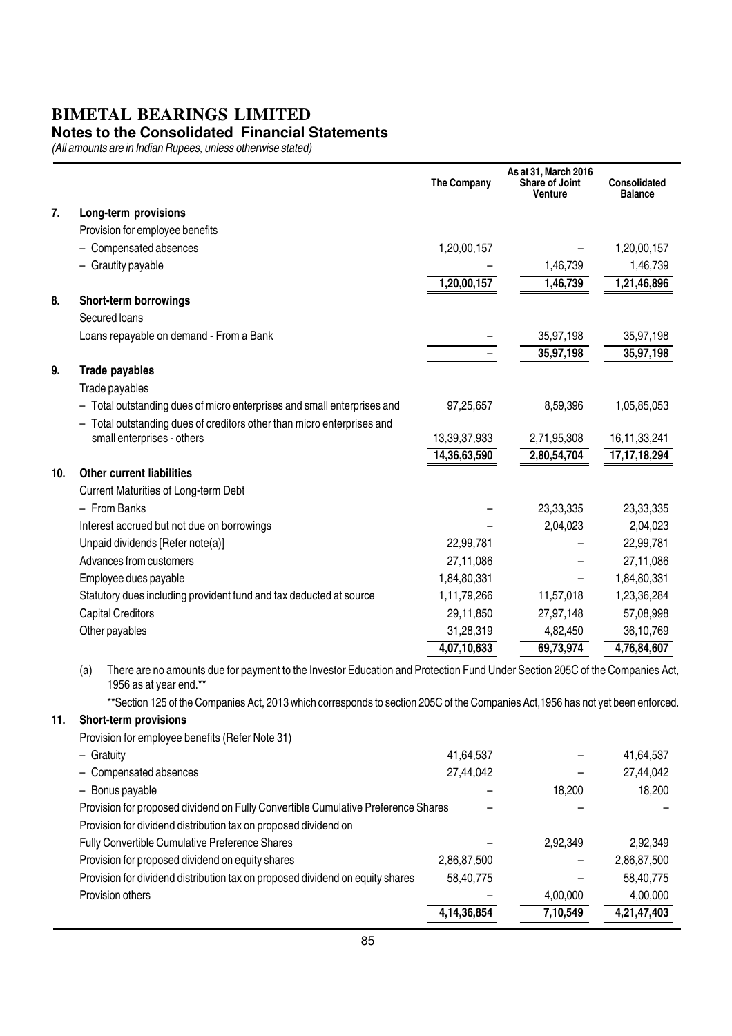# BIMETAL BEARINGS LIMITED

## Notes to the Consolidated Financial Statements

*(All amounts are in Indian Rupees, unless otherwise stated)*

| | | The Company | As at 31, March 2016 Share of Joint Venture | Consolidated Balance |
|---|---|---|---|---|
| **7.** | **Long-term provisions** | | | |
| | Provision for employee benefits | | | |
| | – Compensated absences | 1,20,00,157 | – | 1,20,00,157 |
| | – Grautity payable | – | 1,46,739 | 1,46,739 |
| | | 1,20,00,157 | 1,46,739 | 1,21,46,896 |
| **8.** | **Short-term borrowings** | | | |
| | Secured loans | | | |
| | Loans repayable on demand - From a Bank | – | 35,97,198 | 35,97,198 |
| | | – | 35,97,198 | 35,97,198 |
| **9.** | **Trade payables** | | | |
| | Trade payables | | | |
| | – Total outstanding dues of micro enterprises and small enterprises and | 97,25,657 | 8,59,396 | 1,05,85,053 |
| | – Total outstanding dues of creditors other than micro enterprises and small enterprises - others | 13,39,37,933 | 2,71,95,308 | 16,11,33,241 |
| | | 14,36,63,590 | 2,80,54,704 | 17,17,18,294 |
| **10.** | **Other current liabilities** | | | |
| | Current Maturities of Long-term Debt | | | |
| | – From Banks | – | 23,33,335 | 23,33,335 |
| | Interest accrued but not due on borrowings | – | 2,04,023 | 2,04,023 |
| | Unpaid dividends [Refer note(a)] | 22,99,781 | – | 22,99,781 |
| | Advances from customers | 27,11,086 | – | 27,11,086 |
| | Employee dues payable | 1,84,80,331 | – | 1,84,80,331 |
| | Statutory dues including provident fund and tax deducted at source | 1,11,79,266 | 11,57,018 | 1,23,36,284 |
| | Capital Creditors | 29,11,850 | 27,97,148 | 57,08,998 |
| | Other payables | 31,28,319 | 4,82,450 | 36,10,769 |
| | | 4,07,10,633 | 69,73,974 | 4,76,84,607 |

(a) There are no amounts due for payment to the Investor Education and Protection Fund Under Section 205C of the Companies Act, 1956 as at year end.**

**Section 125 of the Companies Act, 2013 which corresponds to section 205C of the Companies Act,1956 has not yet been enforced.

| | | The Company | Share of Joint Venture | Consolidated Balance |
|---|---|---|---|---|
| **11.** | **Short-term provisions** | | | |
| | Provision for employee benefits (Refer Note 31) | | | |
| | – Gratuity | 41,64,537 | – | 41,64,537 |
| | – Compensated absences | 27,44,042 | – | 27,44,042 |
| | – Bonus payable | – | 18,200 | 18,200 |
| | Provision for proposed dividend on Fully Convertible Cumulative Preference Shares | – | – | – |
| | Provision for dividend distribution tax on proposed dividend on Fully Convertible Cumulative Preference Shares | – | 2,92,349 | 2,92,349 |
| | Provision for proposed dividend on equity shares | 2,86,87,500 | – | 2,86,87,500 |
| | Provision for dividend distribution tax on proposed dividend on equity shares | 58,40,775 | – | 58,40,775 |
| | Provision others | – | 4,00,000 | 4,00,000 |
| | | 4,14,36,854 | 7,10,549 | 4,21,47,403 |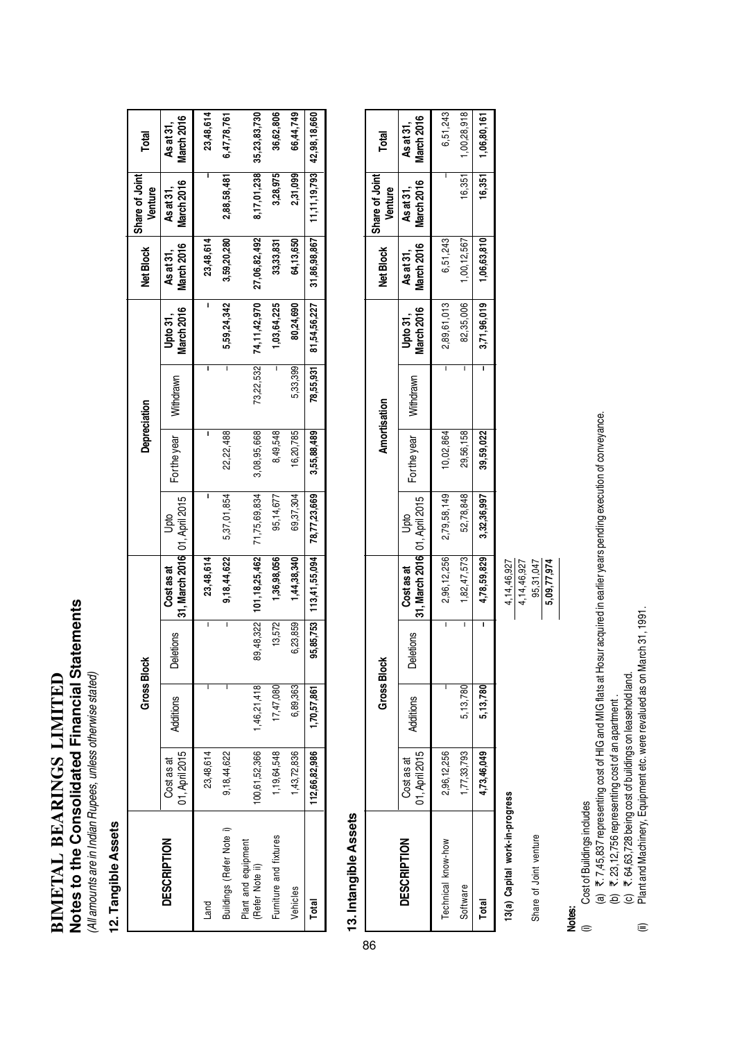# BIMETAL BEARINGS LIMITED

## Notes to the Consolidated Financial Statements

*(All amounts are in Indian Rupees, unless otherwise stated)*

### 12. Tangible Assets

| DESCRIPTION | Gross Block | | | | Depreciation | | | | Net Block | Share of Joint Venture | Total |
|---|---|---|---|---|---|---|---|---|---|---|---|
| | Cost as at 01, April 2015 | Additions | Deletions | Cost as at 31, March 2016 | Upto 01, April 2015 | For the year | Withdrawn | Upto 31, March 2016 | As at 31, March 2016 | As at 31, March 2016 | As at 31, March 2016 |
| Land | 23,48,614 | - | - | 23,48,614 | - | - | - | - | 23,48,614 | - | 23,48,614 |
| Buildings (Refer Note i) | 9,18,44,622 | - | - | 9,18,44,622 | 5,37,01,854 | 22,22,488 | - | 5,59,24,342 | 3,59,20,280 | 2,88,58,481 | 6,47,78,761 |
| Plant and equipment (Refer Note ii) | 100,61,52,366 | 1,46,21,418 | 89,48,322 | 101,18,25,462 | 71,75,69,834 | 3,08,95,668 | 73,22,532 | 74,11,42,970 | 27,06,82,492 | 8,17,01,238 | 35,23,83,730 |
| Furniture and fixtures | 1,19,64,548 | 17,47,080 | 13,572 | 1,36,98,056 | 95,14,677 | 8,49,548 | - | 1,03,64,225 | 33,33,831 | 3,28,975 | 36,62,806 |
| Vehicles | 1,43,72,836 | 6,89,363 | 6,23,859 | 1,44,38,340 | 69,37,304 | 16,20,785 | 5,33,399 | 80,24,690 | 64,13,650 | 2,31,099 | 66,44,749 |
| Total | 112,66,82,986 | 1,70,57,861 | 95,85,753 | 113,41,55,094 | 78,77,23,669 | 3,55,88,489 | 78,55,931 | 81,54,56,227 | 31,86,98,867 | 11,11,19,793 | 42,98,18,660 |

### 13. Intangible Assets

| DESCRIPTION | Gross Block | | | | Amortisation | | | | Net Block | Share of Joint Venture | Total |
|---|---|---|---|---|---|---|---|---|---|---|---|
| | Cost as at 01, April 2015 | Additions | Deletions | Cost as at 31, March 2016 | Upto 01, April 2015 | For the year | Withdrawn | Upto 31, March 2016 | As at 31, March 2016 | As at 31, March 2016 | As at 31, March 2016 |
| Technical know-how | 2,96,12,256 | | - | 2,96,12,256 | 2,79,58,149 | 10,02,864 | - | 2,89,61,013 | 6,51,243 | - | 6,51,243 |
| Software | 1,77,33,793 | 5,13,780 | - | 1,82,47,573 | 52,78,848 | 29,56,158 | - | 82,35,006 | 1,00,12,567 | 16,351 | 1,00,28,918 |
| Total | 4,73,46,049 | 5,13,780 | - | 4,78,59,829 | 3,32,36,997 | 39,59,022 | - | 3,71,96,019 | 1,06,63,810 | 16,351 | 1,06,80,161 |

**13(a) Capital work-in-progress**

| | |
|---|---|
| | 4,14,46,927 |
| | 4,14,46,927 |
| Share of Joint venture | 95,31,047 |
| | 5,09,77,974 |

**Notes:**

(i) Cost of Buildings includes

(a) ₹. 7,45,837 representing cost of HIG and MIG flats at Hosur acquired in earlier years pending execution of conveyance.

(b) ₹. 23,12,756 representing cost of an apartment.

(c) ₹. 64,63,728 being cost of buildings on leasehold land.

(ii) Plant and Machinery, Equipment etc. were revalued as on March 31, 1991.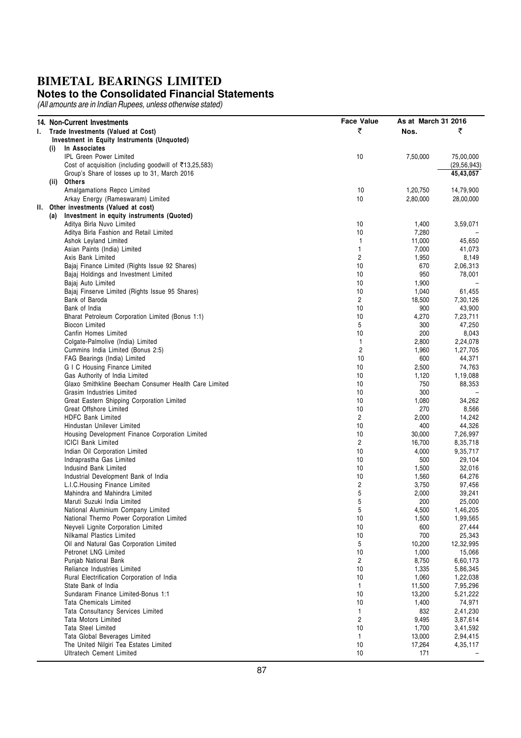# BIMETAL BEARINGS LIMITED

## Notes to the Consolidated Financial Statements

*(All amounts are in Indian Rupees, unless otherwise stated)*

| 14. Non-Current Investments | Face Value | As at March 31 2016 | |
|---|---|---|---|
| **I. Trade Investments (Valued at Cost)** | ₹ | Nos. | ₹ |
| **Investment in Equity Instruments (Unquoted)** | | | |
| **(i) In Associates** | | | |
| IPL Green Power Limited | 10 | 7,50,000 | 75,00,000 |
| Cost of acquisition (including goodwill of ₹13,25,583) | | | (29,56,943) |
| Group's Share of losses up to 31, March 2016 | | | **45,43,057** |
| **(ii) Others** | | | |
| Amalgamations Repco Limited | 10 | 1,20,750 | 14,79,900 |
| Arkay Energy (Rameswaram) Limited | 10 | 2,80,000 | 28,00,000 |
| **II. Other investments (Valued at cost)** | | | |
| **(a) Investment in equity instruments (Quoted)** | | | |
| Aditya Birla Nuvo Limited | 10 | 1,400 | 3,59,071 |
| Aditya Birla Fashion and Retail Limited | 10 | 7,280 | – |
| Ashok Leyland Limited | 1 | 11,000 | 45,650 |
| Asian Paints (India) Limited | 1 | 7,000 | 41,073 |
| Axis Bank Limited | 2 | 1,950 | 8,149 |
| Bajaj Finance Limited (Rights Issue 92 Shares) | 10 | 670 | 2,06,313 |
| Bajaj Holdings and Investment Limited | 10 | 950 | 78,001 |
| Bajaj Auto Limited | 10 | 1,900 | – |
| Bajaj Finserve Limited (Rights Issue 95 Shares) | 10 | 1,040 | 61,455 |
| Bank of Baroda | 2 | 18,500 | 7,30,126 |
| Bank of India | 10 | 900 | 43,900 |
| Bharat Petroleum Corporation Limited (Bonus 1:1) | 10 | 4,270 | 7,23,711 |
| Biocon Limited | 5 | 300 | 47,250 |
| Canfin Homes Limited | 10 | 200 | 8,043 |
| Colgate-Palmolive (India) Limited | 1 | 2,800 | 2,24,078 |
| Cummins India Limited (Bonus 2:5) | 2 | 1,960 | 1,27,705 |
| FAG Bearings (India) Limited | 10 | 600 | 44,371 |
| G I C Housing Finance Limited | 10 | 2,500 | 74,763 |
| Gas Authority of India Limited | 10 | 1,120 | 1,19,088 |
| Glaxo Smithkline Beecham Consumer Health Care Limited | 10 | 750 | 88,353 |
| Grasim Industries Limited | 10 | 300 | – |
| Great Eastern Shipping Corporation Limited | 10 | 1,080 | 34,262 |
| Great Offshore Limited | 10 | 270 | 8,566 |
| HDFC Bank Limited | 2 | 2,000 | 14,242 |
| Hindustan Unilever Limited | 10 | 400 | 44,326 |
| Housing Development Finance Corporation Limited | 10 | 30,000 | 7,26,997 |
| ICICI Bank Limited | 2 | 16,700 | 8,35,718 |
| Indian Oil Corporation Limited | 10 | 4,000 | 9,35,717 |
| Indraprastha Gas Limited | 10 | 500 | 29,104 |
| Indusind Bank Limited | 10 | 1,500 | 32,016 |
| Industrial Development Bank of India | 10 | 1,560 | 64,276 |
| L.I.C.Housing Finance Limited | 2 | 3,750 | 97,456 |
| Mahindra and Mahindra Limited | 5 | 2,000 | 39,241 |
| Maruti Suzuki India Limited | 5 | 200 | 25,000 |
| National Aluminium Company Limited | 5 | 4,500 | 1,46,205 |
| National Thermo Power Corporation Limited | 10 | 1,500 | 1,99,565 |
| Neyveli Lignite Corporation Limited | 10 | 600 | 27,444 |
| Nilkamal Plastics Limited | 10 | 700 | 25,343 |
| Oil and Natural Gas Corporation Limited | 5 | 10,200 | 12,32,995 |
| Petronet LNG Limited | 10 | 1,000 | 15,066 |
| Punjab National Bank | 2 | 8,750 | 6,60,173 |
| Reliance Industries Limited | 10 | 1,335 | 5,86,345 |
| Rural Electrification Corporation of India | 10 | 1,060 | 1,22,038 |
| State Bank of India | 1 | 11,500 | 7,95,296 |
| Sundaram Finance Limited-Bonus 1:1 | 10 | 13,200 | 5,21,222 |
| Tata Chemicals Limited | 10 | 1,400 | 74,971 |
| Tata Consultancy Services Limited | 1 | 832 | 2,41,230 |
| Tata Motors Limited | 2 | 9,495 | 3,87,614 |
| Tata Steel Limited | 10 | 1,700 | 3,41,592 |
| Tata Global Beverages Limited | 1 | 13,000 | 2,94,415 |
| The United Nilgiri Tea Estates Limited | 10 | 17,264 | 4,35,117 |
| Ultratech Cement Limited | 10 | 171 | – |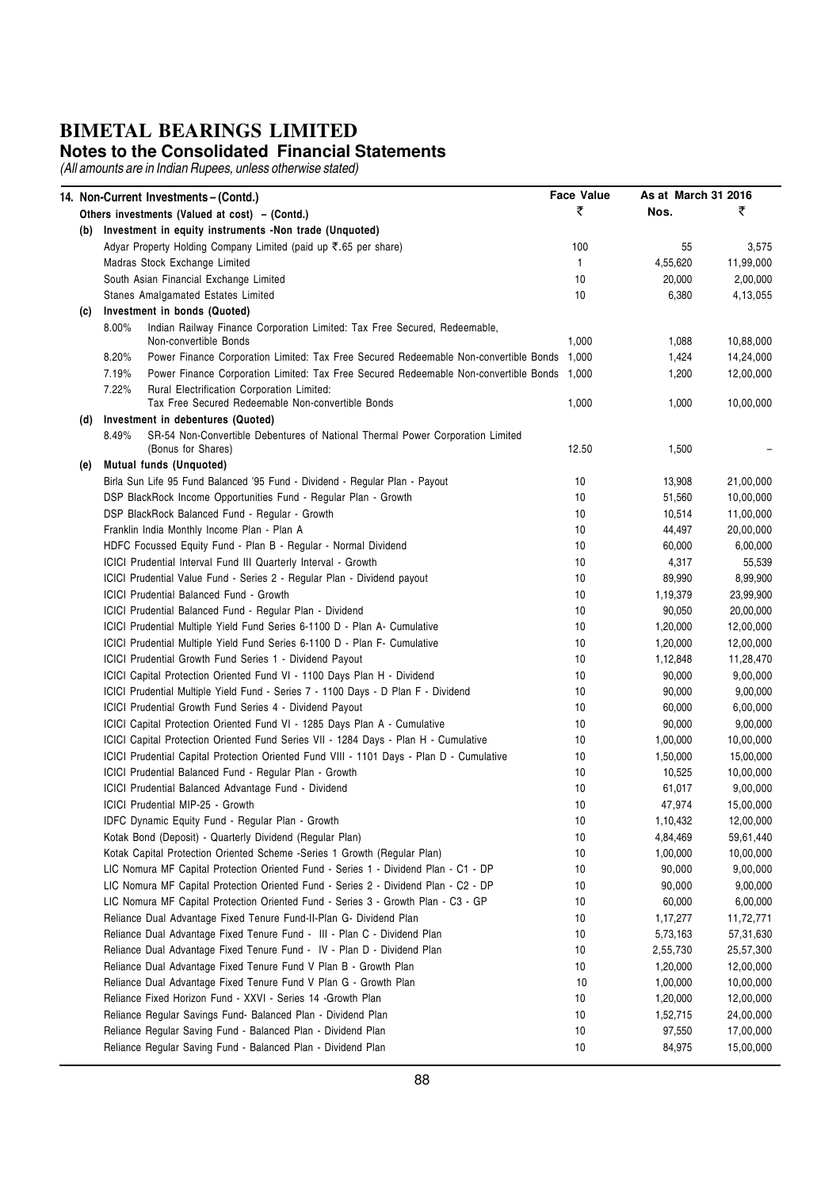# BIMETAL BEARINGS LIMITED

## Notes to the Consolidated Financial Statements

*(All amounts are in Indian Rupees, unless otherwise stated)*

| 14. Non-Current Investments – (Contd.) | Face Value | As at March 31 2016 | |
|---|---|---|---|
| Others investments (Valued at cost) – (Contd.) | ₹ | Nos. | ₹ |
| **(b) Investment in equity instruments -Non trade (Unquoted)** | | | |
| Adyar Property Holding Company Limited (paid up ₹.65 per share) | 100 | 55 | 3,575 |
| Madras Stock Exchange Limited | 1 | 4,55,620 | 11,99,000 |
| South Asian Financial Exchange Limited | 10 | 20,000 | 2,00,000 |
| Stanes Amalgamated Estates Limited | 10 | 6,380 | 4,13,055 |
| **(c) Investment in bonds (Quoted)** | | | |
| 8.00% Indian Railway Finance Corporation Limited: Tax Free Secured, Redeemable, Non-convertible Bonds | 1,000 | 1,088 | 10,88,000 |
| 8.20% Power Finance Corporation Limited: Tax Free Secured Redeemable Non-convertible Bonds | 1,000 | 1,424 | 14,24,000 |
| 7.19% Power Finance Corporation Limited: Tax Free Secured Redeemable Non-convertible Bonds | 1,000 | 1,200 | 12,00,000 |
| 7.22% Rural Electrification Corporation Limited: Tax Free Secured Redeemable Non-convertible Bonds | 1,000 | 1,000 | 10,00,000 |
| **(d) Investment in debentures (Quoted)** | | | |
| 8.49% SR-54 Non-Convertible Debentures of National Thermal Power Corporation Limited (Bonus for Shares) | 12.50 | 1,500 | – |
| **(e) Mutual funds (Unquoted)** | | | |
| Birla Sun Life 95 Fund Balanced '95 Fund - Dividend - Regular Plan - Payout | 10 | 13,908 | 21,00,000 |
| DSP BlackRock Income Opportunities Fund - Regular Plan - Growth | 10 | 51,560 | 10,00,000 |
| DSP BlackRock Balanced Fund - Regular - Growth | 10 | 10,514 | 11,00,000 |
| Franklin India Monthly Income Plan - Plan A | 10 | 44,497 | 20,00,000 |
| HDFC Focussed Equity Fund - Plan B - Regular - Normal Dividend | 10 | 60,000 | 6,00,000 |
| ICICI Prudential Interval Fund III Quarterly Interval - Growth | 10 | 4,317 | 55,539 |
| ICICI Prudential Value Fund - Series 2 - Regular Plan - Dividend payout | 10 | 89,990 | 8,99,900 |
| ICICI Prudential Balanced Fund - Growth | 10 | 1,19,379 | 23,99,900 |
| ICICI Prudential Balanced Fund - Regular Plan - Dividend | 10 | 90,050 | 20,00,000 |
| ICICI Prudential Multiple Yield Fund Series 6-1100 D - Plan A- Cumulative | 10 | 1,20,000 | 12,00,000 |
| ICICI Prudential Multiple Yield Fund Series 6-1100 D - Plan F- Cumulative | 10 | 1,20,000 | 12,00,000 |
| ICICI Prudential Growth Fund Series 1 - Dividend Payout | 10 | 1,12,848 | 11,28,470 |
| ICICI Capital Protection Oriented Fund VI - 1100 Days Plan H - Dividend | 10 | 90,000 | 9,00,000 |
| ICICI Prudential Multiple Yield Fund - Series 7 - 1100 Days - D Plan F - Dividend | 10 | 90,000 | 9,00,000 |
| ICICI Prudential Growth Fund Series 4 - Dividend Payout | 10 | 60,000 | 6,00,000 |
| ICICI Capital Protection Oriented Fund VI - 1285 Days Plan A - Cumulative | 10 | 90,000 | 9,00,000 |
| ICICI Capital Protection Oriented Fund Series VII - 1284 Days - Plan H - Cumulative | 10 | 1,00,000 | 10,00,000 |
| ICICI Prudential Capital Protection Oriented Fund VIII - 1101 Days - Plan D - Cumulative | 10 | 1,50,000 | 15,00,000 |
| ICICI Prudential Balanced Fund - Regular Plan - Growth | 10 | 10,525 | 10,00,000 |
| ICICI Prudential Balanced Advantage Fund - Dividend | 10 | 61,017 | 9,00,000 |
| ICICI Prudential MIP-25 - Growth | 10 | 47,974 | 15,00,000 |
| IDFC Dynamic Equity Fund - Regular Plan - Growth | 10 | 1,10,432 | 12,00,000 |
| Kotak Bond (Deposit) - Quarterly Dividend (Regular Plan) | 10 | 4,84,469 | 59,61,440 |
| Kotak Capital Protection Oriented Scheme -Series 1 Growth (Regular Plan) | 10 | 1,00,000 | 10,00,000 |
| LIC Nomura MF Capital Protection Oriented Fund - Series 1 - Dividend Plan - C1 - DP | 10 | 90,000 | 9,00,000 |
| LIC Nomura MF Capital Protection Oriented Fund - Series 2 - Dividend Plan - C2 - DP | 10 | 90,000 | 9,00,000 |
| LIC Nomura MF Capital Protection Oriented Fund - Series 3 - Growth Plan - C3 - GP | 10 | 60,000 | 6,00,000 |
| Reliance Dual Advantage Fixed Tenure Fund-II-Plan G- Dividend Plan | 10 | 1,17,277 | 11,72,771 |
| Reliance Dual Advantage Fixed Tenure Fund - III - Plan C - Dividend Plan | 10 | 5,73,163 | 57,31,630 |
| Reliance Dual Advantage Fixed Tenure Fund - IV - Plan D - Dividend Plan | 10 | 2,55,730 | 25,57,300 |
| Reliance Dual Advantage Fixed Tenure Fund V Plan B - Growth Plan | 10 | 1,20,000 | 12,00,000 |
| Reliance Dual Advantage Fixed Tenure Fund V Plan G - Growth Plan | 10 | 1,00,000 | 10,00,000 |
| Reliance Fixed Horizon Fund - XXVI - Series 14 -Growth Plan | 10 | 1,20,000 | 12,00,000 |
| Reliance Regular Savings Fund- Balanced Plan - Dividend Plan | 10 | 1,52,715 | 24,00,000 |
| Reliance Regular Saving Fund - Balanced Plan - Dividend Plan | 10 | 97,550 | 17,00,000 |
| Reliance Regular Saving Fund - Balanced Plan - Dividend Plan | 10 | 84,975 | 15,00,000 |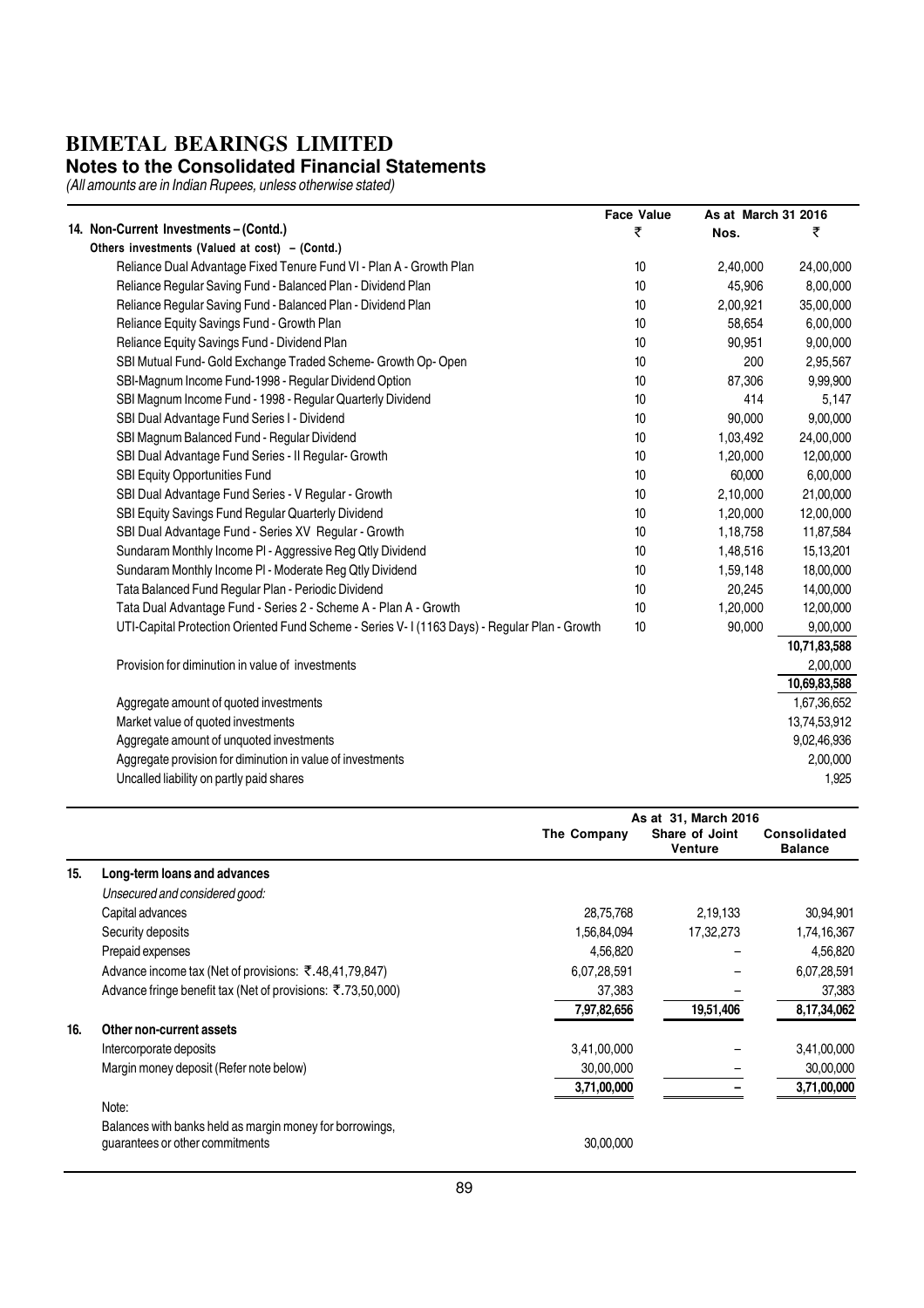# BIMETAL BEARINGS LIMITED

## Notes to the Consolidated Financial Statements

*(All amounts are in Indian Rupees, unless otherwise stated)*

| 14. Non-Current Investments – (Contd.) | Face Value ₹ | As at March 31 2016 Nos. | ₹ |
|---|---|---|---|
| **Others investments (Valued at cost) – (Contd.)** | | | |
| Reliance Dual Advantage Fixed Tenure Fund VI - Plan A - Growth Plan | 10 | 2,40,000 | 24,00,000 |
| Reliance Regular Saving Fund - Balanced Plan - Dividend Plan | 10 | 45,906 | 8,00,000 |
| Reliance Regular Saving Fund - Balanced Plan - Dividend Plan | 10 | 2,00,921 | 35,00,000 |
| Reliance Equity Savings Fund - Growth Plan | 10 | 58,654 | 6,00,000 |
| Reliance Equity Savings Fund - Dividend Plan | 10 | 90,951 | 9,00,000 |
| SBI Mutual Fund- Gold Exchange Traded Scheme- Growth Op- Open | 10 | 200 | 2,95,567 |
| SBI-Magnum Income Fund-1998 - Regular Dividend Option | 10 | 87,306 | 9,99,900 |
| SBI Magnum Income Fund - 1998 - Regular Quarterly Dividend | 10 | 414 | 5,147 |
| SBI Dual Advantage Fund Series I - Dividend | 10 | 90,000 | 9,00,000 |
| SBI Magnum Balanced Fund - Regular Dividend | 10 | 1,03,492 | 24,00,000 |
| SBI Dual Advantage Fund Series - II Regular- Growth | 10 | 1,20,000 | 12,00,000 |
| SBI Equity Opportunities Fund | 10 | 60,000 | 6,00,000 |
| SBI Dual Advantage Fund Series - V Regular - Growth | 10 | 2,10,000 | 21,00,000 |
| SBI Equity Savings Fund Regular Quarterly Dividend | 10 | 1,20,000 | 12,00,000 |
| SBI Dual Advantage Fund - Series XV Regular - Growth | 10 | 1,18,758 | 11,87,584 |
| Sundaram Monthly Income Pl - Aggressive Reg Qtly Dividend | 10 | 1,48,516 | 15,13,201 |
| Sundaram Monthly Income Pl - Moderate Reg Qtly Dividend | 10 | 1,59,148 | 18,00,000 |
| Tata Balanced Fund Regular Plan - Periodic Dividend | 10 | 20,245 | 14,00,000 |
| Tata Dual Advantage Fund - Series 2 - Scheme A - Plan A - Growth | 10 | 1,20,000 | 12,00,000 |
| UTI-Capital Protection Oriented Fund Scheme - Series V- I (1163 Days) - Regular Plan - Growth | 10 | 90,000 | 9,00,000 |
| | | | **10,71,83,588** |
| Provision for diminution in value of investments | | | 2,00,000 |
| | | | **10,69,83,588** |
| Aggregate amount of quoted investments | | | 1,67,36,652 |
| Market value of quoted investments | | | 13,74,53,912 |
| Aggregate amount of unquoted investments | | | 9,02,46,936 |
| Aggregate provision for diminution in value of investments | | | 2,00,000 |
| Uncalled liability on partly paid shares | | | 1,925 |

| | | As at 31, March 2016 | | |
|---|---|---|---|---|
| | | The Company | Share of Joint Venture | Consolidated Balance |
| **15.** | **Long-term loans and advances** | | | |
| | *Unsecured and considered good:* | | | |
| | Capital advances | 28,75,768 | 2,19,133 | 30,94,901 |
| | Security deposits | 1,56,84,094 | 17,32,273 | 1,74,16,367 |
| | Prepaid expenses | 4,56,820 | – | 4,56,820 |
| | Advance income tax (Net of provisions: ₹.48,41,79,847) | 6,07,28,591 | – | 6,07,28,591 |
| | Advance fringe benefit tax (Net of provisions: ₹.73,50,000) | 37,383 | – | 37,383 |
| | | 7,97,82,656 | 19,51,406 | 8,17,34,062 |
| **16.** | **Other non-current assets** | | | |
| | Intercorporate deposits | 3,41,00,000 | – | 3,41,00,000 |
| | Margin money deposit (Refer note below) | 30,00,000 | – | 30,00,000 |
| | | 3,71,00,000 | – | 3,71,00,000 |
| | Note: | | | |
| | Balances with banks held as margin money for borrowings, guarantees or other commitments | 30,00,000 | | |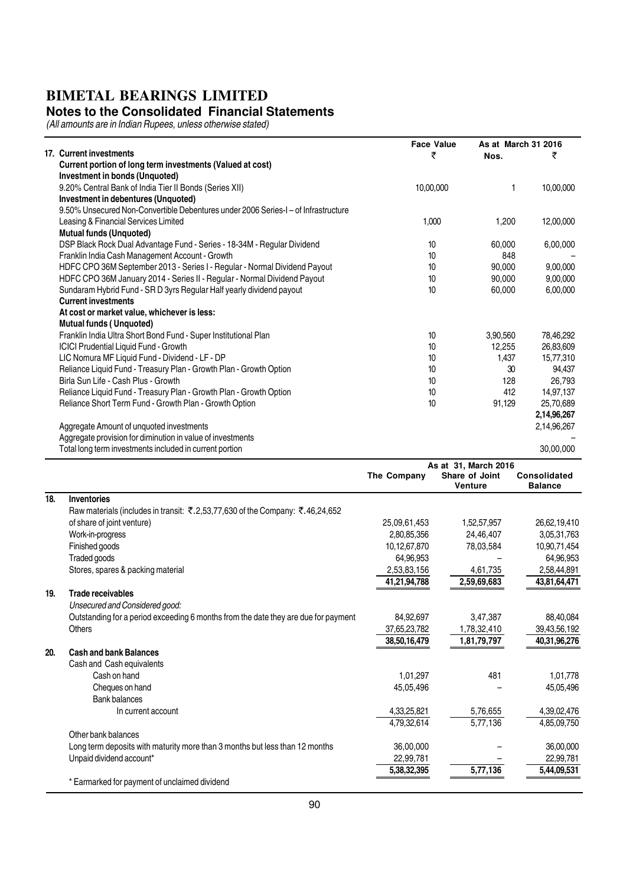# BIMETAL BEARINGS LIMITED

## Notes to the Consolidated Financial Statements

*(All amounts are in Indian Rupees, unless otherwise stated)*

| | Face Value | As at March 31 2016 | |
|---|---|---|---|
| **17. Current investments** | ₹ | Nos. | ₹ |
| **Current portion of long term investments (Valued at cost)** | | | |
| **Investment in bonds (Unquoted)** | | | |
| 9.20% Central Bank of India Tier II Bonds (Series XII) | 10,00,000 | 1 | 10,00,000 |
| **Investment in debentures (Unquoted)** | | | |
| 9.50% Unsecured Non-Convertible Debentures under 2006 Series-I – of Infrastructure Leasing & Financial Services Limited | 1,000 | 1,200 | 12,00,000 |
| **Mutual funds (Unquoted)** | | | |
| DSP Black Rock Dual Advantage Fund - Series - 18-34M - Regular Dividend | 10 | 60,000 | 6,00,000 |
| Franklin India Cash Management Account - Growth | 10 | 848 | – |
| HDFC CPO 36M September 2013 - Series I - Regular - Normal Dividend Payout | 10 | 90,000 | 9,00,000 |
| HDFC CPO 36M January 2014 - Series II - Regular - Normal Dividend Payout | 10 | 90,000 | 9,00,000 |
| Sundaram Hybrid Fund - SR D 3yrs Regular Half yearly dividend payout | 10 | 60,000 | 6,00,000 |
| **Current investments** | | | |
| **At cost or market value, whichever is less:** | | | |
| **Mutual funds ( Unquoted)** | | | |
| Franklin India Ultra Short Bond Fund - Super Institutional Plan | 10 | 3,90,560 | 78,46,292 |
| ICICI Prudential Liquid Fund - Growth | 10 | 12,255 | 26,83,609 |
| LIC Nomura MF Liquid Fund - Dividend - LF - DP | 10 | 1,437 | 15,77,310 |
| Reliance Liquid Fund - Treasury Plan - Growth Plan - Growth Option | 10 | 30 | 94,437 |
| Birla Sun Life - Cash Plus - Growth | 10 | 128 | 26,793 |
| Reliance Liquid Fund - Treasury Plan - Growth Plan - Growth Option | 10 | 412 | 14,97,137 |
| Reliance Short Term Fund - Growth Plan - Growth Option | 10 | 91,129 | 25,70,689 |
| | | | **2,14,96,267** |
| Aggregate Amount of unquoted investments | | | 2,14,96,267 |
| Aggregate provision for diminution in value of investments | | | – |
| Total long term investments included in current portion | | | 30,00,000 |

| | | As at 31, March 2016 | | |
|---|---|---|---|---|
| | | The Company | Share of Joint Venture | Consolidated Balance |
| **18.** | **Inventories** | | | |
| | Raw materials (includes in transit: ₹.2,53,77,630 of the Company: ₹.46,24,652 of share of joint venture) | 25,09,61,453 | 1,52,57,957 | 26,62,19,410 |
| | Work-in-progress | 2,80,85,356 | 24,46,407 | 3,05,31,763 |
| | Finished goods | 10,12,67,870 | 78,03,584 | 10,90,71,454 |
| | Traded goods | 64,96,953 | – | 64,96,953 |
| | Stores, spares & packing material | 2,53,83,156 | 4,61,735 | 2,58,44,891 |
| | | **41,21,94,788** | **2,59,69,683** | **43,81,64,471** |
| **19.** | **Trade receivables** | | | |
| | *Unsecured and Considered good:* | | | |
| | Outstanding for a period exceeding 6 months from the date they are due for payment | 84,92,697 | 3,47,387 | 88,40,084 |
| | Others | 37,65,23,782 | 1,78,32,410 | 39,43,56,192 |
| | | **38,50,16,479** | **1,81,79,797** | **40,31,96,276** |
| **20.** | **Cash and bank Balances** | | | |
| | Cash and Cash equivalents | | | |
| | Cash on hand | 1,01,297 | 481 | 1,01,778 |
| | Cheques on hand | 45,05,496 | – | 45,05,496 |
| | Bank balances | | | |
| | In current account | 4,33,25,821 | 5,76,655 | 4,39,02,476 |
| | | 4,79,32,614 | 5,77,136 | 4,85,09,750 |
| | Other bank balances | | | |
| | Long term deposits with maturity more than 3 months but less than 12 months | 36,00,000 | – | 36,00,000 |
| | Unpaid dividend account* | 22,99,781 | – | 22,99,781 |
| | | **5,38,32,395** | **5,77,136** | **5,44,09,531** |

\* Earmarked for payment of unclaimed dividend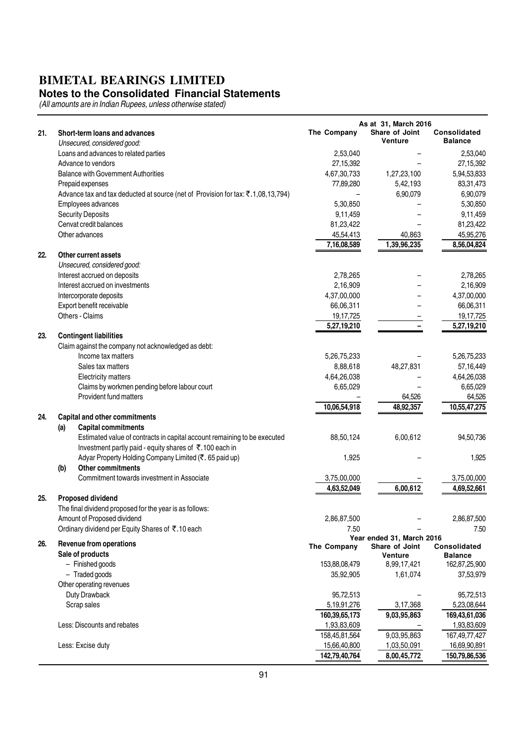# BIMETAL BEARINGS LIMITED

## Notes to the Consolidated Financial Statements

*(All amounts are in Indian Rupees, unless otherwise stated)*

| | | The Company | Share of Joint Venture | Consolidated Balance |
|---|---|---|---|---|
| | | **As at 31, March 2016** | | |
| **21.** | **Short-term loans and advances** | | | |
| | *Unsecured, considered good:* | | | |
| | Loans and advances to related parties | 2,53,040 | – | 2,53,040 |
| | Advance to vendors | 27,15,392 | – | 27,15,392 |
| | Balance with Government Authorities | 4,67,30,733 | 1,27,23,100 | 5,94,53,833 |
| | Prepaid expenses | 77,89,280 | 5,42,193 | 83,31,473 |
| | Advance tax and tax deducted at source (net of Provision for tax: ₹.1,08,13,794) | – | 6,90,079 | 6,90,079 |
| | Employees advances | 5,30,850 | – | 5,30,850 |
| | Security Deposits | 9,11,459 | – | 9,11,459 |
| | Cenvat credit balances | 81,23,422 | – | 81,23,422 |
| | Other advances | 45,54,413 | 40,863 | 45,95,276 |
| | | 7,16,08,589 | 1,39,96,235 | 8,56,04,824 |
| **22.** | **Other current assets** | | | |
| | *Unsecured, considered good:* | | | |
| | Interest accrued on deposits | 2,78,265 | – | 2,78,265 |
| | Interest accrued on investments | 2,16,909 | – | 2,16,909 |
| | Intercorporate deposits | 4,37,00,000 | – | 4,37,00,000 |
| | Export benefit receivable | 66,06,311 | – | 66,06,311 |
| | Others - Claims | 19,17,725 | – | 19,17,725 |
| | | 5,27,19,210 | – | 5,27,19,210 |
| **23.** | **Contingent liabilities** | | | |
| | Claim against the company not acknowledged as debt: | | | |
| | Income tax matters | 5,26,75,233 | – | 5,26,75,233 |
| | Sales tax matters | 8,88,618 | 48,27,831 | 57,16,449 |
| | Electricity matters | 4,64,26,038 | – | 4,64,26,038 |
| | Claims by workmen pending before labour court | 6,65,029 | – | 6,65,029 |
| | Provident fund matters | – | 64,526 | 64,526 |
| | | 10,06,54,918 | 48,92,357 | 10,55,47,275 |
| **24.** | **Capital and other commitments** | | | |
| | **(a) Capital commitments** | | | |
| | Estimated value of contracts in capital account remaining to be executed | 88,50,124 | 6,00,612 | 94,50,736 |
| | Investment partly paid - equity shares of ₹.100 each in Adyar Property Holding Company Limited (₹. 65 paid up) | 1,925 | – | 1,925 |
| | **(b) Other commitments** | | | |
| | Commitment towards investment in Associate | 3,75,00,000 | – | 3,75,00,000 |
| | | 4,63,52,049 | 6,00,612 | 4,69,52,661 |
| **25.** | **Proposed dividend** | | | |
| | The final dividend proposed for the year is as follows: | | | |
| | Amount of Proposed dividend | 2,86,87,500 | – | 2,86,87,500 |
| | Ordinary dividend per Equity Shares of ₹.10 each | 7.50 | – | 7.50 |
| | | **Year ended 31, March 2016** | | |
| | | **The Company** | **Share of Joint Venture** | **Consolidated Balance** |
| **26.** | **Revenue from operations** | | | |
| | **Sale of products** | | | |
| | – Finished goods | 153,88,08,479 | 8,99,17,421 | 162,87,25,900 |
| | – Traded goods | 35,92,905 | 1,61,074 | 37,53,979 |
| | Other operating revenues | | | |
| | Duty Drawback | 95,72,513 | – | 95,72,513 |
| | Scrap sales | 5,19,91,276 | 3,17,368 | 5,23,08,644 |
| | | 160,39,65,173 | 9,03,95,863 | 169,43,61,036 |
| | Less: Discounts and rebates | 1,93,83,609 | – | 1,93,83,609 |
| | | 158,45,81,564 | 9,03,95,863 | 167,49,77,427 |
| | Less: Excise duty | 15,66,40,800 | 1,03,50,091 | 16,69,90,891 |
| | | 142,79,40,764 | 8,00,45,772 | 150,79,86,536 |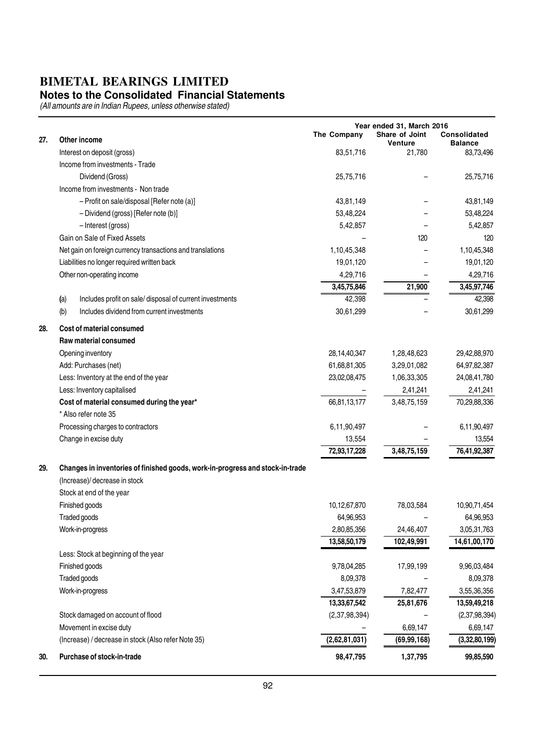# BIMETAL BEARINGS LIMITED

## Notes to the Consolidated Financial Statements

*(All amounts are in Indian Rupees, unless otherwise stated)*

| | | Year ended 31, March 2016 | | |
|---|---|---|---|---|
| | | The Company | Share of Joint Venture | Consolidated Balance |
| **27.** | **Other income** | | | |
| | Interest on deposit (gross) | 83,51,716 | 21,780 | 83,73,496 |
| | Income from investments - Trade | | | |
| | Dividend (Gross) | 25,75,716 | – | 25,75,716 |
| | Income from investments - Non trade | | | |
| | – Profit on sale/disposal [Refer note (a)] | 43,81,149 | – | 43,81,149 |
| | – Dividend (gross) [Refer note (b)] | 53,48,224 | – | 53,48,224 |
| | – Interest (gross) | 5,42,857 | – | 5,42,857 |
| | Gain on Sale of Fixed Assets | – | 120 | 120 |
| | Net gain on foreign currency transactions and translations | 1,10,45,348 | – | 1,10,45,348 |
| | Liabilities no longer required written back | 19,01,120 | – | 19,01,120 |
| | Other non-operating income | 4,29,716 | – | 4,29,716 |
| | | **3,45,75,846** | **21,900** | **3,45,97,746** |
| | (a) Includes profit on sale/ disposal of current investments | 42,398 | – | 42,398 |
| | (b) Includes dividend from current investments | 30,61,299 | – | 30,61,299 |
| **28.** | **Cost of material consumed** | | | |
| | **Raw material consumed** | | | |
| | Opening inventory | 28,14,40,347 | 1,28,48,623 | 29,42,88,970 |
| | Add: Purchases (net) | 61,68,81,305 | 3,29,01,082 | 64,97,82,387 |
| | Less: Inventory at the end of the year | 23,02,08,475 | 1,06,33,305 | 24,08,41,780 |
| | Less: Inventory capitalised | – | 2,41,241 | 2,41,241 |
| | **Cost of material consumed during the year*** | 66,81,13,177 | 3,48,75,159 | 70,29,88,336 |
| | * Also refer note 35 | | | |
| | Processing charges to contractors | 6,11,90,497 | – | 6,11,90,497 |
| | Change in excise duty | 13,554 | – | 13,554 |
| | | **72,93,17,228** | **3,48,75,159** | **76,41,92,387** |
| **29.** | **Changes in inventories of finished goods, work-in-progress and stock-in-trade** | | | |
| | (Increase)/ decrease in stock | | | |
| | Stock at end of the year | | | |
| | Finished goods | 10,12,67,870 | 78,03,584 | 10,90,71,454 |
| | Traded goods | 64,96,953 | – | 64,96,953 |
| | Work-in-progress | 2,80,85,356 | 24,46,407 | 3,05,31,763 |
| | | **13,58,50,179** | **102,49,991** | **14,61,00,170** |
| | Less: Stock at beginning of the year | | | |
| | Finished goods | 9,78,04,285 | 17,99,199 | 9,96,03,484 |
| | Traded goods | 8,09,378 | – | 8,09,378 |
| | Work-in-progress | 3,47,53,879 | 7,82,477 | 3,55,36,356 |
| | | **13,33,67,542** | **25,81,676** | **13,59,49,218** |
| | Stock damaged on account of flood | (2,37,98,394) | – | (2,37,98,394) |
| | Movement in excise duty | – | 6,69,147 | 6,69,147 |
| | (Increase) / decrease in stock (Also refer Note 35) | **(2,62,81,031)** | **(69,99,168)** | **(3,32,80,199)** |
| **30.** | **Purchase of stock-in-trade** | **98,47,795** | **1,37,795** | **99,85,590** |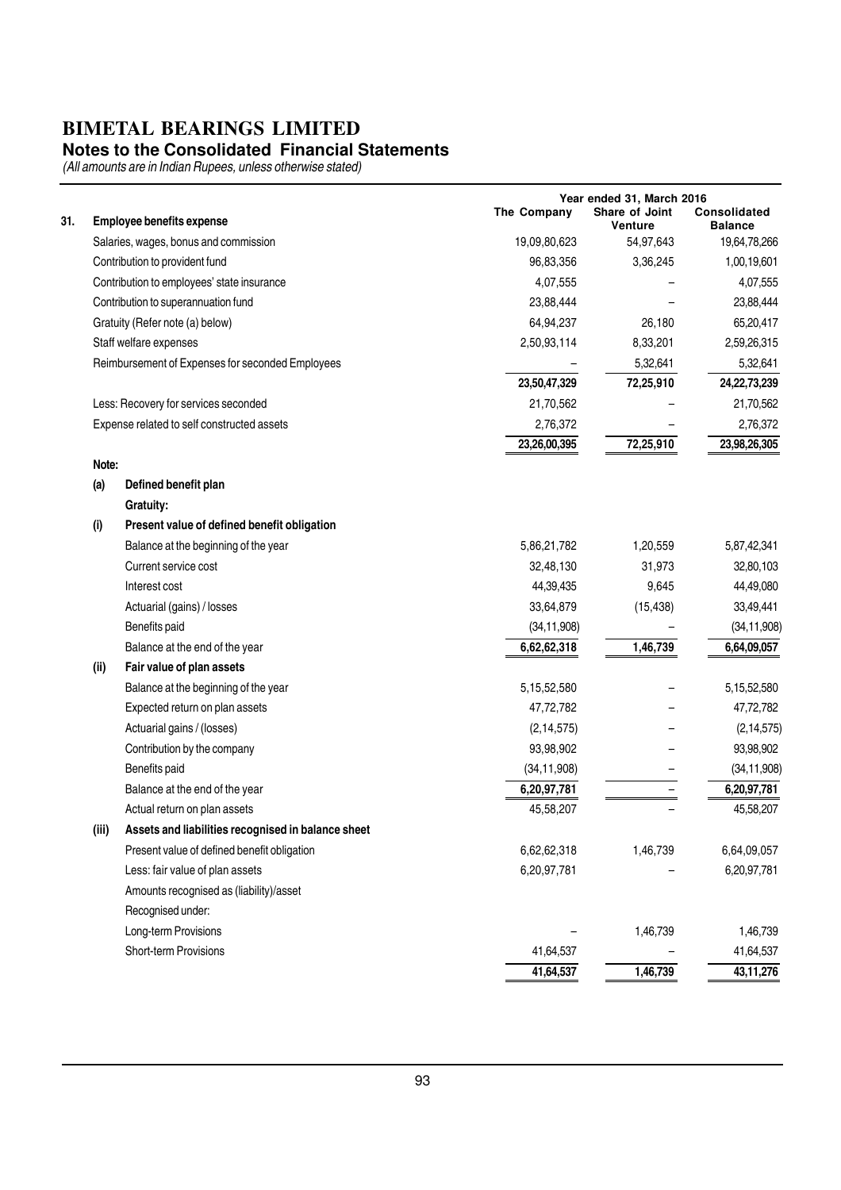# BIMETAL BEARINGS LIMITED

## Notes to the Consolidated Financial Statements

*(All amounts are in Indian Rupees, unless otherwise stated)*

| | | Year ended 31, March 2016 | | |
|---|---|---|---|---|
| **31.** | **Employee benefits expense** | **The Company** | **Share of Joint Venture** | **Consolidated Balance** |
| | Salaries, wages, bonus and commission | 19,09,80,623 | 54,97,643 | 19,64,78,266 |
| | Contribution to provident fund | 96,83,356 | 3,36,245 | 1,00,19,601 |
| | Contribution to employees' state insurance | 4,07,555 | – | 4,07,555 |
| | Contribution to superannuation fund | 23,88,444 | – | 23,88,444 |
| | Gratuity (Refer note (a) below) | 64,94,237 | 26,180 | 65,20,417 |
| | Staff welfare expenses | 2,50,93,114 | 8,33,201 | 2,59,26,315 |
| | Reimbursement of Expenses for seconded Employees | – | 5,32,641 | 5,32,641 |
| | | **23,50,47,329** | **72,25,910** | **24,22,73,239** |
| | Less: Recovery for services seconded | 21,70,562 | – | 21,70,562 |
| | Expense related to self constructed assets | 2,76,372 | – | 2,76,372 |
| | | **23,26,00,395** | **72,25,910** | **23,98,26,305** |
| | **Note:** | | | |
| **(a)** | **Defined benefit plan** | | | |
| | **Gratuity:** | | | |
| **(i)** | **Present value of defined benefit obligation** | | | |
| | Balance at the beginning of the year | 5,86,21,782 | 1,20,559 | 5,87,42,341 |
| | Current service cost | 32,48,130 | 31,973 | 32,80,103 |
| | Interest cost | 44,39,435 | 9,645 | 44,49,080 |
| | Actuarial (gains) / losses | 33,64,879 | (15,438) | 33,49,441 |
| | Benefits paid | (34,11,908) | – | (34,11,908) |
| | Balance at the end of the year | 6,62,62,318 | 1,46,739 | 6,64,09,057 |
| **(ii)** | **Fair value of plan assets** | | | |
| | Balance at the beginning of the year | 5,15,52,580 | – | 5,15,52,580 |
| | Expected return on plan assets | 47,72,782 | – | 47,72,782 |
| | Actuarial gains / (losses) | (2,14,575) | – | (2,14,575) |
| | Contribution by the company | 93,98,902 | – | 93,98,902 |
| | Benefits paid | (34,11,908) | – | (34,11,908) |
| | Balance at the end of the year | 6,20,97,781 | – | 6,20,97,781 |
| | Actual return on plan assets | 45,58,207 | – | 45,58,207 |
| **(iii)** | **Assets and liabilities recognised in balance sheet** | | | |
| | Present value of defined benefit obligation | 6,62,62,318 | 1,46,739 | 6,64,09,057 |
| | Less: fair value of plan assets | 6,20,97,781 | – | 6,20,97,781 |
| | Amounts recognised as (liability)/asset | | | |
| | Recognised under: | | | |
| | Long-term Provisions | – | 1,46,739 | 1,46,739 |
| | Short-term Provisions | 41,64,537 | – | 41,64,537 |
| | | **41,64,537** | **1,46,739** | **43,11,276** |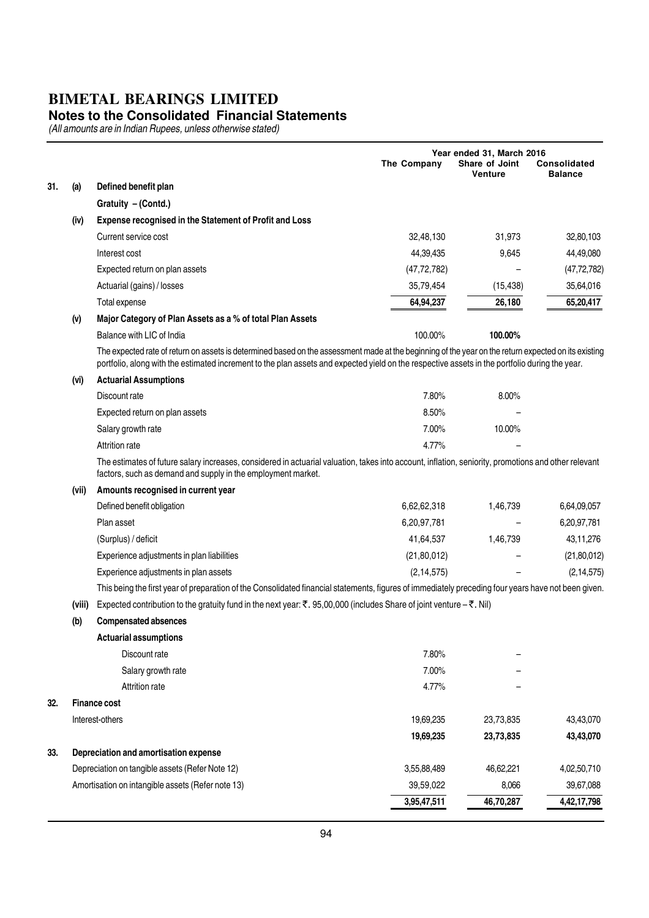# BIMETAL BEARINGS LIMITED

## Notes to the Consolidated Financial Statements

*(All amounts are in Indian Rupees, unless otherwise stated)*

| | | | Year ended 31, March 2016 | | |
|---|---|---|---|---|---|
| | | | The Company | Share of Joint Venture | Consolidated Balance |
| 31. | (a) | **Defined benefit plan** | | | |
| | | **Gratuity – (Contd.)** | | | |
| | (iv) | **Expense recognised in the Statement of Profit and Loss** | | | |
| | | Current service cost | 32,48,130 | 31,973 | 32,80,103 |
| | | Interest cost | 44,39,435 | 9,645 | 44,49,080 |
| | | Expected return on plan assets | (47,72,782) | – | (47,72,782) |
| | | Actuarial (gains) / losses | 35,79,454 | (15,438) | 35,64,016 |
| | | Total expense | **64,94,237** | **26,180** | **65,20,417** |
| | (v) | **Major Category of Plan Assets as a % of total Plan Assets** | | | |
| | | Balance with LIC of India | 100.00% | **100.00%** | |

The expected rate of return on assets is determined based on the assessment made at the beginning of the year on the return expected on its existing portfolio, along with the estimated increment to the plan assets and expected yield on the respective assets in the portfolio during the year.

| | | | The Company | Share of Joint Venture | Consolidated Balance |
|---|---|---|---|---|---|
| | (vi) | **Actuarial Assumptions** | | | |
| | | Discount rate | 7.80% | 8.00% | |
| | | Expected return on plan assets | 8.50% | – | |
| | | Salary growth rate | 7.00% | 10.00% | |
| | | Attrition rate | 4.77% | – | |

The estimates of future salary increases, considered in actuarial valuation, takes into account, inflation, seniority, promotions and other relevant factors, such as demand and supply in the employment market.

| | | | The Company | Share of Joint Venture | Consolidated Balance |
|---|---|---|---|---|---|
| | (vii) | **Amounts recognised in current year** | | | |
| | | Defined benefit obligation | 6,62,62,318 | 1,46,739 | 6,64,09,057 |
| | | Plan asset | 6,20,97,781 | – | 6,20,97,781 |
| | | (Surplus) / deficit | 41,64,537 | 1,46,739 | 43,11,276 |
| | | Experience adjustments in plan liabilities | (21,80,012) | – | (21,80,012) |
| | | Experience adjustments in plan assets | (2,14,575) | – | (2,14,575) |

This being the first year of preparation of the Consolidated financial statements, figures of immediately preceding four years have not been given.

(viii) Expected contribution to the gratuity fund in the next year: ₹. 95,00,000 (includes Share of joint venture – ₹. Nil)

| | | | The Company | Share of Joint Venture | Consolidated Balance |
|---|---|---|---|---|---|
| | (b) | **Compensated absences** | | | |
| | | **Actuarial assumptions** | | | |
| | | Discount rate | 7.80% | – | |
| | | Salary growth rate | 7.00% | – | |
| | | Attrition rate | 4.77% | – | |
| 32. | | **Finance cost** | | | |
| | | Interest-others | 19,69,235 | 23,73,835 | 43,43,070 |
| | | | **19,69,235** | **23,73,835** | **43,43,070** |
| 33. | | **Depreciation and amortisation expense** | | | |
| | | Depreciation on tangible assets (Refer Note 12) | 3,55,88,489 | 46,62,221 | 4,02,50,710 |
| | | Amortisation on intangible assets (Refer note 13) | 39,59,022 | 8,066 | 39,67,088 |
| | | | **3,95,47,511** | **46,70,287** | **4,42,17,798** |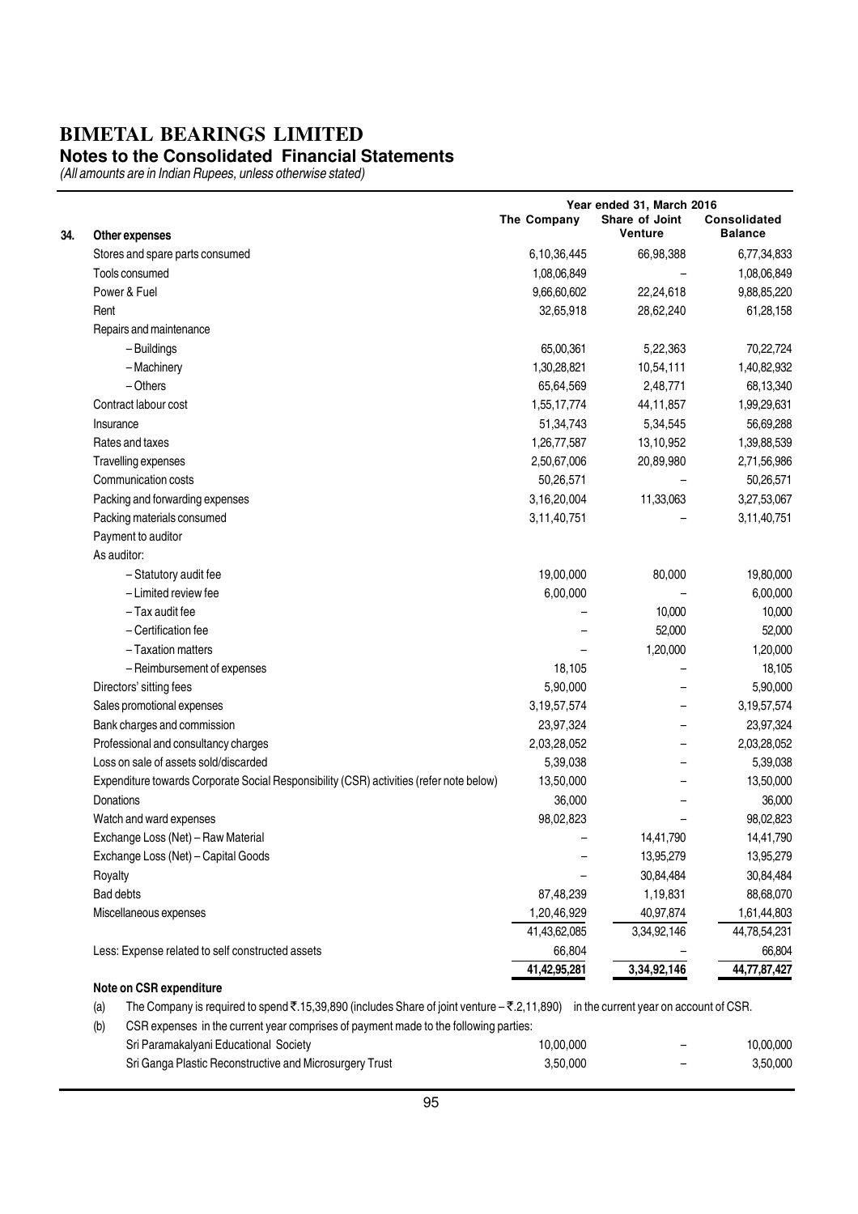# BIMETAL BEARINGS LIMITED

## Notes to the Consolidated Financial Statements

*(All amounts are in Indian Rupees, unless otherwise stated)*

| | | Year ended 31, March 2016 | | |
|---|---|---|---|---|
| | | The Company | Share of Joint Venture | Consolidated Balance |
| **34.** | **Other expenses** | | | |
| | Stores and spare parts consumed | 6,10,36,445 | 66,98,388 | 6,77,34,833 |
| | Tools consumed | 1,08,06,849 | – | 1,08,06,849 |
| | Power & Fuel | 9,66,60,602 | 22,24,618 | 9,88,85,220 |
| | Rent | 32,65,918 | 28,62,240 | 61,28,158 |
| | Repairs and maintenance | | | |
| | – Buildings | 65,00,361 | 5,22,363 | 70,22,724 |
| | – Machinery | 1,30,28,821 | 10,54,111 | 1,40,82,932 |
| | – Others | 65,64,569 | 2,48,771 | 68,13,340 |
| | Contract labour cost | 1,55,17,774 | 44,11,857 | 1,99,29,631 |
| | Insurance | 51,34,743 | 5,34,545 | 56,69,288 |
| | Rates and taxes | 1,26,77,587 | 13,10,952 | 1,39,88,539 |
| | Travelling expenses | 2,50,67,006 | 20,89,980 | 2,71,56,986 |
| | Communication costs | 50,26,571 | – | 50,26,571 |
| | Packing and forwarding expenses | 3,16,20,004 | 11,33,063 | 3,27,53,067 |
| | Packing materials consumed | 3,11,40,751 | – | 3,11,40,751 |
| | Payment to auditor | | | |
| | As auditor: | | | |
| | – Statutory audit fee | 19,00,000 | 80,000 | 19,80,000 |
| | – Limited review fee | 6,00,000 | – | 6,00,000 |
| | – Tax audit fee | – | 10,000 | 10,000 |
| | – Certification fee | – | 52,000 | 52,000 |
| | – Taxation matters | – | 1,20,000 | 1,20,000 |
| | – Reimbursement of expenses | 18,105 | – | 18,105 |
| | Directors' sitting fees | 5,90,000 | – | 5,90,000 |
| | Sales promotional expenses | 3,19,57,574 | – | 3,19,57,574 |
| | Bank charges and commission | 23,97,324 | – | 23,97,324 |
| | Professional and consultancy charges | 2,03,28,052 | – | 2,03,28,052 |
| | Loss on sale of assets sold/discarded | 5,39,038 | – | 5,39,038 |
| | Expenditure towards Corporate Social Responsibility (CSR) activities (refer note below) | 13,50,000 | – | 13,50,000 |
| | Donations | 36,000 | – | 36,000 |
| | Watch and ward expenses | 98,02,823 | – | 98,02,823 |
| | Exchange Loss (Net) – Raw Material | – | 14,41,790 | 14,41,790 |
| | Exchange Loss (Net) – Capital Goods | – | 13,95,279 | 13,95,279 |
| | Royalty | – | 30,84,484 | 30,84,484 |
| | Bad debts | 87,48,239 | 1,19,831 | 88,68,070 |
| | Miscellaneous expenses | 1,20,46,929 | 40,97,874 | 1,61,44,803 |
| | | 41,43,62,085 | 3,34,92,146 | 44,78,54,231 |
| | Less: Expense related to self constructed assets | 66,804 | – | 66,804 |
| | | 41,42,95,281 | 3,34,92,146 | 44,77,87,427 |

**Note on CSR expenditure**

(a) The Company is required to spend ₹.15,39,890 (includes Share of joint venture – ₹.2,11,890) in the current year on account of CSR.

(b) CSR expenses in the current year comprises of payment made to the following parties:

| | | | |
|---|---|---|---|
| Sri Paramakalyani Educational Society | 10,00,000 | – | 10,00,000 |
| Sri Ganga Plastic Reconstructive and Microsurgery Trust | 3,50,000 | – | 3,50,000 |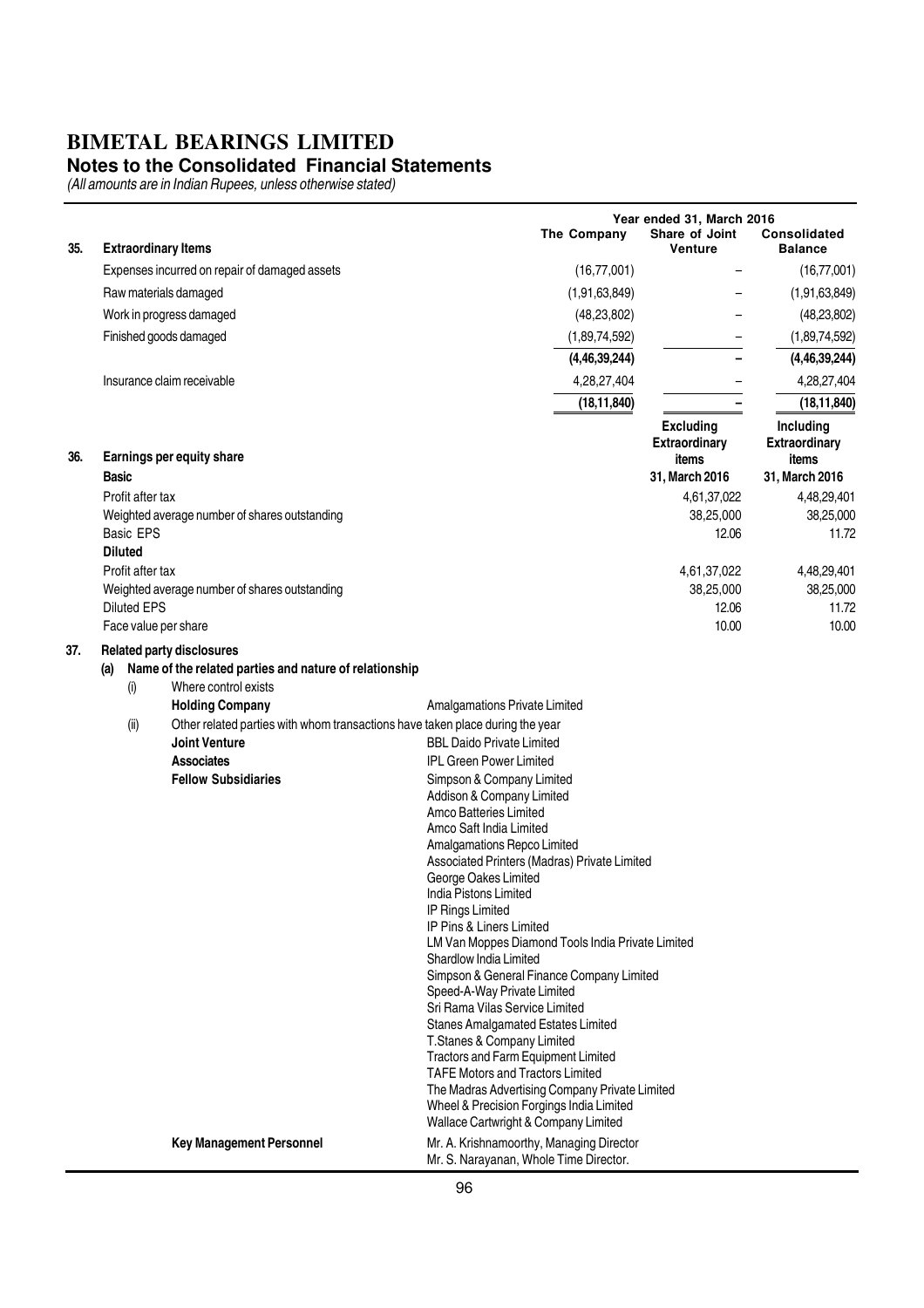# BIMETAL BEARINGS LIMITED

## Notes to the Consolidated Financial Statements

*(All amounts are in Indian Rupees, unless otherwise stated)*

| | | Year ended 31, March 2016 | | |
|---|---|---|---|---|
| | | The Company | Share of Joint Venture | Consolidated Balance |
| **35.** | **Extraordinary Items** | | | |
| | Expenses incurred on repair of damaged assets | (16,77,001) | – | (16,77,001) |
| | Raw materials damaged | (1,91,63,849) | – | (1,91,63,849) |
| | Work in progress damaged | (48,23,802) | – | (48,23,802) |
| | Finished goods damaged | (1,89,74,592) | – | (1,89,74,592) |
| | | **(4,46,39,244)** | **–** | **(4,46,39,244)** |
| | Insurance claim receivable | 4,28,27,404 | – | 4,28,27,404 |
| | | **(18,11,840)** | **–** | **(18,11,840)** |

| | | Excluding Extraordinary items | Including Extraordinary items |
|---|---|---|---|
| **36.** | **Earnings per equity share** | **31, March 2016** | **31, March 2016** |
| | **Basic** | | |
| | Profit after tax | 4,61,37,022 | 4,48,29,401 |
| | Weighted average number of shares outstanding | 38,25,000 | 38,25,000 |
| | Basic EPS | 12.06 | 11.72 |
| | **Diluted** | | |
| | Profit after tax | 4,61,37,022 | 4,48,29,401 |
| | Weighted average number of shares outstanding | 38,25,000 | 38,25,000 |
| | Diluted EPS | 12.06 | 11.72 |
| | Face value per share | 10.00 | 10.00 |

**37. Related party disclosures**

**(a) Name of the related parties and nature of relationship**

(i) Where control exists

| | |
|---|---|
| **Holding Company** | Amalgamations Private Limited |

(ii) Other related parties with whom transactions have taken place during the year

| | |
|---|---|
| **Joint Venture** | BBL Daido Private Limited |
| **Associates** | IPL Green Power Limited |
| **Fellow Subsidiaries** | Simpson & Company Limited<br>Addison & Company Limited<br>Amco Batteries Limited<br>Amco Saft India Limited<br>Amalgamations Repco Limited<br>Associated Printers (Madras) Private Limited<br>George Oakes Limited<br>India Pistons Limited<br>IP Rings Limited<br>IP Pins & Liners Limited<br>LM Van Moppes Diamond Tools India Private Limited<br>Shardlow India Limited<br>Simpson & General Finance Company Limited<br>Speed-A-Way Private Limited<br>Sri Rama Vilas Service Limited<br>Stanes Amalgamated Estates Limited<br>T.Stanes & Company Limited<br>Tractors and Farm Equipment Limited<br>TAFE Motors and Tractors Limited<br>The Madras Advertising Company Private Limited<br>Wheel & Precision Forgings India Limited<br>Wallace Cartwright & Company Limited |
| **Key Management Personnel** | Mr. A. Krishnamoorthy, Managing Director<br>Mr. S. Narayanan, Whole Time Director. |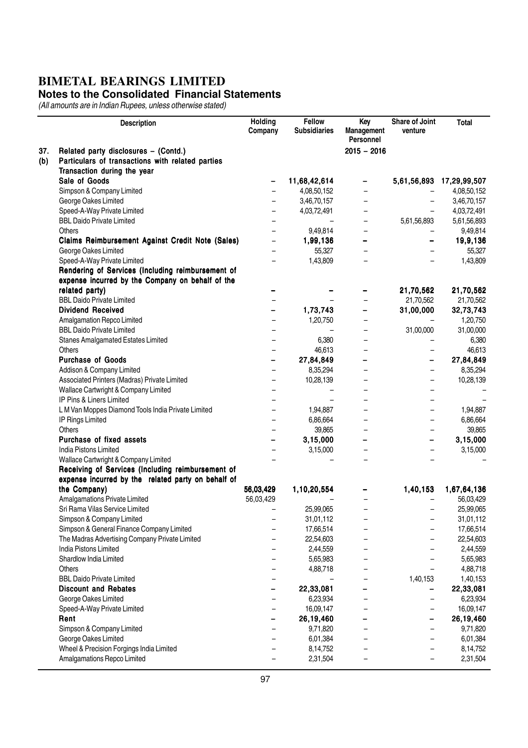# BIMETAL BEARINGS LIMITED

## Notes to the Consolidated Financial Statements

*(All amounts are in Indian Rupees, unless otherwise stated)*

| | Description | Holding Company | Fellow Subsidiaries | Key Management Personnel | Share of Joint venture | Total |
|---|---|---|---|---|---|---|
| 37. | **Related party disclosures – (Contd.)** | | | **2015 – 2016** | | |
| (b) | **Particulars of transactions with related parties** | | | | | |
| | **Transaction during the year** | | | | | |
| | **Sale of Goods** | **–** | **11,68,42,614** | **–** | **5,61,56,893** | **17,29,99,507** |
| | Simpson & Company Limited | – | 4,08,50,152 | – | – | 4,08,50,152 |
| | George Oakes Limited | – | 3,46,70,157 | – | – | 3,46,70,157 |
| | Speed-A-Way Private Limited | – | 4,03,72,491 | – | – | 4,03,72,491 |
| | BBL Daido Private Limited | – | – | – | 5,61,56,893 | 5,61,56,893 |
| | Others | – | 9,49,814 | – | – | 9,49,814 |
| | **Claims Reimbursement Against Credit Note (Sales)** | – | **1,99,136** | **–** | **–** | **19,9,136** |
| | George Oakes Limited | – | 55,327 | – | – | 55,327 |
| | Speed-A-Way Private Limited | – | 1,43,809 | – | – | 1,43,809 |
| | **Rendering of Services (Including reimbursement of expense incurred by the Company on behalf of the related party)** | **–** | **–** | **–** | **21,70,562** | **21,70,562** |
| | BBL Daido Private Limited | – | – | – | 21,70,562 | 21,70,562 |
| | **Dividend Received** | **–** | **1,73,743** | **–** | **31,00,000** | **32,73,743** |
| | Amalgamation Repco Limited | – | 1,20,750 | – | – | 1,20,750 |
| | BBL Daido Private Limited | – | – | – | 31,00,000 | 31,00,000 |
| | Stanes Amalgamated Estates Limited | – | 6,380 | – | – | 6,380 |
| | Others | – | 46,613 | – | – | 46,613 |
| | **Purchase of Goods** | **–** | **27,84,849** | **–** | **–** | **27,84,849** |
| | Addison & Company Limited | – | 8,35,294 | – | – | 8,35,294 |
| | Associated Printers (Madras) Private Limited | – | 10,28,139 | – | – | 10,28,139 |
| | Wallace Cartwright & Company Limited | – | – | – | – | – |
| | IP Pins & Liners Limited | – | – | – | – | – |
| | L M Van Moppes Diamond Tools India Private Limited | – | 1,94,887 | – | – | 1,94,887 |
| | IP Rings Limited | – | 6,86,664 | – | – | 6,86,664 |
| | Others | – | 39,865 | – | – | 39,865 |
| | **Purchase of fixed assets** | **–** | **3,15,000** | **–** | **–** | **3,15,000** |
| | India Pistons Limited | – | 3,15,000 | – | – | 3,15,000 |
| | Wallace Cartwright & Company Limited | – | – | – | – | – |
| | **Receiving of Services (Including reimbursement of expense incurred by the related party on behalf of the Company)** | **56,03,429** | **1,10,20,554** | **–** | **1,40,153** | **1,67,64,136** |
| | Amalgamations Private Limited | 56,03,429 | – | – | – | 56,03,429 |
| | Sri Rama Vilas Service Limited | – | 25,99,065 | – | – | 25,99,065 |
| | Simpson & Company Limited | – | 31,01,112 | – | – | 31,01,112 |
| | Simpson & General Finance Company Limited | – | 17,66,514 | – | – | 17,66,514 |
| | The Madras Advertising Company Private Limited | – | 22,54,603 | – | – | 22,54,603 |
| | India Pistons Limited | – | 2,44,559 | – | – | 2,44,559 |
| | Shardlow India Limited | – | 5,65,983 | – | – | 5,65,983 |
| | Others | – | 4,88,718 | – | – | 4,88,718 |
| | BBL Daido Private Limited | – | – | – | 1,40,153 | 1,40,153 |
| | **Discount and Rebates** | **–** | **22,33,081** | **–** | **–** | **22,33,081** |
| | George Oakes Limited | – | 6,23,934 | – | – | 6,23,934 |
| | Speed-A-Way Private Limited | – | 16,09,147 | – | – | 16,09,147 |
| | **Rent** | **–** | **26,19,460** | **–** | **–** | **26,19,460** |
| | Simpson & Company Limited | – | 9,71,820 | – | – | 9,71,820 |
| | George Oakes Limited | – | 6,01,384 | – | – | 6,01,384 |
| | Wheel & Precision Forgings India Limited | – | 8,14,752 | – | – | 8,14,752 |
| | Amalgamations Repco Limited | – | 2,31,504 | – | – | 2,31,504 |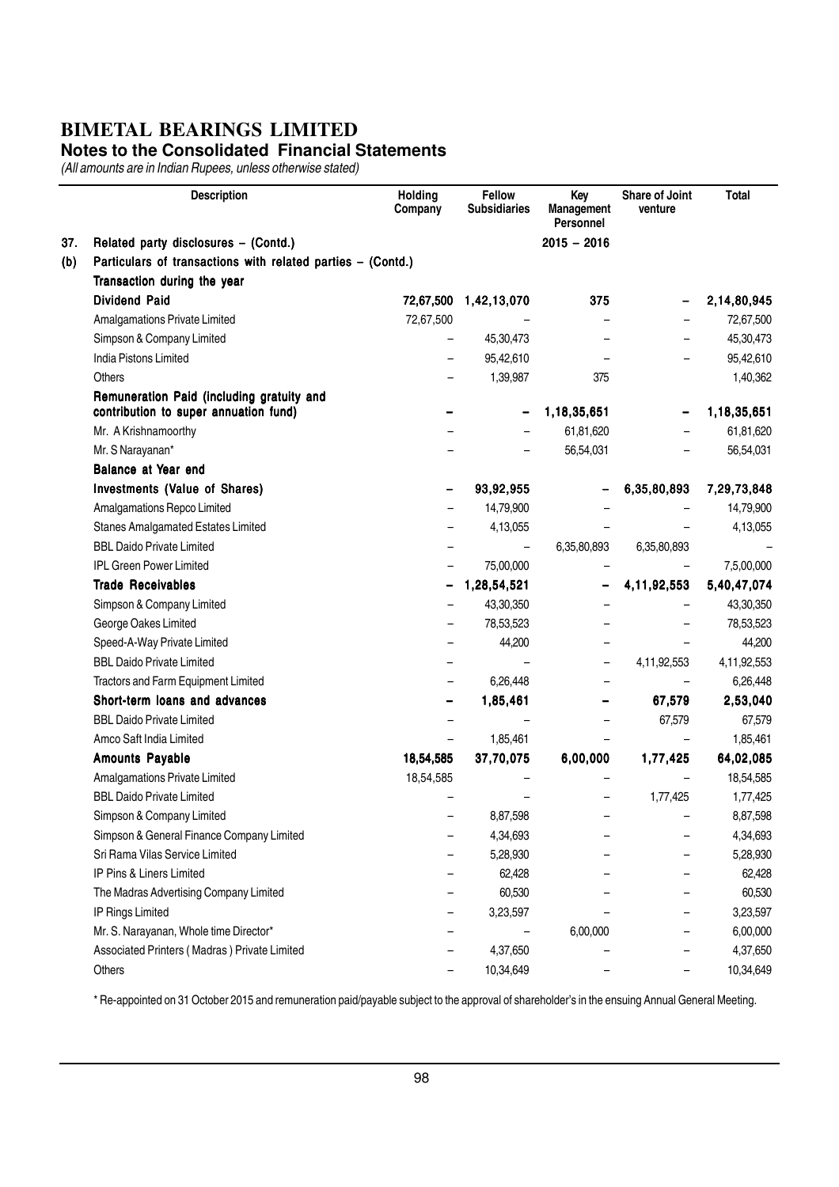# BIMETAL BEARINGS LIMITED

## Notes to the Consolidated Financial Statements

*(All amounts are in Indian Rupees, unless otherwise stated)*

| | Description | Holding Company | Fellow Subsidiaries | Key Management Personnel | Share of Joint venture | Total |
|---|---|---|---|---|---|---|
| 37. | Related party disclosures – (Contd.) | | | 2015 – 2016 | | |
| (b) | Particulars of transactions with related parties – (Contd.) | | | | | |
| | **Transaction during the year** | | | | | |
| | **Dividend Paid** | **72,67,500** | **1,42,13,070** | **375** | **–** | **2,14,80,945** |
| | Amalgamations Private Limited | 72,67,500 | – | – | – | 72,67,500 |
| | Simpson & Company Limited | – | 45,30,473 | – | – | 45,30,473 |
| | India Pistons Limited | – | 95,42,610 | – | – | 95,42,610 |
| | Others | – | 1,39,987 | 375 | | 1,40,362 |
| | **Remuneration Paid (including gratuity and contribution to super annuation fund)** | **–** | **–** | **1,18,35,651** | **–** | **1,18,35,651** |
| | Mr. A Krishnamoorthy | – | – | 61,81,620 | – | 61,81,620 |
| | Mr. S Narayanan* | – | – | 56,54,031 | – | 56,54,031 |
| | **Balance at Year end** | | | | | |
| | **Investments (Value of Shares)** | **–** | **93,92,955** | **–** | **6,35,80,893** | **7,29,73,848** |
| | Amalgamations Repco Limited | – | 14,79,900 | – | – | 14,79,900 |
| | Stanes Amalgamated Estates Limited | – | 4,13,055 | – | – | 4,13,055 |
| | BBL Daido Private Limited | – | – | 6,35,80,893 | 6,35,80,893 | – |
| | IPL Green Power Limited | – | 75,00,000 | – | – | 7,5,00,000 |
| | **Trade Receivables** | **–** | **1,28,54,521** | **–** | **4,11,92,553** | **5,40,47,074** |
| | Simpson & Company Limited | – | 43,30,350 | – | – | 43,30,350 |
| | George Oakes Limited | – | 78,53,523 | – | – | 78,53,523 |
| | Speed-A-Way Private Limited | – | 44,200 | – | – | 44,200 |
| | BBL Daido Private Limited | – | – | – | 4,11,92,553 | 4,11,92,553 |
| | Tractors and Farm Equipment Limited | – | 6,26,448 | – | – | 6,26,448 |
| | **Short-term loans and advances** | **–** | **1,85,461** | **–** | **67,579** | **2,53,040** |
| | BBL Daido Private Limited | – | – | – | 67,579 | 67,579 |
| | Amco Saft India Limited | – | 1,85,461 | – | – | 1,85,461 |
| | **Amounts Payable** | **18,54,585** | **37,70,075** | **6,00,000** | **1,77,425** | **64,02,085** |
| | Amalgamations Private Limited | 18,54,585 | – | – | – | 18,54,585 |
| | BBL Daido Private Limited | – | – | – | 1,77,425 | 1,77,425 |
| | Simpson & Company Limited | – | 8,87,598 | – | – | 8,87,598 |
| | Simpson & General Finance Company Limited | – | 4,34,693 | – | – | 4,34,693 |
| | Sri Rama Vilas Service Limited | – | 5,28,930 | – | – | 5,28,930 |
| | IP Pins & Liners Limited | – | 62,428 | – | – | 62,428 |
| | The Madras Advertising Company Limited | – | 60,530 | – | – | 60,530 |
| | IP Rings Limited | – | 3,23,597 | – | – | 3,23,597 |
| | Mr. S. Narayanan, Whole time Director* | – | – | 6,00,000 | – | 6,00,000 |
| | Associated Printers ( Madras ) Private Limited | – | 4,37,650 | – | – | 4,37,650 |
| | Others | – | 10,34,649 | – | – | 10,34,649 |

\* Re-appointed on 31 October 2015 and remuneration paid/payable subject to the approval of shareholder's in the ensuing Annual General Meeting.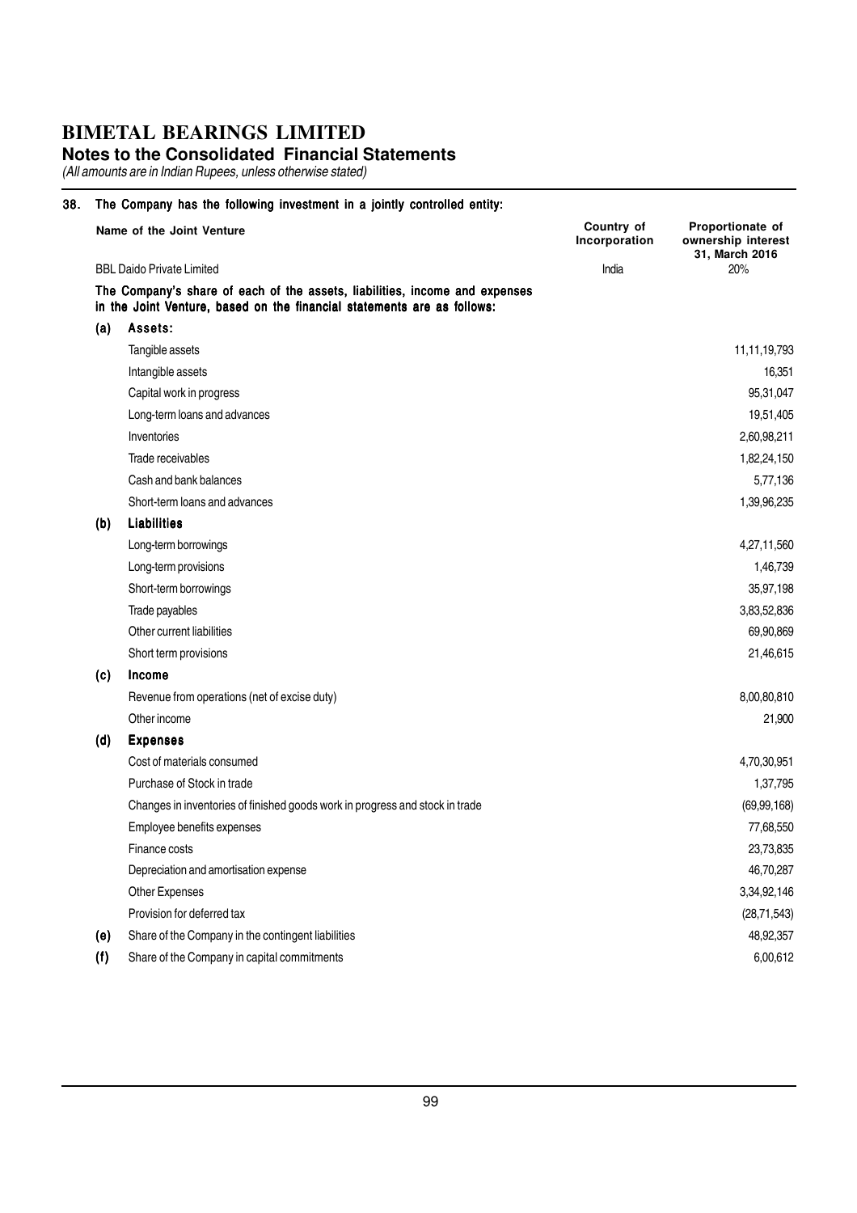# BIMETAL BEARINGS LIMITED

## Notes to the Consolidated Financial Statements

*(All amounts are in Indian Rupees, unless otherwise stated)*

**38. The Company has the following investment in a jointly controlled entity:**

| Name of the Joint Venture | Country of Incorporation | Proportionate of ownership interest 31, March 2016 |
|---|---|---|
| BBL Daido Private Limited | India | 20% |

**The Company's share of each of the assets, liabilities, income and expenses in the Joint Venture, based on the financial statements are as follows:**

| | | |
|---|---|---|
| **(a)** | **Assets:** | |
| | Tangible assets | 11,11,19,793 |
| | Intangible assets | 16,351 |
| | Capital work in progress | 95,31,047 |
| | Long-term loans and advances | 19,51,405 |
| | Inventories | 2,60,98,211 |
| | Trade receivables | 1,82,24,150 |
| | Cash and bank balances | 5,77,136 |
| | Short-term loans and advances | 1,39,96,235 |
| **(b)** | **Liabilities** | |
| | Long-term borrowings | 4,27,11,560 |
| | Long-term provisions | 1,46,739 |
| | Short-term borrowings | 35,97,198 |
| | Trade payables | 3,83,52,836 |
| | Other current liabilities | 69,90,869 |
| | Short term provisions | 21,46,615 |
| **(c)** | **Income** | |
| | Revenue from operations (net of excise duty) | 8,00,80,810 |
| | Other income | 21,900 |
| **(d)** | **Expenses** | |
| | Cost of materials consumed | 4,70,30,951 |
| | Purchase of Stock in trade | 1,37,795 |
| | Changes in inventories of finished goods work in progress and stock in trade | (69,99,168) |
| | Employee benefits expenses | 77,68,550 |
| | Finance costs | 23,73,835 |
| | Depreciation and amortisation expense | 46,70,287 |
| | Other Expenses | 3,34,92,146 |
| | Provision for deferred tax | (28,71,543) |
| **(e)** | Share of the Company in the contingent liabilities | 48,92,357 |
| **(f)** | Share of the Company in capital commitments | 6,00,612 |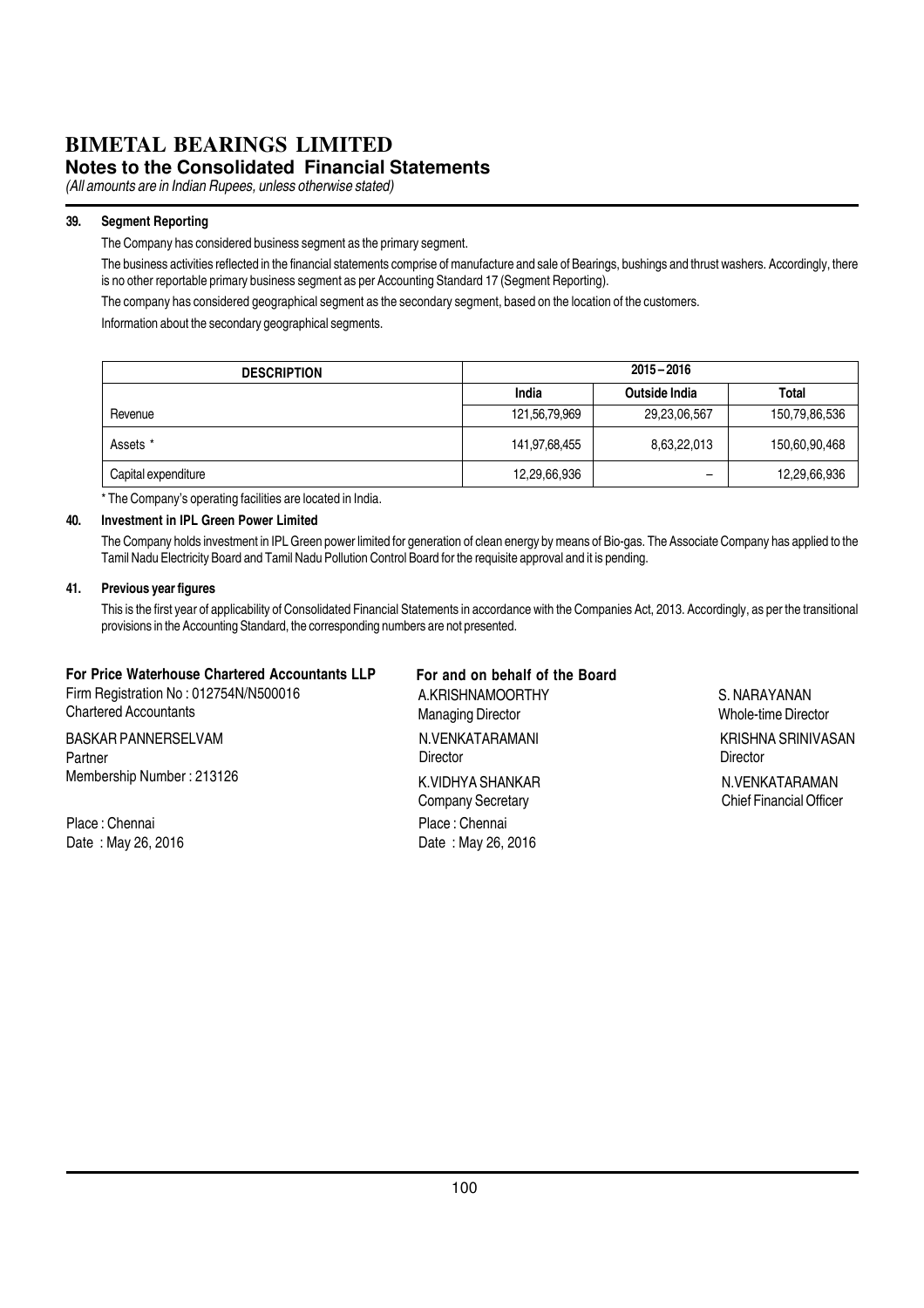# BIMETAL BEARINGS LIMITED
## Notes to the Consolidated Financial Statements
*(All amounts are in Indian Rupees, unless otherwise stated)*

**39. Segment Reporting**

The Company has considered business segment as the primary segment.

The business activities reflected in the financial statements comprise of manufacture and sale of Bearings, bushings and thrust washers. Accordingly, there is no other reportable primary business segment as per Accounting Standard 17 (Segment Reporting).

The company has considered geographical segment as the secondary segment, based on the location of the customers.

Information about the secondary geographical segments.

| DESCRIPTION | 2015 – 2016 | | |
|---|---|---|---|
| | India | Outside India | Total |
| Revenue | 121,56,79,969 | 29,23,06,567 | 150,79,86,536 |
| Assets * | 141,97,68,455 | 8,63,22,013 | 150,60,90,468 |
| Capital expenditure | 12,29,66,936 | – | 12,29,66,936 |

* The Company's operating facilities are located in India.

**40. Investment in IPL Green Power Limited**

The Company holds investment in IPL Green power limited for generation of clean energy by means of Bio-gas. The Associate Company has applied to the Tamil Nadu Electricity Board and Tamil Nadu Pollution Control Board for the requisite approval and it is pending.

**41. Previous year figures**

This is the first year of applicability of Consolidated Financial Statements in accordance with the Companies Act, 2013. Accordingly, as per the transitional provisions in the Accounting Standard, the corresponding numbers are not presented.

**For Price Waterhouse Chartered Accountants LLP**
Firm Registration No : 012754N/N500016
Chartered Accountants

BASKAR PANNERSELVAM
Partner
Membership Number : 213126

Place : Chennai
Date : May 26, 2016

**For and on behalf of the Board**

A.KRISHNAMOORTHY
Managing Director

S. NARAYANAN
Whole-time Director

N.VENKATARAMANI
Director

KRISHNA SRINIVASAN
Director

K.VIDHYA SHANKAR
Company Secretary

N.VENKATARAMAN
Chief Financial Officer

Place : Chennai
Date : May 26, 2016